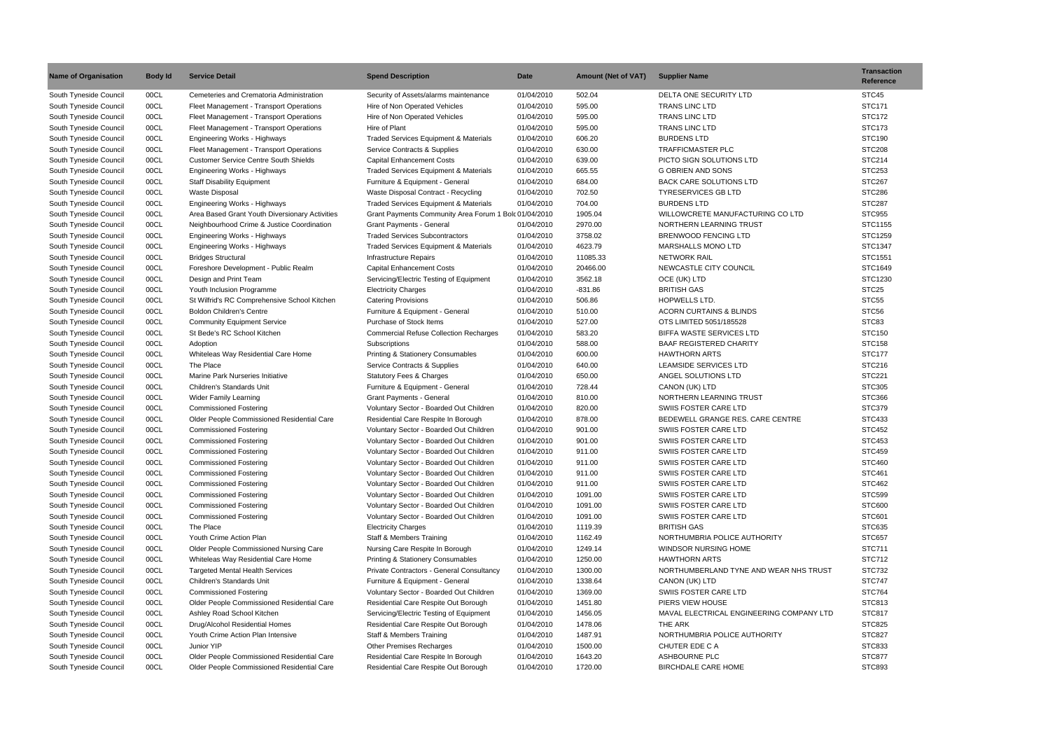| Name of Organisation | Body Id | Service Detail | Spend Description | Date | Amount (Net of VAT) | Supplier Name | Transaction Reference |
|---|---|---|---|---|---|---|---|
| South Tyneside Council | 00CL | Cemeteries and Crematoria Administration | Security of Assets/alarms maintenance | 01/04/2010 | 502.04 | DELTA ONE SECURITY LTD | STC45 |
| South Tyneside Council | 00CL | Fleet Management - Transport Operations | Hire of Non Operated Vehicles | 01/04/2010 | 595.00 | TRANS LINC LTD | STC171 |
| South Tyneside Council | 00CL | Fleet Management - Transport Operations | Hire of Non Operated Vehicles | 01/04/2010 | 595.00 | TRANS LINC LTD | STC172 |
| South Tyneside Council | 00CL | Fleet Management - Transport Operations | Hire of Plant | 01/04/2010 | 595.00 | TRANS LINC LTD | STC173 |
| South Tyneside Council | 00CL | Engineering Works - Highways | Traded Services Equipment & Materials | 01/04/2010 | 606.20 | BURDENS LTD | STC190 |
| South Tyneside Council | 00CL | Fleet Management - Transport Operations | Service Contracts & Supplies | 01/04/2010 | 630.00 | TRAFFICMASTER PLC | STC208 |
| South Tyneside Council | 00CL | Customer Service Centre South Shields | Capital Enhancement Costs | 01/04/2010 | 639.00 | PICTO SIGN SOLUTIONS LTD | STC214 |
| South Tyneside Council | 00CL | Engineering Works - Highways | Traded Services Equipment & Materials | 01/04/2010 | 665.55 | G OBRIEN AND SONS | STC253 |
| South Tyneside Council | 00CL | Staff Disability Equipment | Furniture & Equipment - General | 01/04/2010 | 684.00 | BACK CARE SOLUTIONS LTD | STC267 |
| South Tyneside Council | 00CL | Waste Disposal | Waste Disposal Contract - Recycling | 01/04/2010 | 702.50 | TYRESERVICES GB LTD | STC286 |
| South Tyneside Council | 00CL | Engineering Works - Highways | Traded Services Equipment & Materials | 01/04/2010 | 704.00 | BURDENS LTD | STC287 |
| South Tyneside Council | 00CL | Area Based Grant Youth Diversionary Activities | Grant Payments Community Area Forum 1 Bolc | 01/04/2010 | 1905.04 | WILLOWCRETE MANUFACTURING CO LTD | STC955 |
| South Tyneside Council | 00CL | Neighbourhood Crime & Justice Coordination | Grant Payments - General | 01/04/2010 | 2970.00 | NORTHERN LEARNING TRUST | STC1155 |
| South Tyneside Council | 00CL | Engineering Works - Highways | Traded Services Subcontractors | 01/04/2010 | 3758.02 | BRENWOOD FENCING LTD | STC1259 |
| South Tyneside Council | 00CL | Engineering Works - Highways | Traded Services Equipment & Materials | 01/04/2010 | 4623.79 | MARSHALLS MONO LTD | STC1347 |
| South Tyneside Council | 00CL | Bridges Structural | Infrastructure Repairs | 01/04/2010 | 11085.33 | NETWORK RAIL | STC1551 |
| South Tyneside Council | 00CL | Foreshore Development - Public Realm | Capital Enhancement Costs | 01/04/2010 | 20466.00 | NEWCASTLE CITY COUNCIL | STC1649 |
| South Tyneside Council | 00CL | Design and Print Team | Servicing/Electric Testing of Equipment | 01/04/2010 | 3562.18 | OCE (UK) LTD | STC1230 |
| South Tyneside Council | 00CL | Youth Inclusion Programme | Electricity Charges | 01/04/2010 | -831.86 | BRITISH GAS | STC25 |
| South Tyneside Council | 00CL | St Wilfrid's RC Comprehensive School Kitchen | Catering Provisions | 01/04/2010 | 506.86 | HOPWELLS LTD. | STC55 |
| South Tyneside Council | 00CL | Boldon Children's Centre | Furniture & Equipment - General | 01/04/2010 | 510.00 | ACORN CURTAINS & BLINDS | STC56 |
| South Tyneside Council | 00CL | Community Equipment Service | Purchase of Stock Items | 01/04/2010 | 527.00 | OTS LIMITED 5051/185528 | STC83 |
| South Tyneside Council | 00CL | St Bede's RC School Kitchen | Commercial Refuse Collection Recharges | 01/04/2010 | 583.20 | BIFFA WASTE SERVICES LTD | STC150 |
| South Tyneside Council | 00CL | Adoption | Subscriptions | 01/04/2010 | 588.00 | BAAF REGISTERED CHARITY | STC158 |
| South Tyneside Council | 00CL | Whiteleas Way Residential Care Home | Printing & Stationery Consumables | 01/04/2010 | 600.00 | HAWTHORN ARTS | STC177 |
| South Tyneside Council | 00CL | The Place | Service Contracts & Supplies | 01/04/2010 | 640.00 | LEAMSIDE SERVICES LTD | STC216 |
| South Tyneside Council | 00CL | Marine Park Nurseries Initiative | Statutory Fees & Charges | 01/04/2010 | 650.00 | ANGEL SOLUTIONS LTD | STC221 |
| South Tyneside Council | 00CL | Children's Standards Unit | Furniture & Equipment - General | 01/04/2010 | 728.44 | CANON (UK) LTD | STC305 |
| South Tyneside Council | 00CL | Wider Family Learning | Grant Payments - General | 01/04/2010 | 810.00 | NORTHERN LEARNING TRUST | STC366 |
| South Tyneside Council | 00CL | Commissioned Fostering | Voluntary Sector - Boarded Out Children | 01/04/2010 | 820.00 | SWIIS FOSTER CARE LTD | STC379 |
| South Tyneside Council | 00CL | Older People Commissioned Residential Care | Residential Care Respite In Borough | 01/04/2010 | 878.00 | BEDEWELL GRANGE RES. CARE CENTRE | STC433 |
| South Tyneside Council | 00CL | Commissioned Fostering | Voluntary Sector - Boarded Out Children | 01/04/2010 | 901.00 | SWIIS FOSTER CARE LTD | STC452 |
| South Tyneside Council | 00CL | Commissioned Fostering | Voluntary Sector - Boarded Out Children | 01/04/2010 | 901.00 | SWIIS FOSTER CARE LTD | STC453 |
| South Tyneside Council | 00CL | Commissioned Fostering | Voluntary Sector - Boarded Out Children | 01/04/2010 | 911.00 | SWIIS FOSTER CARE LTD | STC459 |
| South Tyneside Council | 00CL | Commissioned Fostering | Voluntary Sector - Boarded Out Children | 01/04/2010 | 911.00 | SWIIS FOSTER CARE LTD | STC460 |
| South Tyneside Council | 00CL | Commissioned Fostering | Voluntary Sector - Boarded Out Children | 01/04/2010 | 911.00 | SWIIS FOSTER CARE LTD | STC461 |
| South Tyneside Council | 00CL | Commissioned Fostering | Voluntary Sector - Boarded Out Children | 01/04/2010 | 911.00 | SWIIS FOSTER CARE LTD | STC462 |
| South Tyneside Council | 00CL | Commissioned Fostering | Voluntary Sector - Boarded Out Children | 01/04/2010 | 1091.00 | SWIIS FOSTER CARE LTD | STC599 |
| South Tyneside Council | 00CL | Commissioned Fostering | Voluntary Sector - Boarded Out Children | 01/04/2010 | 1091.00 | SWIIS FOSTER CARE LTD | STC600 |
| South Tyneside Council | 00CL | Commissioned Fostering | Voluntary Sector - Boarded Out Children | 01/04/2010 | 1091.00 | SWIIS FOSTER CARE LTD | STC601 |
| South Tyneside Council | 00CL | The Place | Electricity Charges | 01/04/2010 | 1119.39 | BRITISH GAS | STC635 |
| South Tyneside Council | 00CL | Youth Crime Action Plan | Staff & Members Training | 01/04/2010 | 1162.49 | NORTHUMBRIA POLICE AUTHORITY | STC657 |
| South Tyneside Council | 00CL | Older People Commissioned Nursing Care | Nursing Care Respite In Borough | 01/04/2010 | 1249.14 | WINDSOR NURSING HOME | STC711 |
| South Tyneside Council | 00CL | Whiteleas Way Residential Care Home | Printing & Stationery Consumables | 01/04/2010 | 1250.00 | HAWTHORN ARTS | STC712 |
| South Tyneside Council | 00CL | Targeted Mental Health Services | Private Contractors - General Consultancy | 01/04/2010 | 1300.00 | NORTHUMBERLAND TYNE AND WEAR NHS TRUST | STC732 |
| South Tyneside Council | 00CL | Children's Standards Unit | Furniture & Equipment - General | 01/04/2010 | 1338.64 | CANON (UK) LTD | STC747 |
| South Tyneside Council | 00CL | Commissioned Fostering | Voluntary Sector - Boarded Out Children | 01/04/2010 | 1369.00 | SWIIS FOSTER CARE LTD | STC764 |
| South Tyneside Council | 00CL | Older People Commissioned Residential Care | Residential Care Respite Out Borough | 01/04/2010 | 1451.80 | PIERS VIEW HOUSE | STC813 |
| South Tyneside Council | 00CL | Ashley Road School Kitchen | Servicing/Electric Testing of Equipment | 01/04/2010 | 1456.05 | MAVAL ELECTRICAL ENGINEERING COMPANY LTD | STC817 |
| South Tyneside Council | 00CL | Drug/Alcohol Residential Homes | Residential Care Respite Out Borough | 01/04/2010 | 1478.06 | THE ARK | STC825 |
| South Tyneside Council | 00CL | Youth Crime Action Plan Intensive | Staff & Members Training | 01/04/2010 | 1487.91 | NORTHUMBRIA POLICE AUTHORITY | STC827 |
| South Tyneside Council | 00CL | Junior YIP | Other Premises Recharges | 01/04/2010 | 1500.00 | CHUTER EDE C A | STC833 |
| South Tyneside Council | 00CL | Older People Commissioned Residential Care | Residential Care Respite In Borough | 01/04/2010 | 1643.20 | ASHBOURNE PLC | STC877 |
| South Tyneside Council | 00CL | Older People Commissioned Residential Care | Residential Care Respite Out Borough | 01/04/2010 | 1720.00 | BIRCHDALE CARE HOME | STC893 |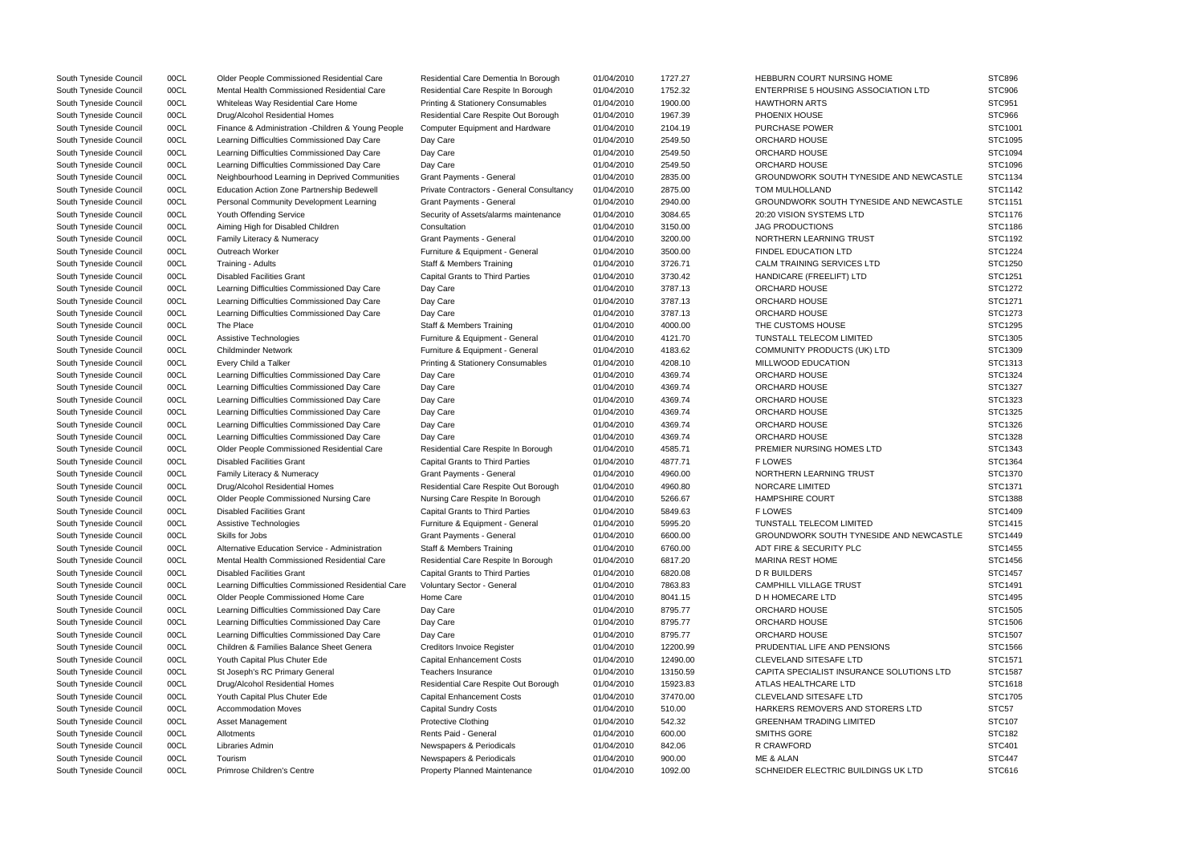| | | | | | | | |
|---|---|---|---|---|---|---|---|
| South Tyneside Council | 00CL | Older People Commissioned Residential Care | Residential Care Dementia In Borough | 01/04/2010 | 1727.27 | HEBBURN COURT NURSING HOME | STC896 |
| South Tyneside Council | 00CL | Mental Health Commissioned Residential Care | Residential Care Respite In Borough | 01/04/2010 | 1752.32 | ENTERPRISE 5 HOUSING ASSOCIATION LTD | STC906 |
| South Tyneside Council | 00CL | Whiteleas Way Residential Care Home | Printing & Stationery Consumables | 01/04/2010 | 1900.00 | HAWTHORN ARTS | STC951 |
| South Tyneside Council | 00CL | Drug/Alcohol Residential Homes | Residential Care Respite Out Borough | 01/04/2010 | 1967.39 | PHOENIX HOUSE | STC966 |
| South Tyneside Council | 00CL | Finance & Administration -Children & Young People | Computer Equipment and Hardware | 01/04/2010 | 2104.19 | PURCHASE POWER | STC1001 |
| South Tyneside Council | 00CL | Learning Difficulties Commissioned Day Care | Day Care | 01/04/2010 | 2549.50 | ORCHARD HOUSE | STC1095 |
| South Tyneside Council | 00CL | Learning Difficulties Commissioned Day Care | Day Care | 01/04/2010 | 2549.50 | ORCHARD HOUSE | STC1094 |
| South Tyneside Council | 00CL | Learning Difficulties Commissioned Day Care | Day Care | 01/04/2010 | 2549.50 | ORCHARD HOUSE | STC1096 |
| South Tyneside Council | 00CL | Neighbourhood Learning in Deprived Communities | Grant Payments - General | 01/04/2010 | 2835.00 | GROUNDWORK SOUTH TYNESIDE AND NEWCASTLE | STC1134 |
| South Tyneside Council | 00CL | Education Action Zone Partnership Bedewell | Private Contractors - General Consultancy | 01/04/2010 | 2875.00 | TOM MULHOLLAND | STC1142 |
| South Tyneside Council | 00CL | Personal Community Development Learning | Grant Payments - General | 01/04/2010 | 2940.00 | GROUNDWORK SOUTH TYNESIDE AND NEWCASTLE | STC1151 |
| South Tyneside Council | 00CL | Youth Offending Service | Security of Assets/alarms maintenance | 01/04/2010 | 3084.65 | 20:20 VISION SYSTEMS LTD | STC1176 |
| South Tyneside Council | 00CL | Aiming High for Disabled Children | Consultation | 01/04/2010 | 3150.00 | JAG PRODUCTIONS | STC1186 |
| South Tyneside Council | 00CL | Family Literacy & Numeracy | Grant Payments - General | 01/04/2010 | 3200.00 | NORTHERN LEARNING TRUST | STC1192 |
| South Tyneside Council | 00CL | Outreach Worker | Furniture & Equipment - General | 01/04/2010 | 3500.00 | FINDEL EDUCATION LTD | STC1224 |
| South Tyneside Council | 00CL | Training - Adults | Staff & Members Training | 01/04/2010 | 3726.71 | CALM TRAINING SERVICES LTD | STC1250 |
| South Tyneside Council | 00CL | Disabled Facilities Grant | Capital Grants to Third Parties | 01/04/2010 | 3730.42 | HANDICARE (FREELIFT) LTD | STC1251 |
| South Tyneside Council | 00CL | Learning Difficulties Commissioned Day Care | Day Care | 01/04/2010 | 3787.13 | ORCHARD HOUSE | STC1272 |
| South Tyneside Council | 00CL | Learning Difficulties Commissioned Day Care | Day Care | 01/04/2010 | 3787.13 | ORCHARD HOUSE | STC1271 |
| South Tyneside Council | 00CL | Learning Difficulties Commissioned Day Care | Day Care | 01/04/2010 | 3787.13 | ORCHARD HOUSE | STC1273 |
| South Tyneside Council | 00CL | The Place | Staff & Members Training | 01/04/2010 | 4000.00 | THE CUSTOMS HOUSE | STC1295 |
| South Tyneside Council | 00CL | Assistive Technologies | Furniture & Equipment - General | 01/04/2010 | 4121.70 | TUNSTALL TELECOM LIMITED | STC1305 |
| South Tyneside Council | 00CL | Childminder Network | Furniture & Equipment - General | 01/04/2010 | 4183.62 | COMMUNITY PRODUCTS (UK) LTD | STC1309 |
| South Tyneside Council | 00CL | Every Child a Talker | Printing & Stationery Consumables | 01/04/2010 | 4208.10 | MILLWOOD EDUCATION | STC1313 |
| South Tyneside Council | 00CL | Learning Difficulties Commissioned Day Care | Day Care | 01/04/2010 | 4369.74 | ORCHARD HOUSE | STC1324 |
| South Tyneside Council | 00CL | Learning Difficulties Commissioned Day Care | Day Care | 01/04/2010 | 4369.74 | ORCHARD HOUSE | STC1327 |
| South Tyneside Council | 00CL | Learning Difficulties Commissioned Day Care | Day Care | 01/04/2010 | 4369.74 | ORCHARD HOUSE | STC1323 |
| South Tyneside Council | 00CL | Learning Difficulties Commissioned Day Care | Day Care | 01/04/2010 | 4369.74 | ORCHARD HOUSE | STC1325 |
| South Tyneside Council | 00CL | Learning Difficulties Commissioned Day Care | Day Care | 01/04/2010 | 4369.74 | ORCHARD HOUSE | STC1326 |
| South Tyneside Council | 00CL | Learning Difficulties Commissioned Day Care | Day Care | 01/04/2010 | 4369.74 | ORCHARD HOUSE | STC1328 |
| South Tyneside Council | 00CL | Older People Commissioned Residential Care | Residential Care Respite In Borough | 01/04/2010 | 4585.71 | PREMIER NURSING HOMES LTD | STC1343 |
| South Tyneside Council | 00CL | Disabled Facilities Grant | Capital Grants to Third Parties | 01/04/2010 | 4877.71 | F LOWES | STC1364 |
| South Tyneside Council | 00CL | Family Literacy & Numeracy | Grant Payments - General | 01/04/2010 | 4960.00 | NORTHERN LEARNING TRUST | STC1370 |
| South Tyneside Council | 00CL | Drug/Alcohol Residential Homes | Residential Care Respite Out Borough | 01/04/2010 | 4960.80 | NORCARE LIMITED | STC1371 |
| South Tyneside Council | 00CL | Older People Commissioned Nursing Care | Nursing Care Respite In Borough | 01/04/2010 | 5266.67 | HAMPSHIRE COURT | STC1388 |
| South Tyneside Council | 00CL | Disabled Facilities Grant | Capital Grants to Third Parties | 01/04/2010 | 5849.63 | F LOWES | STC1409 |
| South Tyneside Council | 00CL | Assistive Technologies | Furniture & Equipment - General | 01/04/2010 | 5995.20 | TUNSTALL TELECOM LIMITED | STC1415 |
| South Tyneside Council | 00CL | Skills for Jobs | Grant Payments - General | 01/04/2010 | 6600.00 | GROUNDWORK SOUTH TYNESIDE AND NEWCASTLE | STC1449 |
| South Tyneside Council | 00CL | Alternative Education Service - Administration | Staff & Members Training | 01/04/2010 | 6760.00 | ADT FIRE & SECURITY PLC | STC1455 |
| South Tyneside Council | 00CL | Mental Health Commissioned Residential Care | Residential Care Respite In Borough | 01/04/2010 | 6817.20 | MARINA REST HOME | STC1456 |
| South Tyneside Council | 00CL | Disabled Facilities Grant | Capital Grants to Third Parties | 01/04/2010 | 6820.08 | D R BUILDERS | STC1457 |
| South Tyneside Council | 00CL | Learning Difficulties Commissioned Residential Care | Voluntary Sector - General | 01/04/2010 | 7863.83 | CAMPHILL VILLAGE TRUST | STC1491 |
| South Tyneside Council | 00CL | Older People Commissioned Home Care | Home Care | 01/04/2010 | 8041.15 | D H HOMECARE LTD | STC1495 |
| South Tyneside Council | 00CL | Learning Difficulties Commissioned Day Care | Day Care | 01/04/2010 | 8795.77 | ORCHARD HOUSE | STC1505 |
| South Tyneside Council | 00CL | Learning Difficulties Commissioned Day Care | Day Care | 01/04/2010 | 8795.77 | ORCHARD HOUSE | STC1506 |
| South Tyneside Council | 00CL | Learning Difficulties Commissioned Day Care | Day Care | 01/04/2010 | 8795.77 | ORCHARD HOUSE | STC1507 |
| South Tyneside Council | 00CL | Children & Families Balance Sheet Genera | Creditors Invoice Register | 01/04/2010 | 12200.99 | PRUDENTIAL LIFE AND PENSIONS | STC1566 |
| South Tyneside Council | 00CL | Youth Capital Plus Chuter Ede | Capital Enhancement Costs | 01/04/2010 | 12490.00 | CLEVELAND SITESAFE LTD | STC1571 |
| South Tyneside Council | 00CL | St Joseph's RC Primary General | Teachers Insurance | 01/04/2010 | 13150.59 | CAPITA SPECIALIST INSURANCE SOLUTIONS LTD | STC1587 |
| South Tyneside Council | 00CL | Drug/Alcohol Residential Homes | Residential Care Respite Out Borough | 01/04/2010 | 15923.83 | ATLAS HEALTHCARE LTD | STC1618 |
| South Tyneside Council | 00CL | Youth Capital Plus Chuter Ede | Capital Enhancement Costs | 01/04/2010 | 37470.00 | CLEVELAND SITESAFE LTD | STC1705 |
| South Tyneside Council | 00CL | Accommodation Moves | Capital Sundry Costs | 01/04/2010 | 510.00 | HARKERS REMOVERS AND STORERS LTD | STC57 |
| South Tyneside Council | 00CL | Asset Management | Protective Clothing | 01/04/2010 | 542.32 | GREENHAM TRADING LIMITED | STC107 |
| South Tyneside Council | 00CL | Allotments | Rents Paid - General | 01/04/2010 | 600.00 | SMITHS GORE | STC182 |
| South Tyneside Council | 00CL | Libraries Admin | Newspapers & Periodicals | 01/04/2010 | 842.06 | R CRAWFORD | STC401 |
| South Tyneside Council | 00CL | Tourism | Newspapers & Periodicals | 01/04/2010 | 900.00 | ME & ALAN | STC447 |
| South Tyneside Council | 00CL | Primrose Children's Centre | Property Planned Maintenance | 01/04/2010 | 1092.00 | SCHNEIDER ELECTRIC BUILDINGS UK LTD | STC616 |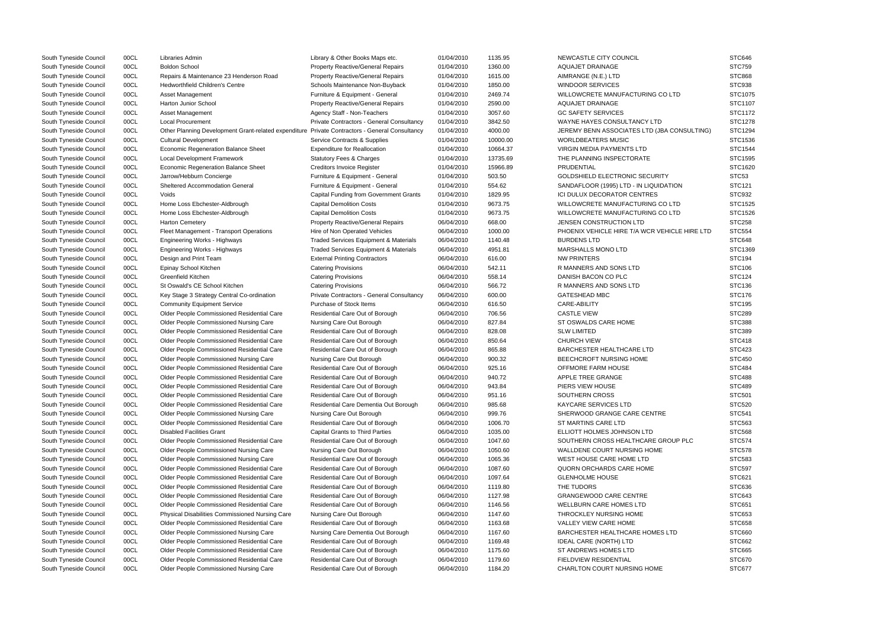| South Tyneside Council | 00CL | Libraries Admin | Library & Other Books Maps etc. | 01/04/2010 | 1135.95 | NEWCASTLE CITY COUNCIL | STC646 |
|---|---|---|---|---|---|---|---|
| South Tyneside Council | 00CL | Boldon School | Property Reactive/General Repairs | 01/04/2010 | 1360.00 | AQUAJET DRAINAGE | STC759 |
| South Tyneside Council | 00CL | Repairs & Maintenance 23 Henderson Road | Property Reactive/General Repairs | 01/04/2010 | 1615.00 | AIMRANGE (N.E.) LTD | STC868 |
| South Tyneside Council | 00CL | Hedworthfield Children's Centre | Schools Maintenance Non-Buyback | 01/04/2010 | 1850.00 | WINDOOR SERVICES | STC938 |
| South Tyneside Council | 00CL | Asset Management | Furniture & Equipment - General | 01/04/2010 | 2469.74 | WILLOWCRETE MANUFACTURING CO LTD | STC1075 |
| South Tyneside Council | 00CL | Harton Junior School | Property Reactive/General Repairs | 01/04/2010 | 2590.00 | AQUAJET DRAINAGE | STC1107 |
| South Tyneside Council | 00CL | Asset Management | Agency Staff - Non-Teachers | 01/04/2010 | 3057.60 | GC SAFETY SERVICES | STC1172 |
| South Tyneside Council | 00CL | Local Procurement | Private Contractors - General Consultancy | 01/04/2010 | 3842.50 | WAYNE HAYES CONSULTANCY LTD | STC1278 |
| South Tyneside Council | 00CL | Other Planning Development Grant-related expenditure | Private Contractors - General Consultancy | 01/04/2010 | 4000.00 | JEREMY BENN ASSOCIATES LTD (JBA CONSULTING) | STC1294 |
| South Tyneside Council | 00CL | Cultural Development | Service Contracts & Supplies | 01/04/2010 | 10000.00 | WORLDBEATERS MUSIC | STC1536 |
| South Tyneside Council | 00CL | Economic Regeneration Balance Sheet | Expenditure for Reallocation | 01/04/2010 | 10664.37 | VIRGIN MEDIA PAYMENTS LTD | STC1544 |
| South Tyneside Council | 00CL | Local Development Framework | Statutory Fees & Charges | 01/04/2010 | 13735.69 | THE PLANNING INSPECTORATE | STC1595 |
| South Tyneside Council | 00CL | Economic Regeneration Balance Sheet | Creditors Invoice Register | 01/04/2010 | 15966.89 | PRUDENTIAL | STC1620 |
| South Tyneside Council | 00CL | Jarrow/Hebburn Concierge | Furniture & Equipment - General | 01/04/2010 | 503.50 | GOLDSHIELD ELECTRONIC SECURITY | STC53 |
| South Tyneside Council | 00CL | Sheltered Accommodation General | Furniture & Equipment - General | 01/04/2010 | 554.62 | SANDAFLOOR (1995) LTD - IN LIQUIDATION | STC121 |
| South Tyneside Council | 00CL | Voids | Capital Funding from Government Grants | 01/04/2010 | 1829.95 | ICI DULUX DECORATOR CENTRES | STC932 |
| South Tyneside Council | 00CL | Home Loss Ebchester-Aldbrough | Capital Demolition Costs | 01/04/2010 | 9673.75 | WILLOWCRETE MANUFACTURING CO LTD | STC1525 |
| South Tyneside Council | 00CL | Home Loss Ebchester-Aldbrough | Capital Demolition Costs | 01/04/2010 | 9673.75 | WILLOWCRETE MANUFACTURING CO LTD | STC1526 |
| South Tyneside Council | 00CL | Harton Cemetery | Property Reactive/General Repairs | 06/04/2010 | 668.00 | JENSEN CONSTRUCTION LTD | STC258 |
| South Tyneside Council | 00CL | Fleet Management - Transport Operations | Hire of Non Operated Vehicles | 06/04/2010 | 1000.00 | PHOENIX VEHICLE HIRE T/A WCR VEHICLE HIRE LTD | STC554 |
| South Tyneside Council | 00CL | Engineering Works - Highways | Traded Services Equipment & Materials | 06/04/2010 | 1140.48 | BURDENS LTD | STC648 |
| South Tyneside Council | 00CL | Engineering Works - Highways | Traded Services Equipment & Materials | 06/04/2010 | 4951.81 | MARSHALLS MONO LTD | STC1369 |
| South Tyneside Council | 00CL | Design and Print Team | External Printing Contractors | 06/04/2010 | 616.00 | NW PRINTERS | STC194 |
| South Tyneside Council | 00CL | Epinay School Kitchen | Catering Provisions | 06/04/2010 | 542.11 | R MANNERS AND SONS LTD | STC106 |
| South Tyneside Council | 00CL | Greenfield Kitchen | Catering Provisions | 06/04/2010 | 558.14 | DANISH BACON CO PLC | STC124 |
| South Tyneside Council | 00CL | St Oswald's CE School Kitchen | Catering Provisions | 06/04/2010 | 566.72 | R MANNERS AND SONS LTD | STC136 |
| South Tyneside Council | 00CL | Key Stage 3 Strategy Central Co-ordination | Private Contractors - General Consultancy | 06/04/2010 | 600.00 | GATESHEAD MBC | STC176 |
| South Tyneside Council | 00CL | Community Equipment Service | Purchase of Stock Items | 06/04/2010 | 616.50 | CARE-ABILITY | STC195 |
| South Tyneside Council | 00CL | Older People Commissioned Residential Care | Residential Care Out of Borough | 06/04/2010 | 706.56 | CASTLE VIEW | STC289 |
| South Tyneside Council | 00CL | Older People Commissioned Nursing Care | Nursing Care Out Borough | 06/04/2010 | 827.84 | ST OSWALDS CARE HOME | STC388 |
| South Tyneside Council | 00CL | Older People Commissioned Residential Care | Residential Care Out of Borough | 06/04/2010 | 828.08 | SLW LIMITED | STC389 |
| South Tyneside Council | 00CL | Older People Commissioned Residential Care | Residential Care Out of Borough | 06/04/2010 | 850.64 | CHURCH VIEW | STC418 |
| South Tyneside Council | 00CL | Older People Commissioned Residential Care | Residential Care Out of Borough | 06/04/2010 | 865.88 | BARCHESTER HEALTHCARE LTD | STC423 |
| South Tyneside Council | 00CL | Older People Commissioned Nursing Care | Nursing Care Out Borough | 06/04/2010 | 900.32 | BEECHCROFT NURSING HOME | STC450 |
| South Tyneside Council | 00CL | Older People Commissioned Residential Care | Residential Care Out of Borough | 06/04/2010 | 925.16 | OFFMORE FARM HOUSE | STC484 |
| South Tyneside Council | 00CL | Older People Commissioned Residential Care | Residential Care Out of Borough | 06/04/2010 | 940.72 | APPLE TREE GRANGE | STC488 |
| South Tyneside Council | 00CL | Older People Commissioned Residential Care | Residential Care Out of Borough | 06/04/2010 | 943.84 | PIERS VIEW HOUSE | STC489 |
| South Tyneside Council | 00CL | Older People Commissioned Residential Care | Residential Care Out of Borough | 06/04/2010 | 951.16 | SOUTHERN CROSS | STC501 |
| South Tyneside Council | 00CL | Older People Commissioned Residential Care | Residential Care Dementia Out Borough | 06/04/2010 | 985.68 | KAYCARE SERVICES LTD | STC520 |
| South Tyneside Council | 00CL | Older People Commissioned Nursing Care | Nursing Care Out Borough | 06/04/2010 | 999.76 | SHERWOOD GRANGE CARE CENTRE | STC541 |
| South Tyneside Council | 00CL | Older People Commissioned Residential Care | Residential Care Out of Borough | 06/04/2010 | 1006.70 | ST MARTINS CARE LTD | STC563 |
| South Tyneside Council | 00CL | Disabled Facilities Grant | Capital Grants to Third Parties | 06/04/2010 | 1035.00 | ELLIOTT HOLMES JOHNSON LTD | STC568 |
| South Tyneside Council | 00CL | Older People Commissioned Residential Care | Residential Care Out of Borough | 06/04/2010 | 1047.60 | SOUTHERN CROSS HEALTHCARE GROUP PLC | STC574 |
| South Tyneside Council | 00CL | Older People Commissioned Nursing Care | Nursing Care Out Borough | 06/04/2010 | 1050.60 | WALLDENE COURT NURSING HOME | STC578 |
| South Tyneside Council | 00CL | Older People Commissioned Nursing Care | Residential Care Out of Borough | 06/04/2010 | 1065.36 | WEST HOUSE CARE HOME LTD | STC583 |
| South Tyneside Council | 00CL | Older People Commissioned Residential Care | Residential Care Out of Borough | 06/04/2010 | 1087.60 | QUORN ORCHARDS CARE HOME | STC597 |
| South Tyneside Council | 00CL | Older People Commissioned Residential Care | Residential Care Out of Borough | 06/04/2010 | 1097.64 | GLENHOLME HOUSE | STC621 |
| South Tyneside Council | 00CL | Older People Commissioned Residential Care | Residential Care Out of Borough | 06/04/2010 | 1119.80 | THE TUDORS | STC636 |
| South Tyneside Council | 00CL | Older People Commissioned Residential Care | Residential Care Out of Borough | 06/04/2010 | 1127.98 | GRANGEWOOD CARE CENTRE | STC643 |
| South Tyneside Council | 00CL | Older People Commissioned Residential Care | Residential Care Out of Borough | 06/04/2010 | 1146.56 | WELLBURN CARE HOMES LTD | STC651 |
| South Tyneside Council | 00CL | Physical Disabilities Commissioned Nursing Care | Nursing Care Out Borough | 06/04/2010 | 1147.60 | THROCKLEY NURSING HOME | STC653 |
| South Tyneside Council | 00CL | Older People Commissioned Residential Care | Residential Care Out of Borough | 06/04/2010 | 1163.68 | VALLEY VIEW CARE HOME | STC658 |
| South Tyneside Council | 00CL | Older People Commissioned Nursing Care | Nursing Care Dementia Out Borough | 06/04/2010 | 1167.60 | BARCHESTER HEALTHCARE HOMES LTD | STC660 |
| South Tyneside Council | 00CL | Older People Commissioned Residential Care | Residential Care Out of Borough | 06/04/2010 | 1169.48 | IDEAL CARE (NORTH) LTD | STC662 |
| South Tyneside Council | 00CL | Older People Commissioned Residential Care | Residential Care Out of Borough | 06/04/2010 | 1175.60 | ST ANDREWS HOMES LTD | STC665 |
| South Tyneside Council | 00CL | Older People Commissioned Residential Care | Residential Care Out of Borough | 06/04/2010 | 1179.60 | FIELDVIEW RESIDENTIAL | STC670 |
| South Tyneside Council | 00CL | Older People Commissioned Nursing Care | Residential Care Out of Borough | 06/04/2010 | 1184.20 | CHARLTON COURT NURSING HOME | STC677 |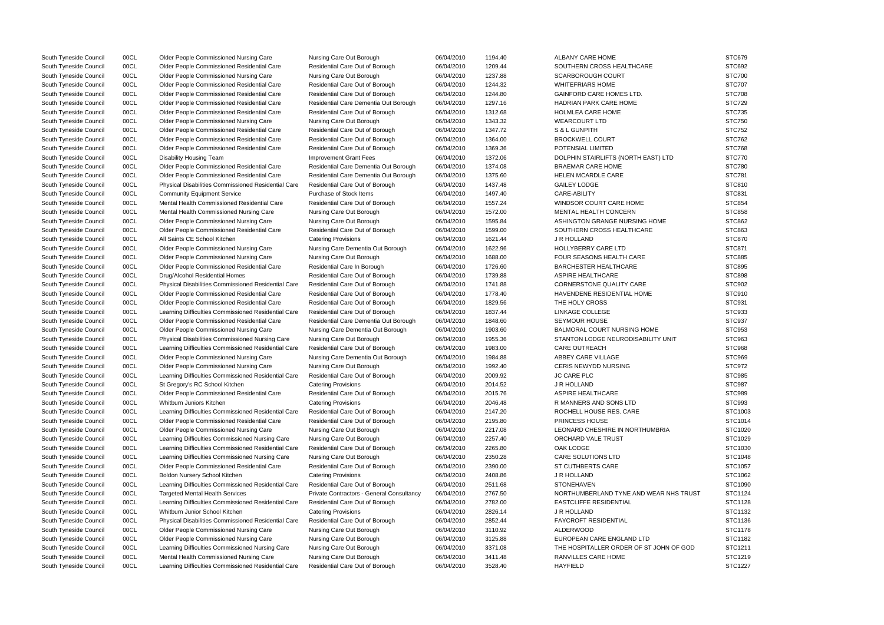| | | | | | | | |
|---|---|---|---|---|---|---|---|
| South Tyneside Council | 00CL | Older People Commissioned Nursing Care | Nursing Care Out Borough | 06/04/2010 | 1194.40 | ALBANY CARE HOME | STC679 |
| South Tyneside Council | 00CL | Older People Commissioned Residential Care | Residential Care Out of Borough | 06/04/2010 | 1209.44 | SOUTHERN CROSS HEALTHCARE | STC692 |
| South Tyneside Council | 00CL | Older People Commissioned Nursing Care | Nursing Care Out Borough | 06/04/2010 | 1237.88 | SCARBOROUGH COURT | STC700 |
| South Tyneside Council | 00CL | Older People Commissioned Residential Care | Residential Care Out of Borough | 06/04/2010 | 1244.32 | WHITEFRIARS HOME | STC707 |
| South Tyneside Council | 00CL | Older People Commissioned Residential Care | Residential Care Out of Borough | 06/04/2010 | 1244.80 | GAINFORD CARE HOMES LTD. | STC708 |
| South Tyneside Council | 00CL | Older People Commissioned Residential Care | Residential Care Dementia Out Borough | 06/04/2010 | 1297.16 | HADRIAN PARK CARE HOME | STC729 |
| South Tyneside Council | 00CL | Older People Commissioned Residential Care | Residential Care Out of Borough | 06/04/2010 | 1312.68 | HOLMLEA CARE HOME | STC735 |
| South Tyneside Council | 00CL | Older People Commissioned Nursing Care | Nursing Care Out Borough | 06/04/2010 | 1343.32 | WEARCOURT LTD | STC750 |
| South Tyneside Council | 00CL | Older People Commissioned Residential Care | Residential Care Out of Borough | 06/04/2010 | 1347.72 | S & L GUNPITH | STC752 |
| South Tyneside Council | 00CL | Older People Commissioned Residential Care | Residential Care Out of Borough | 06/04/2010 | 1364.00 | BROCKWELL COURT | STC762 |
| South Tyneside Council | 00CL | Older People Commissioned Residential Care | Residential Care Out of Borough | 06/04/2010 | 1369.36 | POTENSIAL LIMITED | STC768 |
| South Tyneside Council | 00CL | Disability Housing Team | Improvement Grant Fees | 06/04/2010 | 1372.06 | DOLPHIN STAIRLIFTS (NORTH EAST) LTD | STC770 |
| South Tyneside Council | 00CL | Older People Commissioned Residential Care | Residential Care Dementia Out Borough | 06/04/2010 | 1374.08 | BRAEMAR CARE HOME | STC780 |
| South Tyneside Council | 00CL | Older People Commissioned Residential Care | Residential Care Dementia Out Borough | 06/04/2010 | 1375.60 | HELEN MCARDLE CARE | STC781 |
| South Tyneside Council | 00CL | Physical Disabilities Commissioned Residential Care | Residential Care Out of Borough | 06/04/2010 | 1437.48 | GAILEY LODGE | STC810 |
| South Tyneside Council | 00CL | Community Equipment Service | Purchase of Stock Items | 06/04/2010 | 1497.40 | CARE-ABILITY | STC831 |
| South Tyneside Council | 00CL | Mental Health Commissioned Residential Care | Residential Care Out of Borough | 06/04/2010 | 1557.24 | WINDSOR COURT CARE HOME | STC854 |
| South Tyneside Council | 00CL | Mental Health Commissioned Nursing Care | Nursing Care Out Borough | 06/04/2010 | 1572.00 | MENTAL HEALTH CONCERN | STC858 |
| South Tyneside Council | 00CL | Older People Commissioned Nursing Care | Nursing Care Out Borough | 06/04/2010 | 1595.84 | ASHINGTON GRANGE NURSING HOME | STC862 |
| South Tyneside Council | 00CL | Older People Commissioned Residential Care | Residential Care Out of Borough | 06/04/2010 | 1599.00 | SOUTHERN CROSS HEALTHCARE | STC863 |
| South Tyneside Council | 00CL | All Saints CE School Kitchen | Catering Provisions | 06/04/2010 | 1621.44 | J R HOLLAND | STC870 |
| South Tyneside Council | 00CL | Older People Commissioned Nursing Care | Nursing Care Dementia Out Borough | 06/04/2010 | 1622.96 | HOLLYBERRY CARE LTD | STC871 |
| South Tyneside Council | 00CL | Older People Commissioned Nursing Care | Nursing Care Out Borough | 06/04/2010 | 1688.00 | FOUR SEASONS HEALTH CARE | STC885 |
| South Tyneside Council | 00CL | Older People Commissioned Residential Care | Residential Care In Borough | 06/04/2010 | 1726.60 | BARCHESTER HEALTHCARE | STC895 |
| South Tyneside Council | 00CL | Drug/Alcohol Residential Homes | Residential Care Out of Borough | 06/04/2010 | 1739.88 | ASPIRE HEALTHCARE | STC898 |
| South Tyneside Council | 00CL | Physical Disabilities Commissioned Residential Care | Residential Care Out of Borough | 06/04/2010 | 1741.88 | CORNERSTONE QUALITY CARE | STC902 |
| South Tyneside Council | 00CL | Older People Commissioned Residential Care | Residential Care Out of Borough | 06/04/2010 | 1778.40 | HAVENDENE RESIDENTIAL HOME | STC910 |
| South Tyneside Council | 00CL | Older People Commissioned Residential Care | Residential Care Out of Borough | 06/04/2010 | 1829.56 | THE HOLY CROSS | STC931 |
| South Tyneside Council | 00CL | Learning Difficulties Commissioned Residential Care | Residential Care Out of Borough | 06/04/2010 | 1837.44 | LINKAGE COLLEGE | STC933 |
| South Tyneside Council | 00CL | Older People Commissioned Residential Care | Residential Care Dementia Out Borough | 06/04/2010 | 1848.60 | SEYMOUR HOUSE | STC937 |
| South Tyneside Council | 00CL | Older People Commissioned Nursing Care | Nursing Care Dementia Out Borough | 06/04/2010 | 1903.60 | BALMORAL COURT NURSING HOME | STC953 |
| South Tyneside Council | 00CL | Physical Disabilities Commissioned Nursing Care | Nursing Care Out Borough | 06/04/2010 | 1955.36 | STANTON LODGE NEURODISABILITY UNIT | STC963 |
| South Tyneside Council | 00CL | Learning Difficulties Commissioned Residential Care | Residential Care Out of Borough | 06/04/2010 | 1983.00 | CARE OUTREACH | STC968 |
| South Tyneside Council | 00CL | Older People Commissioned Nursing Care | Nursing Care Dementia Out Borough | 06/04/2010 | 1984.88 | ABBEY CARE VILLAGE | STC969 |
| South Tyneside Council | 00CL | Older People Commissioned Nursing Care | Nursing Care Out Borough | 06/04/2010 | 1992.40 | CERIS NEWYDD NURSING | STC972 |
| South Tyneside Council | 00CL | Learning Difficulties Commissioned Residential Care | Residential Care Out of Borough | 06/04/2010 | 2009.92 | JC CARE PLC | STC985 |
| South Tyneside Council | 00CL | St Gregory's RC School Kitchen | Catering Provisions | 06/04/2010 | 2014.52 | J R HOLLAND | STC987 |
| South Tyneside Council | 00CL | Older People Commissioned Residential Care | Residential Care Out of Borough | 06/04/2010 | 2015.76 | ASPIRE HEALTHCARE | STC989 |
| South Tyneside Council | 00CL | Whitburn Juniors Kitchen | Catering Provisions | 06/04/2010 | 2046.48 | R MANNERS AND SONS LTD | STC993 |
| South Tyneside Council | 00CL | Learning Difficulties Commissioned Residential Care | Residential Care Out of Borough | 06/04/2010 | 2147.20 | ROCHELL HOUSE RES. CARE | STC1003 |
| South Tyneside Council | 00CL | Older People Commissioned Residential Care | Residential Care Out of Borough | 06/04/2010 | 2195.80 | PRINCESS HOUSE | STC1014 |
| South Tyneside Council | 00CL | Older People Commissioned Nursing Care | Nursing Care Out Borough | 06/04/2010 | 2217.08 | LEONARD CHESHIRE IN NORTHUMBRIA | STC1020 |
| South Tyneside Council | 00CL | Learning Difficulties Commissioned Nursing Care | Nursing Care Out Borough | 06/04/2010 | 2257.40 | ORCHARD VALE TRUST | STC1029 |
| South Tyneside Council | 00CL | Learning Difficulties Commissioned Residential Care | Residential Care Out of Borough | 06/04/2010 | 2265.80 | OAK LODGE | STC1030 |
| South Tyneside Council | 00CL | Learning Difficulties Commissioned Nursing Care | Nursing Care Out Borough | 06/04/2010 | 2350.28 | CARE SOLUTIONS LTD | STC1048 |
| South Tyneside Council | 00CL | Older People Commissioned Residential Care | Residential Care Out of Borough | 06/04/2010 | 2390.00 | ST CUTHBERTS CARE | STC1057 |
| South Tyneside Council | 00CL | Boldon Nursery School Kitchen | Catering Provisions | 06/04/2010 | 2408.86 | J R HOLLAND | STC1062 |
| South Tyneside Council | 00CL | Learning Difficulties Commissioned Residential Care | Residential Care Out of Borough | 06/04/2010 | 2511.68 | STONEHAVEN | STC1090 |
| South Tyneside Council | 00CL | Targeted Mental Health Services | Private Contractors - General Consultancy | 06/04/2010 | 2767.50 | NORTHUMBERLAND TYNE AND WEAR NHS TRUST | STC1124 |
| South Tyneside Council | 00CL | Learning Difficulties Commissioned Residential Care | Residential Care Out of Borough | 06/04/2010 | 2782.00 | EASTCLIFFE RESIDENTIAL | STC1128 |
| South Tyneside Council | 00CL | Whitburn Junior School Kitchen | Catering Provisions | 06/04/2010 | 2826.14 | J R HOLLAND | STC1132 |
| South Tyneside Council | 00CL | Physical Disabilities Commissioned Residential Care | Residential Care Out of Borough | 06/04/2010 | 2852.44 | FAYCROFT RESIDENTIAL | STC1136 |
| South Tyneside Council | 00CL | Older People Commissioned Nursing Care | Nursing Care Out Borough | 06/04/2010 | 3110.92 | ALDERWOOD | STC1178 |
| South Tyneside Council | 00CL | Older People Commissioned Nursing Care | Nursing Care Out Borough | 06/04/2010 | 3125.88 | EUROPEAN CARE ENGLAND LTD | STC1182 |
| South Tyneside Council | 00CL | Learning Difficulties Commissioned Nursing Care | Nursing Care Out Borough | 06/04/2010 | 3371.08 | THE HOSPITALLER ORDER OF ST JOHN OF GOD | STC1211 |
| South Tyneside Council | 00CL | Mental Health Commissioned Nursing Care | Nursing Care Out Borough | 06/04/2010 | 3411.48 | RANVILLES CARE HOME | STC1219 |
| South Tyneside Council | 00CL | Learning Difficulties Commissioned Residential Care | Residential Care Out of Borough | 06/04/2010 | 3528.40 | HAYFIELD | STC1227 |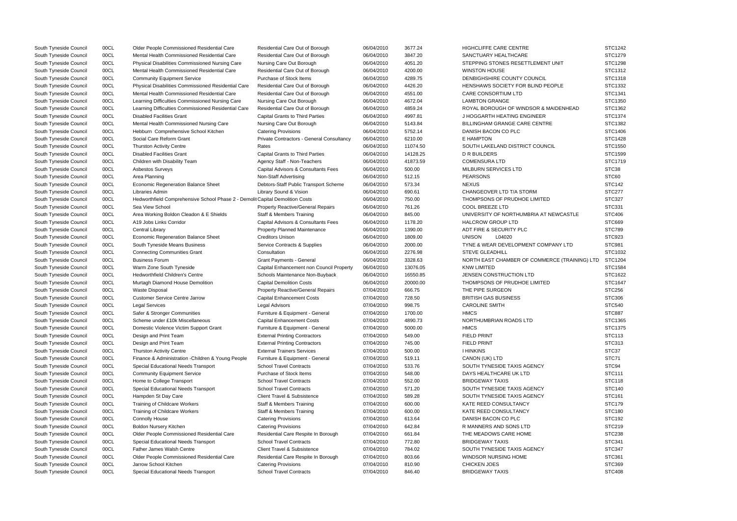| | | | | | | | |
|---|---|---|---|---|---|---|---|
| South Tyneside Council | 00CL | Older People Commissioned Residential Care | Residential Care Out of Borough | 06/04/2010 | 3677.24 | HIGHCLIFFE CARE CENTRE | STC1242 |
| South Tyneside Council | 00CL | Mental Health Commissioned Residential Care | Residential Care Out of Borough | 06/04/2010 | 3847.20 | SANCTUARY HEALTHCARE | STC1279 |
| South Tyneside Council | 00CL | Physical Disabilities Commissioned Nursing Care | Nursing Care Out Borough | 06/04/2010 | 4051.20 | STEPPING STONES RESETTLEMENT UNIT | STC1298 |
| South Tyneside Council | 00CL | Mental Health Commissioned Residential Care | Residential Care Out of Borough | 06/04/2010 | 4200.00 | WINSTON HOUSE | STC1312 |
| South Tyneside Council | 00CL | Community Equipment Service | Purchase of Stock Items | 06/04/2010 | 4289.75 | DENBIGHSHIRE COUNTY COUNCIL | STC1318 |
| South Tyneside Council | 00CL | Physical Disabilities Commissioned Residential Care | Residential Care Out of Borough | 06/04/2010 | 4426.20 | HENSHAWS SOCIETY FOR BLIND PEOPLE | STC1332 |
| South Tyneside Council | 00CL | Mental Health Commissioned Residential Care | Residential Care Out of Borough | 06/04/2010 | 4551.00 | CARE CONSORTIUM LTD | STC1341 |
| South Tyneside Council | 00CL | Learning Difficulties Commissioned Nursing Care | Nursing Care Out Borough | 06/04/2010 | 4672.04 | LAMBTON GRANGE | STC1350 |
| South Tyneside Council | 00CL | Learning Difficulties Commissioned Residential Care | Residential Care Out of Borough | 06/04/2010 | 4859.24 | ROYAL BOROUGH OF WINDSOR & MAIDENHEAD | STC1362 |
| South Tyneside Council | 00CL | Disabled Facilities Grant | Capital Grants to Third Parties | 06/04/2010 | 4997.81 | J HOGGARTH HEATING ENGINEER | STC1374 |
| South Tyneside Council | 00CL | Mental Health Commissioned Nursing Care | Nursing Care Out Borough | 06/04/2010 | 5143.84 | BILLINGHAM GRANGE CARE CENTRE | STC1382 |
| South Tyneside Council | 00CL | Hebburn Comprehensive School Kitchen | Catering Provisions | 06/04/2010 | 5752.14 | DANISH BACON CO PLC | STC1406 |
| South Tyneside Council | 00CL | Social Care Reform Grant | Private Contractors - General Consultancy | 06/04/2010 | 6210.00 | E HAMPTON | STC1428 |
| South Tyneside Council | 00CL | Thurston Activity Centre | Rates | 06/04/2010 | 11074.50 | SOUTH LAKELAND DISTRICT COUNCIL | STC1550 |
| South Tyneside Council | 00CL | Disabled Facilities Grant | Capital Grants to Third Parties | 06/04/2010 | 14128.25 | D R BUILDERS | STC1599 |
| South Tyneside Council | 00CL | Children with Disability Team | Agency Staff - Non-Teachers | 06/04/2010 | 41873.59 | COMENSURA LTD | STC1719 |
| South Tyneside Council | 00CL | Asbestos Surveys | Capital Advisors & Consultants Fees | 06/04/2010 | 500.00 | MILBURN SERVICES LTD | STC38 |
| South Tyneside Council | 00CL | Area Planning | Non-Staff Advertising | 06/04/2010 | 512.15 | PEARSONS | STC60 |
| South Tyneside Council | 00CL | Economic Regeneration Balance Sheet | Debtors-Staff Public Transport Scheme | 06/04/2010 | 573.34 | NEXUS | STC142 |
| South Tyneside Council | 00CL | Libraries Admin | Library Sound & Vision | 06/04/2010 | 690.61 | CHANGEOVER LTD T/A STORM | STC277 |
| South Tyneside Council | 00CL | Hedworthfield Comprehensive School Phase 2 - Demolit Capital Demolition Costs | | 06/04/2010 | 750.00 | THOMPSONS OF PRUDHOE LIMITED | STC327 |
| South Tyneside Council | 00CL | Sea View School | Property Reactive/General Repairs | 06/04/2010 | 761.26 | COOL BREEZE LTD | STC331 |
| South Tyneside Council | 00CL | Area Working Boldon Cleadon & E Shields | Staff & Members Training | 06/04/2010 | 845.00 | UNIVERSITY OF NORTHUMBRIA AT NEWCASTLE | STC406 |
| South Tyneside Council | 00CL | A19 Jobs Links Corridor | Capital Advisors & Consultants Fees | 06/04/2010 | 1178.20 | HALCROW GROUP LTD | STC669 |
| South Tyneside Council | 00CL | Central Library | Property Planned Maintenance | 06/04/2010 | 1390.00 | ADT FIRE & SECURITY PLC | STC789 |
| South Tyneside Council | 00CL | Economic Regeneration Balance Sheet | Creditors Unison | 06/04/2010 | 1809.00 | UNISON L04020 | STC923 |
| South Tyneside Council | 00CL | South Tyneside Means Business | Service Contracts & Supplies | 06/04/2010 | 2000.00 | TYNE & WEAR DEVELOPMENT COMPANY LTD | STC981 |
| South Tyneside Council | 00CL | Connecting Communities Grant | Consultation | 06/04/2010 | 2276.98 | STEVE GLEADHILL | STC1032 |
| South Tyneside Council | 00CL | Business Forum | Grant Payments - General | 06/04/2010 | 3328.63 | NORTH EAST CHAMBER OF COMMERCE (TRAINING) LTD | STC1204 |
| South Tyneside Council | 00CL | Warm Zone South Tyneside | Capital Enhancement non Council Property | 06/04/2010 | 13076.05 | KNW LIMITED | STC1584 |
| South Tyneside Council | 00CL | Hedworthfield Children's Centre | Schools Maintenance Non-Buyback | 06/04/2010 | 16550.85 | JENSEN CONSTRUCTION LTD | STC1622 |
| South Tyneside Council | 00CL | Murtagh Diamond House Demolition | Capital Demolition Costs | 06/04/2010 | 20000.00 | THOMPSONS OF PRUDHOE LIMITED | STC1647 |
| South Tyneside Council | 00CL | Waste Disposal | Property Reactive/General Repairs | 07/04/2010 | 666.75 | THE PIPE SURGEON | STC256 |
| South Tyneside Council | 00CL | Customer Service Centre Jarrow | Capital Enhancement Costs | 07/04/2010 | 728.50 | BRITISH GAS BUSINESS | STC306 |
| South Tyneside Council | 00CL | Legal Services | Legal Advisors | 07/04/2010 | 998.75 | CAROLINE SMITH | STC540 |
| South Tyneside Council | 00CL | Safer & Stronger Communities | Furniture & Equipment - General | 07/04/2010 | 1700.00 | HMCS | STC887 |
| South Tyneside Council | 00CL | Scheme under £10k Miscellaneous | Capital Enhancement Costs | 07/04/2010 | 4890.73 | NORTHUMBRIAN ROADS LTD | STC1365 |
| South Tyneside Council | 00CL | Domestic Violence Victim Support Grant | Furniture & Equipment - General | 07/04/2010 | 5000.00 | HMCS | STC1375 |
| South Tyneside Council | 00CL | Design and Print Team | External Printing Contractors | 07/04/2010 | 549.00 | FIELD PRINT | STC113 |
| South Tyneside Council | 00CL | Design and Print Team | External Printing Contractors | 07/04/2010 | 745.00 | FIELD PRINT | STC313 |
| South Tyneside Council | 00CL | Thurston Activity Centre | External Trainers Services | 07/04/2010 | 500.00 | I HINKINS | STC37 |
| South Tyneside Council | 00CL | Finance & Administration -Children & Young People | Furniture & Equipment - General | 07/04/2010 | 519.11 | CANON (UK) LTD | STC71 |
| South Tyneside Council | 00CL | Special Educational Needs Transport | School Travel Contracts | 07/04/2010 | 533.76 | SOUTH TYNESIDE TAXIS AGENCY | STC94 |
| South Tyneside Council | 00CL | Community Equipment Service | Purchase of Stock Items | 07/04/2010 | 548.00 | DAYS HEALTHCARE UK LTD | STC111 |
| South Tyneside Council | 00CL | Home to College Transport | School Travel Contracts | 07/04/2010 | 552.00 | BRIDGEWAY TAXIS | STC118 |
| South Tyneside Council | 00CL | Special Educational Needs Transport | School Travel Contracts | 07/04/2010 | 571.20 | SOUTH TYNESIDE TAXIS AGENCY | STC140 |
| South Tyneside Council | 00CL | Hampden St Day Care | Client Travel & Subsistence | 07/04/2010 | 589.28 | SOUTH TYNESIDE TAXIS AGENCY | STC161 |
| South Tyneside Council | 00CL | Training of Childcare Workers | Staff & Members Training | 07/04/2010 | 600.00 | KATE REED CONSULTANCY | STC179 |
| South Tyneside Council | 00CL | Training of Childcare Workers | Staff & Members Training | 07/04/2010 | 600.00 | KATE REED CONSULTANCY | STC180 |
| South Tyneside Council | 00CL | Connolly House | Catering Provisions | 07/04/2010 | 613.64 | DANISH BACON CO PLC | STC192 |
| South Tyneside Council | 00CL | Boldon Nursery Kitchen | Catering Provisions | 07/04/2010 | 642.84 | R MANNERS AND SONS LTD | STC219 |
| South Tyneside Council | 00CL | Older People Commissioned Residential Care | Residential Care Respite In Borough | 07/04/2010 | 661.84 | THE MEADOWS CARE HOME | STC238 |
| South Tyneside Council | 00CL | Special Educational Needs Transport | School Travel Contracts | 07/04/2010 | 772.80 | BRIDGEWAY TAXIS | STC341 |
| South Tyneside Council | 00CL | Father James Walsh Centre | Client Travel & Subsistence | 07/04/2010 | 784.02 | SOUTH TYNESIDE TAXIS AGENCY | STC347 |
| South Tyneside Council | 00CL | Older People Commissioned Residential Care | Residential Care Respite In Borough | 07/04/2010 | 803.66 | WINDSOR NURSING HOME | STC361 |
| South Tyneside Council | 00CL | Jarrow School Kitchen | Catering Provisions | 07/04/2010 | 810.90 | CHICKEN JOES | STC369 |
| South Tyneside Council | 00CL | Special Educational Needs Transport | School Travel Contracts | 07/04/2010 | 846.40 | BRIDGEWAY TAXIS | STC408 |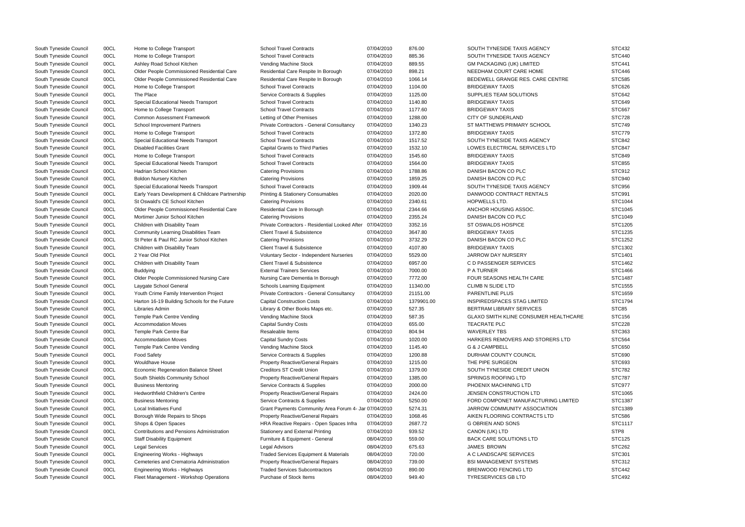| | | | | | | | |
|---|---|---|---|---|---|---|---|
| South Tyneside Council | 00CL | Home to College Transport | School Travel Contracts | 07/04/2010 | 876.00 | SOUTH TYNESIDE TAXIS AGENCY | STC432 |
| South Tyneside Council | 00CL | Home to College Transport | School Travel Contracts | 07/04/2010 | 885.36 | SOUTH TYNESIDE TAXIS AGENCY | STC440 |
| South Tyneside Council | 00CL | Ashley Road School Kitchen | Vending Machine Stock | 07/04/2010 | 889.55 | GM PACKAGING (UK) LIMITED | STC441 |
| South Tyneside Council | 00CL | Older People Commissioned Residential Care | Residential Care Respite In Borough | 07/04/2010 | 898.21 | NEEDHAM COURT CARE HOME | STC446 |
| South Tyneside Council | 00CL | Older People Commissioned Residential Care | Residential Care Respite In Borough | 07/04/2010 | 1066.14 | BEDEWELL GRANGE RES. CARE CENTRE | STC585 |
| South Tyneside Council | 00CL | Home to College Transport | School Travel Contracts | 07/04/2010 | 1104.00 | BRIDGEWAY TAXIS | STC626 |
| South Tyneside Council | 00CL | The Place | Service Contracts & Supplies | 07/04/2010 | 1125.00 | SUPPLIES TEAM SOLUTIONS | STC642 |
| South Tyneside Council | 00CL | Special Educational Needs Transport | School Travel Contracts | 07/04/2010 | 1140.80 | BRIDGEWAY TAXIS | STC649 |
| South Tyneside Council | 00CL | Home to College Transport | School Travel Contracts | 07/04/2010 | 1177.60 | BRIDGEWAY TAXIS | STC667 |
| South Tyneside Council | 00CL | Common Assessment Framework | Letting of Other Premises | 07/04/2010 | 1288.00 | CITY OF SUNDERLAND | STC728 |
| South Tyneside Council | 00CL | School Improvement Partners | Private Contractors - General Consultancy | 07/04/2010 | 1340.23 | ST MATTHEWS PRIMARY SCHOOL | STC749 |
| South Tyneside Council | 00CL | Home to College Transport | School Travel Contracts | 07/04/2010 | 1372.80 | BRIDGEWAY TAXIS | STC779 |
| South Tyneside Council | 00CL | Special Educational Needs Transport | School Travel Contracts | 07/04/2010 | 1517.52 | SOUTH TYNESIDE TAXIS AGENCY | STC842 |
| South Tyneside Council | 00CL | Disabled Facilities Grant | Capital Grants to Third Parties | 07/04/2010 | 1532.10 | LOWES ELECTRICAL SERVICES LTD | STC847 |
| South Tyneside Council | 00CL | Home to College Transport | School Travel Contracts | 07/04/2010 | 1545.60 | BRIDGEWAY TAXIS | STC849 |
| South Tyneside Council | 00CL | Special Educational Needs Transport | School Travel Contracts | 07/04/2010 | 1564.00 | BRIDGEWAY TAXIS | STC855 |
| South Tyneside Council | 00CL | Hadrian School Kitchen | Catering Provisions | 07/04/2010 | 1788.86 | DANISH BACON CO PLC | STC912 |
| South Tyneside Council | 00CL | Boldon Nursery Kitchen | Catering Provisions | 07/04/2010 | 1859.25 | DANISH BACON CO PLC | STC940 |
| South Tyneside Council | 00CL | Special Educational Needs Transport | School Travel Contracts | 07/04/2010 | 1909.44 | SOUTH TYNESIDE TAXIS AGENCY | STC956 |
| South Tyneside Council | 00CL | Early Years Development & Childcare Partnership | Printing & Stationery Consumables | 07/04/2010 | 2020.00 | DANWOOD CONTRACT RENTALS | STC991 |
| South Tyneside Council | 00CL | St Oswald's CE School Kitchen | Catering Provisions | 07/04/2010 | 2340.61 | HOPWELLS LTD. | STC1044 |
| South Tyneside Council | 00CL | Older People Commissioned Residential Care | Residential Care In Borough | 07/04/2010 | 2344.66 | ANCHOR HOUSING ASSOC. | STC1045 |
| South Tyneside Council | 00CL | Mortimer Junior School Kitchen | Catering Provisions | 07/04/2010 | 2355.24 | DANISH BACON CO PLC | STC1049 |
| South Tyneside Council | 00CL | Children with Disability Team | Private Contractors - Residential Looked After | 07/04/2010 | 3352.16 | ST OSWALDS HOSPICE | STC1205 |
| South Tyneside Council | 00CL | Community Learning Disabilities Team | Client Travel & Subsistence | 07/04/2010 | 3647.80 | BRIDGEWAY TAXIS | STC1235 |
| South Tyneside Council | 00CL | St Peter & Paul RC Junior School Kitchen | Catering Provisions | 07/04/2010 | 3732.29 | DANISH BACON CO PLC | STC1252 |
| South Tyneside Council | 00CL | Children with Disability Team | Client Travel & Subsistence | 07/04/2010 | 4107.80 | BRIDGEWAY TAXIS | STC1302 |
| South Tyneside Council | 00CL | 2 Year Old Pilot | Voluntary Sector - Independent Nurseries | 07/04/2010 | 5529.00 | JARROW DAY NURSERY | STC1401 |
| South Tyneside Council | 00CL | Children with Disability Team | Client Travel & Subsistence | 07/04/2010 | 6957.00 | C D PASSENGER SERVICES | STC1462 |
| South Tyneside Council | 00CL | Buddying | External Trainers Services | 07/04/2010 | 7000.00 | P A TURNER | STC1466 |
| South Tyneside Council | 00CL | Older People Commissioned Nursing Care | Nursing Care Dementia In Borough | 07/04/2010 | 7772.00 | FOUR SEASONS HEALTH CARE | STC1487 |
| South Tyneside Council | 00CL | Laygate School General | Schools Learning Equipment | 07/04/2010 | 11340.00 | CLIMB N SLIDE LTD | STC1555 |
| South Tyneside Council | 00CL | Youth Crime Family Intervention Project | Private Contractors - General Consultancy | 07/04/2010 | 21151.00 | PARENTLINE PLUS | STC1659 |
| South Tyneside Council | 00CL | Harton 16-19 Building Schools for the Future | Capital Construction Costs | 07/04/2010 | 1379901.00 | INSPIREDSPACES STAG LIMITED | STC1794 |
| South Tyneside Council | 00CL | Libraries Admin | Library & Other Books Maps etc. | 07/04/2010 | 527.35 | BERTRAM LIBRARY SERVICES | STC85 |
| South Tyneside Council | 00CL | Temple Park Centre Vending | Vending Machine Stock | 07/04/2010 | 587.35 | GLAXO SMITH KLINE CONSUMER HEALTHCARE | STC156 |
| South Tyneside Council | 00CL | Accommodation Moves | Capital Sundry Costs | 07/04/2010 | 655.00 | TEACRATE PLC | STC228 |
| South Tyneside Council | 00CL | Temple Park Centre Bar | Resaleable Items | 07/04/2010 | 804.94 | WAVERLEY TBS | STC363 |
| South Tyneside Council | 00CL | Accommodation Moves | Capital Sundry Costs | 07/04/2010 | 1020.00 | HARKERS REMOVERS AND STORERS LTD | STC564 |
| South Tyneside Council | 00CL | Temple Park Centre Vending | Vending Machine Stock | 07/04/2010 | 1145.40 | G & J CAMPBELL | STC650 |
| South Tyneside Council | 00CL | Food Safety | Service Contracts & Supplies | 07/04/2010 | 1200.88 | DURHAM COUNTY COUNCIL | STC690 |
| South Tyneside Council | 00CL | Wouldhave House | Property Reactive/General Repairs | 07/04/2010 | 1215.00 | THE PIPE SURGEON | STC693 |
| South Tyneside Council | 00CL | Economic Regeneration Balance Sheet | Creditors ST Credit Union | 07/04/2010 | 1379.00 | SOUTH TYNESIDE CREDIT UNION | STC782 |
| South Tyneside Council | 00CL | South Shields Community School | Property Reactive/General Repairs | 07/04/2010 | 1385.00 | SPRINGS ROOFING LTD | STC787 |
| South Tyneside Council | 00CL | Business Mentoring | Service Contracts & Supplies | 07/04/2010 | 2000.00 | PHOENIX MACHINING LTD | STC977 |
| South Tyneside Council | 00CL | Hedworthfield Children's Centre | Property Reactive/General Repairs | 07/04/2010 | 2424.00 | JENSEN CONSTRUCTION LTD | STC1065 |
| South Tyneside Council | 00CL | Business Mentoring | Service Contracts & Supplies | 07/04/2010 | 5250.00 | FORD COMPONET MANUFACTURING LIMITED | STC1387 |
| South Tyneside Council | 00CL | Local Initiatives Fund | Grant Payments Community Area Forum 4- Jar | 07/04/2010 | 5274.31 | JARROW COMMUNITY ASSOCIATION | STC1389 |
| South Tyneside Council | 00CL | Borough Wide Repairs to Shops | Property Reactive/General Repairs | 07/04/2010 | 1068.46 | AIKEN FLOORING CONTRACTS LTD | STC586 |
| South Tyneside Council | 00CL | Shops & Open Spaces | HRA Reactive Repairs - Open Spaces Infra | 07/04/2010 | 2687.72 | G OBRIEN AND SONS | STC1117 |
| South Tyneside Council | 00CL | Contributions and Pensions Administration | Stationery and External Printing | 07/04/2010 | 939.52 | CANON (UK) LTD | STP8 |
| South Tyneside Council | 00CL | Staff Disability Equipment | Furniture & Equipment - General | 08/04/2010 | 559.00 | BACK CARE SOLUTIONS LTD | STC125 |
| South Tyneside Council | 00CL | Legal Services | Legal Advisors | 08/04/2010 | 675.63 | JAMES BROWN | STC262 |
| South Tyneside Council | 00CL | Engineering Works - Highways | Traded Services Equipment & Materials | 08/04/2010 | 720.00 | A C LANDSCAPE SERVICES | STC301 |
| South Tyneside Council | 00CL | Cemeteries and Crematoria Administration | Property Reactive/General Repairs | 08/04/2010 | 739.00 | BSI MANAGEMENT SYSTEMS | STC312 |
| South Tyneside Council | 00CL | Engineering Works - Highways | Traded Services Subcontractors | 08/04/2010 | 890.00 | BRENWOOD FENCING LTD | STC442 |
| South Tyneside Council | 00CL | Fleet Management - Workshop Operations | Purchase of Stock Items | 08/04/2010 | 949.40 | TYRESERVICES GB LTD | STC492 |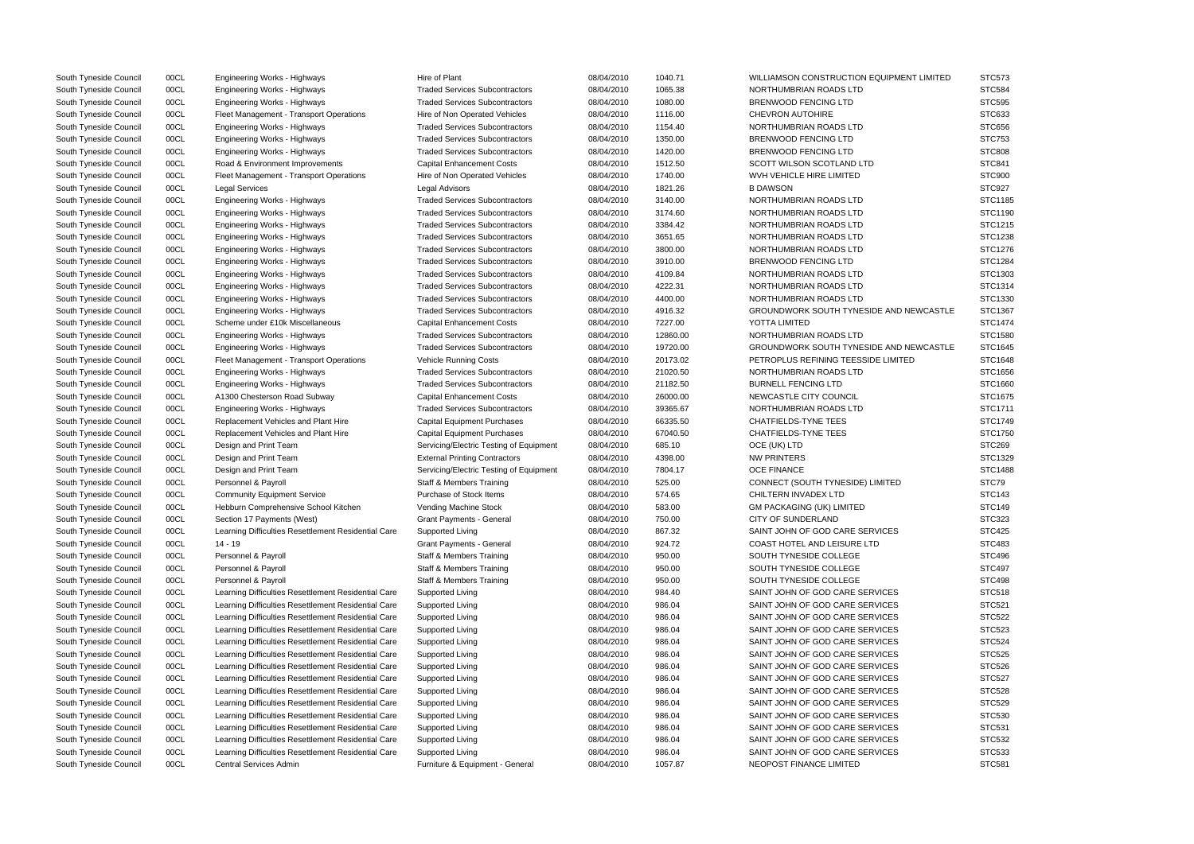| | | | | | | | |
|---|---|---|---|---|---|---|---|
| South Tyneside Council | 00CL | Engineering Works - Highways | Hire of Plant | 08/04/2010 | 1040.71 | WILLIAMSON CONSTRUCTION EQUIPMENT LIMITED | STC573 |
| South Tyneside Council | 00CL | Engineering Works - Highways | Traded Services Subcontractors | 08/04/2010 | 1065.38 | NORTHUMBRIAN ROADS LTD | STC584 |
| South Tyneside Council | 00CL | Engineering Works - Highways | Traded Services Subcontractors | 08/04/2010 | 1080.00 | BRENWOOD FENCING LTD | STC595 |
| South Tyneside Council | 00CL | Fleet Management - Transport Operations | Hire of Non Operated Vehicles | 08/04/2010 | 1116.00 | CHEVRON AUTOHIRE | STC633 |
| South Tyneside Council | 00CL | Engineering Works - Highways | Traded Services Subcontractors | 08/04/2010 | 1154.40 | NORTHUMBRIAN ROADS LTD | STC656 |
| South Tyneside Council | 00CL | Engineering Works - Highways | Traded Services Subcontractors | 08/04/2010 | 1350.00 | BRENWOOD FENCING LTD | STC753 |
| South Tyneside Council | 00CL | Engineering Works - Highways | Traded Services Subcontractors | 08/04/2010 | 1420.00 | BRENWOOD FENCING LTD | STC808 |
| South Tyneside Council | 00CL | Road & Environment Improvements | Capital Enhancement Costs | 08/04/2010 | 1512.50 | SCOTT WILSON SCOTLAND LTD | STC841 |
| South Tyneside Council | 00CL | Fleet Management - Transport Operations | Hire of Non Operated Vehicles | 08/04/2010 | 1740.00 | WVH VEHICLE HIRE LIMITED | STC900 |
| South Tyneside Council | 00CL | Legal Services | Legal Advisors | 08/04/2010 | 1821.26 | B DAWSON | STC927 |
| South Tyneside Council | 00CL | Engineering Works - Highways | Traded Services Subcontractors | 08/04/2010 | 3140.00 | NORTHUMBRIAN ROADS LTD | STC1185 |
| South Tyneside Council | 00CL | Engineering Works - Highways | Traded Services Subcontractors | 08/04/2010 | 3174.60 | NORTHUMBRIAN ROADS LTD | STC1190 |
| South Tyneside Council | 00CL | Engineering Works - Highways | Traded Services Subcontractors | 08/04/2010 | 3384.42 | NORTHUMBRIAN ROADS LTD | STC1215 |
| South Tyneside Council | 00CL | Engineering Works - Highways | Traded Services Subcontractors | 08/04/2010 | 3651.65 | NORTHUMBRIAN ROADS LTD | STC1238 |
| South Tyneside Council | 00CL | Engineering Works - Highways | Traded Services Subcontractors | 08/04/2010 | 3800.00 | NORTHUMBRIAN ROADS LTD | STC1276 |
| South Tyneside Council | 00CL | Engineering Works - Highways | Traded Services Subcontractors | 08/04/2010 | 3910.00 | BRENWOOD FENCING LTD | STC1284 |
| South Tyneside Council | 00CL | Engineering Works - Highways | Traded Services Subcontractors | 08/04/2010 | 4109.84 | NORTHUMBRIAN ROADS LTD | STC1303 |
| South Tyneside Council | 00CL | Engineering Works - Highways | Traded Services Subcontractors | 08/04/2010 | 4222.31 | NORTHUMBRIAN ROADS LTD | STC1314 |
| South Tyneside Council | 00CL | Engineering Works - Highways | Traded Services Subcontractors | 08/04/2010 | 4400.00 | NORTHUMBRIAN ROADS LTD | STC1330 |
| South Tyneside Council | 00CL | Engineering Works - Highways | Traded Services Subcontractors | 08/04/2010 | 4916.32 | GROUNDWORK SOUTH TYNESIDE AND NEWCASTLE | STC1367 |
| South Tyneside Council | 00CL | Scheme under £10k Miscellaneous | Capital Enhancement Costs | 08/04/2010 | 7227.00 | YOTTA LIMITED | STC1474 |
| South Tyneside Council | 00CL | Engineering Works - Highways | Traded Services Subcontractors | 08/04/2010 | 12860.00 | NORTHUMBRIAN ROADS LTD | STC1580 |
| South Tyneside Council | 00CL | Engineering Works - Highways | Traded Services Subcontractors | 08/04/2010 | 19720.00 | GROUNDWORK SOUTH TYNESIDE AND NEWCASTLE | STC1645 |
| South Tyneside Council | 00CL | Fleet Management - Transport Operations | Vehicle Running Costs | 08/04/2010 | 20173.02 | PETROPLUS REFINING TEESSIDE LIMITED | STC1648 |
| South Tyneside Council | 00CL | Engineering Works - Highways | Traded Services Subcontractors | 08/04/2010 | 21020.50 | NORTHUMBRIAN ROADS LTD | STC1656 |
| South Tyneside Council | 00CL | Engineering Works - Highways | Traded Services Subcontractors | 08/04/2010 | 21182.50 | BURNELL FENCING LTD | STC1660 |
| South Tyneside Council | 00CL | A1300 Chesterson Road Subway | Capital Enhancement Costs | 08/04/2010 | 26000.00 | NEWCASTLE CITY COUNCIL | STC1675 |
| South Tyneside Council | 00CL | Engineering Works - Highways | Traded Services Subcontractors | 08/04/2010 | 39365.67 | NORTHUMBRIAN ROADS LTD | STC1711 |
| South Tyneside Council | 00CL | Replacement Vehicles and Plant Hire | Capital Equipment Purchases | 08/04/2010 | 66335.50 | CHATFIELDS-TYNE TEES | STC1749 |
| South Tyneside Council | 00CL | Replacement Vehicles and Plant Hire | Capital Equipment Purchases | 08/04/2010 | 67040.50 | CHATFIELDS-TYNE TEES | STC1750 |
| South Tyneside Council | 00CL | Design and Print Team | Servicing/Electric Testing of Equipment | 08/04/2010 | 685.10 | OCE (UK) LTD | STC269 |
| South Tyneside Council | 00CL | Design and Print Team | External Printing Contractors | 08/04/2010 | 4398.00 | NW PRINTERS | STC1329 |
| South Tyneside Council | 00CL | Design and Print Team | Servicing/Electric Testing of Equipment | 08/04/2010 | 7804.17 | OCE FINANCE | STC1488 |
| South Tyneside Council | 00CL | Personnel & Payroll | Staff & Members Training | 08/04/2010 | 525.00 | CONNECT (SOUTH TYNESIDE) LIMITED | STC79 |
| South Tyneside Council | 00CL | Community Equipment Service | Purchase of Stock Items | 08/04/2010 | 574.65 | CHILTERN INVADEX LTD | STC143 |
| South Tyneside Council | 00CL | Hebburn Comprehensive School Kitchen | Vending Machine Stock | 08/04/2010 | 583.00 | GM PACKAGING (UK) LIMITED | STC149 |
| South Tyneside Council | 00CL | Section 17 Payments (West) | Grant Payments - General | 08/04/2010 | 750.00 | CITY OF SUNDERLAND | STC323 |
| South Tyneside Council | 00CL | Learning Difficulties Resettlement Residential Care | Supported Living | 08/04/2010 | 867.32 | SAINT JOHN OF GOD CARE SERVICES | STC425 |
| South Tyneside Council | 00CL | 14 - 19 | Grant Payments - General | 08/04/2010 | 924.72 | COAST HOTEL AND LEISURE LTD | STC483 |
| South Tyneside Council | 00CL | Personnel & Payroll | Staff & Members Training | 08/04/2010 | 950.00 | SOUTH TYNESIDE COLLEGE | STC496 |
| South Tyneside Council | 00CL | Personnel & Payroll | Staff & Members Training | 08/04/2010 | 950.00 | SOUTH TYNESIDE COLLEGE | STC497 |
| South Tyneside Council | 00CL | Personnel & Payroll | Staff & Members Training | 08/04/2010 | 950.00 | SOUTH TYNESIDE COLLEGE | STC498 |
| South Tyneside Council | 00CL | Learning Difficulties Resettlement Residential Care | Supported Living | 08/04/2010 | 984.40 | SAINT JOHN OF GOD CARE SERVICES | STC518 |
| South Tyneside Council | 00CL | Learning Difficulties Resettlement Residential Care | Supported Living | 08/04/2010 | 986.04 | SAINT JOHN OF GOD CARE SERVICES | STC521 |
| South Tyneside Council | 00CL | Learning Difficulties Resettlement Residential Care | Supported Living | 08/04/2010 | 986.04 | SAINT JOHN OF GOD CARE SERVICES | STC522 |
| South Tyneside Council | 00CL | Learning Difficulties Resettlement Residential Care | Supported Living | 08/04/2010 | 986.04 | SAINT JOHN OF GOD CARE SERVICES | STC523 |
| South Tyneside Council | 00CL | Learning Difficulties Resettlement Residential Care | Supported Living | 08/04/2010 | 986.04 | SAINT JOHN OF GOD CARE SERVICES | STC524 |
| South Tyneside Council | 00CL | Learning Difficulties Resettlement Residential Care | Supported Living | 08/04/2010 | 986.04 | SAINT JOHN OF GOD CARE SERVICES | STC525 |
| South Tyneside Council | 00CL | Learning Difficulties Resettlement Residential Care | Supported Living | 08/04/2010 | 986.04 | SAINT JOHN OF GOD CARE SERVICES | STC526 |
| South Tyneside Council | 00CL | Learning Difficulties Resettlement Residential Care | Supported Living | 08/04/2010 | 986.04 | SAINT JOHN OF GOD CARE SERVICES | STC527 |
| South Tyneside Council | 00CL | Learning Difficulties Resettlement Residential Care | Supported Living | 08/04/2010 | 986.04 | SAINT JOHN OF GOD CARE SERVICES | STC528 |
| South Tyneside Council | 00CL | Learning Difficulties Resettlement Residential Care | Supported Living | 08/04/2010 | 986.04 | SAINT JOHN OF GOD CARE SERVICES | STC529 |
| South Tyneside Council | 00CL | Learning Difficulties Resettlement Residential Care | Supported Living | 08/04/2010 | 986.04 | SAINT JOHN OF GOD CARE SERVICES | STC530 |
| South Tyneside Council | 00CL | Learning Difficulties Resettlement Residential Care | Supported Living | 08/04/2010 | 986.04 | SAINT JOHN OF GOD CARE SERVICES | STC531 |
| South Tyneside Council | 00CL | Learning Difficulties Resettlement Residential Care | Supported Living | 08/04/2010 | 986.04 | SAINT JOHN OF GOD CARE SERVICES | STC532 |
| South Tyneside Council | 00CL | Learning Difficulties Resettlement Residential Care | Supported Living | 08/04/2010 | 986.04 | SAINT JOHN OF GOD CARE SERVICES | STC533 |
| South Tyneside Council | 00CL | Central Services Admin | Furniture & Equipment - General | 08/04/2010 | 1057.87 | NEOPOST FINANCE LIMITED | STC581 |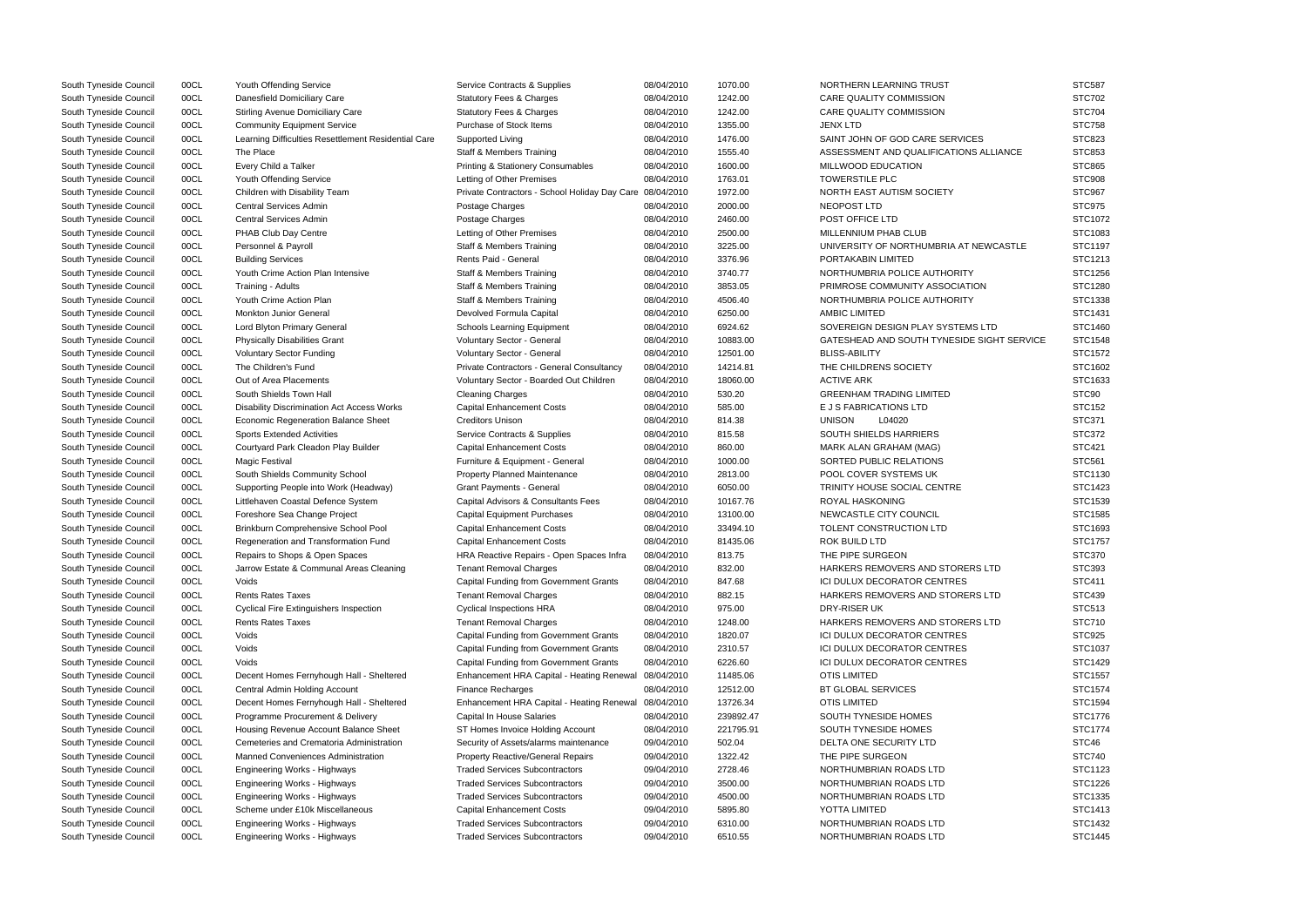| | | | | | | | |
|---|---|---|---|---|---|---|---|
| South Tyneside Council | 00CL | Youth Offending Service | Service Contracts & Supplies | 08/04/2010 | 1070.00 | NORTHERN LEARNING TRUST | STC587 |
| South Tyneside Council | 00CL | Danesfield Domiciliary Care | Statutory Fees & Charges | 08/04/2010 | 1242.00 | CARE QUALITY COMMISSION | STC702 |
| South Tyneside Council | 00CL | Stirling Avenue Domiciliary Care | Statutory Fees & Charges | 08/04/2010 | 1242.00 | CARE QUALITY COMMISSION | STC704 |
| South Tyneside Council | 00CL | Community Equipment Service | Purchase of Stock Items | 08/04/2010 | 1355.00 | JENX LTD | STC758 |
| South Tyneside Council | 00CL | Learning Difficulties Resettlement Residential Care | Supported Living | 08/04/2010 | 1476.00 | SAINT JOHN OF GOD CARE SERVICES | STC823 |
| South Tyneside Council | 00CL | The Place | Staff & Members Training | 08/04/2010 | 1555.40 | ASSESSMENT AND QUALIFICATIONS ALLIANCE | STC853 |
| South Tyneside Council | 00CL | Every Child a Talker | Printing & Stationery Consumables | 08/04/2010 | 1600.00 | MILLWOOD EDUCATION | STC865 |
| South Tyneside Council | 00CL | Youth Offending Service | Letting of Other Premises | 08/04/2010 | 1763.01 | TOWERSTILE PLC | STC908 |
| South Tyneside Council | 00CL | Children with Disability Team | Private Contractors - School Holiday Day Care | 08/04/2010 | 1972.00 | NORTH EAST AUTISM SOCIETY | STC967 |
| South Tyneside Council | 00CL | Central Services Admin | Postage Charges | 08/04/2010 | 2000.00 | NEOPOST LTD | STC975 |
| South Tyneside Council | 00CL | Central Services Admin | Postage Charges | 08/04/2010 | 2460.00 | POST OFFICE LTD | STC1072 |
| South Tyneside Council | 00CL | PHAB Club Day Centre | Letting of Other Premises | 08/04/2010 | 2500.00 | MILLENNIUM PHAB CLUB | STC1083 |
| South Tyneside Council | 00CL | Personnel & Payroll | Staff & Members Training | 08/04/2010 | 3225.00 | UNIVERSITY OF NORTHUMBRIA AT NEWCASTLE | STC1197 |
| South Tyneside Council | 00CL | Building Services | Rents Paid - General | 08/04/2010 | 3376.96 | PORTAKABIN LIMITED | STC1213 |
| South Tyneside Council | 00CL | Youth Crime Action Plan Intensive | Staff & Members Training | 08/04/2010 | 3740.77 | NORTHUMBRIA POLICE AUTHORITY | STC1256 |
| South Tyneside Council | 00CL | Training - Adults | Staff & Members Training | 08/04/2010 | 3853.05 | PRIMROSE COMMUNITY ASSOCIATION | STC1280 |
| South Tyneside Council | 00CL | Youth Crime Action Plan | Staff & Members Training | 08/04/2010 | 4506.40 | NORTHUMBRIA POLICE AUTHORITY | STC1338 |
| South Tyneside Council | 00CL | Monkton Junior General | Devolved Formula Capital | 08/04/2010 | 6250.00 | AMBIC LIMITED | STC1431 |
| South Tyneside Council | 00CL | Lord Blyton Primary General | Schools Learning Equipment | 08/04/2010 | 6924.62 | SOVEREIGN DESIGN PLAY SYSTEMS LTD | STC1460 |
| South Tyneside Council | 00CL | Physically Disabilities Grant | Voluntary Sector - General | 08/04/2010 | 10883.00 | GATESHEAD AND SOUTH TYNESIDE SIGHT SERVICE | STC1548 |
| South Tyneside Council | 00CL | Voluntary Sector Funding | Voluntary Sector - General | 08/04/2010 | 12501.00 | BLISS-ABILITY | STC1572 |
| South Tyneside Council | 00CL | The Children's Fund | Private Contractors - General Consultancy | 08/04/2010 | 14214.81 | THE CHILDRENS SOCIETY | STC1602 |
| South Tyneside Council | 00CL | Out of Area Placements | Voluntary Sector - Boarded Out Children | 08/04/2010 | 18060.00 | ACTIVE ARK | STC1633 |
| South Tyneside Council | 00CL | South Shields Town Hall | Cleaning Charges | 08/04/2010 | 530.20 | GREENHAM TRADING LIMITED | STC90 |
| South Tyneside Council | 00CL | Disability Discrimination Act Access Works | Capital Enhancement Costs | 08/04/2010 | 585.00 | E J S FABRICATIONS LTD | STC152 |
| South Tyneside Council | 00CL | Economic Regeneration Balance Sheet | Creditors Unison | 08/04/2010 | 814.38 | UNISON L04020 | STC371 |
| South Tyneside Council | 00CL | Sports Extended Activities | Service Contracts & Supplies | 08/04/2010 | 815.58 | SOUTH SHIELDS HARRIERS | STC372 |
| South Tyneside Council | 00CL | Courtyard Park Cleadon Play Builder | Capital Enhancement Costs | 08/04/2010 | 860.00 | MARK ALAN GRAHAM (MAG) | STC421 |
| South Tyneside Council | 00CL | Magic Festival | Furniture & Equipment - General | 08/04/2010 | 1000.00 | SORTED PUBLIC RELATIONS | STC561 |
| South Tyneside Council | 00CL | South Shields Community School | Property Planned Maintenance | 08/04/2010 | 2813.00 | POOL COVER SYSTEMS UK | STC1130 |
| South Tyneside Council | 00CL | Supporting People into Work (Headway) | Grant Payments - General | 08/04/2010 | 6050.00 | TRINITY HOUSE SOCIAL CENTRE | STC1423 |
| South Tyneside Council | 00CL | Littlehaven Coastal Defence System | Capital Advisors & Consultants Fees | 08/04/2010 | 10167.76 | ROYAL HASKONING | STC1539 |
| South Tyneside Council | 00CL | Foreshore Sea Change Project | Capital Equipment Purchases | 08/04/2010 | 13100.00 | NEWCASTLE CITY COUNCIL | STC1585 |
| South Tyneside Council | 00CL | Brinkburn Comprehensive School Pool | Capital Enhancement Costs | 08/04/2010 | 33494.10 | TOLENT CONSTRUCTION LTD | STC1693 |
| South Tyneside Council | 00CL | Regeneration and Transformation Fund | Capital Enhancement Costs | 08/04/2010 | 81435.06 | ROK BUILD LTD | STC1757 |
| South Tyneside Council | 00CL | Repairs to Shops & Open Spaces | HRA Reactive Repairs - Open Spaces Infra | 08/04/2010 | 813.75 | THE PIPE SURGEON | STC370 |
| South Tyneside Council | 00CL | Jarrow Estate & Communal Areas Cleaning | Tenant Removal Charges | 08/04/2010 | 832.00 | HARKERS REMOVERS AND STORERS LTD | STC393 |
| South Tyneside Council | 00CL | Voids | Capital Funding from Government Grants | 08/04/2010 | 847.68 | ICI DULUX DECORATOR CENTRES | STC411 |
| South Tyneside Council | 00CL | Rents Rates Taxes | Tenant Removal Charges | 08/04/2010 | 882.15 | HARKERS REMOVERS AND STORERS LTD | STC439 |
| South Tyneside Council | 00CL | Cyclical Fire Extinguishers Inspection | Cyclical Inspections HRA | 08/04/2010 | 975.00 | DRY-RISER UK | STC513 |
| South Tyneside Council | 00CL | Rents Rates Taxes | Tenant Removal Charges | 08/04/2010 | 1248.00 | HARKERS REMOVERS AND STORERS LTD | STC710 |
| South Tyneside Council | 00CL | Voids | Capital Funding from Government Grants | 08/04/2010 | 1820.07 | ICI DULUX DECORATOR CENTRES | STC925 |
| South Tyneside Council | 00CL | Voids | Capital Funding from Government Grants | 08/04/2010 | 2310.57 | ICI DULUX DECORATOR CENTRES | STC1037 |
| South Tyneside Council | 00CL | Voids | Capital Funding from Government Grants | 08/04/2010 | 6226.60 | ICI DULUX DECORATOR CENTRES | STC1429 |
| South Tyneside Council | 00CL | Decent Homes Fernyhough Hall - Sheltered | Enhancement HRA Capital - Heating Renewal | 08/04/2010 | 11485.06 | OTIS LIMITED | STC1557 |
| South Tyneside Council | 00CL | Central Admin Holding Account | Finance Recharges | 08/04/2010 | 12512.00 | BT GLOBAL SERVICES | STC1574 |
| South Tyneside Council | 00CL | Decent Homes Fernyhough Hall - Sheltered | Enhancement HRA Capital - Heating Renewal | 08/04/2010 | 13726.34 | OTIS LIMITED | STC1594 |
| South Tyneside Council | 00CL | Programme Procurement & Delivery | Capital In House Salaries | 08/04/2010 | 239892.47 | SOUTH TYNESIDE HOMES | STC1776 |
| South Tyneside Council | 00CL | Housing Revenue Account Balance Sheet | ST Homes Invoice Holding Account | 08/04/2010 | 221795.91 | SOUTH TYNESIDE HOMES | STC1774 |
| South Tyneside Council | 00CL | Cemeteries and Crematoria Administration | Security of Assets/alarms maintenance | 09/04/2010 | 502.04 | DELTA ONE SECURITY LTD | STC46 |
| South Tyneside Council | 00CL | Manned Conveniences Administration | Property Reactive/General Repairs | 09/04/2010 | 1322.42 | THE PIPE SURGEON | STC740 |
| South Tyneside Council | 00CL | Engineering Works - Highways | Traded Services Subcontractors | 09/04/2010 | 2728.46 | NORTHUMBRIAN ROADS LTD | STC1123 |
| South Tyneside Council | 00CL | Engineering Works - Highways | Traded Services Subcontractors | 09/04/2010 | 3500.00 | NORTHUMBRIAN ROADS LTD | STC1226 |
| South Tyneside Council | 00CL | Engineering Works - Highways | Traded Services Subcontractors | 09/04/2010 | 4500.00 | NORTHUMBRIAN ROADS LTD | STC1335 |
| South Tyneside Council | 00CL | Scheme under £10k Miscellaneous | Capital Enhancement Costs | 09/04/2010 | 5895.80 | YOTTA LIMITED | STC1413 |
| South Tyneside Council | 00CL | Engineering Works - Highways | Traded Services Subcontractors | 09/04/2010 | 6310.00 | NORTHUMBRIAN ROADS LTD | STC1432 |
| South Tyneside Council | 00CL | Engineering Works - Highways | Traded Services Subcontractors | 09/04/2010 | 6510.55 | NORTHUMBRIAN ROADS LTD | STC1445 |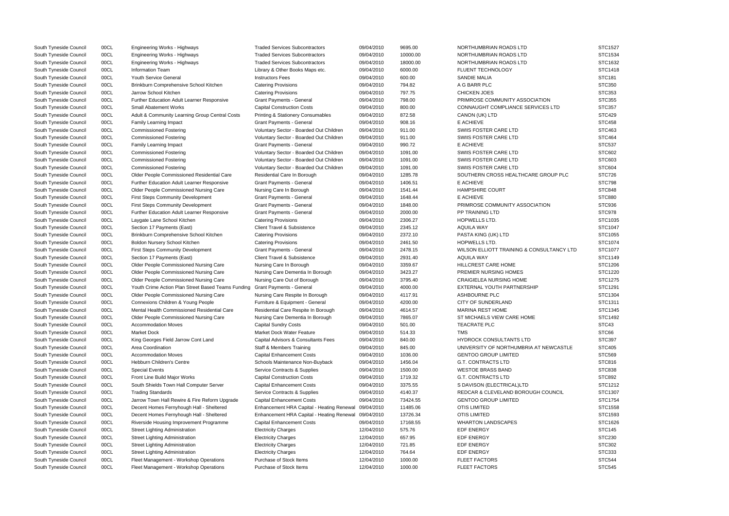| | | | | | | | |
|---|---|---|---|---|---|---|---|
| South Tyneside Council | 00CL | Engineering Works - Highways | Traded Services Subcontractors | 09/04/2010 | 9695.00 | NORTHUMBRIAN ROADS LTD | STC1527 |
| South Tyneside Council | 00CL | Engineering Works - Highways | Traded Services Subcontractors | 09/04/2010 | 10000.00 | NORTHUMBRIAN ROADS LTD | STC1534 |
| South Tyneside Council | 00CL | Engineering Works - Highways | Traded Services Subcontractors | 09/04/2010 | 18000.00 | NORTHUMBRIAN ROADS LTD | STC1632 |
| South Tyneside Council | 00CL | Information Team | Library & Other Books Maps etc. | 09/04/2010 | 6000.00 | FLUENT TECHNOLOGY | STC1418 |
| South Tyneside Council | 00CL | Youth Service General | Instructors Fees | 09/04/2010 | 600.00 | SANDIE MALIA | STC181 |
| South Tyneside Council | 00CL | Brinkburn Comprehensive School Kitchen | Catering Provisions | 09/04/2010 | 794.82 | A G BARR PLC | STC350 |
| South Tyneside Council | 00CL | Jarrow School Kitchen | Catering Provisions | 09/04/2010 | 797.75 | CHICKEN JOES | STC353 |
| South Tyneside Council | 00CL | Further Education Adult Learner Responsive | Grant Payments - General | 09/04/2010 | 798.00 | PRIMROSE COMMUNITY ASSOCIATION | STC355 |
| South Tyneside Council | 00CL | Small Abatement Works | Capital Construction Costs | 09/04/2010 | 800.00 | CONNAUGHT COMPLIANCE SERVICES LTD | STC357 |
| South Tyneside Council | 00CL | Adult & Community Learning Group Central Costs | Printing & Stationery Consumables | 09/04/2010 | 872.58 | CANON (UK) LTD | STC429 |
| South Tyneside Council | 00CL | Family Learning Impact | Grant Payments - General | 09/04/2010 | 908.16 | E ACHIEVE | STC458 |
| South Tyneside Council | 00CL | Commissioned Fostering | Voluntary Sector - Boarded Out Children | 09/04/2010 | 911.00 | SWIIS FOSTER CARE LTD | STC463 |
| South Tyneside Council | 00CL | Commissioned Fostering | Voluntary Sector - Boarded Out Children | 09/04/2010 | 911.00 | SWIIS FOSTER CARE LTD | STC464 |
| South Tyneside Council | 00CL | Family Learning Impact | Grant Payments - General | 09/04/2010 | 990.72 | E ACHIEVE | STC537 |
| South Tyneside Council | 00CL | Commissioned Fostering | Voluntary Sector - Boarded Out Children | 09/04/2010 | 1091.00 | SWIIS FOSTER CARE LTD | STC602 |
| South Tyneside Council | 00CL | Commissioned Fostering | Voluntary Sector - Boarded Out Children | 09/04/2010 | 1091.00 | SWIIS FOSTER CARE LTD | STC603 |
| South Tyneside Council | 00CL | Commissioned Fostering | Voluntary Sector - Boarded Out Children | 09/04/2010 | 1091.00 | SWIIS FOSTER CARE LTD | STC604 |
| South Tyneside Council | 00CL | Older People Commissioned Residential Care | Residential Care In Borough | 09/04/2010 | 1285.78 | SOUTHERN CROSS HEALTHCARE GROUP PLC | STC726 |
| South Tyneside Council | 00CL | Further Education Adult Learner Responsive | Grant Payments - General | 09/04/2010 | 1406.51 | E ACHIEVE | STC798 |
| South Tyneside Council | 00CL | Older People Commissioned Nursing Care | Nursing Care In Borough | 09/04/2010 | 1541.44 | HAMPSHIRE COURT | STC848 |
| South Tyneside Council | 00CL | First Steps Community Development | Grant Payments - General | 09/04/2010 | 1648.44 | E ACHIEVE | STC880 |
| South Tyneside Council | 00CL | First Steps Community Development | Grant Payments - General | 09/04/2010 | 1848.00 | PRIMROSE COMMUNITY ASSOCIATION | STC936 |
| South Tyneside Council | 00CL | Further Education Adult Learner Responsive | Grant Payments - General | 09/04/2010 | 2000.00 | PP TRAINING LTD | STC978 |
| South Tyneside Council | 00CL | Laygate Lane School Kitchen | Catering Provisions | 09/04/2010 | 2306.27 | HOPWELLS LTD. | STC1035 |
| South Tyneside Council | 00CL | Section 17 Payments (East) | Client Travel & Subsistence | 09/04/2010 | 2345.12 | AQUILA WAY | STC1047 |
| South Tyneside Council | 00CL | Brinkburn Comprehensive School Kitchen | Catering Provisions | 09/04/2010 | 2372.10 | PASTA KING (UK) LTD | STC1055 |
| South Tyneside Council | 00CL | Boldon Nursery School Kitchen | Catering Provisions | 09/04/2010 | 2461.50 | HOPWELLS LTD. | STC1074 |
| South Tyneside Council | 00CL | First Steps Community Development | Grant Payments - General | 09/04/2010 | 2478.15 | WILSON ELLIOTT TRAINING & CONSULTANCY LTD | STC1077 |
| South Tyneside Council | 00CL | Section 17 Payments (East) | Client Travel & Subsistence | 09/04/2010 | 2931.40 | AQUILA WAY | STC1149 |
| South Tyneside Council | 00CL | Older People Commissioned Nursing Care | Nursing Care In Borough | 09/04/2010 | 3359.67 | HILLCREST CARE HOME | STC1206 |
| South Tyneside Council | 00CL | Older People Commissioned Nursing Care | Nursing Care Dementia In Borough | 09/04/2010 | 3423.27 | PREMIER NURSING HOMES | STC1220 |
| South Tyneside Council | 00CL | Older People Commissioned Nursing Care | Nursing Care Out of Borough | 09/04/2010 | 3795.40 | CRAIGIELEA NURSING HOME | STC1275 |
| South Tyneside Council | 00CL | Youth Crime Action Plan Street Based Teams Funding | Grant Payments - General | 09/04/2010 | 4000.00 | EXTERNAL YOUTH PARTNERSHIP | STC1291 |
| South Tyneside Council | 00CL | Older People Commissioned Nursing Care | Nursing Care Respite In Borough | 09/04/2010 | 4117.91 | ASHBOURNE PLC | STC1304 |
| South Tyneside Council | 00CL | Connexions Children & Young People | Furniture & Equipment - General | 09/04/2010 | 4200.00 | CITY OF SUNDERLAND | STC1311 |
| South Tyneside Council | 00CL | Mental Health Commissioned Residential Care | Residential Care Respite In Borough | 09/04/2010 | 4614.57 | MARINA REST HOME | STC1345 |
| South Tyneside Council | 00CL | Older People Commissioned Nursing Care | Nursing Care Dementia In Borough | 09/04/2010 | 7865.07 | ST MICHAELS VIEW CARE HOME | STC1492 |
| South Tyneside Council | 00CL | Accommodation Moves | Capital Sundry Costs | 09/04/2010 | 501.00 | TEACRATE PLC | STC43 |
| South Tyneside Council | 00CL | Market Dock | Market Dock Water Feature | 09/04/2010 | 514.33 | TMS | STC66 |
| South Tyneside Council | 00CL | King Georges Field Jarrow Cont Land | Capital Advisors & Consultants Fees | 09/04/2010 | 840.00 | HYDROCK CONSULTANTS LTD | STC397 |
| South Tyneside Council | 00CL | Area Coordination | Staff & Members Training | 09/04/2010 | 845.00 | UNIVERSITY OF NORTHUMBRIA AT NEWCASTLE | STC405 |
| South Tyneside Council | 00CL | Accommodation Moves | Capital Enhancement Costs | 09/04/2010 | 1036.00 | GENTOO GROUP LIMITED | STC569 |
| South Tyneside Council | 00CL | Hebburn Children's Centre | Schools Maintenance Non-Buyback | 09/04/2010 | 1456.04 | G.T. CONTRACTS LTD | STC816 |
| South Tyneside Council | 00CL | Special Events | Service Contracts & Supplies | 09/04/2010 | 1500.00 | WESTOE BRASS BAND | STC838 |
| South Tyneside Council | 00CL | Front Line Build Major Works | Capital Construction Costs | 09/04/2010 | 1719.32 | G.T. CONTRACTS LTD | STC892 |
| South Tyneside Council | 00CL | South Shields Town Hall Computer Server | Capital Enhancement Costs | 09/04/2010 | 3375.55 | S DAVISON (ELECTRICAL)LTD | STC1212 |
| South Tyneside Council | 00CL | Trading Standards | Service Contracts & Supplies | 09/04/2010 | 4140.37 | REDCAR & CLEVELAND BOROUGH COUNCIL | STC1307 |
| South Tyneside Council | 00CL | Jarrow Town Hall Rewire & Fire Reform Upgrade | Capital Enhancement Costs | 09/04/2010 | 73424.55 | GENTOO GROUP LIMITED | STC1754 |
| South Tyneside Council | 00CL | Decent Homes Fernyhough Hall - Sheltered | Enhancement HRA Capital - Heating Renewal | 09/04/2010 | 11485.06 | OTIS LIMITED | STC1558 |
| South Tyneside Council | 00CL | Decent Homes Fernyhough Hall - Sheltered | Enhancement HRA Capital - Heating Renewal | 09/04/2010 | 13726.34 | OTIS LIMITED | STC1593 |
| South Tyneside Council | 00CL | Riverside Housing Improvement Programme | Capital Enhancement Costs | 09/04/2010 | 17168.55 | WHARTON LANDSCAPES | STC1626 |
| South Tyneside Council | 00CL | Street Lighting Administration | Electricity Charges | 12/04/2010 | 575.76 | EDF ENERGY | STC145 |
| South Tyneside Council | 00CL | Street Lighting Administration | Electricity Charges | 12/04/2010 | 657.95 | EDF ENERGY | STC230 |
| South Tyneside Council | 00CL | Street Lighting Administration | Electricity Charges | 12/04/2010 | 721.85 | EDF ENERGY | STC302 |
| South Tyneside Council | 00CL | Street Lighting Administration | Electricity Charges | 12/04/2010 | 764.64 | EDF ENERGY | STC333 |
| South Tyneside Council | 00CL | Fleet Management - Workshop Operations | Purchase of Stock Items | 12/04/2010 | 1000.00 | FLEET FACTORS | STC544 |
| South Tyneside Council | 00CL | Fleet Management - Workshop Operations | Purchase of Stock Items | 12/04/2010 | 1000.00 | FLEET FACTORS | STC545 |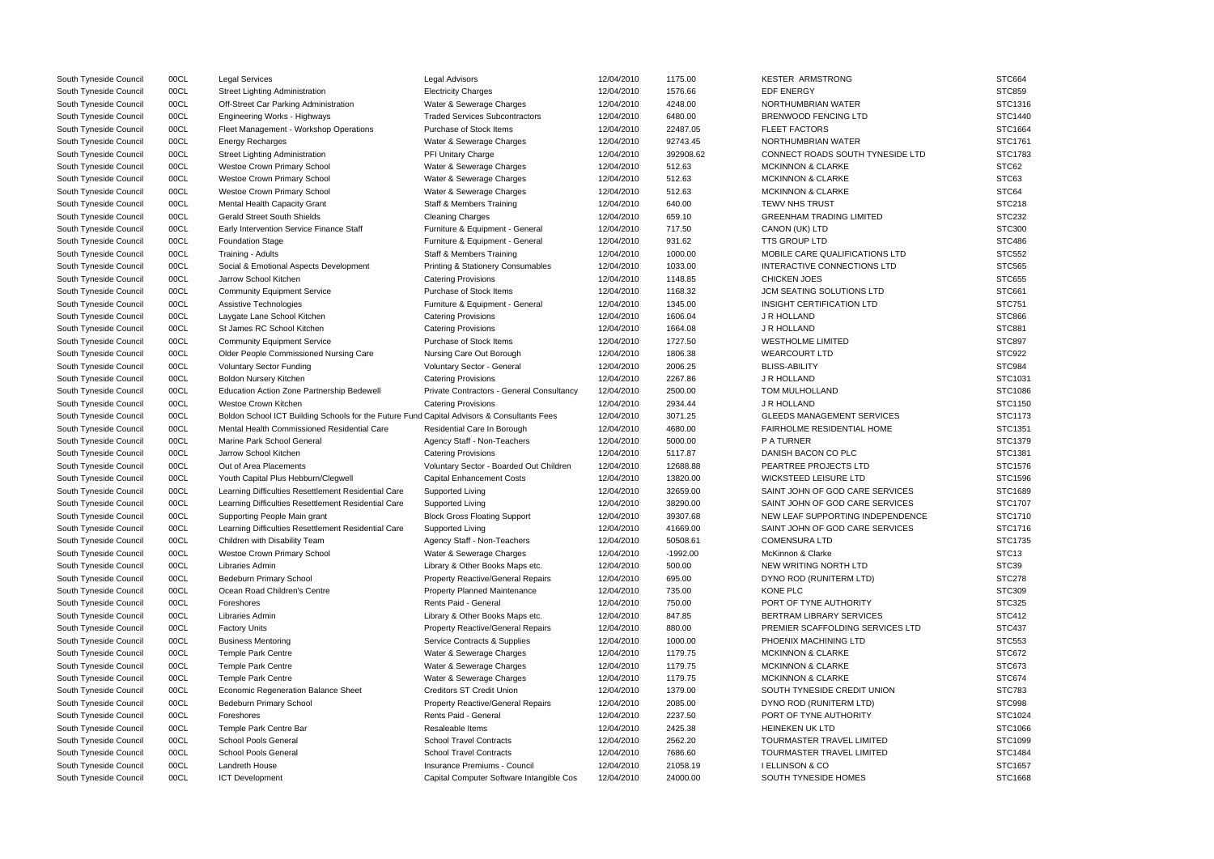| | | | | | | | |
|---|---|---|---|---|---|---|---|
| South Tyneside Council | 00CL | Legal Services | Legal Advisors | 12/04/2010 | 1175.00 | KESTER ARMSTRONG | STC664 |
| South Tyneside Council | 00CL | Street Lighting Administration | Electricity Charges | 12/04/2010 | 1576.66 | EDF ENERGY | STC859 |
| South Tyneside Council | 00CL | Off-Street Car Parking Administration | Water & Sewerage Charges | 12/04/2010 | 4248.00 | NORTHUMBRIAN WATER | STC1316 |
| South Tyneside Council | 00CL | Engineering Works - Highways | Traded Services Subcontractors | 12/04/2010 | 6480.00 | BRENWOOD FENCING LTD | STC1440 |
| South Tyneside Council | 00CL | Fleet Management - Workshop Operations | Purchase of Stock Items | 12/04/2010 | 22487.05 | FLEET FACTORS | STC1664 |
| South Tyneside Council | 00CL | Energy Recharges | Water & Sewerage Charges | 12/04/2010 | 92743.45 | NORTHUMBRIAN WATER | STC1761 |
| South Tyneside Council | 00CL | Street Lighting Administration | PFI Unitary Charge | 12/04/2010 | 392908.62 | CONNECT ROADS SOUTH TYNESIDE LTD | STC1783 |
| South Tyneside Council | 00CL | Westoe Crown Primary School | Water & Sewerage Charges | 12/04/2010 | 512.63 | MCKINNON & CLARKE | STC62 |
| South Tyneside Council | 00CL | Westoe Crown Primary School | Water & Sewerage Charges | 12/04/2010 | 512.63 | MCKINNON & CLARKE | STC63 |
| South Tyneside Council | 00CL | Westoe Crown Primary School | Water & Sewerage Charges | 12/04/2010 | 512.63 | MCKINNON & CLARKE | STC64 |
| South Tyneside Council | 00CL | Mental Health Capacity Grant | Staff & Members Training | 12/04/2010 | 640.00 | TEWV NHS TRUST | STC218 |
| South Tyneside Council | 00CL | Gerald Street South Shields | Cleaning Charges | 12/04/2010 | 659.10 | GREENHAM TRADING LIMITED | STC232 |
| South Tyneside Council | 00CL | Early Intervention Service Finance Staff | Furniture & Equipment - General | 12/04/2010 | 717.50 | CANON (UK) LTD | STC300 |
| South Tyneside Council | 00CL | Foundation Stage | Furniture & Equipment - General | 12/04/2010 | 931.62 | TTS GROUP LTD | STC486 |
| South Tyneside Council | 00CL | Training - Adults | Staff & Members Training | 12/04/2010 | 1000.00 | MOBILE CARE QUALIFICATIONS LTD | STC552 |
| South Tyneside Council | 00CL | Social & Emotional Aspects Development | Printing & Stationery Consumables | 12/04/2010 | 1033.00 | INTERACTIVE CONNECTIONS LTD | STC565 |
| South Tyneside Council | 00CL | Jarrow School Kitchen | Catering Provisions | 12/04/2010 | 1148.85 | CHICKEN JOES | STC655 |
| South Tyneside Council | 00CL | Community Equipment Service | Purchase of Stock Items | 12/04/2010 | 1168.32 | JCM SEATING SOLUTIONS LTD | STC661 |
| South Tyneside Council | 00CL | Assistive Technologies | Furniture & Equipment - General | 12/04/2010 | 1345.00 | INSIGHT CERTIFICATION LTD | STC751 |
| South Tyneside Council | 00CL | Laygate Lane School Kitchen | Catering Provisions | 12/04/2010 | 1606.04 | J R HOLLAND | STC866 |
| South Tyneside Council | 00CL | St James RC School Kitchen | Catering Provisions | 12/04/2010 | 1664.08 | J R HOLLAND | STC881 |
| South Tyneside Council | 00CL | Community Equipment Service | Purchase of Stock Items | 12/04/2010 | 1727.50 | WESTHOLME LIMITED | STC897 |
| South Tyneside Council | 00CL | Older People Commissioned Nursing Care | Nursing Care Out Borough | 12/04/2010 | 1806.38 | WEARCOURT LTD | STC922 |
| South Tyneside Council | 00CL | Voluntary Sector Funding | Voluntary Sector - General | 12/04/2010 | 2006.25 | BLISS-ABILITY | STC984 |
| South Tyneside Council | 00CL | Boldon Nursery Kitchen | Catering Provisions | 12/04/2010 | 2267.86 | J R HOLLAND | STC1031 |
| South Tyneside Council | 00CL | Education Action Zone Partnership Bedewell | Private Contractors - General Consultancy | 12/04/2010 | 2500.00 | TOM MULHOLLAND | STC1086 |
| South Tyneside Council | 00CL | Westoe Crown Kitchen | Catering Provisions | 12/04/2010 | 2934.44 | J R HOLLAND | STC1150 |
| South Tyneside Council | 00CL | Boldon School ICT Building Schools for the Future Fund | Capital Advisors & Consultants Fees | 12/04/2010 | 3071.25 | GLEEDS MANAGEMENT SERVICES | STC1173 |
| South Tyneside Council | 00CL | Mental Health Commissioned Residential Care | Residential Care In Borough | 12/04/2010 | 4680.00 | FAIRHOLME RESIDENTIAL HOME | STC1351 |
| South Tyneside Council | 00CL | Marine Park School General | Agency Staff - Non-Teachers | 12/04/2010 | 5000.00 | P A TURNER | STC1379 |
| South Tyneside Council | 00CL | Jarrow School Kitchen | Catering Provisions | 12/04/2010 | 5117.87 | DANISH BACON CO PLC | STC1381 |
| South Tyneside Council | 00CL | Out of Area Placements | Voluntary Sector - Boarded Out Children | 12/04/2010 | 12688.88 | PEARTREE PROJECTS LTD | STC1576 |
| South Tyneside Council | 00CL | Youth Capital Plus Hebburn/Clegwell | Capital Enhancement Costs | 12/04/2010 | 13820.00 | WICKSTEED LEISURE LTD | STC1596 |
| South Tyneside Council | 00CL | Learning Difficulties Resettlement Residential Care | Supported Living | 12/04/2010 | 32659.00 | SAINT JOHN OF GOD CARE SERVICES | STC1689 |
| South Tyneside Council | 00CL | Learning Difficulties Resettlement Residential Care | Supported Living | 12/04/2010 | 38290.00 | SAINT JOHN OF GOD CARE SERVICES | STC1707 |
| South Tyneside Council | 00CL | Supporting People Main grant | Block Gross Floating Support | 12/04/2010 | 39307.68 | NEW LEAF SUPPORTING INDEPENDENCE | STC1710 |
| South Tyneside Council | 00CL | Learning Difficulties Resettlement Residential Care | Supported Living | 12/04/2010 | 41669.00 | SAINT JOHN OF GOD CARE SERVICES | STC1716 |
| South Tyneside Council | 00CL | Children with Disability Team | Agency Staff - Non-Teachers | 12/04/2010 | 50508.61 | COMENSURA LTD | STC1735 |
| South Tyneside Council | 00CL | Westoe Crown Primary School | Water & Sewerage Charges | 12/04/2010 | -1992.00 | McKinnon & Clarke | STC13 |
| South Tyneside Council | 00CL | Libraries Admin | Library & Other Books Maps etc. | 12/04/2010 | 500.00 | NEW WRITING NORTH LTD | STC39 |
| South Tyneside Council | 00CL | Bedeburn Primary School | Property Reactive/General Repairs | 12/04/2010 | 695.00 | DYNO ROD (RUNITERM LTD) | STC278 |
| South Tyneside Council | 00CL | Ocean Road Children's Centre | Property Planned Maintenance | 12/04/2010 | 735.00 | KONE PLC | STC309 |
| South Tyneside Council | 00CL | Foreshores | Rents Paid - General | 12/04/2010 | 750.00 | PORT OF TYNE AUTHORITY | STC325 |
| South Tyneside Council | 00CL | Libraries Admin | Library & Other Books Maps etc. | 12/04/2010 | 847.85 | BERTRAM LIBRARY SERVICES | STC412 |
| South Tyneside Council | 00CL | Factory Units | Property Reactive/General Repairs | 12/04/2010 | 880.00 | PREMIER SCAFFOLDING SERVICES LTD | STC437 |
| South Tyneside Council | 00CL | Business Mentoring | Service Contracts & Supplies | 12/04/2010 | 1000.00 | PHOENIX MACHINING LTD | STC553 |
| South Tyneside Council | 00CL | Temple Park Centre | Water & Sewerage Charges | 12/04/2010 | 1179.75 | MCKINNON & CLARKE | STC672 |
| South Tyneside Council | 00CL | Temple Park Centre | Water & Sewerage Charges | 12/04/2010 | 1179.75 | MCKINNON & CLARKE | STC673 |
| South Tyneside Council | 00CL | Temple Park Centre | Water & Sewerage Charges | 12/04/2010 | 1179.75 | MCKINNON & CLARKE | STC674 |
| South Tyneside Council | 00CL | Economic Regeneration Balance Sheet | Creditors ST Credit Union | 12/04/2010 | 1379.00 | SOUTH TYNESIDE CREDIT UNION | STC783 |
| South Tyneside Council | 00CL | Bedeburn Primary School | Property Reactive/General Repairs | 12/04/2010 | 2085.00 | DYNO ROD (RUNITERM LTD) | STC998 |
| South Tyneside Council | 00CL | Foreshores | Rents Paid - General | 12/04/2010 | 2237.50 | PORT OF TYNE AUTHORITY | STC1024 |
| South Tyneside Council | 00CL | Temple Park Centre Bar | Resaleable Items | 12/04/2010 | 2425.38 | HEINEKEN UK LTD | STC1066 |
| South Tyneside Council | 00CL | School Pools General | School Travel Contracts | 12/04/2010 | 2562.20 | TOURMASTER TRAVEL LIMITED | STC1099 |
| South Tyneside Council | 00CL | School Pools General | School Travel Contracts | 12/04/2010 | 7686.60 | TOURMASTER TRAVEL LIMITED | STC1484 |
| South Tyneside Council | 00CL | Landreth House | Insurance Premiums - Council | 12/04/2010 | 21058.19 | I ELLINSON & CO | STC1657 |
| South Tyneside Council | 00CL | ICT Development | Capital Computer Software Intangible Cos | 12/04/2010 | 24000.00 | SOUTH TYNESIDE HOMES | STC1668 |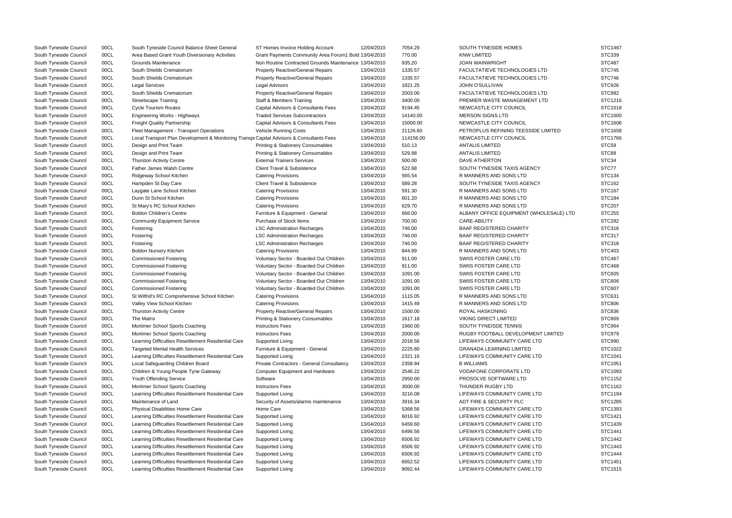| South Tyneside Council | 00CL | South Tyneside Council Balance Sheet General | ST Homes Invoice Holding Account | 12/04/2010 | 7054.29 | SOUTH TYNESIDE HOMES | STC1467 |
|---|---|---|---|---|---|---|---|
| South Tyneside Council | 00CL | Area Based Grant Youth Diversionary Activities | Grant Payments Community Area Forum1 Bold | 13/04/2010 | 770.00 | KNW LIMITED | STC339 |
| South Tyneside Council | 00CL | Grounds Maintenance | Non Routine Contracted Grounds Maintenance | 13/04/2010 | 935.20 | JOAN WAINWRIGHT | STC487 |
| South Tyneside Council | 00CL | South Shields Crematorium | Property Reactive/General Repairs | 13/04/2010 | 1335.57 | FACULTATIEVE TECHNOLOGIES LTD | STC745 |
| South Tyneside Council | 00CL | South Shields Crematorium | Property Reactive/General Repairs | 13/04/2010 | 1335.57 | FACULTATIEVE TECHNOLOGIES LTD | STC746 |
| South Tyneside Council | 00CL | Legal Services | Legal Advisors | 13/04/2010 | 1821.25 | JOHN O'SULLIVAN | STC926 |
| South Tyneside Council | 00CL | South Shields Crematorium | Property Reactive/General Repairs | 13/04/2010 | 2003.00 | FACULTATIEVE TECHNOLOGIES LTD | STC982 |
| South Tyneside Council | 00CL | Streetscape Training | Staff & Members Training | 13/04/2010 | 3400.00 | PREMIER WASTE MANAGEMENT LTD | STC1216 |
| South Tyneside Council | 00CL | Cycle Tourism Routes | Capital Advisors & Consultants Fees | 13/04/2010 | 9194.45 | NEWCASTLE CITY COUNCIL | STC1518 |
| South Tyneside Council | 00CL | Engineering Works - Highways | Traded Services Subcontractors | 13/04/2010 | 14140.00 | MERSON SIGNS LTD | STC1600 |
| South Tyneside Council | 00CL | Freight Quality Partnership | Capital Advisors & Consultants Fees | 13/04/2010 | 15000.00 | NEWCASTLE CITY COUNCIL | STC1606 |
| South Tyneside Council | 00CL | Fleet Management - Transport Operations | Vehicle Running Costs | 13/04/2010 | 21126.60 | PETROPLUS REFINING TEESSIDE LIMITED | STC1658 |
| South Tyneside Council | 00CL | Local Transport Plan Development & Monitoring Transpo | Capital Advisors & Consultants Fees | 13/04/2010 | 114156.00 | NEWCASTLE CITY COUNCIL | STC1766 |
| South Tyneside Council | 00CL | Design and Print Team | Printing & Stationery Consumables | 13/04/2010 | 510.13 | ANTALIS LIMITED | STC58 |
| South Tyneside Council | 00CL | Design and Print Team | Printing & Stationery Consumables | 13/04/2010 | 529.88 | ANTALIS LIMITED | STC88 |
| South Tyneside Council | 00CL | Thurston Activity Centre | External Trainers Services | 13/04/2010 | 500.00 | DAVE ATHERTON | STC34 |
| South Tyneside Council | 00CL | Father James Walsh Centre | Client Travel & Subsistence | 13/04/2010 | 522.68 | SOUTH TYNESIDE TAXIS AGENCY | STC77 |
| South Tyneside Council | 00CL | Ridgeway School Kitchen | Catering Provisions | 13/04/2010 | 565.54 | R MANNERS AND SONS LTD | STC134 |
| South Tyneside Council | 00CL | Hampden St Day Care | Client Travel & Subsistence | 13/04/2010 | 589.28 | SOUTH TYNESIDE TAXIS AGENCY | STC162 |
| South Tyneside Council | 00CL | Laygate Lane School Kitchen | Catering Provisions | 13/04/2010 | 591.30 | R MANNERS AND SONS LTD | STC167 |
| South Tyneside Council | 00CL | Dunn St School Kitchen | Catering Provisions | 13/04/2010 | 601.20 | R MANNERS AND SONS LTD | STC184 |
| South Tyneside Council | 00CL | St Mary's RC School Kitchen | Catering Provisions | 13/04/2010 | 629.70 | R MANNERS AND SONS LTD | STC207 |
| South Tyneside Council | 00CL | Boldon Children's Centre | Furniture & Equipment - General | 13/04/2010 | 666.00 | ALBANY OFFICE EQUIPMENT (WHOLESALE) LTD | STC255 |
| South Tyneside Council | 00CL | Community Equipment Service | Purchase of Stock Items | 13/04/2010 | 700.00 | CARE-ABILITY | STC282 |
| South Tyneside Council | 00CL | Fostering | LSC Administration Recharges | 13/04/2010 | 746.00 | BAAF REGISTERED CHARITY | STC316 |
| South Tyneside Council | 00CL | Fostering | LSC Administration Recharges | 13/04/2010 | 746.00 | BAAF REGISTERED CHARITY | STC317 |
| South Tyneside Council | 00CL | Fostering | LSC Administration Recharges | 13/04/2010 | 746.00 | BAAF REGISTERED CHARITY | STC318 |
| South Tyneside Council | 00CL | Boldon Nursery Kitchen | Catering Provisions | 13/04/2010 | 844.99 | R MANNERS AND SONS LTD | STC403 |
| South Tyneside Council | 00CL | Commissioned Fostering | Voluntary Sector - Boarded Out Children | 13/04/2010 | 911.00 | SWIIS FOSTER CARE LTD | STC467 |
| South Tyneside Council | 00CL | Commissioned Fostering | Voluntary Sector - Boarded Out Children | 13/04/2010 | 911.00 | SWIIS FOSTER CARE LTD | STC468 |
| South Tyneside Council | 00CL | Commissioned Fostering | Voluntary Sector - Boarded Out Children | 13/04/2010 | 1091.00 | SWIIS FOSTER CARE LTD | STC605 |
| South Tyneside Council | 00CL | Commissioned Fostering | Voluntary Sector - Boarded Out Children | 13/04/2010 | 1091.00 | SWIIS FOSTER CARE LTD | STC606 |
| South Tyneside Council | 00CL | Commissioned Fostering | Voluntary Sector - Boarded Out Children | 13/04/2010 | 1091.00 | SWIIS FOSTER CARE LTD | STC607 |
| South Tyneside Council | 00CL | St Wilfrid's RC Comprehensive School Kitchen | Catering Provisions | 13/04/2010 | 1115.05 | R MANNERS AND SONS LTD | STC631 |
| South Tyneside Council | 00CL | Valley View School Kitchen | Catering Provisions | 13/04/2010 | 1415.49 | R MANNERS AND SONS LTD | STC806 |
| South Tyneside Council | 00CL | Thurston Activity Centre | Property Reactive/General Repairs | 13/04/2010 | 1500.00 | ROYAL HASKONING | STC836 |
| South Tyneside Council | 00CL | The Matrix | Printing & Stationery Consumables | 13/04/2010 | 1617.18 | VIKING DIRECT LIMITED | STC869 |
| South Tyneside Council | 00CL | Mortimer School Sports Coaching | Instructors Fees | 13/04/2010 | 1960.00 | SOUTH TYNEISDE TENNIS | STC964 |
| South Tyneside Council | 00CL | Mortimer School Sports Coaching | Instructors Fees | 13/04/2010 | 2000.00 | RUGBY FOOTBALL DEVELOPMENT LIMITED | STC979 |
| South Tyneside Council | 00CL | Learning Difficulties Resettlement Residential Care | Supported Living | 13/04/2010 | 2018.56 | LIFEWAYS COMMUNITY CARE LTD | STC990 |
| South Tyneside Council | 00CL | Targeted Mental Health Services | Furniture & Equipment - General | 13/04/2010 | 2225.80 | GRANADA LEARNING LIMITED | STC1022 |
| South Tyneside Council | 00CL | Learning Difficulties Resettlement Residential Care | Supported Living | 13/04/2010 | 2321.16 | LIFEWAYS COMMUNITY CARE LTD | STC1041 |
| South Tyneside Council | 00CL | Local Safeguarding Children Board | Private Contractors - General Consultancy | 13/04/2010 | 2358.94 | B WILLIAMS | STC1051 |
| South Tyneside Council | 00CL | Children & Young People Tyne Gateway | Computer Equipment and Hardware | 13/04/2010 | 2546.22 | VODAFONE CORPORATE LTD | STC1093 |
| South Tyneside Council | 00CL | Youth Offending Service | Software | 13/04/2010 | 2950.00 | PROSOLVE SOFTWARE LTD | STC1152 |
| South Tyneside Council | 00CL | Mortimer School Sports Coaching | Instructors Fees | 13/04/2010 | 3000.00 | THUNDER RUGBY LTD | STC1162 |
| South Tyneside Council | 00CL | Learning Difficulties Resettlement Residential Care | Supported Living | 13/04/2010 | 3216.08 | LIFEWAYS COMMUNITY CARE LTD | STC1194 |
| South Tyneside Council | 00CL | Maintenance of Land | Security of Assets/alarms maintenance | 13/04/2010 | 3916.34 | ADT FIRE & SECURITY PLC | STC1285 |
| South Tyneside Council | 00CL | Physical Disabilities Home Care | Home Care | 13/04/2010 | 5368.56 | LIFEWAYS COMMUNITY CARE LTD | STC1393 |
| South Tyneside Council | 00CL | Learning Difficulties Resettlement Residential Care | Supported Living | 13/04/2010 | 6016.92 | LIFEWAYS COMMUNITY CARE LTD | STC1421 |
| South Tyneside Council | 00CL | Learning Difficulties Resettlement Residential Care | Supported Living | 13/04/2010 | 6459.60 | LIFEWAYS COMMUNITY CARE LTD | STC1439 |
| South Tyneside Council | 00CL | Learning Difficulties Resettlement Residential Care | Supported Living | 13/04/2010 | 6496.56 | LIFEWAYS COMMUNITY CARE LTD | STC1441 |
| South Tyneside Council | 00CL | Learning Difficulties Resettlement Residential Care | Supported Living | 13/04/2010 | 6506.92 | LIFEWAYS COMMUNITY CARE LTD | STC1442 |
| South Tyneside Council | 00CL | Learning Difficulties Resettlement Residential Care | Supported Living | 13/04/2010 | 6506.92 | LIFEWAYS COMMUNITY CARE LTD | STC1443 |
| South Tyneside Council | 00CL | Learning Difficulties Resettlement Residential Care | Supported Living | 13/04/2010 | 6506.92 | LIFEWAYS COMMUNITY CARE LTD | STC1444 |
| South Tyneside Council | 00CL | Learning Difficulties Resettlement Residential Care | Supported Living | 13/04/2010 | 6652.52 | LIFEWAYS COMMUNITY CARE LTD | STC1451 |
| South Tyneside Council | 00CL | Learning Difficulties Resettlement Residential Care | Supported Living | 13/04/2010 | 9092.44 | LIFEWAYS COMMUNITY CARE LTD | STC1515 |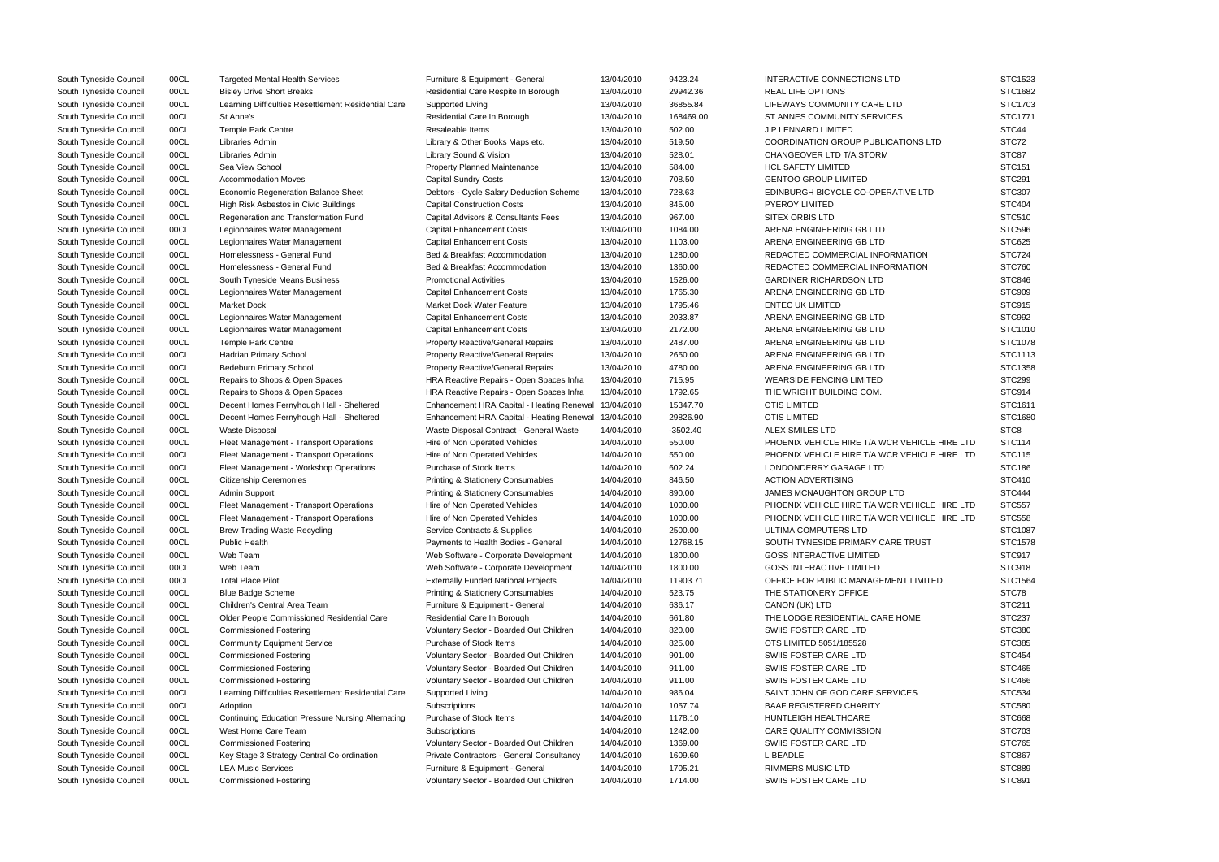| | | | | | | | |
|---|---|---|---|---|---|---|---|
| South Tyneside Council | 00CL | Targeted Mental Health Services | Furniture & Equipment - General | 13/04/2010 | 9423.24 | INTERACTIVE CONNECTIONS LTD | STC1523 |
| South Tyneside Council | 00CL | Bisley Drive Short Breaks | Residential Care Respite In Borough | 13/04/2010 | 29942.36 | REAL LIFE OPTIONS | STC1682 |
| South Tyneside Council | 00CL | Learning Difficulties Resettlement Residential Care | Supported Living | 13/04/2010 | 36855.84 | LIFEWAYS COMMUNITY CARE LTD | STC1703 |
| South Tyneside Council | 00CL | St Anne's | Residential Care In Borough | 13/04/2010 | 168469.00 | ST ANNES COMMUNITY SERVICES | STC1771 |
| South Tyneside Council | 00CL | Temple Park Centre | Resaleable Items | 13/04/2010 | 502.00 | J P LENNARD LIMITED | STC44 |
| South Tyneside Council | 00CL | Libraries Admin | Library & Other Books Maps etc. | 13/04/2010 | 519.50 | COORDINATION GROUP PUBLICATIONS LTD | STC72 |
| South Tyneside Council | 00CL | Libraries Admin | Library Sound & Vision | 13/04/2010 | 528.01 | CHANGEOVER LTD T/A STORM | STC87 |
| South Tyneside Council | 00CL | Sea View School | Property Planned Maintenance | 13/04/2010 | 584.00 | HCL SAFETY LIMITED | STC151 |
| South Tyneside Council | 00CL | Accommodation Moves | Capital Sundry Costs | 13/04/2010 | 708.50 | GENTOO GROUP LIMITED | STC291 |
| South Tyneside Council | 00CL | Economic Regeneration Balance Sheet | Debtors - Cycle Salary Deduction Scheme | 13/04/2010 | 728.63 | EDINBURGH BICYCLE CO-OPERATIVE LTD | STC307 |
| South Tyneside Council | 00CL | High Risk Asbestos in Civic Buildings | Capital Construction Costs | 13/04/2010 | 845.00 | PYEROY LIMITED | STC404 |
| South Tyneside Council | 00CL | Regeneration and Transformation Fund | Capital Advisors & Consultants Fees | 13/04/2010 | 967.00 | SITEX ORBIS LTD | STC510 |
| South Tyneside Council | 00CL | Legionnaires Water Management | Capital Enhancement Costs | 13/04/2010 | 1084.00 | ARENA ENGINEERING GB LTD | STC596 |
| South Tyneside Council | 00CL | Legionnaires Water Management | Capital Enhancement Costs | 13/04/2010 | 1103.00 | ARENA ENGINEERING GB LTD | STC625 |
| South Tyneside Council | 00CL | Homelessness - General Fund | Bed & Breakfast Accommodation | 13/04/2010 | 1280.00 | REDACTED COMMERCIAL INFORMATION | STC724 |
| South Tyneside Council | 00CL | Homelessness - General Fund | Bed & Breakfast Accommodation | 13/04/2010 | 1360.00 | REDACTED COMMERCIAL INFORMATION | STC760 |
| South Tyneside Council | 00CL | South Tyneside Means Business | Promotional Activities | 13/04/2010 | 1526.00 | GARDINER RICHARDSON LTD | STC846 |
| South Tyneside Council | 00CL | Legionnaires Water Management | Capital Enhancement Costs | 13/04/2010 | 1765.30 | ARENA ENGINEERING GB LTD | STC909 |
| South Tyneside Council | 00CL | Market Dock | Market Dock Water Feature | 13/04/2010 | 1795.46 | ENTEC UK LIMITED | STC915 |
| South Tyneside Council | 00CL | Legionnaires Water Management | Capital Enhancement Costs | 13/04/2010 | 2033.87 | ARENA ENGINEERING GB LTD | STC992 |
| South Tyneside Council | 00CL | Legionnaires Water Management | Capital Enhancement Costs | 13/04/2010 | 2172.00 | ARENA ENGINEERING GB LTD | STC1010 |
| South Tyneside Council | 00CL | Temple Park Centre | Property Reactive/General Repairs | 13/04/2010 | 2487.00 | ARENA ENGINEERING GB LTD | STC1078 |
| South Tyneside Council | 00CL | Hadrian Primary School | Property Reactive/General Repairs | 13/04/2010 | 2650.00 | ARENA ENGINEERING GB LTD | STC1113 |
| South Tyneside Council | 00CL | Bedeburn Primary School | Property Reactive/General Repairs | 13/04/2010 | 4780.00 | ARENA ENGINEERING GB LTD | STC1358 |
| South Tyneside Council | 00CL | Repairs to Shops & Open Spaces | HRA Reactive Repairs - Open Spaces Infra | 13/04/2010 | 715.95 | WEARSIDE FENCING LIMITED | STC299 |
| South Tyneside Council | 00CL | Repairs to Shops & Open Spaces | HRA Reactive Repairs - Open Spaces Infra | 13/04/2010 | 1792.65 | THE WRIGHT BUILDING COM. | STC914 |
| South Tyneside Council | 00CL | Decent Homes Fernyhough Hall - Sheltered | Enhancement HRA Capital - Heating Renewal | 13/04/2010 | 15347.70 | OTIS LIMITED | STC1611 |
| South Tyneside Council | 00CL | Decent Homes Fernyhough Hall - Sheltered | Enhancement HRA Capital - Heating Renewal | 13/04/2010 | 29826.90 | OTIS LIMITED | STC1680 |
| South Tyneside Council | 00CL | Waste Disposal | Waste Disposal Contract - General Waste | 14/04/2010 | -3502.40 | ALEX SMILES LTD | STC8 |
| South Tyneside Council | 00CL | Fleet Management - Transport Operations | Hire of Non Operated Vehicles | 14/04/2010 | 550.00 | PHOENIX VEHICLE HIRE T/A WCR VEHICLE HIRE LTD | STC114 |
| South Tyneside Council | 00CL | Fleet Management - Transport Operations | Hire of Non Operated Vehicles | 14/04/2010 | 550.00 | PHOENIX VEHICLE HIRE T/A WCR VEHICLE HIRE LTD | STC115 |
| South Tyneside Council | 00CL | Fleet Management - Workshop Operations | Purchase of Stock Items | 14/04/2010 | 602.24 | LONDONDERRY GARAGE LTD | STC186 |
| South Tyneside Council | 00CL | Citizenship Ceremonies | Printing & Stationery Consumables | 14/04/2010 | 846.50 | ACTION ADVERTISING | STC410 |
| South Tyneside Council | 00CL | Admin Support | Printing & Stationery Consumables | 14/04/2010 | 890.00 | JAMES MCNAUGHTON GROUP LTD | STC444 |
| South Tyneside Council | 00CL | Fleet Management - Transport Operations | Hire of Non Operated Vehicles | 14/04/2010 | 1000.00 | PHOENIX VEHICLE HIRE T/A WCR VEHICLE HIRE LTD | STC557 |
| South Tyneside Council | 00CL | Fleet Management - Transport Operations | Hire of Non Operated Vehicles | 14/04/2010 | 1000.00 | PHOENIX VEHICLE HIRE T/A WCR VEHICLE HIRE LTD | STC558 |
| South Tyneside Council | 00CL | Brew Trading Waste Recycling | Service Contracts & Supplies | 14/04/2010 | 2500.00 | ULTIMA COMPUTERS LTD | STC1087 |
| South Tyneside Council | 00CL | Public Health | Payments to Health Bodies - General | 14/04/2010 | 12768.15 | SOUTH TYNESIDE PRIMARY CARE TRUST | STC1578 |
| South Tyneside Council | 00CL | Web Team | Web Software - Corporate Development | 14/04/2010 | 1800.00 | GOSS INTERACTIVE LIMITED | STC917 |
| South Tyneside Council | 00CL | Web Team | Web Software - Corporate Development | 14/04/2010 | 1800.00 | GOSS INTERACTIVE LIMITED | STC918 |
| South Tyneside Council | 00CL | Total Place Pilot | Externally Funded National Projects | 14/04/2010 | 11903.71 | OFFICE FOR PUBLIC MANAGEMENT LIMITED | STC1564 |
| South Tyneside Council | 00CL | Blue Badge Scheme | Printing & Stationery Consumables | 14/04/2010 | 523.75 | THE STATIONERY OFFICE | STC78 |
| South Tyneside Council | 00CL | Children's Central Area Team | Furniture & Equipment - General | 14/04/2010 | 636.17 | CANON (UK) LTD | STC211 |
| South Tyneside Council | 00CL | Older People Commissioned Residential Care | Residential Care In Borough | 14/04/2010 | 661.80 | THE LODGE RESIDENTIAL CARE HOME | STC237 |
| South Tyneside Council | 00CL | Commissioned Fostering | Voluntary Sector - Boarded Out Children | 14/04/2010 | 820.00 | SWIIS FOSTER CARE LTD | STC380 |
| South Tyneside Council | 00CL | Community Equipment Service | Purchase of Stock Items | 14/04/2010 | 825.00 | OTS LIMITED 5051/185528 | STC385 |
| South Tyneside Council | 00CL | Commissioned Fostering | Voluntary Sector - Boarded Out Children | 14/04/2010 | 901.00 | SWIIS FOSTER CARE LTD | STC454 |
| South Tyneside Council | 00CL | Commissioned Fostering | Voluntary Sector - Boarded Out Children | 14/04/2010 | 911.00 | SWIIS FOSTER CARE LTD | STC465 |
| South Tyneside Council | 00CL | Commissioned Fostering | Voluntary Sector - Boarded Out Children | 14/04/2010 | 911.00 | SWIIS FOSTER CARE LTD | STC466 |
| South Tyneside Council | 00CL | Learning Difficulties Resettlement Residential Care | Supported Living | 14/04/2010 | 986.04 | SAINT JOHN OF GOD CARE SERVICES | STC534 |
| South Tyneside Council | 00CL | Adoption | Subscriptions | 14/04/2010 | 1057.74 | BAAF REGISTERED CHARITY | STC580 |
| South Tyneside Council | 00CL | Continuing Education Pressure Nursing Alternating | Purchase of Stock Items | 14/04/2010 | 1178.10 | HUNTLEIGH HEALTHCARE | STC668 |
| South Tyneside Council | 00CL | West Home Care Team | Subscriptions | 14/04/2010 | 1242.00 | CARE QUALITY COMMISSION | STC703 |
| South Tyneside Council | 00CL | Commissioned Fostering | Voluntary Sector - Boarded Out Children | 14/04/2010 | 1369.00 | SWIIS FOSTER CARE LTD | STC765 |
| South Tyneside Council | 00CL | Key Stage 3 Strategy Central Co-ordination | Private Contractors - General Consultancy | 14/04/2010 | 1609.60 | L BEADLE | STC867 |
| South Tyneside Council | 00CL | LEA Music Services | Furniture & Equipment - General | 14/04/2010 | 1705.21 | RIMMERS MUSIC LTD | STC889 |
| South Tyneside Council | 00CL | Commissioned Fostering | Voluntary Sector - Boarded Out Children | 14/04/2010 | 1714.00 | SWIIS FOSTER CARE LTD | STC891 |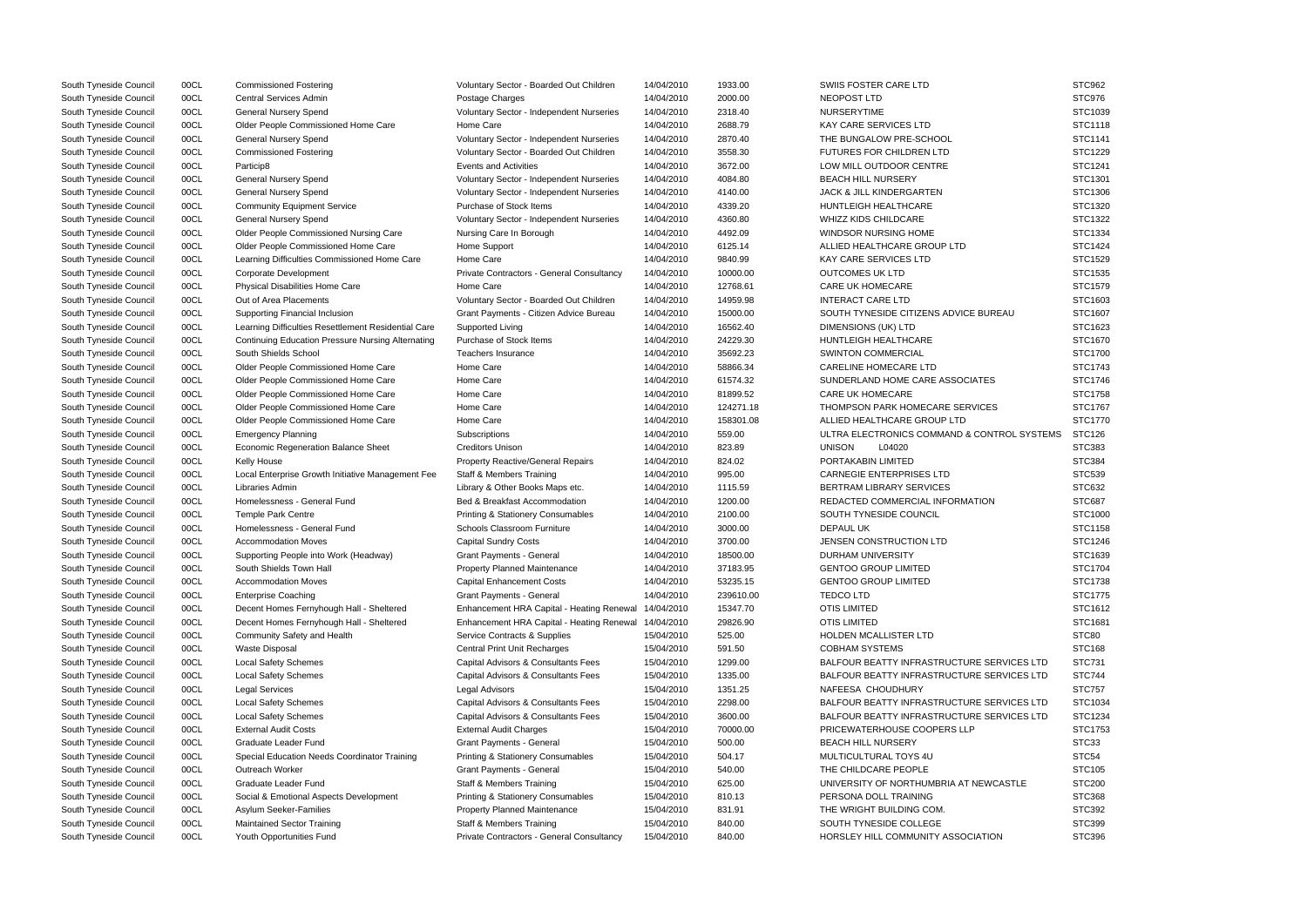| | | | | | | | |
|---|---|---|---|---|---|---|---|
| South Tyneside Council | 00CL | Commissioned Fostering | Voluntary Sector - Boarded Out Children | 14/04/2010 | 1933.00 | SWIIS FOSTER CARE LTD | STC962 |
| South Tyneside Council | 00CL | Central Services Admin | Postage Charges | 14/04/2010 | 2000.00 | NEOPOST LTD | STC976 |
| South Tyneside Council | 00CL | General Nursery Spend | Voluntary Sector - Independent Nurseries | 14/04/2010 | 2318.40 | NURSERYTIME | STC1039 |
| South Tyneside Council | 00CL | Older People Commissioned Home Care | Home Care | 14/04/2010 | 2688.79 | KAY CARE SERVICES LTD | STC1118 |
| South Tyneside Council | 00CL | General Nursery Spend | Voluntary Sector - Independent Nurseries | 14/04/2010 | 2870.40 | THE BUNGALOW PRE-SCHOOL | STC1141 |
| South Tyneside Council | 00CL | Commissioned Fostering | Voluntary Sector - Boarded Out Children | 14/04/2010 | 3558.30 | FUTURES FOR CHILDREN LTD | STC1229 |
| South Tyneside Council | 00CL | Particip8 | Events and Activities | 14/04/2010 | 3672.00 | LOW MILL OUTDOOR CENTRE | STC1241 |
| South Tyneside Council | 00CL | General Nursery Spend | Voluntary Sector - Independent Nurseries | 14/04/2010 | 4084.80 | BEACH HILL NURSERY | STC1301 |
| South Tyneside Council | 00CL | General Nursery Spend | Voluntary Sector - Independent Nurseries | 14/04/2010 | 4140.00 | JACK & JILL KINDERGARTEN | STC1306 |
| South Tyneside Council | 00CL | Community Equipment Service | Purchase of Stock Items | 14/04/2010 | 4339.20 | HUNTLEIGH HEALTHCARE | STC1320 |
| South Tyneside Council | 00CL | General Nursery Spend | Voluntary Sector - Independent Nurseries | 14/04/2010 | 4360.80 | WHIZZ KIDS CHILDCARE | STC1322 |
| South Tyneside Council | 00CL | Older People Commissioned Nursing Care | Nursing Care In Borough | 14/04/2010 | 4492.09 | WINDSOR NURSING HOME | STC1334 |
| South Tyneside Council | 00CL | Older People Commissioned Home Care | Home Support | 14/04/2010 | 6125.14 | ALLIED HEALTHCARE GROUP LTD | STC1424 |
| South Tyneside Council | 00CL | Learning Difficulties Commissioned Home Care | Home Care | 14/04/2010 | 9840.99 | KAY CARE SERVICES LTD | STC1529 |
| South Tyneside Council | 00CL | Corporate Development | Private Contractors - General Consultancy | 14/04/2010 | 10000.00 | OUTCOMES UK LTD | STC1535 |
| South Tyneside Council | 00CL | Physical Disabilities Home Care | Home Care | 14/04/2010 | 12768.61 | CARE UK HOMECARE | STC1579 |
| South Tyneside Council | 00CL | Out of Area Placements | Voluntary Sector - Boarded Out Children | 14/04/2010 | 14959.98 | INTERACT CARE LTD | STC1603 |
| South Tyneside Council | 00CL | Supporting Financial Inclusion | Grant Payments - Citizen Advice Bureau | 14/04/2010 | 15000.00 | SOUTH TYNESIDE CITIZENS ADVICE BUREAU | STC1607 |
| South Tyneside Council | 00CL | Learning Difficulties Resettlement Residential Care | Supported Living | 14/04/2010 | 16562.40 | DIMENSIONS (UK) LTD | STC1623 |
| South Tyneside Council | 00CL | Continuing Education Pressure Nursing Alternating | Purchase of Stock Items | 14/04/2010 | 24229.30 | HUNTLEIGH HEALTHCARE | STC1670 |
| South Tyneside Council | 00CL | South Shields School | Teachers Insurance | 14/04/2010 | 35692.23 | SWINTON COMMERCIAL | STC1700 |
| South Tyneside Council | 00CL | Older People Commissioned Home Care | Home Care | 14/04/2010 | 58866.34 | CARELINE HOMECARE LTD | STC1743 |
| South Tyneside Council | 00CL | Older People Commissioned Home Care | Home Care | 14/04/2010 | 61574.32 | SUNDERLAND HOME CARE ASSOCIATES | STC1746 |
| South Tyneside Council | 00CL | Older People Commissioned Home Care | Home Care | 14/04/2010 | 81899.52 | CARE UK HOMECARE | STC1758 |
| South Tyneside Council | 00CL | Older People Commissioned Home Care | Home Care | 14/04/2010 | 124271.18 | THOMPSON PARK HOMECARE SERVICES | STC1767 |
| South Tyneside Council | 00CL | Older People Commissioned Home Care | Home Care | 14/04/2010 | 158301.08 | ALLIED HEALTHCARE GROUP LTD | STC1770 |
| South Tyneside Council | 00CL | Emergency Planning | Subscriptions | 14/04/2010 | 559.00 | ULTRA ELECTRONICS COMMAND & CONTROL SYSTEMS | STC126 |
| South Tyneside Council | 00CL | Economic Regeneration Balance Sheet | Creditors Unison | 14/04/2010 | 823.89 | UNISON L04020 | STC383 |
| South Tyneside Council | 00CL | Kelly House | Property Reactive/General Repairs | 14/04/2010 | 824.02 | PORTAKABIN LIMITED | STC384 |
| South Tyneside Council | 00CL | Local Enterprise Growth Initiative Management Fee | Staff & Members Training | 14/04/2010 | 995.00 | CARNEGIE ENTERPRISES LTD | STC539 |
| South Tyneside Council | 00CL | Libraries Admin | Library & Other Books Maps etc. | 14/04/2010 | 1115.59 | BERTRAM LIBRARY SERVICES | STC632 |
| South Tyneside Council | 00CL | Homelessness - General Fund | Bed & Breakfast Accommodation | 14/04/2010 | 1200.00 | REDACTED COMMERCIAL INFORMATION | STC687 |
| South Tyneside Council | 00CL | Temple Park Centre | Printing & Stationery Consumables | 14/04/2010 | 2100.00 | SOUTH TYNESIDE COUNCIL | STC1000 |
| South Tyneside Council | 00CL | Homelessness - General Fund | Schools Classroom Furniture | 14/04/2010 | 3000.00 | DEPAUL UK | STC1158 |
| South Tyneside Council | 00CL | Accommodation Moves | Capital Sundry Costs | 14/04/2010 | 3700.00 | JENSEN CONSTRUCTION LTD | STC1246 |
| South Tyneside Council | 00CL | Supporting People into Work (Headway) | Grant Payments - General | 14/04/2010 | 18500.00 | DURHAM UNIVERSITY | STC1639 |
| South Tyneside Council | 00CL | South Shields Town Hall | Property Planned Maintenance | 14/04/2010 | 37183.95 | GENTOO GROUP LIMITED | STC1704 |
| South Tyneside Council | 00CL | Accommodation Moves | Capital Enhancement Costs | 14/04/2010 | 53235.15 | GENTOO GROUP LIMITED | STC1738 |
| South Tyneside Council | 00CL | Enterprise Coaching | Grant Payments - General | 14/04/2010 | 239610.00 | TEDCO LTD | STC1775 |
| South Tyneside Council | 00CL | Decent Homes Fernyhough Hall - Sheltered | Enhancement HRA Capital - Heating Renewal | 14/04/2010 | 15347.70 | OTIS LIMITED | STC1612 |
| South Tyneside Council | 00CL | Decent Homes Fernyhough Hall - Sheltered | Enhancement HRA Capital - Heating Renewal | 14/04/2010 | 29826.90 | OTIS LIMITED | STC1681 |
| South Tyneside Council | 00CL | Community Safety and Health | Service Contracts & Supplies | 15/04/2010 | 525.00 | HOLDEN MCALLISTER LTD | STC80 |
| South Tyneside Council | 00CL | Waste Disposal | Central Print Unit Recharges | 15/04/2010 | 591.50 | COBHAM SYSTEMS | STC168 |
| South Tyneside Council | 00CL | Local Safety Schemes | Capital Advisors & Consultants Fees | 15/04/2010 | 1299.00 | BALFOUR BEATTY INFRASTRUCTURE SERVICES LTD | STC731 |
| South Tyneside Council | 00CL | Local Safety Schemes | Capital Advisors & Consultants Fees | 15/04/2010 | 1335.00 | BALFOUR BEATTY INFRASTRUCTURE SERVICES LTD | STC744 |
| South Tyneside Council | 00CL | Legal Services | Legal Advisors | 15/04/2010 | 1351.25 | NAFEESA CHOUDHURY | STC757 |
| South Tyneside Council | 00CL | Local Safety Schemes | Capital Advisors & Consultants Fees | 15/04/2010 | 2298.00 | BALFOUR BEATTY INFRASTRUCTURE SERVICES LTD | STC1034 |
| South Tyneside Council | 00CL | Local Safety Schemes | Capital Advisors & Consultants Fees | 15/04/2010 | 3600.00 | BALFOUR BEATTY INFRASTRUCTURE SERVICES LTD | STC1234 |
| South Tyneside Council | 00CL | External Audit Costs | External Audit Charges | 15/04/2010 | 70000.00 | PRICEWATERHOUSE COOPERS LLP | STC1753 |
| South Tyneside Council | 00CL | Graduate Leader Fund | Grant Payments - General | 15/04/2010 | 500.00 | BEACH HILL NURSERY | STC33 |
| South Tyneside Council | 00CL | Special Education Needs Coordinator Training | Printing & Stationery Consumables | 15/04/2010 | 504.17 | MULTICULTURAL TOYS 4U | STC54 |
| South Tyneside Council | 00CL | Outreach Worker | Grant Payments - General | 15/04/2010 | 540.00 | THE CHILDCARE PEOPLE | STC105 |
| South Tyneside Council | 00CL | Graduate Leader Fund | Staff & Members Training | 15/04/2010 | 625.00 | UNIVERSITY OF NORTHUMBRIA AT NEWCASTLE | STC200 |
| South Tyneside Council | 00CL | Social & Emotional Aspects Development | Printing & Stationery Consumables | 15/04/2010 | 810.13 | PERSONA DOLL TRAINING | STC368 |
| South Tyneside Council | 00CL | Asylum Seeker-Families | Property Planned Maintenance | 15/04/2010 | 831.91 | THE WRIGHT BUILDING COM. | STC392 |
| South Tyneside Council | 00CL | Maintained Sector Training | Staff & Members Training | 15/04/2010 | 840.00 | SOUTH TYNESIDE COLLEGE | STC399 |
| South Tyneside Council | 00CL | Youth Opportunities Fund | Private Contractors - General Consultancy | 15/04/2010 | 840.00 | HORSLEY HILL COMMUNITY ASSOCIATION | STC396 |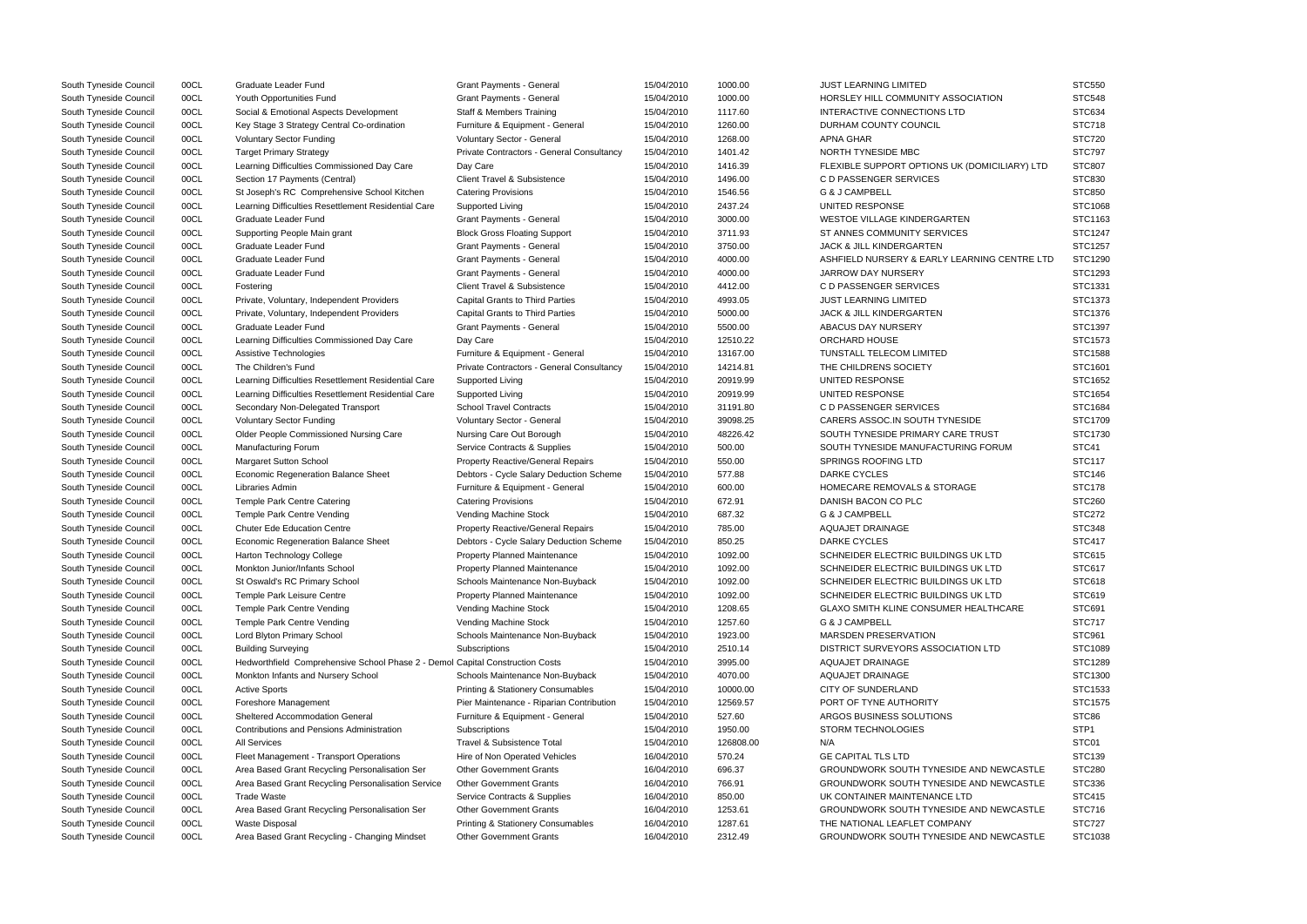| | | | | | | | |
|---|---|---|---|---|---|---|---|
| South Tyneside Council | 00CL | Graduate Leader Fund | Grant Payments - General | 15/04/2010 | 1000.00 | JUST LEARNING LIMITED | STC550 |
| South Tyneside Council | 00CL | Youth Opportunities Fund | Grant Payments - General | 15/04/2010 | 1000.00 | HORSLEY HILL COMMUNITY ASSOCIATION | STC548 |
| South Tyneside Council | 00CL | Social & Emotional Aspects Development | Staff & Members Training | 15/04/2010 | 1117.60 | INTERACTIVE CONNECTIONS LTD | STC634 |
| South Tyneside Council | 00CL | Key Stage 3 Strategy Central Co-ordination | Furniture & Equipment - General | 15/04/2010 | 1260.00 | DURHAM COUNTY COUNCIL | STC718 |
| South Tyneside Council | 00CL | Voluntary Sector Funding | Voluntary Sector - General | 15/04/2010 | 1268.00 | APNA GHAR | STC720 |
| South Tyneside Council | 00CL | Target Primary Strategy | Private Contractors - General Consultancy | 15/04/2010 | 1401.42 | NORTH TYNESIDE MBC | STC797 |
| South Tyneside Council | 00CL | Learning Difficulties Commissioned Day Care | Day Care | 15/04/2010 | 1416.39 | FLEXIBLE SUPPORT OPTIONS UK (DOMICILIARY) LTD | STC807 |
| South Tyneside Council | 00CL | Section 17 Payments (Central) | Client Travel & Subsistence | 15/04/2010 | 1496.00 | C D PASSENGER SERVICES | STC830 |
| South Tyneside Council | 00CL | St Joseph's RC Comprehensive School Kitchen | Catering Provisions | 15/04/2010 | 1546.56 | G & J CAMPBELL | STC850 |
| South Tyneside Council | 00CL | Learning Difficulties Resettlement Residential Care | Supported Living | 15/04/2010 | 2437.24 | UNITED RESPONSE | STC1068 |
| South Tyneside Council | 00CL | Graduate Leader Fund | Grant Payments - General | 15/04/2010 | 3000.00 | WESTOE VILLAGE KINDERGARTEN | STC1163 |
| South Tyneside Council | 00CL | Supporting People Main grant | Block Gross Floating Support | 15/04/2010 | 3711.93 | ST ANNES COMMUNITY SERVICES | STC1247 |
| South Tyneside Council | 00CL | Graduate Leader Fund | Grant Payments - General | 15/04/2010 | 3750.00 | JACK & JILL KINDERGARTEN | STC1257 |
| South Tyneside Council | 00CL | Graduate Leader Fund | Grant Payments - General | 15/04/2010 | 4000.00 | ASHFIELD NURSERY & EARLY LEARNING CENTRE LTD | STC1290 |
| South Tyneside Council | 00CL | Graduate Leader Fund | Grant Payments - General | 15/04/2010 | 4000.00 | JARROW DAY NURSERY | STC1293 |
| South Tyneside Council | 00CL | Fostering | Client Travel & Subsistence | 15/04/2010 | 4412.00 | C D PASSENGER SERVICES | STC1331 |
| South Tyneside Council | 00CL | Private, Voluntary, Independent Providers | Capital Grants to Third Parties | 15/04/2010 | 4993.05 | JUST LEARNING LIMITED | STC1373 |
| South Tyneside Council | 00CL | Private, Voluntary, Independent Providers | Capital Grants to Third Parties | 15/04/2010 | 5000.00 | JACK & JILL KINDERGARTEN | STC1376 |
| South Tyneside Council | 00CL | Graduate Leader Fund | Grant Payments - General | 15/04/2010 | 5500.00 | ABACUS DAY NURSERY | STC1397 |
| South Tyneside Council | 00CL | Learning Difficulties Commissioned Day Care | Day Care | 15/04/2010 | 12510.22 | ORCHARD HOUSE | STC1573 |
| South Tyneside Council | 00CL | Assistive Technologies | Furniture & Equipment - General | 15/04/2010 | 13167.00 | TUNSTALL TELECOM LIMITED | STC1588 |
| South Tyneside Council | 00CL | The Children's Fund | Private Contractors - General Consultancy | 15/04/2010 | 14214.81 | THE CHILDRENS SOCIETY | STC1601 |
| South Tyneside Council | 00CL | Learning Difficulties Resettlement Residential Care | Supported Living | 15/04/2010 | 20919.99 | UNITED RESPONSE | STC1652 |
| South Tyneside Council | 00CL | Learning Difficulties Resettlement Residential Care | Supported Living | 15/04/2010 | 20919.99 | UNITED RESPONSE | STC1654 |
| South Tyneside Council | 00CL | Secondary Non-Delegated Transport | School Travel Contracts | 15/04/2010 | 31191.80 | C D PASSENGER SERVICES | STC1684 |
| South Tyneside Council | 00CL | Voluntary Sector Funding | Voluntary Sector - General | 15/04/2010 | 39098.25 | CARERS ASSOC.IN SOUTH TYNESIDE | STC1709 |
| South Tyneside Council | 00CL | Older People Commissioned Nursing Care | Nursing Care Out Borough | 15/04/2010 | 48226.42 | SOUTH TYNESIDE PRIMARY CARE TRUST | STC1730 |
| South Tyneside Council | 00CL | Manufacturing Forum | Service Contracts & Supplies | 15/04/2010 | 500.00 | SOUTH TYNESIDE MANUFACTURING FORUM | STC41 |
| South Tyneside Council | 00CL | Margaret Sutton School | Property Reactive/General Repairs | 15/04/2010 | 550.00 | SPRINGS ROOFING LTD | STC117 |
| South Tyneside Council | 00CL | Economic Regeneration Balance Sheet | Debtors - Cycle Salary Deduction Scheme | 15/04/2010 | 577.88 | DARKE CYCLES | STC146 |
| South Tyneside Council | 00CL | Libraries Admin | Furniture & Equipment - General | 15/04/2010 | 600.00 | HOMECARE REMOVALS & STORAGE | STC178 |
| South Tyneside Council | 00CL | Temple Park Centre Catering | Catering Provisions | 15/04/2010 | 672.91 | DANISH BACON CO PLC | STC260 |
| South Tyneside Council | 00CL | Temple Park Centre Vending | Vending Machine Stock | 15/04/2010 | 687.32 | G & J CAMPBELL | STC272 |
| South Tyneside Council | 00CL | Chuter Ede Education Centre | Property Reactive/General Repairs | 15/04/2010 | 785.00 | AQUAJET DRAINAGE | STC348 |
| South Tyneside Council | 00CL | Economic Regeneration Balance Sheet | Debtors - Cycle Salary Deduction Scheme | 15/04/2010 | 850.25 | DARKE CYCLES | STC417 |
| South Tyneside Council | 00CL | Harton Technology College | Property Planned Maintenance | 15/04/2010 | 1092.00 | SCHNEIDER ELECTRIC BUILDINGS UK LTD | STC615 |
| South Tyneside Council | 00CL | Monkton Junior/Infants School | Property Planned Maintenance | 15/04/2010 | 1092.00 | SCHNEIDER ELECTRIC BUILDINGS UK LTD | STC617 |
| South Tyneside Council | 00CL | St Oswald's RC Primary School | Schools Maintenance Non-Buyback | 15/04/2010 | 1092.00 | SCHNEIDER ELECTRIC BUILDINGS UK LTD | STC618 |
| South Tyneside Council | 00CL | Temple Park Leisure Centre | Property Planned Maintenance | 15/04/2010 | 1092.00 | SCHNEIDER ELECTRIC BUILDINGS UK LTD | STC619 |
| South Tyneside Council | 00CL | Temple Park Centre Vending | Vending Machine Stock | 15/04/2010 | 1208.65 | GLAXO SMITH KLINE CONSUMER HEALTHCARE | STC691 |
| South Tyneside Council | 00CL | Temple Park Centre Vending | Vending Machine Stock | 15/04/2010 | 1257.60 | G & J CAMPBELL | STC717 |
| South Tyneside Council | 00CL | Lord Blyton Primary School | Schools Maintenance Non-Buyback | 15/04/2010 | 1923.00 | MARSDEN PRESERVATION | STC961 |
| South Tyneside Council | 00CL | Building Surveying | Subscriptions | 15/04/2010 | 2510.14 | DISTRICT SURVEYORS ASSOCIATION LTD | STC1089 |
| South Tyneside Council | 00CL | Hedworthfield Comprehensive School Phase 2 - Demol | Capital Construction Costs | 15/04/2010 | 3995.00 | AQUAJET DRAINAGE | STC1289 |
| South Tyneside Council | 00CL | Monkton Infants and Nursery School | Schools Maintenance Non-Buyback | 15/04/2010 | 4070.00 | AQUAJET DRAINAGE | STC1300 |
| South Tyneside Council | 00CL | Active Sports | Printing & Stationery Consumables | 15/04/2010 | 10000.00 | CITY OF SUNDERLAND | STC1533 |
| South Tyneside Council | 00CL | Foreshore Management | Pier Maintenance - Riparian Contribution | 15/04/2010 | 12569.57 | PORT OF TYNE AUTHORITY | STC1575 |
| South Tyneside Council | 00CL | Sheltered Accommodation General | Furniture & Equipment - General | 15/04/2010 | 527.60 | ARGOS BUSINESS SOLUTIONS | STC86 |
| South Tyneside Council | 00CL | Contributions and Pensions Administration | Subscriptions | 15/04/2010 | 1950.00 | STORM TECHNOLOGIES | STP1 |
| South Tyneside Council | 00CL | All Services | Travel & Subsistence Total | 15/04/2010 | 126808.00 | N/A | STC01 |
| South Tyneside Council | 00CL | Fleet Management - Transport Operations | Hire of Non Operated Vehicles | 16/04/2010 | 570.24 | GE CAPITAL TLS LTD | STC139 |
| South Tyneside Council | 00CL | Area Based Grant Recycling Personalisation Ser | Other Government Grants | 16/04/2010 | 696.37 | GROUNDWORK SOUTH TYNESIDE AND NEWCASTLE | STC280 |
| South Tyneside Council | 00CL | Area Based Grant Recycling Personalisation Service | Other Government Grants | 16/04/2010 | 766.91 | GROUNDWORK SOUTH TYNESIDE AND NEWCASTLE | STC336 |
| South Tyneside Council | 00CL | Trade Waste | Service Contracts & Supplies | 16/04/2010 | 850.00 | UK CONTAINER MAINTENANCE LTD | STC415 |
| South Tyneside Council | 00CL | Area Based Grant Recycling Personalisation Ser | Other Government Grants | 16/04/2010 | 1253.61 | GROUNDWORK SOUTH TYNESIDE AND NEWCASTLE | STC716 |
| South Tyneside Council | 00CL | Waste Disposal | Printing & Stationery Consumables | 16/04/2010 | 1287.61 | THE NATIONAL LEAFLET COMPANY | STC727 |
| South Tyneside Council | 00CL | Area Based Grant Recycling - Changing Mindset | Other Government Grants | 16/04/2010 | 2312.49 | GROUNDWORK SOUTH TYNESIDE AND NEWCASTLE | STC1038 |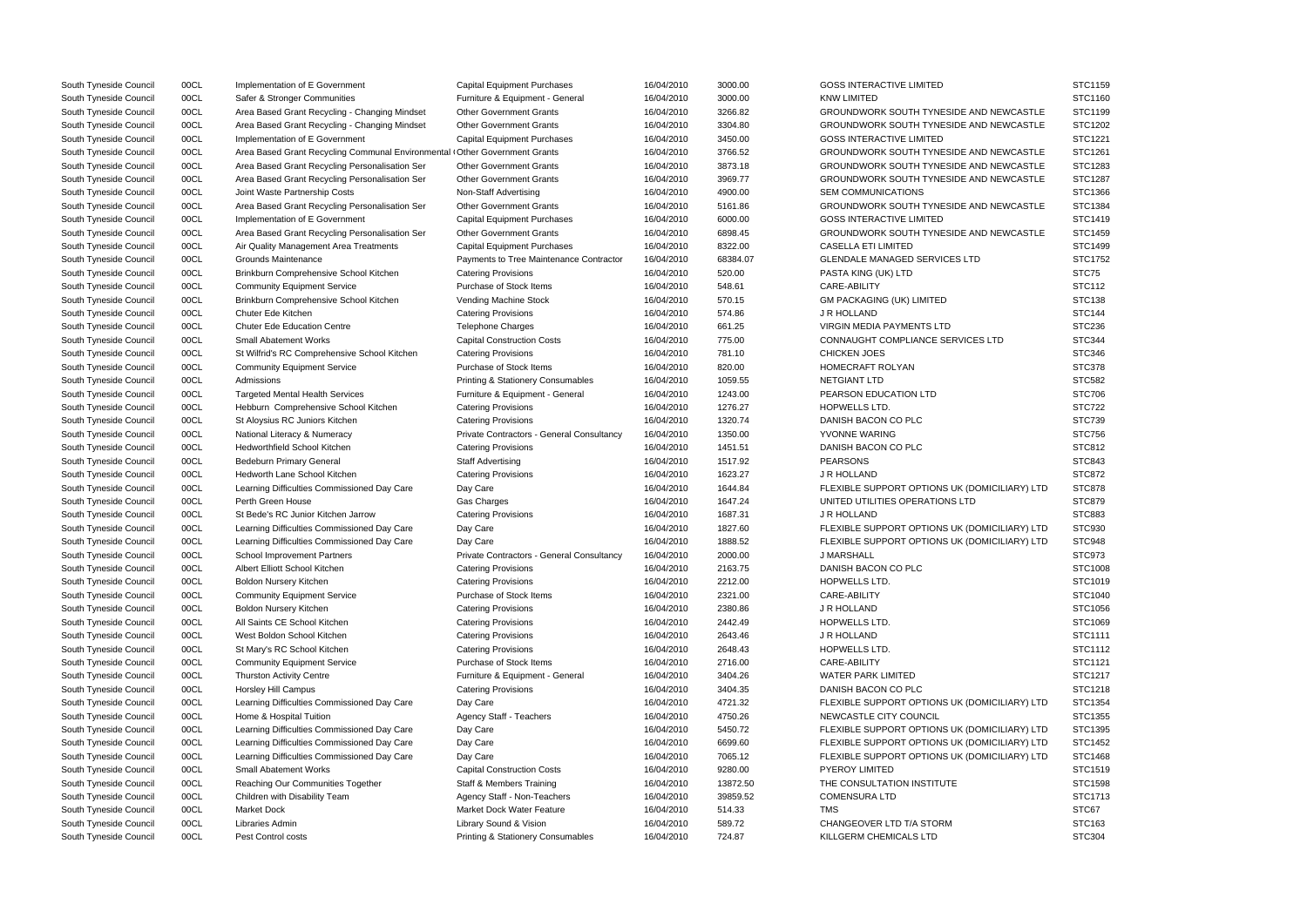| | | | | | | | |
|---|---|---|---|---|---|---|---|
| South Tyneside Council | 00CL | Implementation of E Government | Capital Equipment Purchases | 16/04/2010 | 3000.00 | GOSS INTERACTIVE LIMITED | STC1159 |
| South Tyneside Council | 00CL | Safer & Stronger Communities | Furniture & Equipment - General | 16/04/2010 | 3000.00 | KNW LIMITED | STC1160 |
| South Tyneside Council | 00CL | Area Based Grant Recycling - Changing Mindset | Other Government Grants | 16/04/2010 | 3266.82 | GROUNDWORK SOUTH TYNESIDE AND NEWCASTLE | STC1199 |
| South Tyneside Council | 00CL | Area Based Grant Recycling - Changing Mindset | Other Government Grants | 16/04/2010 | 3304.80 | GROUNDWORK SOUTH TYNESIDE AND NEWCASTLE | STC1202 |
| South Tyneside Council | 00CL | Implementation of E Government | Capital Equipment Purchases | 16/04/2010 | 3450.00 | GOSS INTERACTIVE LIMITED | STC1221 |
| South Tyneside Council | 00CL | Area Based Grant Recycling Communal Environmental ( | Other Government Grants | 16/04/2010 | 3766.52 | GROUNDWORK SOUTH TYNESIDE AND NEWCASTLE | STC1261 |
| South Tyneside Council | 00CL | Area Based Grant Recycling Personalisation Ser | Other Government Grants | 16/04/2010 | 3873.18 | GROUNDWORK SOUTH TYNESIDE AND NEWCASTLE | STC1283 |
| South Tyneside Council | 00CL | Area Based Grant Recycling Personalisation Ser | Other Government Grants | 16/04/2010 | 3969.77 | GROUNDWORK SOUTH TYNESIDE AND NEWCASTLE | STC1287 |
| South Tyneside Council | 00CL | Joint Waste Partnership Costs | Non-Staff Advertising | 16/04/2010 | 4900.00 | SEM COMMUNICATIONS | STC1366 |
| South Tyneside Council | 00CL | Area Based Grant Recycling Personalisation Ser | Other Government Grants | 16/04/2010 | 5161.86 | GROUNDWORK SOUTH TYNESIDE AND NEWCASTLE | STC1384 |
| South Tyneside Council | 00CL | Implementation of E Government | Capital Equipment Purchases | 16/04/2010 | 6000.00 | GOSS INTERACTIVE LIMITED | STC1419 |
| South Tyneside Council | 00CL | Area Based Grant Recycling Personalisation Ser | Other Government Grants | 16/04/2010 | 6898.45 | GROUNDWORK SOUTH TYNESIDE AND NEWCASTLE | STC1459 |
| South Tyneside Council | 00CL | Air Quality Management Area Treatments | Capital Equipment Purchases | 16/04/2010 | 8322.00 | CASELLA ETI LIMITED | STC1499 |
| South Tyneside Council | 00CL | Grounds Maintenance | Payments to Tree Maintenance Contractor | 16/04/2010 | 68384.07 | GLENDALE MANAGED SERVICES LTD | STC1752 |
| South Tyneside Council | 00CL | Brinkburn Comprehensive School Kitchen | Catering Provisions | 16/04/2010 | 520.00 | PASTA KING (UK) LTD | STC75 |
| South Tyneside Council | 00CL | Community Equipment Service | Purchase of Stock Items | 16/04/2010 | 548.61 | CARE-ABILITY | STC112 |
| South Tyneside Council | 00CL | Brinkburn Comprehensive School Kitchen | Vending Machine Stock | 16/04/2010 | 570.15 | GM PACKAGING (UK) LIMITED | STC138 |
| South Tyneside Council | 00CL | Chuter Ede Kitchen | Catering Provisions | 16/04/2010 | 574.86 | J R HOLLAND | STC144 |
| South Tyneside Council | 00CL | Chuter Ede Education Centre | Telephone Charges | 16/04/2010 | 661.25 | VIRGIN MEDIA PAYMENTS LTD | STC236 |
| South Tyneside Council | 00CL | Small Abatement Works | Capital Construction Costs | 16/04/2010 | 775.00 | CONNAUGHT COMPLIANCE SERVICES LTD | STC344 |
| South Tyneside Council | 00CL | St Wilfrid's RC Comprehensive School Kitchen | Catering Provisions | 16/04/2010 | 781.10 | CHICKEN JOES | STC346 |
| South Tyneside Council | 00CL | Community Equipment Service | Purchase of Stock Items | 16/04/2010 | 820.00 | HOMECRAFT ROLYAN | STC378 |
| South Tyneside Council | 00CL | Admissions | Printing & Stationery Consumables | 16/04/2010 | 1059.55 | NETGIANT LTD | STC582 |
| South Tyneside Council | 00CL | Targeted Mental Health Services | Furniture & Equipment - General | 16/04/2010 | 1243.00 | PEARSON EDUCATION LTD | STC706 |
| South Tyneside Council | 00CL | Hebburn Comprehensive School Kitchen | Catering Provisions | 16/04/2010 | 1276.27 | HOPWELLS LTD. | STC722 |
| South Tyneside Council | 00CL | St Aloysius RC Juniors Kitchen | Catering Provisions | 16/04/2010 | 1320.74 | DANISH BACON CO PLC | STC739 |
| South Tyneside Council | 00CL | National Literacy & Numeracy | Private Contractors - General Consultancy | 16/04/2010 | 1350.00 | YVONNE WARING | STC756 |
| South Tyneside Council | 00CL | Hedworthfield School Kitchen | Catering Provisions | 16/04/2010 | 1451.51 | DANISH BACON CO PLC | STC812 |
| South Tyneside Council | 00CL | Bedeburn Primary General | Staff Advertising | 16/04/2010 | 1517.92 | PEARSONS | STC843 |
| South Tyneside Council | 00CL | Hedworth Lane School Kitchen | Catering Provisions | 16/04/2010 | 1623.27 | J R HOLLAND | STC872 |
| South Tyneside Council | 00CL | Learning Difficulties Commissioned Day Care | Day Care | 16/04/2010 | 1644.84 | FLEXIBLE SUPPORT OPTIONS UK (DOMICILIARY) LTD | STC878 |
| South Tyneside Council | 00CL | Perth Green House | Gas Charges | 16/04/2010 | 1647.24 | UNITED UTILITIES OPERATIONS LTD | STC879 |
| South Tyneside Council | 00CL | St Bede's RC Junior Kitchen Jarrow | Catering Provisions | 16/04/2010 | 1687.31 | J R HOLLAND | STC883 |
| South Tyneside Council | 00CL | Learning Difficulties Commissioned Day Care | Day Care | 16/04/2010 | 1827.60 | FLEXIBLE SUPPORT OPTIONS UK (DOMICILIARY) LTD | STC930 |
| South Tyneside Council | 00CL | Learning Difficulties Commissioned Day Care | Day Care | 16/04/2010 | 1888.52 | FLEXIBLE SUPPORT OPTIONS UK (DOMICILIARY) LTD | STC948 |
| South Tyneside Council | 00CL | School Improvement Partners | Private Contractors - General Consultancy | 16/04/2010 | 2000.00 | J MARSHALL | STC973 |
| South Tyneside Council | 00CL | Albert Elliott School Kitchen | Catering Provisions | 16/04/2010 | 2163.75 | DANISH BACON CO PLC | STC1008 |
| South Tyneside Council | 00CL | Boldon Nursery Kitchen | Catering Provisions | 16/04/2010 | 2212.00 | HOPWELLS LTD. | STC1019 |
| South Tyneside Council | 00CL | Community Equipment Service | Purchase of Stock Items | 16/04/2010 | 2321.00 | CARE-ABILITY | STC1040 |
| South Tyneside Council | 00CL | Boldon Nursery Kitchen | Catering Provisions | 16/04/2010 | 2380.86 | J R HOLLAND | STC1056 |
| South Tyneside Council | 00CL | All Saints CE School Kitchen | Catering Provisions | 16/04/2010 | 2442.49 | HOPWELLS LTD. | STC1069 |
| South Tyneside Council | 00CL | West Boldon School Kitchen | Catering Provisions | 16/04/2010 | 2643.46 | J R HOLLAND | STC1111 |
| South Tyneside Council | 00CL | St Mary's RC School Kitchen | Catering Provisions | 16/04/2010 | 2648.43 | HOPWELLS LTD. | STC1112 |
| South Tyneside Council | 00CL | Community Equipment Service | Purchase of Stock Items | 16/04/2010 | 2716.00 | CARE-ABILITY | STC1121 |
| South Tyneside Council | 00CL | Thurston Activity Centre | Furniture & Equipment - General | 16/04/2010 | 3404.26 | WATER PARK LIMITED | STC1217 |
| South Tyneside Council | 00CL | Horsley Hill Campus | Catering Provisions | 16/04/2010 | 3404.35 | DANISH BACON CO PLC | STC1218 |
| South Tyneside Council | 00CL | Learning Difficulties Commissioned Day Care | Day Care | 16/04/2010 | 4721.32 | FLEXIBLE SUPPORT OPTIONS UK (DOMICILIARY) LTD | STC1354 |
| South Tyneside Council | 00CL | Home & Hospital Tuition | Agency Staff - Teachers | 16/04/2010 | 4750.26 | NEWCASTLE CITY COUNCIL | STC1355 |
| South Tyneside Council | 00CL | Learning Difficulties Commissioned Day Care | Day Care | 16/04/2010 | 5450.72 | FLEXIBLE SUPPORT OPTIONS UK (DOMICILIARY) LTD | STC1395 |
| South Tyneside Council | 00CL | Learning Difficulties Commissioned Day Care | Day Care | 16/04/2010 | 6699.60 | FLEXIBLE SUPPORT OPTIONS UK (DOMICILIARY) LTD | STC1452 |
| South Tyneside Council | 00CL | Learning Difficulties Commissioned Day Care | Day Care | 16/04/2010 | 7065.12 | FLEXIBLE SUPPORT OPTIONS UK (DOMICILIARY) LTD | STC1468 |
| South Tyneside Council | 00CL | Small Abatement Works | Capital Construction Costs | 16/04/2010 | 9280.00 | PYEROY LIMITED | STC1519 |
| South Tyneside Council | 00CL | Reaching Our Communities Together | Staff & Members Training | 16/04/2010 | 13872.50 | THE CONSULTATION INSTITUTE | STC1598 |
| South Tyneside Council | 00CL | Children with Disability Team | Agency Staff - Non-Teachers | 16/04/2010 | 39859.52 | COMENSURA LTD | STC1713 |
| South Tyneside Council | 00CL | Market Dock | Market Dock Water Feature | 16/04/2010 | 514.33 | TMS | STC67 |
| South Tyneside Council | 00CL | Libraries Admin | Library Sound & Vision | 16/04/2010 | 589.72 | CHANGEOVER LTD T/A STORM | STC163 |
| South Tyneside Council | 00CL | Pest Control costs | Printing & Stationery Consumables | 16/04/2010 | 724.87 | KILLGERM CHEMICALS LTD | STC304 |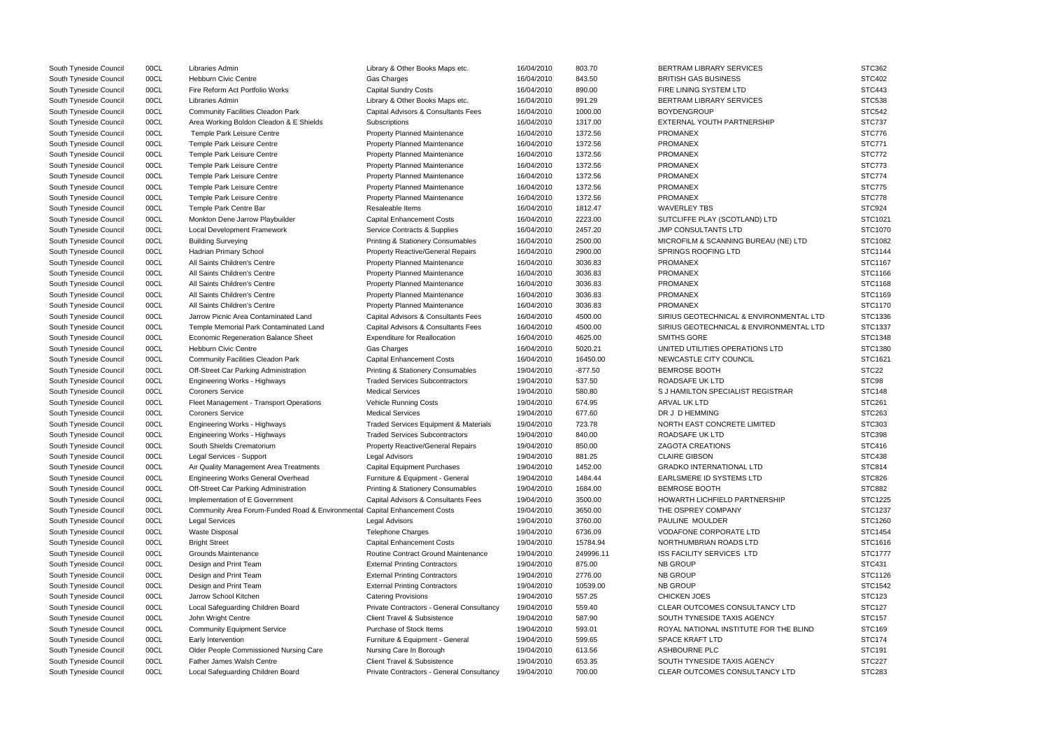| | | | | | | | |
|---|---|---|---|---|---|---|---|
| South Tyneside Council | 00CL | Libraries Admin | Library & Other Books Maps etc. | 16/04/2010 | 803.70 | BERTRAM LIBRARY SERVICES | STC362 |
| South Tyneside Council | 00CL | Hebburn Civic Centre | Gas Charges | 16/04/2010 | 843.50 | BRITISH GAS BUSINESS | STC402 |
| South Tyneside Council | 00CL | Fire Reform Act Portfolio Works | Capital Sundry Costs | 16/04/2010 | 890.00 | FIRE LINING SYSTEM LTD | STC443 |
| South Tyneside Council | 00CL | Libraries Admin | Library & Other Books Maps etc. | 16/04/2010 | 991.29 | BERTRAM LIBRARY SERVICES | STC538 |
| South Tyneside Council | 00CL | Community Facilities Cleadon Park | Capital Advisors & Consultants Fees | 16/04/2010 | 1000.00 | BOYDENGROUP | STC542 |
| South Tyneside Council | 00CL | Area Working Boldon Cleadon & E Shields | Subscriptions | 16/04/2010 | 1317.00 | EXTERNAL YOUTH PARTNERSHIP | STC737 |
| South Tyneside Council | 00CL | Temple Park Leisure Centre | Property Planned Maintenance | 16/04/2010 | 1372.56 | PROMANEX | STC776 |
| South Tyneside Council | 00CL | Temple Park Leisure Centre | Property Planned Maintenance | 16/04/2010 | 1372.56 | PROMANEX | STC771 |
| South Tyneside Council | 00CL | Temple Park Leisure Centre | Property Planned Maintenance | 16/04/2010 | 1372.56 | PROMANEX | STC772 |
| South Tyneside Council | 00CL | Temple Park Leisure Centre | Property Planned Maintenance | 16/04/2010 | 1372.56 | PROMANEX | STC773 |
| South Tyneside Council | 00CL | Temple Park Leisure Centre | Property Planned Maintenance | 16/04/2010 | 1372.56 | PROMANEX | STC774 |
| South Tyneside Council | 00CL | Temple Park Leisure Centre | Property Planned Maintenance | 16/04/2010 | 1372.56 | PROMANEX | STC775 |
| South Tyneside Council | 00CL | Temple Park Leisure Centre | Property Planned Maintenance | 16/04/2010 | 1372.56 | PROMANEX | STC778 |
| South Tyneside Council | 00CL | Temple Park Centre Bar | Resaleable Items | 16/04/2010 | 1812.47 | WAVERLEY TBS | STC924 |
| South Tyneside Council | 00CL | Monkton Dene Jarrow Playbuilder | Capital Enhancement Costs | 16/04/2010 | 2223.00 | SUTCLIFFE PLAY (SCOTLAND) LTD | STC1021 |
| South Tyneside Council | 00CL | Local Development Framework | Service Contracts & Supplies | 16/04/2010 | 2457.20 | JMP CONSULTANTS LTD | STC1070 |
| South Tyneside Council | 00CL | Building Surveying | Printing & Stationery Consumables | 16/04/2010 | 2500.00 | MICROFILM & SCANNING BUREAU (NE) LTD | STC1082 |
| South Tyneside Council | 00CL | Hadrian Primary School | Property Reactive/General Repairs | 16/04/2010 | 2900.00 | SPRINGS ROOFING LTD | STC1144 |
| South Tyneside Council | 00CL | All Saints Children's Centre | Property Planned Maintenance | 16/04/2010 | 3036.83 | PROMANEX | STC1167 |
| South Tyneside Council | 00CL | All Saints Children's Centre | Property Planned Maintenance | 16/04/2010 | 3036.83 | PROMANEX | STC1166 |
| South Tyneside Council | 00CL | All Saints Children's Centre | Property Planned Maintenance | 16/04/2010 | 3036.83 | PROMANEX | STC1168 |
| South Tyneside Council | 00CL | All Saints Children's Centre | Property Planned Maintenance | 16/04/2010 | 3036.83 | PROMANEX | STC1169 |
| South Tyneside Council | 00CL | All Saints Children's Centre | Property Planned Maintenance | 16/04/2010 | 3036.83 | PROMANEX | STC1170 |
| South Tyneside Council | 00CL | Jarrow Picnic Area Contaminated Land | Capital Advisors & Consultants Fees | 16/04/2010 | 4500.00 | SIRIUS GEOTECHNICAL & ENVIRONMENTAL LTD | STC1336 |
| South Tyneside Council | 00CL | Temple Memorial Park Contaminated Land | Capital Advisors & Consultants Fees | 16/04/2010 | 4500.00 | SIRIUS GEOTECHNICAL & ENVIRONMENTAL LTD | STC1337 |
| South Tyneside Council | 00CL | Economic Regeneration Balance Sheet | Expenditure for Reallocation | 16/04/2010 | 4625.00 | SMITHS GORE | STC1348 |
| South Tyneside Council | 00CL | Hebburn Civic Centre | Gas Charges | 16/04/2010 | 5020.21 | UNITED UTILITIES OPERATIONS LTD | STC1380 |
| South Tyneside Council | 00CL | Community Facilities Cleadon Park | Capital Enhancement Costs | 16/04/2010 | 16450.00 | NEWCASTLE CITY COUNCIL | STC1621 |
| South Tyneside Council | 00CL | Off-Street Car Parking Administration | Printing & Stationery Consumables | 19/04/2010 | -877.50 | BEMROSE BOOTH | STC22 |
| South Tyneside Council | 00CL | Engineering Works - Highways | Traded Services Subcontractors | 19/04/2010 | 537.50 | ROADSAFE UK LTD | STC98 |
| South Tyneside Council | 00CL | Coroners Service | Medical Services | 19/04/2010 | 580.80 | S J HAMILTON SPECIALIST REGISTRAR | STC148 |
| South Tyneside Council | 00CL | Fleet Management - Transport Operations | Vehicle Running Costs | 19/04/2010 | 674.95 | ARVAL UK LTD | STC261 |
| South Tyneside Council | 00CL | Coroners Service | Medical Services | 19/04/2010 | 677.60 | DR J D HEMMING | STC263 |
| South Tyneside Council | 00CL | Engineering Works - Highways | Traded Services Equipment & Materials | 19/04/2010 | 723.78 | NORTH EAST CONCRETE LIMITED | STC303 |
| South Tyneside Council | 00CL | Engineering Works - Highways | Traded Services Subcontractors | 19/04/2010 | 840.00 | ROADSAFE UK LTD | STC398 |
| South Tyneside Council | 00CL | South Shields Crematorium | Property Reactive/General Repairs | 19/04/2010 | 850.00 | ZAGOTA CREATIONS | STC416 |
| South Tyneside Council | 00CL | Legal Services - Support | Legal Advisors | 19/04/2010 | 881.25 | CLAIRE GIBSON | STC438 |
| South Tyneside Council | 00CL | Air Quality Management Area Treatments | Capital Equipment Purchases | 19/04/2010 | 1452.00 | GRADKO INTERNATIONAL LTD | STC814 |
| South Tyneside Council | 00CL | Engineering Works General Overhead | Furniture & Equipment - General | 19/04/2010 | 1484.44 | EARLSMERE ID SYSTEMS LTD | STC826 |
| South Tyneside Council | 00CL | Off-Street Car Parking Administration | Printing & Stationery Consumables | 19/04/2010 | 1684.00 | BEMROSE BOOTH | STC882 |
| South Tyneside Council | 00CL | Implementation of E Government | Capital Advisors & Consultants Fees | 19/04/2010 | 3500.00 | HOWARTH LICHFIELD PARTNERSHIP | STC1225 |
| South Tyneside Council | 00CL | Community Area Forum-Funded Road & Environmental | Capital Enhancement Costs | 19/04/2010 | 3650.00 | THE OSPREY COMPANY | STC1237 |
| South Tyneside Council | 00CL | Legal Services | Legal Advisors | 19/04/2010 | 3760.00 | PAULINE MOULDER | STC1260 |
| South Tyneside Council | 00CL | Waste Disposal | Telephone Charges | 19/04/2010 | 6736.09 | VODAFONE CORPORATE LTD | STC1454 |
| South Tyneside Council | 00CL | Bright Street | Capital Enhancement Costs | 19/04/2010 | 15784.94 | NORTHUMBRIAN ROADS LTD | STC1616 |
| South Tyneside Council | 00CL | Grounds Maintenance | Routine Contract Ground Maintenance | 19/04/2010 | 249996.11 | ISS FACILITY SERVICES LTD | STC1777 |
| South Tyneside Council | 00CL | Design and Print Team | External Printing Contractors | 19/04/2010 | 875.00 | NB GROUP | STC431 |
| South Tyneside Council | 00CL | Design and Print Team | External Printing Contractors | 19/04/2010 | 2776.00 | NB GROUP | STC1126 |
| South Tyneside Council | 00CL | Design and Print Team | External Printing Contractors | 19/04/2010 | 10539.00 | NB GROUP | STC1542 |
| South Tyneside Council | 00CL | Jarrow School Kitchen | Catering Provisions | 19/04/2010 | 557.25 | CHICKEN JOES | STC123 |
| South Tyneside Council | 00CL | Local Safeguarding Children Board | Private Contractors - General Consultancy | 19/04/2010 | 559.40 | CLEAR OUTCOMES CONSULTANCY LTD | STC127 |
| South Tyneside Council | 00CL | John Wright Centre | Client Travel & Subsistence | 19/04/2010 | 587.90 | SOUTH TYNESIDE TAXIS AGENCY | STC157 |
| South Tyneside Council | 00CL | Community Equipment Service | Purchase of Stock Items | 19/04/2010 | 593.01 | ROYAL NATIONAL INSTITUTE FOR THE BLIND | STC169 |
| South Tyneside Council | 00CL | Early Intervention | Furniture & Equipment - General | 19/04/2010 | 599.65 | SPACE KRAFT LTD | STC174 |
| South Tyneside Council | 00CL | Older People Commissioned Nursing Care | Nursing Care In Borough | 19/04/2010 | 613.56 | ASHBOURNE PLC | STC191 |
| South Tyneside Council | 00CL | Father James Walsh Centre | Client Travel & Subsistence | 19/04/2010 | 653.35 | SOUTH TYNESIDE TAXIS AGENCY | STC227 |
| South Tyneside Council | 00CL | Local Safeguarding Children Board | Private Contractors - General Consultancy | 19/04/2010 | 700.00 | CLEAR OUTCOMES CONSULTANCY LTD | STC283 |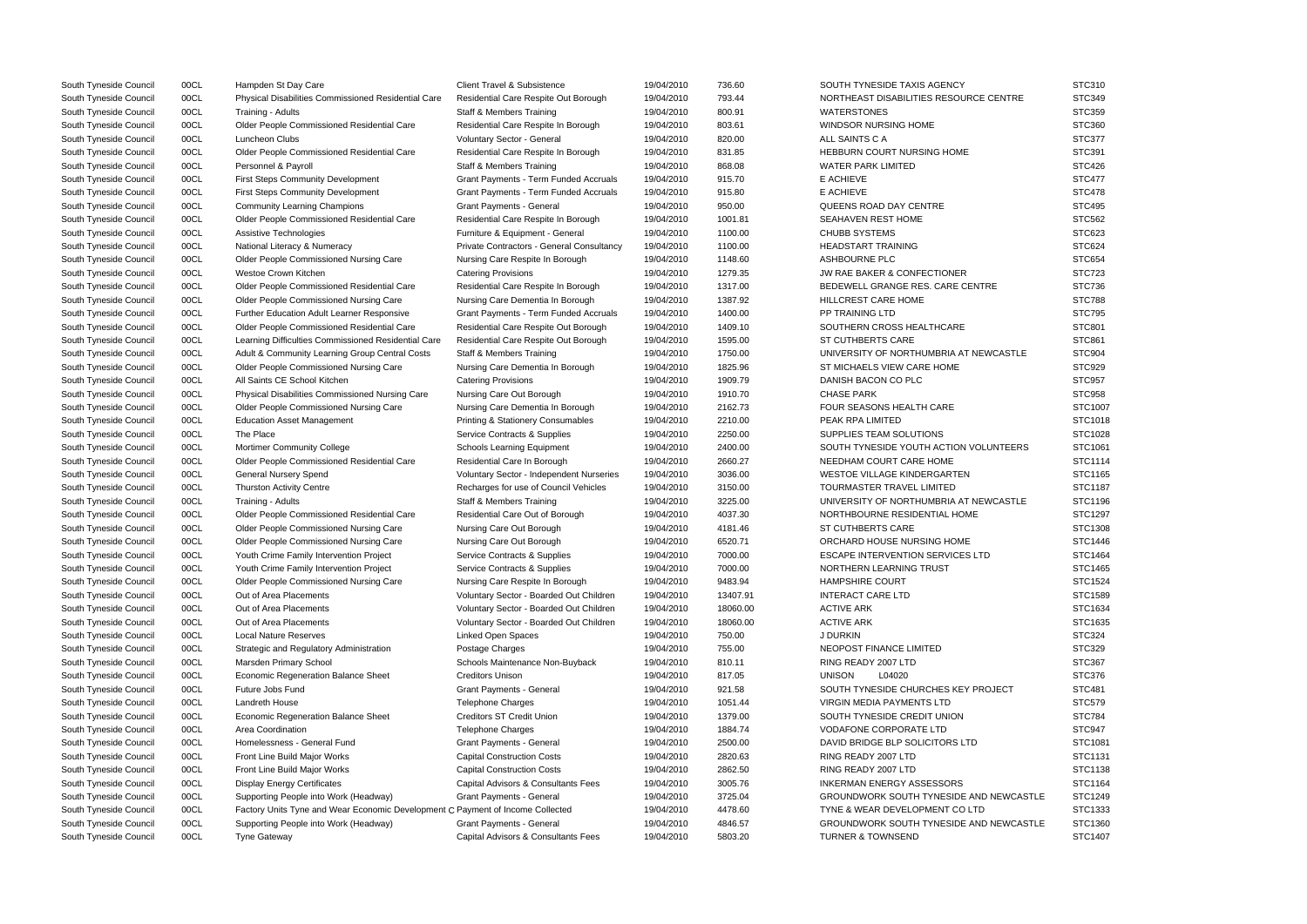| | | | | | | | |
|---|---|---|---|---|---|---|---|
| South Tyneside Council | 00CL | Hampden St Day Care | Client Travel & Subsistence | 19/04/2010 | 736.60 | SOUTH TYNESIDE TAXIS AGENCY | STC310 |
| South Tyneside Council | 00CL | Physical Disabilities Commissioned Residential Care | Residential Care Respite Out Borough | 19/04/2010 | 793.44 | NORTHEAST DISABILITIES RESOURCE CENTRE | STC349 |
| South Tyneside Council | 00CL | Training - Adults | Staff & Members Training | 19/04/2010 | 800.91 | WATERSTONES | STC359 |
| South Tyneside Council | 00CL | Older People Commissioned Residential Care | Residential Care Respite In Borough | 19/04/2010 | 803.61 | WINDSOR NURSING HOME | STC360 |
| South Tyneside Council | 00CL | Luncheon Clubs | Voluntary Sector - General | 19/04/2010 | 820.00 | ALL SAINTS C A | STC377 |
| South Tyneside Council | 00CL | Older People Commissioned Residential Care | Residential Care Respite In Borough | 19/04/2010 | 831.85 | HEBBURN COURT NURSING HOME | STC391 |
| South Tyneside Council | 00CL | Personnel & Payroll | Staff & Members Training | 19/04/2010 | 868.08 | WATER PARK LIMITED | STC426 |
| South Tyneside Council | 00CL | First Steps Community Development | Grant Payments - Term Funded Accruals | 19/04/2010 | 915.70 | E ACHIEVE | STC477 |
| South Tyneside Council | 00CL | First Steps Community Development | Grant Payments - Term Funded Accruals | 19/04/2010 | 915.80 | E ACHIEVE | STC478 |
| South Tyneside Council | 00CL | Community Learning Champions | Grant Payments - General | 19/04/2010 | 950.00 | QUEENS ROAD DAY CENTRE | STC495 |
| South Tyneside Council | 00CL | Older People Commissioned Residential Care | Residential Care Respite In Borough | 19/04/2010 | 1001.81 | SEAHAVEN REST HOME | STC562 |
| South Tyneside Council | 00CL | Assistive Technologies | Furniture & Equipment - General | 19/04/2010 | 1100.00 | CHUBB SYSTEMS | STC623 |
| South Tyneside Council | 00CL | National Literacy & Numeracy | Private Contractors - General Consultancy | 19/04/2010 | 1100.00 | HEADSTART TRAINING | STC624 |
| South Tyneside Council | 00CL | Older People Commissioned Nursing Care | Nursing Care Respite In Borough | 19/04/2010 | 1148.60 | ASHBOURNE PLC | STC654 |
| South Tyneside Council | 00CL | Westoe Crown Kitchen | Catering Provisions | 19/04/2010 | 1279.35 | JW RAE BAKER & CONFECTIONER | STC723 |
| South Tyneside Council | 00CL | Older People Commissioned Residential Care | Residential Care Respite In Borough | 19/04/2010 | 1317.00 | BEDEWELL GRANGE RES. CARE CENTRE | STC736 |
| South Tyneside Council | 00CL | Older People Commissioned Nursing Care | Nursing Care Dementia In Borough | 19/04/2010 | 1387.92 | HILLCREST CARE HOME | STC788 |
| South Tyneside Council | 00CL | Further Education Adult Learner Responsive | Grant Payments - Term Funded Accruals | 19/04/2010 | 1400.00 | PP TRAINING LTD | STC795 |
| South Tyneside Council | 00CL | Older People Commissioned Residential Care | Residential Care Respite Out Borough | 19/04/2010 | 1409.10 | SOUTHERN CROSS HEALTHCARE | STC801 |
| South Tyneside Council | 00CL | Learning Difficulties Commissioned Residential Care | Residential Care Respite Out Borough | 19/04/2010 | 1595.00 | ST CUTHBERTS CARE | STC861 |
| South Tyneside Council | 00CL | Adult & Community Learning Group Central Costs | Staff & Members Training | 19/04/2010 | 1750.00 | UNIVERSITY OF NORTHUMBRIA AT NEWCASTLE | STC904 |
| South Tyneside Council | 00CL | Older People Commissioned Nursing Care | Nursing Care Dementia In Borough | 19/04/2010 | 1825.96 | ST MICHAELS VIEW CARE HOME | STC929 |
| South Tyneside Council | 00CL | All Saints CE School Kitchen | Catering Provisions | 19/04/2010 | 1909.79 | DANISH BACON CO PLC | STC957 |
| South Tyneside Council | 00CL | Physical Disabilities Commissioned Nursing Care | Nursing Care Out Borough | 19/04/2010 | 1910.70 | CHASE PARK | STC958 |
| South Tyneside Council | 00CL | Older People Commissioned Nursing Care | Nursing Care Dementia In Borough | 19/04/2010 | 2162.73 | FOUR SEASONS HEALTH CARE | STC1007 |
| South Tyneside Council | 00CL | Education Asset Management | Printing & Stationery Consumables | 19/04/2010 | 2210.00 | PEAK RPA LIMITED | STC1018 |
| South Tyneside Council | 00CL | The Place | Service Contracts & Supplies | 19/04/2010 | 2250.00 | SUPPLIES TEAM SOLUTIONS | STC1028 |
| South Tyneside Council | 00CL | Mortimer Community College | Schools Learning Equipment | 19/04/2010 | 2400.00 | SOUTH TYNESIDE YOUTH ACTION VOLUNTEERS | STC1061 |
| South Tyneside Council | 00CL | Older People Commissioned Residential Care | Residential Care In Borough | 19/04/2010 | 2660.27 | NEEDHAM COURT CARE HOME | STC1114 |
| South Tyneside Council | 00CL | General Nursery Spend | Voluntary Sector - Independent Nurseries | 19/04/2010 | 3036.00 | WESTOE VILLAGE KINDERGARTEN | STC1165 |
| South Tyneside Council | 00CL | Thurston Activity Centre | Recharges for use of Council Vehicles | 19/04/2010 | 3150.00 | TOURMASTER TRAVEL LIMITED | STC1187 |
| South Tyneside Council | 00CL | Training - Adults | Staff & Members Training | 19/04/2010 | 3225.00 | UNIVERSITY OF NORTHUMBRIA AT NEWCASTLE | STC1196 |
| South Tyneside Council | 00CL | Older People Commissioned Residential Care | Residential Care Out of Borough | 19/04/2010 | 4037.30 | NORTHBOURNE RESIDENTIAL HOME | STC1297 |
| South Tyneside Council | 00CL | Older People Commissioned Nursing Care | Nursing Care Out Borough | 19/04/2010 | 4181.46 | ST CUTHBERTS CARE | STC1308 |
| South Tyneside Council | 00CL | Older People Commissioned Nursing Care | Nursing Care Out Borough | 19/04/2010 | 6520.71 | ORCHARD HOUSE NURSING HOME | STC1446 |
| South Tyneside Council | 00CL | Youth Crime Family Intervention Project | Service Contracts & Supplies | 19/04/2010 | 7000.00 | ESCAPE INTERVENTION SERVICES LTD | STC1464 |
| South Tyneside Council | 00CL | Youth Crime Family Intervention Project | Service Contracts & Supplies | 19/04/2010 | 7000.00 | NORTHERN LEARNING TRUST | STC1465 |
| South Tyneside Council | 00CL | Older People Commissioned Nursing Care | Nursing Care Respite In Borough | 19/04/2010 | 9483.94 | HAMPSHIRE COURT | STC1524 |
| South Tyneside Council | 00CL | Out of Area Placements | Voluntary Sector - Boarded Out Children | 19/04/2010 | 13407.91 | INTERACT CARE LTD | STC1589 |
| South Tyneside Council | 00CL | Out of Area Placements | Voluntary Sector - Boarded Out Children | 19/04/2010 | 18060.00 | ACTIVE ARK | STC1634 |
| South Tyneside Council | 00CL | Out of Area Placements | Voluntary Sector - Boarded Out Children | 19/04/2010 | 18060.00 | ACTIVE ARK | STC1635 |
| South Tyneside Council | 00CL | Local Nature Reserves | Linked Open Spaces | 19/04/2010 | 750.00 | J DURKIN | STC324 |
| South Tyneside Council | 00CL | Strategic and Regulatory Administration | Postage Charges | 19/04/2010 | 755.00 | NEOPOST FINANCE LIMITED | STC329 |
| South Tyneside Council | 00CL | Marsden Primary School | Schools Maintenance Non-Buyback | 19/04/2010 | 810.11 | RING READY 2007 LTD | STC367 |
| South Tyneside Council | 00CL | Economic Regeneration Balance Sheet | Creditors Unison | 19/04/2010 | 817.05 | UNISON L04020 | STC376 |
| South Tyneside Council | 00CL | Future Jobs Fund | Grant Payments - General | 19/04/2010 | 921.58 | SOUTH TYNESIDE CHURCHES KEY PROJECT | STC481 |
| South Tyneside Council | 00CL | Landreth House | Telephone Charges | 19/04/2010 | 1051.44 | VIRGIN MEDIA PAYMENTS LTD | STC579 |
| South Tyneside Council | 00CL | Economic Regeneration Balance Sheet | Creditors ST Credit Union | 19/04/2010 | 1379.00 | SOUTH TYNESIDE CREDIT UNION | STC784 |
| South Tyneside Council | 00CL | Area Coordination | Telephone Charges | 19/04/2010 | 1884.74 | VODAFONE CORPORATE LTD | STC947 |
| South Tyneside Council | 00CL | Homelessness - General Fund | Grant Payments - General | 19/04/2010 | 2500.00 | DAVID BRIDGE BLP SOLICITORS LTD | STC1081 |
| South Tyneside Council | 00CL | Front Line Build Major Works | Capital Construction Costs | 19/04/2010 | 2820.63 | RING READY 2007 LTD | STC1131 |
| South Tyneside Council | 00CL | Front Line Build Major Works | Capital Construction Costs | 19/04/2010 | 2862.50 | RING READY 2007 LTD | STC1138 |
| South Tyneside Council | 00CL | Display Energy Certificates | Capital Advisors & Consultants Fees | 19/04/2010 | 3005.76 | INKERMAN ENERGY ASSESSORS | STC1164 |
| South Tyneside Council | 00CL | Supporting People into Work (Headway) | Grant Payments - General | 19/04/2010 | 3725.04 | GROUNDWORK SOUTH TYNESIDE AND NEWCASTLE | STC1249 |
| South Tyneside Council | 00CL | Factory Units Tyne and Wear Economic Development C | Payment of Income Collected | 19/04/2010 | 4478.60 | TYNE & WEAR DEVELOPMENT CO LTD | STC1333 |
| South Tyneside Council | 00CL | Supporting People into Work (Headway) | Grant Payments - General | 19/04/2010 | 4846.57 | GROUNDWORK SOUTH TYNESIDE AND NEWCASTLE | STC1360 |
| South Tyneside Council | 00CL | Tyne Gateway | Capital Advisors & Consultants Fees | 19/04/2010 | 5803.20 | TURNER & TOWNSEND | STC1407 |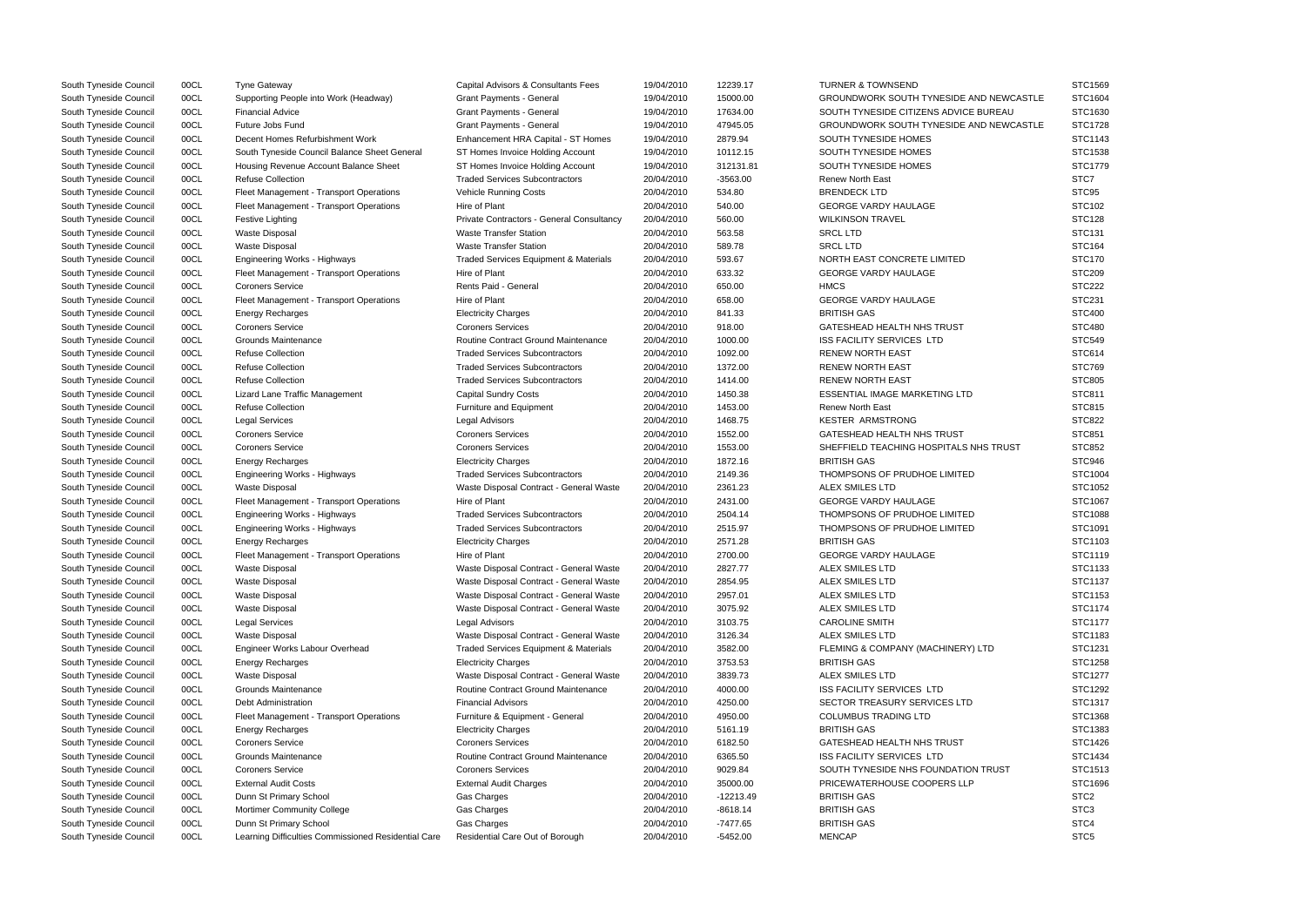| | | | | | | | |
|---|---|---|---|---|---|---|---|
| South Tyneside Council | 00CL | Tyne Gateway | Capital Advisors & Consultants Fees | 19/04/2010 | 12239.17 | TURNER & TOWNSEND | STC1569 |
| South Tyneside Council | 00CL | Supporting People into Work (Headway) | Grant Payments - General | 19/04/2010 | 15000.00 | GROUNDWORK SOUTH TYNESIDE AND NEWCASTLE | STC1604 |
| South Tyneside Council | 00CL | Financial Advice | Grant Payments - General | 19/04/2010 | 17634.00 | SOUTH TYNESIDE CITIZENS ADVICE BUREAU | STC1630 |
| South Tyneside Council | 00CL | Future Jobs Fund | Grant Payments - General | 19/04/2010 | 47945.05 | GROUNDWORK SOUTH TYNESIDE AND NEWCASTLE | STC1728 |
| South Tyneside Council | 00CL | Decent Homes Refurbishment Work | Enhancement HRA Capital - ST Homes | 19/04/2010 | 2879.94 | SOUTH TYNESIDE HOMES | STC1143 |
| South Tyneside Council | 00CL | South Tyneside Council Balance Sheet General | ST Homes Invoice Holding Account | 19/04/2010 | 10112.15 | SOUTH TYNESIDE HOMES | STC1538 |
| South Tyneside Council | 00CL | Housing Revenue Account Balance Sheet | ST Homes Invoice Holding Account | 19/04/2010 | 312131.81 | SOUTH TYNESIDE HOMES | STC1779 |
| South Tyneside Council | 00CL | Refuse Collection | Traded Services Subcontractors | 20/04/2010 | -3563.00 | Renew North East | STC7 |
| South Tyneside Council | 00CL | Fleet Management - Transport Operations | Vehicle Running Costs | 20/04/2010 | 534.80 | BRENDECK LTD | STC95 |
| South Tyneside Council | 00CL | Fleet Management - Transport Operations | Hire of Plant | 20/04/2010 | 540.00 | GEORGE VARDY HAULAGE | STC102 |
| South Tyneside Council | 00CL | Festive Lighting | Private Contractors - General Consultancy | 20/04/2010 | 560.00 | WILKINSON TRAVEL | STC128 |
| South Tyneside Council | 00CL | Waste Disposal | Waste Transfer Station | 20/04/2010 | 563.58 | SRCL LTD | STC131 |
| South Tyneside Council | 00CL | Waste Disposal | Waste Transfer Station | 20/04/2010 | 589.78 | SRCL LTD | STC164 |
| South Tyneside Council | 00CL | Engineering Works - Highways | Traded Services Equipment & Materials | 20/04/2010 | 593.67 | NORTH EAST CONCRETE LIMITED | STC170 |
| South Tyneside Council | 00CL | Fleet Management - Transport Operations | Hire of Plant | 20/04/2010 | 633.32 | GEORGE VARDY HAULAGE | STC209 |
| South Tyneside Council | 00CL | Coroners Service | Rents Paid - General | 20/04/2010 | 650.00 | HMCS | STC222 |
| South Tyneside Council | 00CL | Fleet Management - Transport Operations | Hire of Plant | 20/04/2010 | 658.00 | GEORGE VARDY HAULAGE | STC231 |
| South Tyneside Council | 00CL | Energy Recharges | Electricity Charges | 20/04/2010 | 841.33 | BRITISH GAS | STC400 |
| South Tyneside Council | 00CL | Coroners Service | Coroners Services | 20/04/2010 | 918.00 | GATESHEAD HEALTH NHS TRUST | STC480 |
| South Tyneside Council | 00CL | Grounds Maintenance | Routine Contract Ground Maintenance | 20/04/2010 | 1000.00 | ISS FACILITY SERVICES LTD | STC549 |
| South Tyneside Council | 00CL | Refuse Collection | Traded Services Subcontractors | 20/04/2010 | 1092.00 | RENEW NORTH EAST | STC614 |
| South Tyneside Council | 00CL | Refuse Collection | Traded Services Subcontractors | 20/04/2010 | 1372.00 | RENEW NORTH EAST | STC769 |
| South Tyneside Council | 00CL | Refuse Collection | Traded Services Subcontractors | 20/04/2010 | 1414.00 | RENEW NORTH EAST | STC805 |
| South Tyneside Council | 00CL | Lizard Lane Traffic Management | Capital Sundry Costs | 20/04/2010 | 1450.38 | ESSENTIAL IMAGE MARKETING LTD | STC811 |
| South Tyneside Council | 00CL | Refuse Collection | Furniture and Equipment | 20/04/2010 | 1453.00 | Renew North East | STC815 |
| South Tyneside Council | 00CL | Legal Services | Legal Advisors | 20/04/2010 | 1468.75 | KESTER ARMSTRONG | STC822 |
| South Tyneside Council | 00CL | Coroners Service | Coroners Services | 20/04/2010 | 1552.00 | GATESHEAD HEALTH NHS TRUST | STC851 |
| South Tyneside Council | 00CL | Coroners Service | Coroners Services | 20/04/2010 | 1553.00 | SHEFFIELD TEACHING HOSPITALS NHS TRUST | STC852 |
| South Tyneside Council | 00CL | Energy Recharges | Electricity Charges | 20/04/2010 | 1872.16 | BRITISH GAS | STC946 |
| South Tyneside Council | 00CL | Engineering Works - Highways | Traded Services Subcontractors | 20/04/2010 | 2149.36 | THOMPSONS OF PRUDHOE LIMITED | STC1004 |
| South Tyneside Council | 00CL | Waste Disposal | Waste Disposal Contract - General Waste | 20/04/2010 | 2361.23 | ALEX SMILES LTD | STC1052 |
| South Tyneside Council | 00CL | Fleet Management - Transport Operations | Hire of Plant | 20/04/2010 | 2431.00 | GEORGE VARDY HAULAGE | STC1067 |
| South Tyneside Council | 00CL | Engineering Works - Highways | Traded Services Subcontractors | 20/04/2010 | 2504.14 | THOMPSONS OF PRUDHOE LIMITED | STC1088 |
| South Tyneside Council | 00CL | Engineering Works - Highways | Traded Services Subcontractors | 20/04/2010 | 2515.97 | THOMPSONS OF PRUDHOE LIMITED | STC1091 |
| South Tyneside Council | 00CL | Energy Recharges | Electricity Charges | 20/04/2010 | 2571.28 | BRITISH GAS | STC1103 |
| South Tyneside Council | 00CL | Fleet Management - Transport Operations | Hire of Plant | 20/04/2010 | 2700.00 | GEORGE VARDY HAULAGE | STC1119 |
| South Tyneside Council | 00CL | Waste Disposal | Waste Disposal Contract - General Waste | 20/04/2010 | 2827.77 | ALEX SMILES LTD | STC1133 |
| South Tyneside Council | 00CL | Waste Disposal | Waste Disposal Contract - General Waste | 20/04/2010 | 2854.95 | ALEX SMILES LTD | STC1137 |
| South Tyneside Council | 00CL | Waste Disposal | Waste Disposal Contract - General Waste | 20/04/2010 | 2957.01 | ALEX SMILES LTD | STC1153 |
| South Tyneside Council | 00CL | Waste Disposal | Waste Disposal Contract - General Waste | 20/04/2010 | 3075.92 | ALEX SMILES LTD | STC1174 |
| South Tyneside Council | 00CL | Legal Services | Legal Advisors | 20/04/2010 | 3103.75 | CAROLINE SMITH | STC1177 |
| South Tyneside Council | 00CL | Waste Disposal | Waste Disposal Contract - General Waste | 20/04/2010 | 3126.34 | ALEX SMILES LTD | STC1183 |
| South Tyneside Council | 00CL | Engineer Works Labour Overhead | Traded Services Equipment & Materials | 20/04/2010 | 3582.00 | FLEMING & COMPANY (MACHINERY) LTD | STC1231 |
| South Tyneside Council | 00CL | Energy Recharges | Electricity Charges | 20/04/2010 | 3753.53 | BRITISH GAS | STC1258 |
| South Tyneside Council | 00CL | Waste Disposal | Waste Disposal Contract - General Waste | 20/04/2010 | 3839.73 | ALEX SMILES LTD | STC1277 |
| South Tyneside Council | 00CL | Grounds Maintenance | Routine Contract Ground Maintenance | 20/04/2010 | 4000.00 | ISS FACILITY SERVICES LTD | STC1292 |
| South Tyneside Council | 00CL | Debt Administration | Financial Advisors | 20/04/2010 | 4250.00 | SECTOR TREASURY SERVICES LTD | STC1317 |
| South Tyneside Council | 00CL | Fleet Management - Transport Operations | Furniture & Equipment - General | 20/04/2010 | 4950.00 | COLUMBUS TRADING LTD | STC1368 |
| South Tyneside Council | 00CL | Energy Recharges | Electricity Charges | 20/04/2010 | 5161.19 | BRITISH GAS | STC1383 |
| South Tyneside Council | 00CL | Coroners Service | Coroners Services | 20/04/2010 | 6182.50 | GATESHEAD HEALTH NHS TRUST | STC1426 |
| South Tyneside Council | 00CL | Grounds Maintenance | Routine Contract Ground Maintenance | 20/04/2010 | 6365.50 | ISS FACILITY SERVICES LTD | STC1434 |
| South Tyneside Council | 00CL | Coroners Service | Coroners Services | 20/04/2010 | 9029.84 | SOUTH TYNESIDE NHS FOUNDATION TRUST | STC1513 |
| South Tyneside Council | 00CL | External Audit Costs | External Audit Charges | 20/04/2010 | 35000.00 | PRICEWATERHOUSE COOPERS LLP | STC1696 |
| South Tyneside Council | 00CL | Dunn St Primary School | Gas Charges | 20/04/2010 | -12213.49 | BRITISH GAS | STC2 |
| South Tyneside Council | 00CL | Mortimer Community College | Gas Charges | 20/04/2010 | -8618.14 | BRITISH GAS | STC3 |
| South Tyneside Council | 00CL | Dunn St Primary School | Gas Charges | 20/04/2010 | -7477.65 | BRITISH GAS | STC4 |
| South Tyneside Council | 00CL | Learning Difficulties Commissioned Residential Care | Residential Care Out of Borough | 20/04/2010 | -5452.00 | MENCAP | STC5 |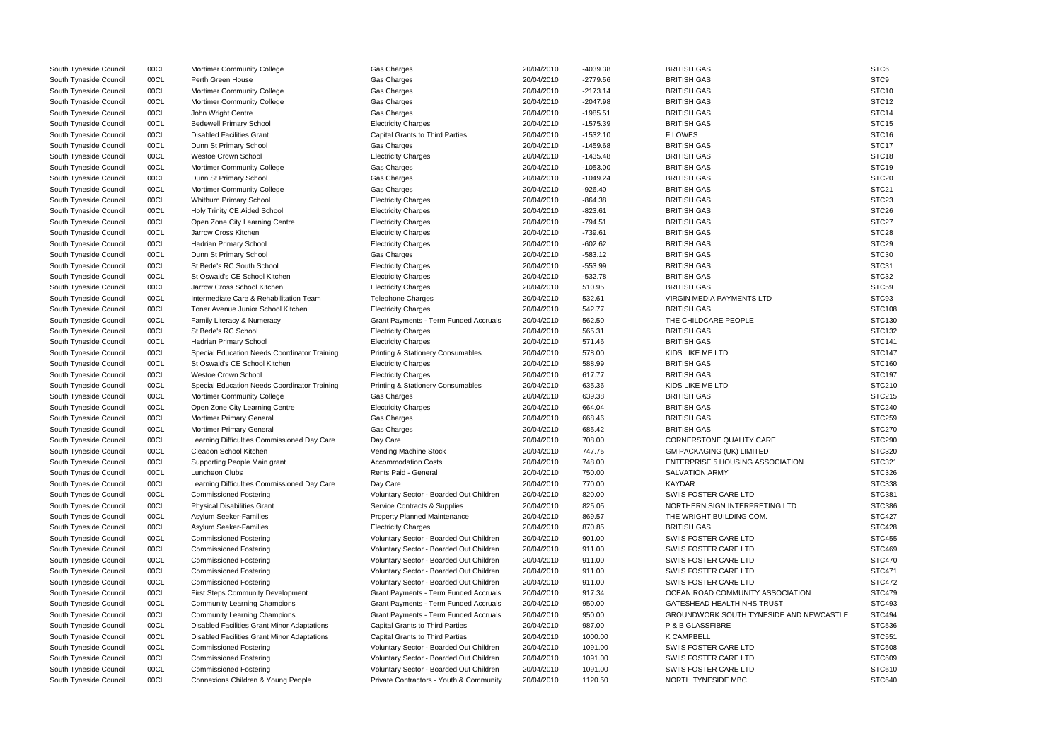| | | | | | | | |
|---|---|---|---|---|---|---|---|
| South Tyneside Council | 00CL | Mortimer Community College | Gas Charges | 20/04/2010 | -4039.38 | BRITISH GAS | STC6 |
| South Tyneside Council | 00CL | Perth Green House | Gas Charges | 20/04/2010 | -2779.56 | BRITISH GAS | STC9 |
| South Tyneside Council | 00CL | Mortimer Community College | Gas Charges | 20/04/2010 | -2173.14 | BRITISH GAS | STC10 |
| South Tyneside Council | 00CL | Mortimer Community College | Gas Charges | 20/04/2010 | -2047.98 | BRITISH GAS | STC12 |
| South Tyneside Council | 00CL | John Wright Centre | Gas Charges | 20/04/2010 | -1985.51 | BRITISH GAS | STC14 |
| South Tyneside Council | 00CL | Bedewell Primary School | Electricity Charges | 20/04/2010 | -1575.39 | BRITISH GAS | STC15 |
| South Tyneside Council | 00CL | Disabled Facilities Grant | Capital Grants to Third Parties | 20/04/2010 | -1532.10 | F LOWES | STC16 |
| South Tyneside Council | 00CL | Dunn St Primary School | Gas Charges | 20/04/2010 | -1459.68 | BRITISH GAS | STC17 |
| South Tyneside Council | 00CL | Westoe Crown School | Electricity Charges | 20/04/2010 | -1435.48 | BRITISH GAS | STC18 |
| South Tyneside Council | 00CL | Mortimer Community College | Gas Charges | 20/04/2010 | -1053.00 | BRITISH GAS | STC19 |
| South Tyneside Council | 00CL | Dunn St Primary School | Gas Charges | 20/04/2010 | -1049.24 | BRITISH GAS | STC20 |
| South Tyneside Council | 00CL | Mortimer Community College | Gas Charges | 20/04/2010 | -926.40 | BRITISH GAS | STC21 |
| South Tyneside Council | 00CL | Whitburn Primary School | Electricity Charges | 20/04/2010 | -864.38 | BRITISH GAS | STC23 |
| South Tyneside Council | 00CL | Holy Trinity CE Aided School | Electricity Charges | 20/04/2010 | -823.61 | BRITISH GAS | STC26 |
| South Tyneside Council | 00CL | Open Zone City Learning Centre | Electricity Charges | 20/04/2010 | -794.51 | BRITISH GAS | STC27 |
| South Tyneside Council | 00CL | Jarrow Cross Kitchen | Electricity Charges | 20/04/2010 | -739.61 | BRITISH GAS | STC28 |
| South Tyneside Council | 00CL | Hadrian Primary School | Electricity Charges | 20/04/2010 | -602.62 | BRITISH GAS | STC29 |
| South Tyneside Council | 00CL | Dunn St Primary School | Gas Charges | 20/04/2010 | -583.12 | BRITISH GAS | STC30 |
| South Tyneside Council | 00CL | St Bede's RC South School | Electricity Charges | 20/04/2010 | -553.99 | BRITISH GAS | STC31 |
| South Tyneside Council | 00CL | St Oswald's CE School Kitchen | Electricity Charges | 20/04/2010 | -532.78 | BRITISH GAS | STC32 |
| South Tyneside Council | 00CL | Jarrow Cross School Kitchen | Electricity Charges | 20/04/2010 | 510.95 | BRITISH GAS | STC59 |
| South Tyneside Council | 00CL | Intermediate Care & Rehabilitation Team | Telephone Charges | 20/04/2010 | 532.61 | VIRGIN MEDIA PAYMENTS LTD | STC93 |
| South Tyneside Council | 00CL | Toner Avenue Junior School Kitchen | Electricity Charges | 20/04/2010 | 542.77 | BRITISH GAS | STC108 |
| South Tyneside Council | 00CL | Family Literacy & Numeracy | Grant Payments - Term Funded Accruals | 20/04/2010 | 562.50 | THE CHILDCARE PEOPLE | STC130 |
| South Tyneside Council | 00CL | St Bede's RC School | Electricity Charges | 20/04/2010 | 565.31 | BRITISH GAS | STC132 |
| South Tyneside Council | 00CL | Hadrian Primary School | Electricity Charges | 20/04/2010 | 571.46 | BRITISH GAS | STC141 |
| South Tyneside Council | 00CL | Special Education Needs Coordinator Training | Printing & Stationery Consumables | 20/04/2010 | 578.00 | KIDS LIKE ME LTD | STC147 |
| South Tyneside Council | 00CL | St Oswald's CE School Kitchen | Electricity Charges | 20/04/2010 | 588.99 | BRITISH GAS | STC160 |
| South Tyneside Council | 00CL | Westoe Crown School | Electricity Charges | 20/04/2010 | 617.77 | BRITISH GAS | STC197 |
| South Tyneside Council | 00CL | Special Education Needs Coordinator Training | Printing & Stationery Consumables | 20/04/2010 | 635.36 | KIDS LIKE ME LTD | STC210 |
| South Tyneside Council | 00CL | Mortimer Community College | Gas Charges | 20/04/2010 | 639.38 | BRITISH GAS | STC215 |
| South Tyneside Council | 00CL | Open Zone City Learning Centre | Electricity Charges | 20/04/2010 | 664.04 | BRITISH GAS | STC240 |
| South Tyneside Council | 00CL | Mortimer Primary General | Gas Charges | 20/04/2010 | 668.46 | BRITISH GAS | STC259 |
| South Tyneside Council | 00CL | Mortimer Primary General | Gas Charges | 20/04/2010 | 685.42 | BRITISH GAS | STC270 |
| South Tyneside Council | 00CL | Learning Difficulties Commissioned Day Care | Day Care | 20/04/2010 | 708.00 | CORNERSTONE QUALITY CARE | STC290 |
| South Tyneside Council | 00CL | Cleadon School Kitchen | Vending Machine Stock | 20/04/2010 | 747.75 | GM PACKAGING (UK) LIMITED | STC320 |
| South Tyneside Council | 00CL | Supporting People Main grant | Accommodation Costs | 20/04/2010 | 748.00 | ENTERPRISE 5 HOUSING ASSOCIATION | STC321 |
| South Tyneside Council | 00CL | Luncheon Clubs | Rents Paid - General | 20/04/2010 | 750.00 | SALVATION ARMY | STC326 |
| South Tyneside Council | 00CL | Learning Difficulties Commissioned Day Care | Day Care | 20/04/2010 | 770.00 | KAYDAR | STC338 |
| South Tyneside Council | 00CL | Commissioned Fostering | Voluntary Sector - Boarded Out Children | 20/04/2010 | 820.00 | SWIIS FOSTER CARE LTD | STC381 |
| South Tyneside Council | 00CL | Physical Disabilities Grant | Service Contracts & Supplies | 20/04/2010 | 825.05 | NORTHERN SIGN INTERPRETING LTD | STC386 |
| South Tyneside Council | 00CL | Asylum Seeker-Families | Property Planned Maintenance | 20/04/2010 | 869.57 | THE WRIGHT BUILDING COM. | STC427 |
| South Tyneside Council | 00CL | Asylum Seeker-Families | Electricity Charges | 20/04/2010 | 870.85 | BRITISH GAS | STC428 |
| South Tyneside Council | 00CL | Commissioned Fostering | Voluntary Sector - Boarded Out Children | 20/04/2010 | 901.00 | SWIIS FOSTER CARE LTD | STC455 |
| South Tyneside Council | 00CL | Commissioned Fostering | Voluntary Sector - Boarded Out Children | 20/04/2010 | 911.00 | SWIIS FOSTER CARE LTD | STC469 |
| South Tyneside Council | 00CL | Commissioned Fostering | Voluntary Sector - Boarded Out Children | 20/04/2010 | 911.00 | SWIIS FOSTER CARE LTD | STC470 |
| South Tyneside Council | 00CL | Commissioned Fostering | Voluntary Sector - Boarded Out Children | 20/04/2010 | 911.00 | SWIIS FOSTER CARE LTD | STC471 |
| South Tyneside Council | 00CL | Commissioned Fostering | Voluntary Sector - Boarded Out Children | 20/04/2010 | 911.00 | SWIIS FOSTER CARE LTD | STC472 |
| South Tyneside Council | 00CL | First Steps Community Development | Grant Payments - Term Funded Accruals | 20/04/2010 | 917.34 | OCEAN ROAD COMMUNITY ASSOCIATION | STC479 |
| South Tyneside Council | 00CL | Community Learning Champions | Grant Payments - Term Funded Accruals | 20/04/2010 | 950.00 | GATESHEAD HEALTH NHS TRUST | STC493 |
| South Tyneside Council | 00CL | Community Learning Champions | Grant Payments - Term Funded Accruals | 20/04/2010 | 950.00 | GROUNDWORK SOUTH TYNESIDE AND NEWCASTLE | STC494 |
| South Tyneside Council | 00CL | Disabled Facilities Grant Minor Adaptations | Capital Grants to Third Parties | 20/04/2010 | 987.00 | P & B GLASSFIBRE | STC536 |
| South Tyneside Council | 00CL | Disabled Facilities Grant Minor Adaptations | Capital Grants to Third Parties | 20/04/2010 | 1000.00 | K CAMPBELL | STC551 |
| South Tyneside Council | 00CL | Commissioned Fostering | Voluntary Sector - Boarded Out Children | 20/04/2010 | 1091.00 | SWIIS FOSTER CARE LTD | STC608 |
| South Tyneside Council | 00CL | Commissioned Fostering | Voluntary Sector - Boarded Out Children | 20/04/2010 | 1091.00 | SWIIS FOSTER CARE LTD | STC609 |
| South Tyneside Council | 00CL | Commissioned Fostering | Voluntary Sector - Boarded Out Children | 20/04/2010 | 1091.00 | SWIIS FOSTER CARE LTD | STC610 |
| South Tyneside Council | 00CL | Connexions Children & Young People | Private Contractors - Youth & Community | 20/04/2010 | 1120.50 | NORTH TYNESIDE MBC | STC640 |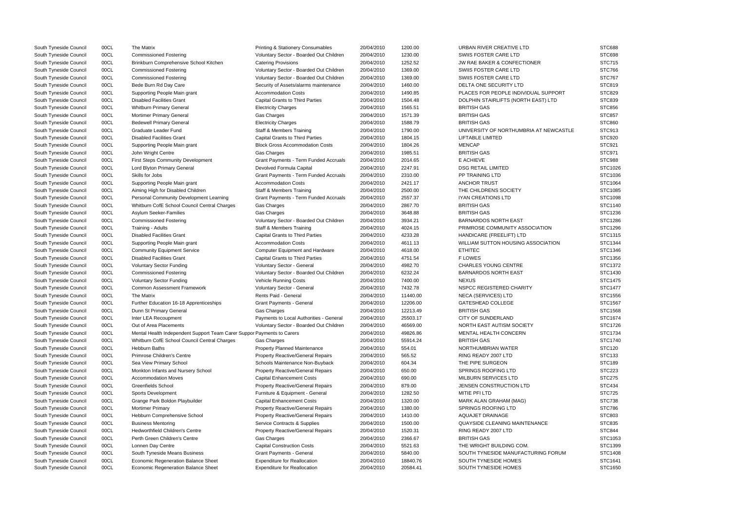| | | | | | | | |
|---|---|---|---|---|---|---|---|
| South Tyneside Council | 00CL | The Matrix | Printing & Stationery Consumables | 20/04/2010 | 1200.00 | URBAN RIVER CREATIVE LTD | STC688 |
| South Tyneside Council | 00CL | Commissioned Fostering | Voluntary Sector - Boarded Out Children | 20/04/2010 | 1230.00 | SWIIS FOSTER CARE LTD | STC698 |
| South Tyneside Council | 00CL | Brinkburn Comprehensive School Kitchen | Catering Provisions | 20/04/2010 | 1252.52 | JW RAE BAKER & CONFECTIONER | STC715 |
| South Tyneside Council | 00CL | Commissioned Fostering | Voluntary Sector - Boarded Out Children | 20/04/2010 | 1369.00 | SWIIS FOSTER CARE LTD | STC766 |
| South Tyneside Council | 00CL | Commissioned Fostering | Voluntary Sector - Boarded Out Children | 20/04/2010 | 1369.00 | SWIIS FOSTER CARE LTD | STC767 |
| South Tyneside Council | 00CL | Bede Burn Rd Day Care | Security of Assets/alarms maintenance | 20/04/2010 | 1460.00 | DELTA ONE SECURITY LTD | STC819 |
| South Tyneside Council | 00CL | Supporting People Main grant | Accommodation Costs | 20/04/2010 | 1490.85 | PLACES FOR PEOPLE INDIVIDUAL SUPPORT | STC829 |
| South Tyneside Council | 00CL | Disabled Facilities Grant | Capital Grants to Third Parties | 20/04/2010 | 1504.48 | DOLPHIN STAIRLIFTS (NORTH EAST) LTD | STC839 |
| South Tyneside Council | 00CL | Whitburn Primary General | Electricity Charges | 20/04/2010 | 1565.51 | BRITISH GAS | STC856 |
| South Tyneside Council | 00CL | Mortimer Primary General | Gas Charges | 20/04/2010 | 1571.39 | BRITISH GAS | STC857 |
| South Tyneside Council | 00CL | Bedewell Primary General | Electricity Charges | 20/04/2010 | 1588.79 | BRITISH GAS | STC860 |
| South Tyneside Council | 00CL | Graduate Leader Fund | Staff & Members Training | 20/04/2010 | 1790.00 | UNIVERSITY OF NORTHUMBRIA AT NEWCASTLE | STC913 |
| South Tyneside Council | 00CL | Disabled Facilities Grant | Capital Grants to Third Parties | 20/04/2010 | 1804.15 | LIFTABLE LIMITED | STC920 |
| South Tyneside Council | 00CL | Supporting People Main grant | Block Gross Accommodation Costs | 20/04/2010 | 1804.26 | MENCAP | STC921 |
| South Tyneside Council | 00CL | John Wright Centre | Gas Charges | 20/04/2010 | 1985.51 | BRITISH GAS | STC971 |
| South Tyneside Council | 00CL | First Steps Community Development | Grant Payments - Term Funded Accruals | 20/04/2010 | 2014.65 | E ACHIEVE | STC988 |
| South Tyneside Council | 00CL | Lord Blyton Primary General | Devolved Formula Capital | 20/04/2010 | 2247.91 | DSG RETAIL LIMITED | STC1026 |
| South Tyneside Council | 00CL | Skills for Jobs | Grant Payments - Term Funded Accruals | 20/04/2010 | 2310.00 | PP TRAINING LTD | STC1036 |
| South Tyneside Council | 00CL | Supporting People Main grant | Accommodation Costs | 20/04/2010 | 2421.17 | ANCHOR TRUST | STC1064 |
| South Tyneside Council | 00CL | Aiming High for Disabled Children | Staff & Members Training | 20/04/2010 | 2500.00 | THE CHILDRENS SOCIETY | STC1085 |
| South Tyneside Council | 00CL | Personal Community Development Learning | Grant Payments - Term Funded Accruals | 20/04/2010 | 2557.37 | IYAN CREATIONS LTD | STC1098 |
| South Tyneside Council | 00CL | Whitburn CofE School Council Central Charges | Gas Charges | 20/04/2010 | 2867.70 | BRITISH GAS | STC1140 |
| South Tyneside Council | 00CL | Asylum Seeker-Families | Gas Charges | 20/04/2010 | 3648.88 | BRITISH GAS | STC1236 |
| South Tyneside Council | 00CL | Commissioned Fostering | Voluntary Sector - Boarded Out Children | 20/04/2010 | 3934.21 | BARNARDOS NORTH EAST | STC1286 |
| South Tyneside Council | 00CL | Training - Adults | Staff & Members Training | 20/04/2010 | 4024.15 | PRIMROSE COMMUNITY ASSOCIATION | STC1296 |
| South Tyneside Council | 00CL | Disabled Facilities Grant | Capital Grants to Third Parties | 20/04/2010 | 4233.28 | HANDICARE (FREELIFT) LTD | STC1315 |
| South Tyneside Council | 00CL | Supporting People Main grant | Accommodation Costs | 20/04/2010 | 4611.13 | WILLIAM SUTTON HOUSING ASSOCIATION | STC1344 |
| South Tyneside Council | 00CL | Community Equipment Service | Computer Equipment and Hardware | 20/04/2010 | 4618.00 | ETHITEC | STC1346 |
| South Tyneside Council | 00CL | Disabled Facilities Grant | Capital Grants to Third Parties | 20/04/2010 | 4751.54 | F LOWES | STC1356 |
| South Tyneside Council | 00CL | Voluntary Sector Funding | Voluntary Sector - General | 20/04/2010 | 4982.70 | CHARLES YOUNG CENTRE | STC1372 |
| South Tyneside Council | 00CL | Commissioned Fostering | Voluntary Sector - Boarded Out Children | 20/04/2010 | 6232.24 | BARNARDOS NORTH EAST | STC1430 |
| South Tyneside Council | 00CL | Voluntary Sector Funding | Vehicle Running Costs | 20/04/2010 | 7400.00 | NEXUS | STC1475 |
| South Tyneside Council | 00CL | Common Assessment Framework | Voluntary Sector - General | 20/04/2010 | 7432.78 | NSPCC REGISTERED CHARITY | STC1477 |
| South Tyneside Council | 00CL | The Matrix | Rents Paid - General | 20/04/2010 | 11440.00 | NECA (SERVICES) LTD | STC1556 |
| South Tyneside Council | 00CL | Further Education 16-18 Apprenticeships | Grant Payments - General | 20/04/2010 | 12206.00 | GATESHEAD COLLEGE | STC1567 |
| South Tyneside Council | 00CL | Dunn St Primary General | Gas Charges | 20/04/2010 | 12213.49 | BRITISH GAS | STC1568 |
| South Tyneside Council | 00CL | Inter LEA Recoupment | Payments to Local Authorities - General | 20/04/2010 | 25503.17 | CITY OF SUNDERLAND | STC1674 |
| South Tyneside Council | 00CL | Out of Area Placements | Voluntary Sector - Boarded Out Children | 20/04/2010 | 46569.00 | NORTH EAST AUTISM SOCIETY | STC1726 |
| South Tyneside Council | 00CL | Mental Health Independent Support Team Carer Suppor | Payments to Carers | 20/04/2010 | 49826.86 | MENTAL HEALTH CONCERN | STC1734 |
| South Tyneside Council | 00CL | Whitburn CofE School Council Central Charges | Gas Charges | 20/04/2010 | 55914.24 | BRITISH GAS | STC1740 |
| South Tyneside Council | 00CL | Hebburn Baths | Property Planned Maintenance | 20/04/2010 | 554.01 | NORTHUMBRIAN WATER | STC120 |
| South Tyneside Council | 00CL | Primrose Children's Centre | Property Reactive/General Repairs | 20/04/2010 | 565.52 | RING READY 2007 LTD | STC133 |
| South Tyneside Council | 00CL | Sea View Primary School | Schools Maintenance Non-Buyback | 20/04/2010 | 604.34 | THE PIPE SURGEON | STC189 |
| South Tyneside Council | 00CL | Monkton Infants and Nursery School | Property Reactive/General Repairs | 20/04/2010 | 650.00 | SPRINGS ROOFING LTD | STC223 |
| South Tyneside Council | 00CL | Accommodation Moves | Capital Enhancement Costs | 20/04/2010 | 690.00 | MILBURN SERVICES LTD | STC275 |
| South Tyneside Council | 00CL | Greenfields School | Property Reactive/General Repairs | 20/04/2010 | 879.00 | JENSEN CONSTRUCTION LTD | STC434 |
| South Tyneside Council | 00CL | Sports Development | Furniture & Equipment - General | 20/04/2010 | 1282.50 | MITIE PFI LTD | STC725 |
| South Tyneside Council | 00CL | Grange Park Boldon Playbuilder | Capital Enhancement Costs | 20/04/2010 | 1320.00 | MARK ALAN GRAHAM (MAG) | STC738 |
| South Tyneside Council | 00CL | Mortimer Primary | Property Reactive/General Repairs | 20/04/2010 | 1380.00 | SPRINGS ROOFING LTD | STC786 |
| South Tyneside Council | 00CL | Hebburn Comprehensive School | Property Reactive/General Repairs | 20/04/2010 | 1410.00 | AQUAJET DRAINAGE | STC803 |
| South Tyneside Council | 00CL | Business Mentoring | Service Contracts & Supplies | 20/04/2010 | 1500.00 | QUAYSIDE CLEANING MAINTENANCE | STC835 |
| South Tyneside Council | 00CL | Hedworthfield Children's Centre | Property Reactive/General Repairs | 20/04/2010 | 1520.31 | RING READY 2007 LTD | STC844 |
| South Tyneside Council | 00CL | Perth Green Children's Centre | Gas Charges | 20/04/2010 | 2366.67 | BRITISH GAS | STC1053 |
| South Tyneside Council | 00CL | Lonnen Day Centre | Capital Construction Costs | 20/04/2010 | 5521.63 | THE WRIGHT BUILDING COM. | STC1399 |
| South Tyneside Council | 00CL | South Tyneside Means Business | Grant Payments - General | 20/04/2010 | 5840.00 | SOUTH TYNESIDE MANUFACTURING FORUM | STC1408 |
| South Tyneside Council | 00CL | Economic Regeneration Balance Sheet | Expenditure for Reallocation | 20/04/2010 | 18840.76 | SOUTH TYNESIDE HOMES | STC1641 |
| South Tyneside Council | 00CL | Economic Regeneration Balance Sheet | Expenditure for Reallocation | 20/04/2010 | 20584.41 | SOUTH TYNESIDE HOMES | STC1650 |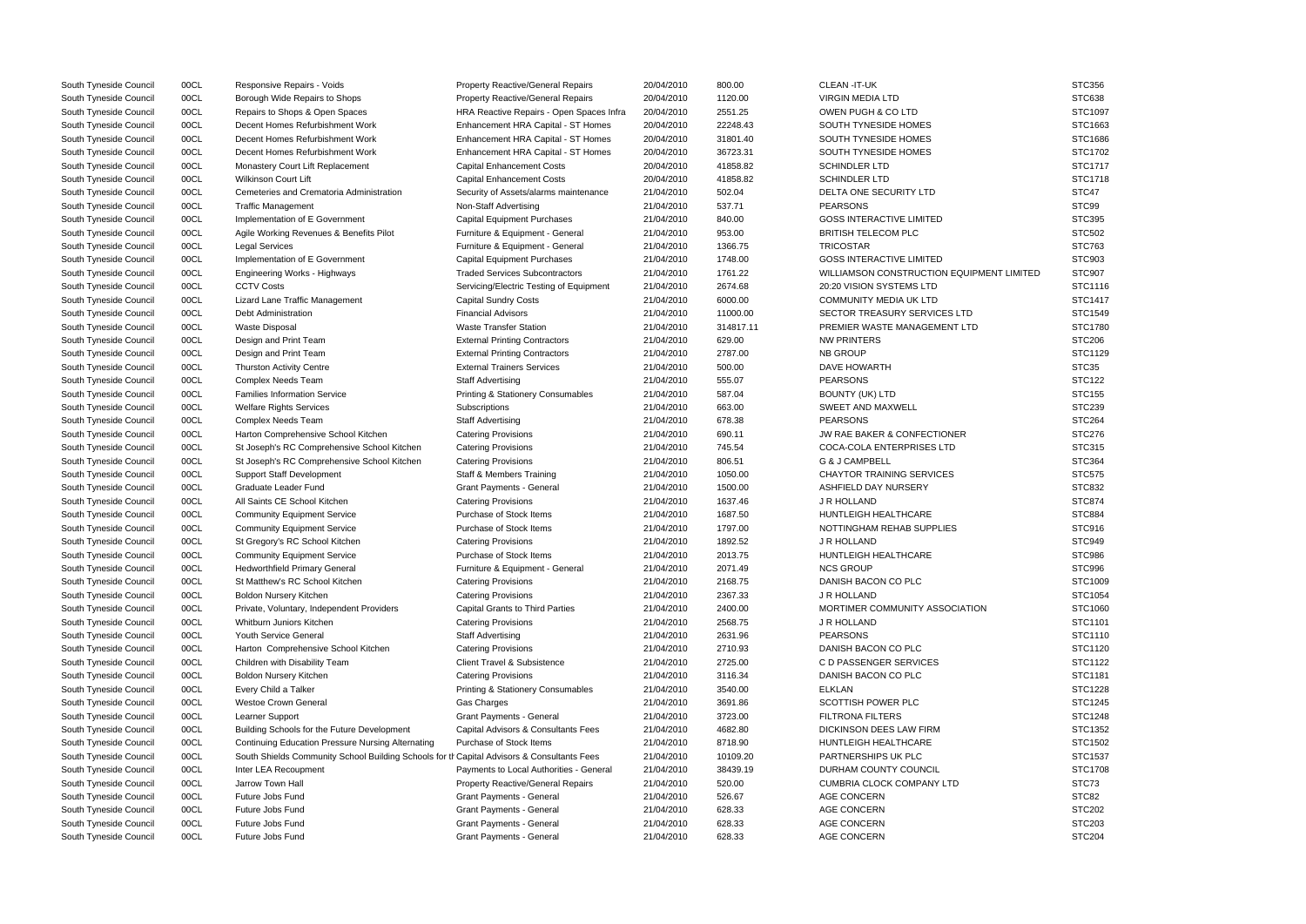| | | | | | | | |
|---|---|---|---|---|---|---|---|
| South Tyneside Council | 00CL | Responsive Repairs - Voids | Property Reactive/General Repairs | 20/04/2010 | 800.00 | CLEAN -IT-UK | STC356 |
| South Tyneside Council | 00CL | Borough Wide Repairs to Shops | Property Reactive/General Repairs | 20/04/2010 | 1120.00 | VIRGIN MEDIA LTD | STC638 |
| South Tyneside Council | 00CL | Repairs to Shops & Open Spaces | HRA Reactive Repairs - Open Spaces Infra | 20/04/2010 | 2551.25 | OWEN PUGH & CO LTD | STC1097 |
| South Tyneside Council | 00CL | Decent Homes Refurbishment Work | Enhancement HRA Capital - ST Homes | 20/04/2010 | 22248.43 | SOUTH TYNESIDE HOMES | STC1663 |
| South Tyneside Council | 00CL | Decent Homes Refurbishment Work | Enhancement HRA Capital - ST Homes | 20/04/2010 | 31801.40 | SOUTH TYNESIDE HOMES | STC1686 |
| South Tyneside Council | 00CL | Decent Homes Refurbishment Work | Enhancement HRA Capital - ST Homes | 20/04/2010 | 36723.31 | SOUTH TYNESIDE HOMES | STC1702 |
| South Tyneside Council | 00CL | Monastery Court Lift Replacement | Capital Enhancement Costs | 20/04/2010 | 41858.82 | SCHINDLER LTD | STC1717 |
| South Tyneside Council | 00CL | Wilkinson Court Lift | Capital Enhancement Costs | 20/04/2010 | 41858.82 | SCHINDLER LTD | STC1718 |
| South Tyneside Council | 00CL | Cemeteries and Crematoria Administration | Security of Assets/alarms maintenance | 21/04/2010 | 502.04 | DELTA ONE SECURITY LTD | STC47 |
| South Tyneside Council | 00CL | Traffic Management | Non-Staff Advertising | 21/04/2010 | 537.71 | PEARSONS | STC99 |
| South Tyneside Council | 00CL | Implementation of E Government | Capital Equipment Purchases | 21/04/2010 | 840.00 | GOSS INTERACTIVE LIMITED | STC395 |
| South Tyneside Council | 00CL | Agile Working Revenues & Benefits Pilot | Furniture & Equipment - General | 21/04/2010 | 953.00 | BRITISH TELECOM PLC | STC502 |
| South Tyneside Council | 00CL | Legal Services | Furniture & Equipment - General | 21/04/2010 | 1366.75 | TRICOSTAR | STC763 |
| South Tyneside Council | 00CL | Implementation of E Government | Capital Equipment Purchases | 21/04/2010 | 1748.00 | GOSS INTERACTIVE LIMITED | STC903 |
| South Tyneside Council | 00CL | Engineering Works - Highways | Traded Services Subcontractors | 21/04/2010 | 1761.22 | WILLIAMSON CONSTRUCTION EQUIPMENT LIMITED | STC907 |
| South Tyneside Council | 00CL | CCTV Costs | Servicing/Electric Testing of Equipment | 21/04/2010 | 2674.68 | 20:20 VISION SYSTEMS LTD | STC1116 |
| South Tyneside Council | 00CL | Lizard Lane Traffic Management | Capital Sundry Costs | 21/04/2010 | 6000.00 | COMMUNITY MEDIA UK LTD | STC1417 |
| South Tyneside Council | 00CL | Debt Administration | Financial Advisors | 21/04/2010 | 11000.00 | SECTOR TREASURY SERVICES LTD | STC1549 |
| South Tyneside Council | 00CL | Waste Disposal | Waste Transfer Station | 21/04/2010 | 314817.11 | PREMIER WASTE MANAGEMENT LTD | STC1780 |
| South Tyneside Council | 00CL | Design and Print Team | External Printing Contractors | 21/04/2010 | 629.00 | NW PRINTERS | STC206 |
| South Tyneside Council | 00CL | Design and Print Team | External Printing Contractors | 21/04/2010 | 2787.00 | NB GROUP | STC1129 |
| South Tyneside Council | 00CL | Thurston Activity Centre | External Trainers Services | 21/04/2010 | 500.00 | DAVE HOWARTH | STC35 |
| South Tyneside Council | 00CL | Complex Needs Team | Staff Advertising | 21/04/2010 | 555.07 | PEARSONS | STC122 |
| South Tyneside Council | 00CL | Families Information Service | Printing & Stationery Consumables | 21/04/2010 | 587.04 | BOUNTY (UK) LTD | STC155 |
| South Tyneside Council | 00CL | Welfare Rights Services | Subscriptions | 21/04/2010 | 663.00 | SWEET AND MAXWELL | STC239 |
| South Tyneside Council | 00CL | Complex Needs Team | Staff Advertising | 21/04/2010 | 678.38 | PEARSONS | STC264 |
| South Tyneside Council | 00CL | Harton Comprehensive School Kitchen | Catering Provisions | 21/04/2010 | 690.11 | JW RAE BAKER & CONFECTIONER | STC276 |
| South Tyneside Council | 00CL | St Joseph's RC Comprehensive School Kitchen | Catering Provisions | 21/04/2010 | 745.54 | COCA-COLA ENTERPRISES LTD | STC315 |
| South Tyneside Council | 00CL | St Joseph's RC Comprehensive School Kitchen | Catering Provisions | 21/04/2010 | 806.51 | G & J CAMPBELL | STC364 |
| South Tyneside Council | 00CL | Support Staff Development | Staff & Members Training | 21/04/2010 | 1050.00 | CHAYTOR TRAINING SERVICES | STC575 |
| South Tyneside Council | 00CL | Graduate Leader Fund | Grant Payments - General | 21/04/2010 | 1500.00 | ASHFIELD DAY NURSERY | STC832 |
| South Tyneside Council | 00CL | All Saints CE School Kitchen | Catering Provisions | 21/04/2010 | 1637.46 | J R HOLLAND | STC874 |
| South Tyneside Council | 00CL | Community Equipment Service | Purchase of Stock Items | 21/04/2010 | 1687.50 | HUNTLEIGH HEALTHCARE | STC884 |
| South Tyneside Council | 00CL | Community Equipment Service | Purchase of Stock Items | 21/04/2010 | 1797.00 | NOTTINGHAM REHAB SUPPLIES | STC916 |
| South Tyneside Council | 00CL | St Gregory's RC School Kitchen | Catering Provisions | 21/04/2010 | 1892.52 | J R HOLLAND | STC949 |
| South Tyneside Council | 00CL | Community Equipment Service | Purchase of Stock Items | 21/04/2010 | 2013.75 | HUNTLEIGH HEALTHCARE | STC986 |
| South Tyneside Council | 00CL | Hedworthfield Primary General | Furniture & Equipment - General | 21/04/2010 | 2071.49 | NCS GROUP | STC996 |
| South Tyneside Council | 00CL | St Matthew's RC School Kitchen | Catering Provisions | 21/04/2010 | 2168.75 | DANISH BACON CO PLC | STC1009 |
| South Tyneside Council | 00CL | Boldon Nursery Kitchen | Catering Provisions | 21/04/2010 | 2367.33 | J R HOLLAND | STC1054 |
| South Tyneside Council | 00CL | Private, Voluntary, Independent Providers | Capital Grants to Third Parties | 21/04/2010 | 2400.00 | MORTIMER COMMUNITY ASSOCIATION | STC1060 |
| South Tyneside Council | 00CL | Whitburn Juniors Kitchen | Catering Provisions | 21/04/2010 | 2568.75 | J R HOLLAND | STC1101 |
| South Tyneside Council | 00CL | Youth Service General | Staff Advertising | 21/04/2010 | 2631.96 | PEARSONS | STC1110 |
| South Tyneside Council | 00CL | Harton Comprehensive School Kitchen | Catering Provisions | 21/04/2010 | 2710.93 | DANISH BACON CO PLC | STC1120 |
| South Tyneside Council | 00CL | Children with Disability Team | Client Travel & Subsistence | 21/04/2010 | 2725.00 | C D PASSENGER SERVICES | STC1122 |
| South Tyneside Council | 00CL | Boldon Nursery Kitchen | Catering Provisions | 21/04/2010 | 3116.34 | DANISH BACON CO PLC | STC1181 |
| South Tyneside Council | 00CL | Every Child a Talker | Printing & Stationery Consumables | 21/04/2010 | 3540.00 | ELKLAN | STC1228 |
| South Tyneside Council | 00CL | Westoe Crown General | Gas Charges | 21/04/2010 | 3691.86 | SCOTTISH POWER PLC | STC1245 |
| South Tyneside Council | 00CL | Learner Support | Grant Payments - General | 21/04/2010 | 3723.00 | FILTRONA FILTERS | STC1248 |
| South Tyneside Council | 00CL | Building Schools for the Future Development | Capital Advisors & Consultants Fees | 21/04/2010 | 4682.80 | DICKINSON DEES LAW FIRM | STC1352 |
| South Tyneside Council | 00CL | Continuing Education Pressure Nursing Alternating | Purchase of Stock Items | 21/04/2010 | 8718.90 | HUNTLEIGH HEALTHCARE | STC1502 |
| South Tyneside Council | 00CL | South Shields Community School Building Schools for th | Capital Advisors & Consultants Fees | 21/04/2010 | 10109.20 | PARTNERSHIPS UK PLC | STC1537 |
| South Tyneside Council | 00CL | Inter LEA Recoupment | Payments to Local Authorities - General | 21/04/2010 | 38439.19 | DURHAM COUNTY COUNCIL | STC1708 |
| South Tyneside Council | 00CL | Jarrow Town Hall | Property Reactive/General Repairs | 21/04/2010 | 520.00 | CUMBRIA CLOCK COMPANY LTD | STC73 |
| South Tyneside Council | 00CL | Future Jobs Fund | Grant Payments - General | 21/04/2010 | 526.67 | AGE CONCERN | STC82 |
| South Tyneside Council | 00CL | Future Jobs Fund | Grant Payments - General | 21/04/2010 | 628.33 | AGE CONCERN | STC202 |
| South Tyneside Council | 00CL | Future Jobs Fund | Grant Payments - General | 21/04/2010 | 628.33 | AGE CONCERN | STC203 |
| South Tyneside Council | 00CL | Future Jobs Fund | Grant Payments - General | 21/04/2010 | 628.33 | AGE CONCERN | STC204 |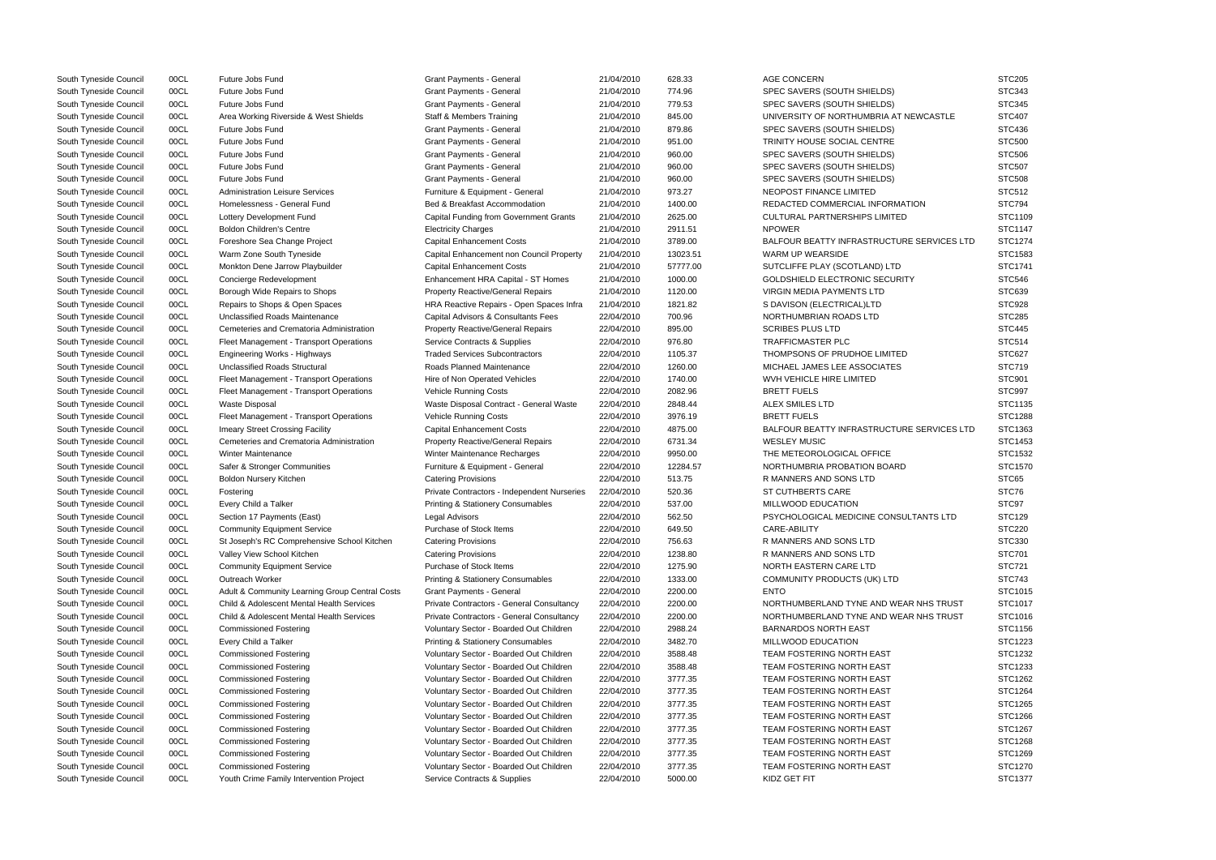| | | | | | | | |
|---|---|---|---|---|---|---|---|
| South Tyneside Council | 00CL | Future Jobs Fund | Grant Payments - General | 21/04/2010 | 628.33 | AGE CONCERN | STC205 |
| South Tyneside Council | 00CL | Future Jobs Fund | Grant Payments - General | 21/04/2010 | 774.96 | SPEC SAVERS (SOUTH SHIELDS) | STC343 |
| South Tyneside Council | 00CL | Future Jobs Fund | Grant Payments - General | 21/04/2010 | 779.53 | SPEC SAVERS (SOUTH SHIELDS) | STC345 |
| South Tyneside Council | 00CL | Area Working Riverside & West Shields | Staff & Members Training | 21/04/2010 | 845.00 | UNIVERSITY OF NORTHUMBRIA AT NEWCASTLE | STC407 |
| South Tyneside Council | 00CL | Future Jobs Fund | Grant Payments - General | 21/04/2010 | 879.86 | SPEC SAVERS (SOUTH SHIELDS) | STC436 |
| South Tyneside Council | 00CL | Future Jobs Fund | Grant Payments - General | 21/04/2010 | 951.00 | TRINITY HOUSE SOCIAL CENTRE | STC500 |
| South Tyneside Council | 00CL | Future Jobs Fund | Grant Payments - General | 21/04/2010 | 960.00 | SPEC SAVERS (SOUTH SHIELDS) | STC506 |
| South Tyneside Council | 00CL | Future Jobs Fund | Grant Payments - General | 21/04/2010 | 960.00 | SPEC SAVERS (SOUTH SHIELDS) | STC507 |
| South Tyneside Council | 00CL | Future Jobs Fund | Grant Payments - General | 21/04/2010 | 960.00 | SPEC SAVERS (SOUTH SHIELDS) | STC508 |
| South Tyneside Council | 00CL | Administration Leisure Services | Furniture & Equipment - General | 21/04/2010 | 973.27 | NEOPOST FINANCE LIMITED | STC512 |
| South Tyneside Council | 00CL | Homelessness - General Fund | Bed & Breakfast Accommodation | 21/04/2010 | 1400.00 | REDACTED COMMERCIAL INFORMATION | STC794 |
| South Tyneside Council | 00CL | Lottery Development Fund | Capital Funding from Government Grants | 21/04/2010 | 2625.00 | CULTURAL PARTNERSHIPS LIMITED | STC1109 |
| South Tyneside Council | 00CL | Boldon Children's Centre | Electricity Charges | 21/04/2010 | 2911.51 | NPOWER | STC1147 |
| South Tyneside Council | 00CL | Foreshore Sea Change Project | Capital Enhancement Costs | 21/04/2010 | 3789.00 | BALFOUR BEATTY INFRASTRUCTURE SERVICES LTD | STC1274 |
| South Tyneside Council | 00CL | Warm Zone South Tyneside | Capital Enhancement non Council Property | 21/04/2010 | 13023.51 | WARM UP WEARSIDE | STC1583 |
| South Tyneside Council | 00CL | Monkton Dene Jarrow Playbuilder | Capital Enhancement Costs | 21/04/2010 | 57777.00 | SUTCLIFFE PLAY (SCOTLAND) LTD | STC1741 |
| South Tyneside Council | 00CL | Concierge Redevelopment | Enhancement HRA Capital - ST Homes | 21/04/2010 | 1000.00 | GOLDSHIELD ELECTRONIC SECURITY | STC546 |
| South Tyneside Council | 00CL | Borough Wide Repairs to Shops | Property Reactive/General Repairs | 21/04/2010 | 1120.00 | VIRGIN MEDIA PAYMENTS LTD | STC639 |
| South Tyneside Council | 00CL | Repairs to Shops & Open Spaces | HRA Reactive Repairs - Open Spaces Infra | 21/04/2010 | 1821.82 | S DAVISON (ELECTRICAL)LTD | STC928 |
| South Tyneside Council | 00CL | Unclassified Roads Maintenance | Capital Advisors & Consultants Fees | 22/04/2010 | 700.96 | NORTHUMBRIAN ROADS LTD | STC285 |
| South Tyneside Council | 00CL | Cemeteries and Crematoria Administration | Property Reactive/General Repairs | 22/04/2010 | 895.00 | SCRIBES PLUS LTD | STC445 |
| South Tyneside Council | 00CL | Fleet Management - Transport Operations | Service Contracts & Supplies | 22/04/2010 | 976.80 | TRAFFICMASTER PLC | STC514 |
| South Tyneside Council | 00CL | Engineering Works - Highways | Traded Services Subcontractors | 22/04/2010 | 1105.37 | THOMPSONS OF PRUDHOE LIMITED | STC627 |
| South Tyneside Council | 00CL | Unclassified Roads Structural | Roads Planned Maintenance | 22/04/2010 | 1260.00 | MICHAEL JAMES LEE ASSOCIATES | STC719 |
| South Tyneside Council | 00CL | Fleet Management - Transport Operations | Hire of Non Operated Vehicles | 22/04/2010 | 1740.00 | WVH VEHICLE HIRE LIMITED | STC901 |
| South Tyneside Council | 00CL | Fleet Management - Transport Operations | Vehicle Running Costs | 22/04/2010 | 2082.96 | BRETT FUELS | STC997 |
| South Tyneside Council | 00CL | Waste Disposal | Waste Disposal Contract - General Waste | 22/04/2010 | 2848.44 | ALEX SMILES LTD | STC1135 |
| South Tyneside Council | 00CL | Fleet Management - Transport Operations | Vehicle Running Costs | 22/04/2010 | 3976.19 | BRETT FUELS | STC1288 |
| South Tyneside Council | 00CL | Imeary Street Crossing Facility | Capital Enhancement Costs | 22/04/2010 | 4875.00 | BALFOUR BEATTY INFRASTRUCTURE SERVICES LTD | STC1363 |
| South Tyneside Council | 00CL | Cemeteries and Crematoria Administration | Property Reactive/General Repairs | 22/04/2010 | 6731.34 | WESLEY MUSIC | STC1453 |
| South Tyneside Council | 00CL | Winter Maintenance | Winter Maintenance Recharges | 22/04/2010 | 9950.00 | THE METEOROLOGICAL OFFICE | STC1532 |
| South Tyneside Council | 00CL | Safer & Stronger Communities | Furniture & Equipment - General | 22/04/2010 | 12284.57 | NORTHUMBRIA PROBATION BOARD | STC1570 |
| South Tyneside Council | 00CL | Boldon Nursery Kitchen | Catering Provisions | 22/04/2010 | 513.75 | R MANNERS AND SONS LTD | STC65 |
| South Tyneside Council | 00CL | Fostering | Private Contractors - Independent Nurseries | 22/04/2010 | 520.36 | ST CUTHBERTS CARE | STC76 |
| South Tyneside Council | 00CL | Every Child a Talker | Printing & Stationery Consumables | 22/04/2010 | 537.00 | MILLWOOD EDUCATION | STC97 |
| South Tyneside Council | 00CL | Section 17 Payments (East) | Legal Advisors | 22/04/2010 | 562.50 | PSYCHOLOGICAL MEDICINE CONSULTANTS LTD | STC129 |
| South Tyneside Council | 00CL | Community Equipment Service | Purchase of Stock Items | 22/04/2010 | 649.50 | CARE-ABILITY | STC220 |
| South Tyneside Council | 00CL | St Joseph's RC Comprehensive School Kitchen | Catering Provisions | 22/04/2010 | 756.63 | R MANNERS AND SONS LTD | STC330 |
| South Tyneside Council | 00CL | Valley View School Kitchen | Catering Provisions | 22/04/2010 | 1238.80 | R MANNERS AND SONS LTD | STC701 |
| South Tyneside Council | 00CL | Community Equipment Service | Purchase of Stock Items | 22/04/2010 | 1275.90 | NORTH EASTERN CARE LTD | STC721 |
| South Tyneside Council | 00CL | Outreach Worker | Printing & Stationery Consumables | 22/04/2010 | 1333.00 | COMMUNITY PRODUCTS (UK) LTD | STC743 |
| South Tyneside Council | 00CL | Adult & Community Learning Group Central Costs | Grant Payments - General | 22/04/2010 | 2200.00 | ENTO | STC1015 |
| South Tyneside Council | 00CL | Child & Adolescent Mental Health Services | Private Contractors - General Consultancy | 22/04/2010 | 2200.00 | NORTHUMBERLAND TYNE AND WEAR NHS TRUST | STC1017 |
| South Tyneside Council | 00CL | Child & Adolescent Mental Health Services | Private Contractors - General Consultancy | 22/04/2010 | 2200.00 | NORTHUMBERLAND TYNE AND WEAR NHS TRUST | STC1016 |
| South Tyneside Council | 00CL | Commissioned Fostering | Voluntary Sector - Boarded Out Children | 22/04/2010 | 2988.24 | BARNARDOS NORTH EAST | STC1156 |
| South Tyneside Council | 00CL | Every Child a Talker | Printing & Stationery Consumables | 22/04/2010 | 3482.70 | MILLWOOD EDUCATION | STC1223 |
| South Tyneside Council | 00CL | Commissioned Fostering | Voluntary Sector - Boarded Out Children | 22/04/2010 | 3588.48 | TEAM FOSTERING NORTH EAST | STC1232 |
| South Tyneside Council | 00CL | Commissioned Fostering | Voluntary Sector - Boarded Out Children | 22/04/2010 | 3588.48 | TEAM FOSTERING NORTH EAST | STC1233 |
| South Tyneside Council | 00CL | Commissioned Fostering | Voluntary Sector - Boarded Out Children | 22/04/2010 | 3777.35 | TEAM FOSTERING NORTH EAST | STC1262 |
| South Tyneside Council | 00CL | Commissioned Fostering | Voluntary Sector - Boarded Out Children | 22/04/2010 | 3777.35 | TEAM FOSTERING NORTH EAST | STC1264 |
| South Tyneside Council | 00CL | Commissioned Fostering | Voluntary Sector - Boarded Out Children | 22/04/2010 | 3777.35 | TEAM FOSTERING NORTH EAST | STC1265 |
| South Tyneside Council | 00CL | Commissioned Fostering | Voluntary Sector - Boarded Out Children | 22/04/2010 | 3777.35 | TEAM FOSTERING NORTH EAST | STC1266 |
| South Tyneside Council | 00CL | Commissioned Fostering | Voluntary Sector - Boarded Out Children | 22/04/2010 | 3777.35 | TEAM FOSTERING NORTH EAST | STC1267 |
| South Tyneside Council | 00CL | Commissioned Fostering | Voluntary Sector - Boarded Out Children | 22/04/2010 | 3777.35 | TEAM FOSTERING NORTH EAST | STC1268 |
| South Tyneside Council | 00CL | Commissioned Fostering | Voluntary Sector - Boarded Out Children | 22/04/2010 | 3777.35 | TEAM FOSTERING NORTH EAST | STC1269 |
| South Tyneside Council | 00CL | Commissioned Fostering | Voluntary Sector - Boarded Out Children | 22/04/2010 | 3777.35 | TEAM FOSTERING NORTH EAST | STC1270 |
| South Tyneside Council | 00CL | Youth Crime Family Intervention Project | Service Contracts & Supplies | 22/04/2010 | 5000.00 | KIDZ GET FIT | STC1377 |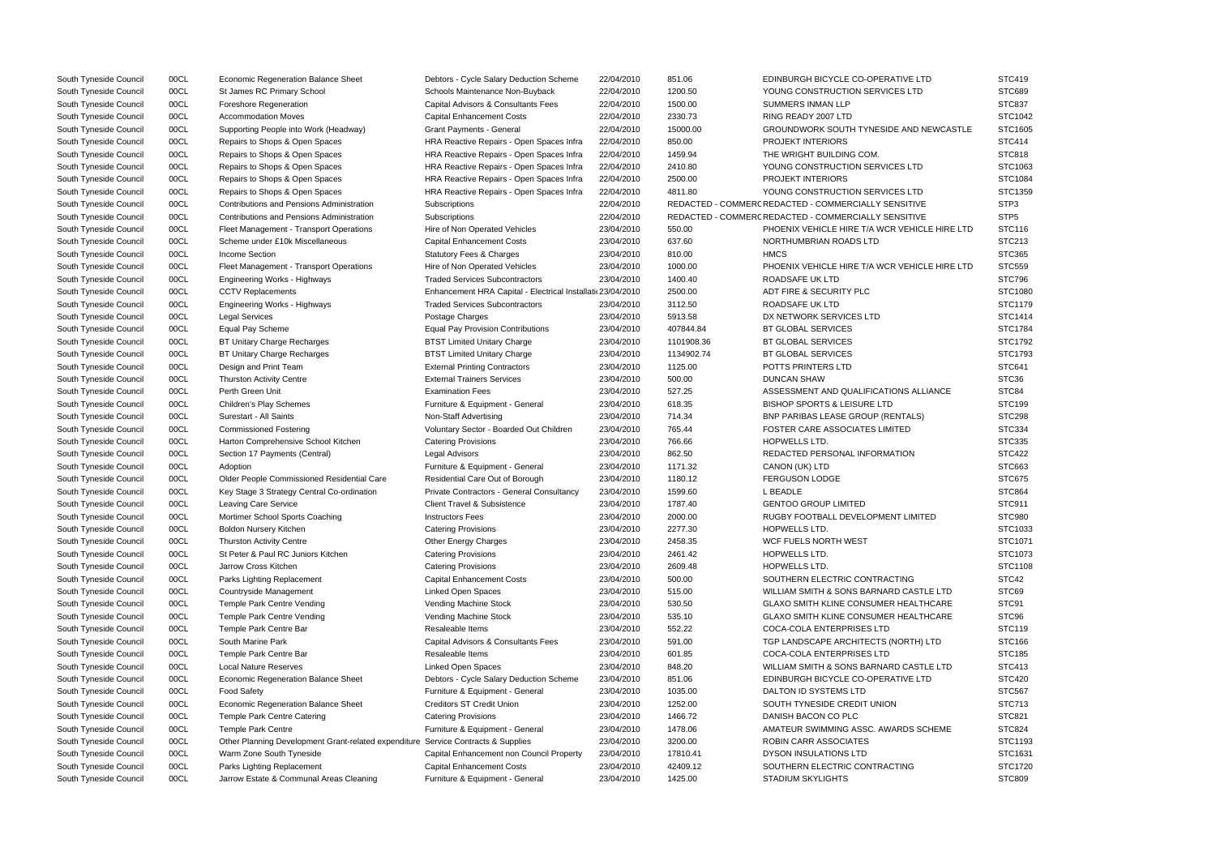| | | | | | | | |
|---|---|---|---|---|---|---|---|
| South Tyneside Council | 00CL | Economic Regeneration Balance Sheet | Debtors - Cycle Salary Deduction Scheme | 22/04/2010 | 851.06 | EDINBURGH BICYCLE CO-OPERATIVE LTD | STC419 |
| South Tyneside Council | 00CL | St James RC Primary School | Schools Maintenance Non-Buyback | 22/04/2010 | 1200.50 | YOUNG CONSTRUCTION SERVICES LTD | STC689 |
| South Tyneside Council | 00CL | Foreshore Regeneration | Capital Advisors & Consultants Fees | 22/04/2010 | 1500.00 | SUMMERS INMAN LLP | STC837 |
| South Tyneside Council | 00CL | Accommodation Moves | Capital Enhancement Costs | 22/04/2010 | 2330.73 | RING READY 2007 LTD | STC1042 |
| South Tyneside Council | 00CL | Supporting People into Work (Headway) | Grant Payments - General | 22/04/2010 | 15000.00 | GROUNDWORK SOUTH TYNESIDE AND NEWCASTLE | STC1605 |
| South Tyneside Council | 00CL | Repairs to Shops & Open Spaces | HRA Reactive Repairs - Open Spaces Infra | 22/04/2010 | 850.00 | PROJEKT INTERIORS | STC414 |
| South Tyneside Council | 00CL | Repairs to Shops & Open Spaces | HRA Reactive Repairs - Open Spaces Infra | 22/04/2010 | 1459.94 | THE WRIGHT BUILDING COM. | STC818 |
| South Tyneside Council | 00CL | Repairs to Shops & Open Spaces | HRA Reactive Repairs - Open Spaces Infra | 22/04/2010 | 2410.80 | YOUNG CONSTRUCTION SERVICES LTD | STC1063 |
| South Tyneside Council | 00CL | Repairs to Shops & Open Spaces | HRA Reactive Repairs - Open Spaces Infra | 22/04/2010 | 2500.00 | PROJEKT INTERIORS | STC1084 |
| South Tyneside Council | 00CL | Repairs to Shops & Open Spaces | HRA Reactive Repairs - Open Spaces Infra | 22/04/2010 | 4811.80 | YOUNG CONSTRUCTION SERVICES LTD | STC1359 |
| South Tyneside Council | 00CL | Contributions and Pensions Administration | Subscriptions | 22/04/2010 | REDACTED - COMMERCIALLY SENSITIVE | REDACTED - COMMERCIALLY SENSITIVE | STP3 |
| South Tyneside Council | 00CL | Contributions and Pensions Administration | Subscriptions | 22/04/2010 | REDACTED - COMMERCIALLY SENSITIVE | REDACTED - COMMERCIALLY SENSITIVE | STP5 |
| South Tyneside Council | 00CL | Fleet Management - Transport Operations | Hire of Non Operated Vehicles | 23/04/2010 | 550.00 | PHOENIX VEHICLE HIRE T/A WCR VEHICLE HIRE LTD | STC116 |
| South Tyneside Council | 00CL | Scheme under £10k Miscellaneous | Capital Enhancement Costs | 23/04/2010 | 637.60 | NORTHUMBRIAN ROADS LTD | STC213 |
| South Tyneside Council | 00CL | Income Section | Statutory Fees & Charges | 23/04/2010 | 810.00 | HMCS | STC365 |
| South Tyneside Council | 00CL | Fleet Management - Transport Operations | Hire of Non Operated Vehicles | 23/04/2010 | 1000.00 | PHOENIX VEHICLE HIRE T/A WCR VEHICLE HIRE LTD | STC559 |
| South Tyneside Council | 00CL | Engineering Works - Highways | Traded Services Subcontractors | 23/04/2010 | 1400.40 | ROADSAFE UK LTD | STC796 |
| South Tyneside Council | 00CL | CCTV Replacements | Enhancement HRA Capital - Electrical Installati | 23/04/2010 | 2500.00 | ADT FIRE & SECURITY PLC | STC1080 |
| South Tyneside Council | 00CL | Engineering Works - Highways | Traded Services Subcontractors | 23/04/2010 | 3112.50 | ROADSAFE UK LTD | STC1179 |
| South Tyneside Council | 00CL | Legal Services | Postage Charges | 23/04/2010 | 5913.58 | DX NETWORK SERVICES LTD | STC1414 |
| South Tyneside Council | 00CL | Equal Pay Scheme | Equal Pay Provision Contributions | 23/04/2010 | 407844.84 | BT GLOBAL SERVICES | STC1784 |
| South Tyneside Council | 00CL | BT Unitary Charge Recharges | BTST Limited Unitary Charge | 23/04/2010 | 1101908.36 | BT GLOBAL SERVICES | STC1792 |
| South Tyneside Council | 00CL | BT Unitary Charge Recharges | BTST Limited Unitary Charge | 23/04/2010 | 1134902.74 | BT GLOBAL SERVICES | STC1793 |
| South Tyneside Council | 00CL | Design and Print Team | External Printing Contractors | 23/04/2010 | 1125.00 | POTTS PRINTERS LTD | STC641 |
| South Tyneside Council | 00CL | Thurston Activity Centre | External Trainers Services | 23/04/2010 | 500.00 | DUNCAN SHAW | STC36 |
| South Tyneside Council | 00CL | Perth Green Unit | Examination Fees | 23/04/2010 | 527.25 | ASSESSMENT AND QUALIFICATIONS ALLIANCE | STC84 |
| South Tyneside Council | 00CL | Children's Play Schemes | Furniture & Equipment - General | 23/04/2010 | 618.35 | BISHOP SPORTS & LEISURE LTD | STC199 |
| South Tyneside Council | 00CL | Surestart - All Saints | Non-Staff Advertising | 23/04/2010 | 714.34 | BNP PARIBAS LEASE GROUP (RENTALS) | STC298 |
| South Tyneside Council | 00CL | Commissioned Fostering | Voluntary Sector - Boarded Out Children | 23/04/2010 | 765.44 | FOSTER CARE ASSOCIATES LIMITED | STC334 |
| South Tyneside Council | 00CL | Harton Comprehensive School Kitchen | Catering Provisions | 23/04/2010 | 766.66 | HOPWELLS LTD. | STC335 |
| South Tyneside Council | 00CL | Section 17 Payments (Central) | Legal Advisors | 23/04/2010 | 862.50 | REDACTED PERSONAL INFORMATION | STC422 |
| South Tyneside Council | 00CL | Adoption | Furniture & Equipment - General | 23/04/2010 | 1171.32 | CANON (UK) LTD | STC663 |
| South Tyneside Council | 00CL | Older People Commissioned Residential Care | Residential Care Out of Borough | 23/04/2010 | 1180.12 | FERGUSON LODGE | STC675 |
| South Tyneside Council | 00CL | Key Stage 3 Strategy Central Co-ordination | Private Contractors - General Consultancy | 23/04/2010 | 1599.60 | L BEADLE | STC864 |
| South Tyneside Council | 00CL | Leaving Care Service | Client Travel & Subsistence | 23/04/2010 | 1787.40 | GENTOO GROUP LIMITED | STC911 |
| South Tyneside Council | 00CL | Mortimer School Sports Coaching | Instructors Fees | 23/04/2010 | 2000.00 | RUGBY FOOTBALL DEVELOPMENT LIMITED | STC980 |
| South Tyneside Council | 00CL | Boldon Nursery Kitchen | Catering Provisions | 23/04/2010 | 2277.30 | HOPWELLS LTD. | STC1033 |
| South Tyneside Council | 00CL | Thurston Activity Centre | Other Energy Charges | 23/04/2010 | 2458.35 | WCF FUELS NORTH WEST | STC1071 |
| South Tyneside Council | 00CL | St Peter & Paul RC Juniors Kitchen | Catering Provisions | 23/04/2010 | 2461.42 | HOPWELLS LTD. | STC1073 |
| South Tyneside Council | 00CL | Jarrow Cross Kitchen | Catering Provisions | 23/04/2010 | 2609.48 | HOPWELLS LTD. | STC1108 |
| South Tyneside Council | 00CL | Parks Lighting Replacement | Capital Enhancement Costs | 23/04/2010 | 500.00 | SOUTHERN ELECTRIC CONTRACTING | STC42 |
| South Tyneside Council | 00CL | Countryside Management | Linked Open Spaces | 23/04/2010 | 515.00 | WILLIAM SMITH & SONS BARNARD CASTLE LTD | STC69 |
| South Tyneside Council | 00CL | Temple Park Centre Vending | Vending Machine Stock | 23/04/2010 | 530.50 | GLAXO SMITH KLINE CONSUMER HEALTHCARE | STC91 |
| South Tyneside Council | 00CL | Temple Park Centre Vending | Vending Machine Stock | 23/04/2010 | 535.10 | GLAXO SMITH KLINE CONSUMER HEALTHCARE | STC96 |
| South Tyneside Council | 00CL | Temple Park Centre Bar | Resaleable Items | 23/04/2010 | 552.22 | COCA-COLA ENTERPRISES LTD | STC119 |
| South Tyneside Council | 00CL | South Marine Park | Capital Advisors & Consultants Fees | 23/04/2010 | 591.00 | TGP LANDSCAPE ARCHITECTS (NORTH) LTD | STC166 |
| South Tyneside Council | 00CL | Temple Park Centre Bar | Resaleable Items | 23/04/2010 | 601.85 | COCA-COLA ENTERPRISES LTD | STC185 |
| South Tyneside Council | 00CL | Local Nature Reserves | Linked Open Spaces | 23/04/2010 | 848.20 | WILLIAM SMITH & SONS BARNARD CASTLE LTD | STC413 |
| South Tyneside Council | 00CL | Economic Regeneration Balance Sheet | Debtors - Cycle Salary Deduction Scheme | 23/04/2010 | 851.06 | EDINBURGH BICYCLE CO-OPERATIVE LTD | STC420 |
| South Tyneside Council | 00CL | Food Safety | Furniture & Equipment - General | 23/04/2010 | 1035.00 | DALTON ID SYSTEMS LTD | STC567 |
| South Tyneside Council | 00CL | Economic Regeneration Balance Sheet | Creditors ST Credit Union | 23/04/2010 | 1252.00 | SOUTH TYNESIDE CREDIT UNION | STC713 |
| South Tyneside Council | 00CL | Temple Park Centre Catering | Catering Provisions | 23/04/2010 | 1466.72 | DANISH BACON CO PLC | STC821 |
| South Tyneside Council | 00CL | Temple Park Centre | Furniture & Equipment - General | 23/04/2010 | 1478.06 | AMATEUR SWIMMING ASSC. AWARDS SCHEME | STC824 |
| South Tyneside Council | 00CL | Other Planning Development Grant-related expenditure | Service Contracts & Supplies | 23/04/2010 | 3200.00 | ROBIN CARR ASSOCIATES | STC1193 |
| South Tyneside Council | 00CL | Warm Zone South Tyneside | Capital Enhancement non Council Property | 23/04/2010 | 17810.41 | DYSON INSULATIONS LTD | STC1631 |
| South Tyneside Council | 00CL | Parks Lighting Replacement | Capital Enhancement Costs | 23/04/2010 | 42409.12 | SOUTHERN ELECTRIC CONTRACTING | STC1720 |
| South Tyneside Council | 00CL | Jarrow Estate & Communal Areas Cleaning | Furniture & Equipment - General | 23/04/2010 | 1425.00 | STADIUM SKYLIGHTS | STC809 |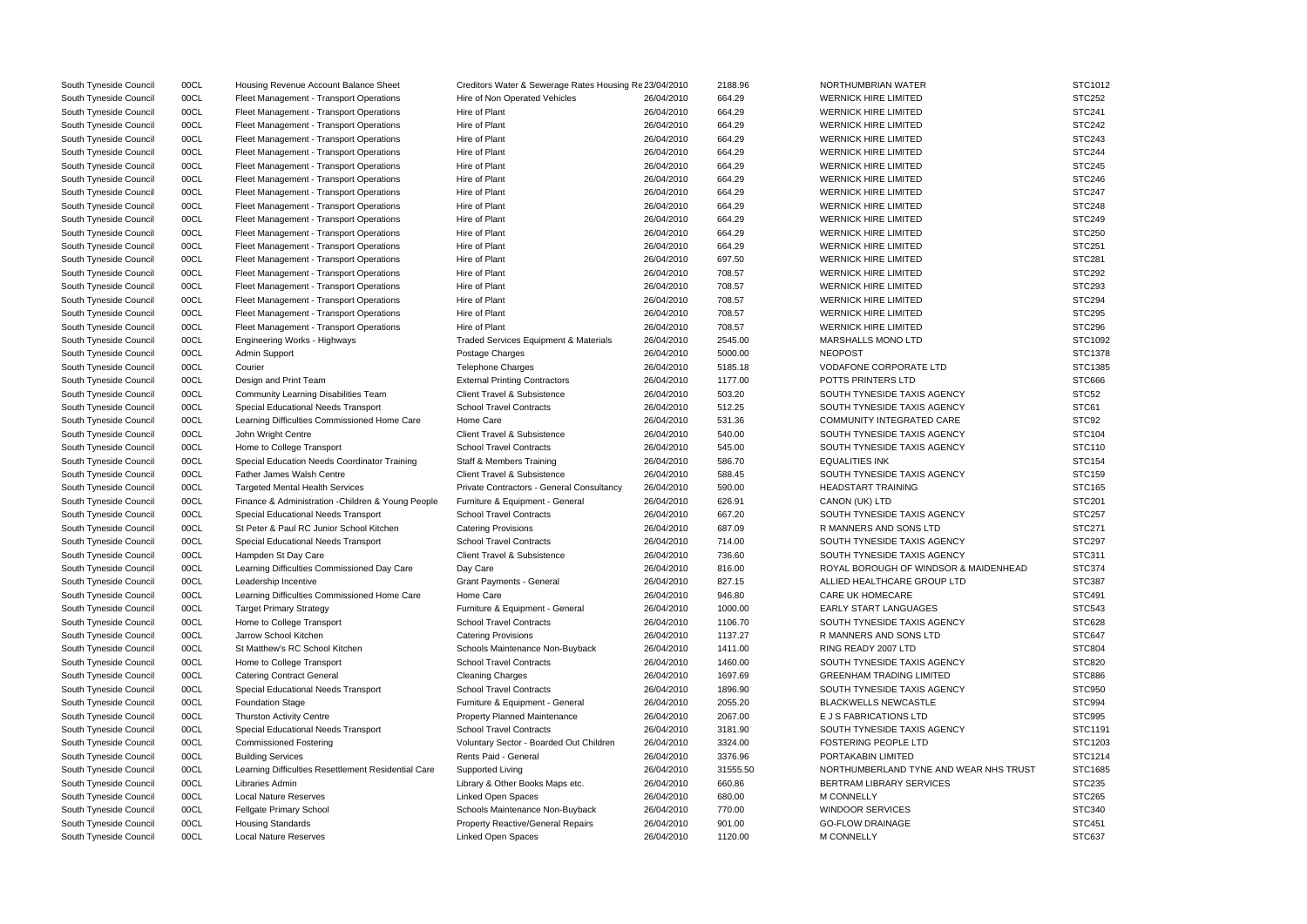| | | | | | | | |
|---|---|---|---|---|---|---|---|
| South Tyneside Council | 00CL | Housing Revenue Account Balance Sheet | Creditors Water & Sewerage Rates Housing Re | 23/04/2010 | 2188.96 | NORTHUMBRIAN WATER | STC1012 |
| South Tyneside Council | 00CL | Fleet Management - Transport Operations | Hire of Non Operated Vehicles | 26/04/2010 | 664.29 | WERNICK HIRE LIMITED | STC252 |
| South Tyneside Council | 00CL | Fleet Management - Transport Operations | Hire of Plant | 26/04/2010 | 664.29 | WERNICK HIRE LIMITED | STC241 |
| South Tyneside Council | 00CL | Fleet Management - Transport Operations | Hire of Plant | 26/04/2010 | 664.29 | WERNICK HIRE LIMITED | STC242 |
| South Tyneside Council | 00CL | Fleet Management - Transport Operations | Hire of Plant | 26/04/2010 | 664.29 | WERNICK HIRE LIMITED | STC243 |
| South Tyneside Council | 00CL | Fleet Management - Transport Operations | Hire of Plant | 26/04/2010 | 664.29 | WERNICK HIRE LIMITED | STC244 |
| South Tyneside Council | 00CL | Fleet Management - Transport Operations | Hire of Plant | 26/04/2010 | 664.29 | WERNICK HIRE LIMITED | STC245 |
| South Tyneside Council | 00CL | Fleet Management - Transport Operations | Hire of Plant | 26/04/2010 | 664.29 | WERNICK HIRE LIMITED | STC246 |
| South Tyneside Council | 00CL | Fleet Management - Transport Operations | Hire of Plant | 26/04/2010 | 664.29 | WERNICK HIRE LIMITED | STC247 |
| South Tyneside Council | 00CL | Fleet Management - Transport Operations | Hire of Plant | 26/04/2010 | 664.29 | WERNICK HIRE LIMITED | STC248 |
| South Tyneside Council | 00CL | Fleet Management - Transport Operations | Hire of Plant | 26/04/2010 | 664.29 | WERNICK HIRE LIMITED | STC249 |
| South Tyneside Council | 00CL | Fleet Management - Transport Operations | Hire of Plant | 26/04/2010 | 664.29 | WERNICK HIRE LIMITED | STC250 |
| South Tyneside Council | 00CL | Fleet Management - Transport Operations | Hire of Plant | 26/04/2010 | 664.29 | WERNICK HIRE LIMITED | STC251 |
| South Tyneside Council | 00CL | Fleet Management - Transport Operations | Hire of Plant | 26/04/2010 | 697.50 | WERNICK HIRE LIMITED | STC281 |
| South Tyneside Council | 00CL | Fleet Management - Transport Operations | Hire of Plant | 26/04/2010 | 708.57 | WERNICK HIRE LIMITED | STC292 |
| South Tyneside Council | 00CL | Fleet Management - Transport Operations | Hire of Plant | 26/04/2010 | 708.57 | WERNICK HIRE LIMITED | STC293 |
| South Tyneside Council | 00CL | Fleet Management - Transport Operations | Hire of Plant | 26/04/2010 | 708.57 | WERNICK HIRE LIMITED | STC294 |
| South Tyneside Council | 00CL | Fleet Management - Transport Operations | Hire of Plant | 26/04/2010 | 708.57 | WERNICK HIRE LIMITED | STC295 |
| South Tyneside Council | 00CL | Fleet Management - Transport Operations | Hire of Plant | 26/04/2010 | 708.57 | WERNICK HIRE LIMITED | STC296 |
| South Tyneside Council | 00CL | Engineering Works - Highways | Traded Services Equipment & Materials | 26/04/2010 | 2545.00 | MARSHALLS MONO LTD | STC1092 |
| South Tyneside Council | 00CL | Admin Support | Postage Charges | 26/04/2010 | 5000.00 | NEOPOST | STC1378 |
| South Tyneside Council | 00CL | Courier | Telephone Charges | 26/04/2010 | 5185.18 | VODAFONE CORPORATE LTD | STC1385 |
| South Tyneside Council | 00CL | Design and Print Team | External Printing Contractors | 26/04/2010 | 1177.00 | POTTS PRINTERS LTD | STC666 |
| South Tyneside Council | 00CL | Community Learning Disabilities Team | Client Travel & Subsistence | 26/04/2010 | 503.20 | SOUTH TYNESIDE TAXIS AGENCY | STC52 |
| South Tyneside Council | 00CL | Special Educational Needs Transport | School Travel Contracts | 26/04/2010 | 512.25 | SOUTH TYNESIDE TAXIS AGENCY | STC61 |
| South Tyneside Council | 00CL | Learning Difficulties Commissioned Home Care | Home Care | 26/04/2010 | 531.36 | COMMUNITY INTEGRATED CARE | STC92 |
| South Tyneside Council | 00CL | John Wright Centre | Client Travel & Subsistence | 26/04/2010 | 540.00 | SOUTH TYNESIDE TAXIS AGENCY | STC104 |
| South Tyneside Council | 00CL | Home to College Transport | School Travel Contracts | 26/04/2010 | 545.00 | SOUTH TYNESIDE TAXIS AGENCY | STC110 |
| South Tyneside Council | 00CL | Special Education Needs Coordinator Training | Staff & Members Training | 26/04/2010 | 586.70 | EQUALITIES INK | STC154 |
| South Tyneside Council | 00CL | Father James Walsh Centre | Client Travel & Subsistence | 26/04/2010 | 588.45 | SOUTH TYNESIDE TAXIS AGENCY | STC159 |
| South Tyneside Council | 00CL | Targeted Mental Health Services | Private Contractors - General Consultancy | 26/04/2010 | 590.00 | HEADSTART TRAINING | STC165 |
| South Tyneside Council | 00CL | Finance & Administration -Children & Young People | Furniture & Equipment - General | 26/04/2010 | 626.91 | CANON (UK) LTD | STC201 |
| South Tyneside Council | 00CL | Special Educational Needs Transport | School Travel Contracts | 26/04/2010 | 667.20 | SOUTH TYNESIDE TAXIS AGENCY | STC257 |
| South Tyneside Council | 00CL | St Peter & Paul RC Junior School Kitchen | Catering Provisions | 26/04/2010 | 687.09 | R MANNERS AND SONS LTD | STC271 |
| South Tyneside Council | 00CL | Special Educational Needs Transport | School Travel Contracts | 26/04/2010 | 714.00 | SOUTH TYNESIDE TAXIS AGENCY | STC297 |
| South Tyneside Council | 00CL | Hampden St Day Care | Client Travel & Subsistence | 26/04/2010 | 736.60 | SOUTH TYNESIDE TAXIS AGENCY | STC311 |
| South Tyneside Council | 00CL | Learning Difficulties Commissioned Day Care | Day Care | 26/04/2010 | 816.00 | ROYAL BOROUGH OF WINDSOR & MAIDENHEAD | STC374 |
| South Tyneside Council | 00CL | Leadership Incentive | Grant Payments - General | 26/04/2010 | 827.15 | ALLIED HEALTHCARE GROUP LTD | STC387 |
| South Tyneside Council | 00CL | Learning Difficulties Commissioned Home Care | Home Care | 26/04/2010 | 946.80 | CARE UK HOMECARE | STC491 |
| South Tyneside Council | 00CL | Target Primary Strategy | Furniture & Equipment - General | 26/04/2010 | 1000.00 | EARLY START LANGUAGES | STC543 |
| South Tyneside Council | 00CL | Home to College Transport | School Travel Contracts | 26/04/2010 | 1106.70 | SOUTH TYNESIDE TAXIS AGENCY | STC628 |
| South Tyneside Council | 00CL | Jarrow School Kitchen | Catering Provisions | 26/04/2010 | 1137.27 | R MANNERS AND SONS LTD | STC647 |
| South Tyneside Council | 00CL | St Matthew's RC School Kitchen | Schools Maintenance Non-Buyback | 26/04/2010 | 1411.00 | RING READY 2007 LTD | STC804 |
| South Tyneside Council | 00CL | Home to College Transport | School Travel Contracts | 26/04/2010 | 1460.00 | SOUTH TYNESIDE TAXIS AGENCY | STC820 |
| South Tyneside Council | 00CL | Catering Contract General | Cleaning Charges | 26/04/2010 | 1697.69 | GREENHAM TRADING LIMITED | STC886 |
| South Tyneside Council | 00CL | Special Educational Needs Transport | School Travel Contracts | 26/04/2010 | 1896.90 | SOUTH TYNESIDE TAXIS AGENCY | STC950 |
| South Tyneside Council | 00CL | Foundation Stage | Furniture & Equipment - General | 26/04/2010 | 2055.20 | BLACKWELLS NEWCASTLE | STC994 |
| South Tyneside Council | 00CL | Thurston Activity Centre | Property Planned Maintenance | 26/04/2010 | 2067.00 | E J S FABRICATIONS LTD | STC995 |
| South Tyneside Council | 00CL | Special Educational Needs Transport | School Travel Contracts | 26/04/2010 | 3181.90 | SOUTH TYNESIDE TAXIS AGENCY | STC1191 |
| South Tyneside Council | 00CL | Commissioned Fostering | Voluntary Sector - Boarded Out Children | 26/04/2010 | 3324.00 | FOSTERING PEOPLE LTD | STC1203 |
| South Tyneside Council | 00CL | Building Services | Rents Paid - General | 26/04/2010 | 3376.96 | PORTAKABIN LIMITED | STC1214 |
| South Tyneside Council | 00CL | Learning Difficulties Resettlement Residential Care | Supported Living | 26/04/2010 | 31555.50 | NORTHUMBERLAND TYNE AND WEAR NHS TRUST | STC1685 |
| South Tyneside Council | 00CL | Libraries Admin | Library & Other Books Maps etc. | 26/04/2010 | 660.86 | BERTRAM LIBRARY SERVICES | STC235 |
| South Tyneside Council | 00CL | Local Nature Reserves | Linked Open Spaces | 26/04/2010 | 680.00 | M CONNELLY | STC265 |
| South Tyneside Council | 00CL | Fellgate Primary School | Schools Maintenance Non-Buyback | 26/04/2010 | 770.00 | WINDOOR SERVICES | STC340 |
| South Tyneside Council | 00CL | Housing Standards | Property Reactive/General Repairs | 26/04/2010 | 901.00 | GO-FLOW DRAINAGE | STC451 |
| South Tyneside Council | 00CL | Local Nature Reserves | Linked Open Spaces | 26/04/2010 | 1120.00 | M CONNELLY | STC637 |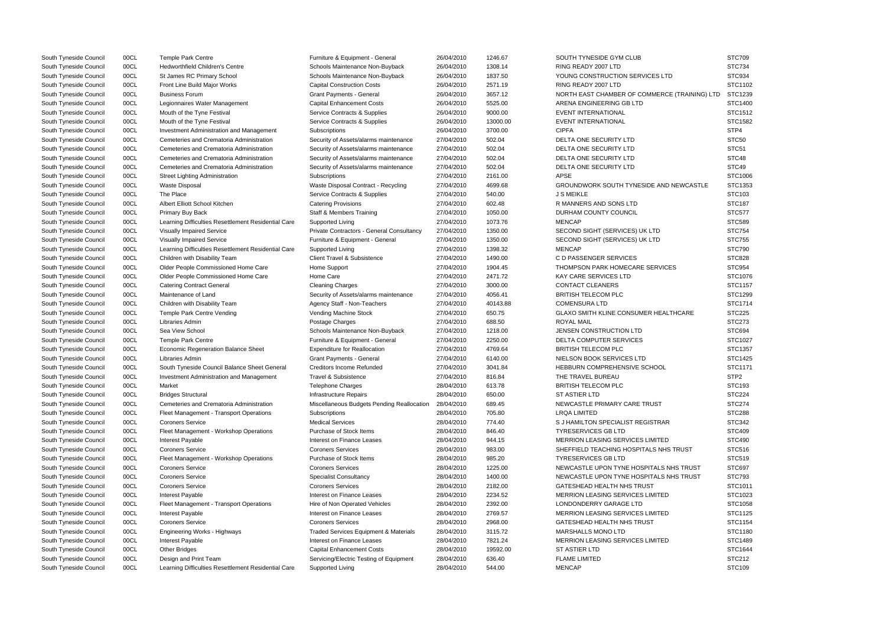| | | | | | | | |
|---|---|---|---|---|---|---|---|
| South Tyneside Council | 00CL | Temple Park Centre | Furniture & Equipment - General | 26/04/2010 | 1246.67 | SOUTH TYNESIDE GYM CLUB | STC709 |
| South Tyneside Council | 00CL | Hedworthfield Children's Centre | Schools Maintenance Non-Buyback | 26/04/2010 | 1308.14 | RING READY 2007 LTD | STC734 |
| South Tyneside Council | 00CL | St James RC Primary School | Schools Maintenance Non-Buyback | 26/04/2010 | 1837.50 | YOUNG CONSTRUCTION SERVICES LTD | STC934 |
| South Tyneside Council | 00CL | Front Line Build Major Works | Capital Construction Costs | 26/04/2010 | 2571.19 | RING READY 2007 LTD | STC1102 |
| South Tyneside Council | 00CL | Business Forum | Grant Payments - General | 26/04/2010 | 3657.12 | NORTH EAST CHAMBER OF COMMERCE (TRAINING) LTD | STC1239 |
| South Tyneside Council | 00CL | Legionnaires Water Management | Capital Enhancement Costs | 26/04/2010 | 5525.00 | ARENA ENGINEERING GB LTD | STC1400 |
| South Tyneside Council | 00CL | Mouth of the Tyne Festival | Service Contracts & Supplies | 26/04/2010 | 9000.00 | EVENT INTERNATIONAL | STC1512 |
| South Tyneside Council | 00CL | Mouth of the Tyne Festival | Service Contracts & Supplies | 26/04/2010 | 13000.00 | EVENT INTERNATIONAL | STC1582 |
| South Tyneside Council | 00CL | Investment Administration and Management | Subscriptions | 26/04/2010 | 3700.00 | CIPFA | STP4 |
| South Tyneside Council | 00CL | Cemeteries and Crematoria Administration | Security of Assets/alarms maintenance | 27/04/2010 | 502.04 | DELTA ONE SECURITY LTD | STC50 |
| South Tyneside Council | 00CL | Cemeteries and Crematoria Administration | Security of Assets/alarms maintenance | 27/04/2010 | 502.04 | DELTA ONE SECURITY LTD | STC51 |
| South Tyneside Council | 00CL | Cemeteries and Crematoria Administration | Security of Assets/alarms maintenance | 27/04/2010 | 502.04 | DELTA ONE SECURITY LTD | STC48 |
| South Tyneside Council | 00CL | Cemeteries and Crematoria Administration | Security of Assets/alarms maintenance | 27/04/2010 | 502.04 | DELTA ONE SECURITY LTD | STC49 |
| South Tyneside Council | 00CL | Street Lighting Administration | Subscriptions | 27/04/2010 | 2161.00 | APSE | STC1006 |
| South Tyneside Council | 00CL | Waste Disposal | Waste Disposal Contract - Recycling | 27/04/2010 | 4699.68 | GROUNDWORK SOUTH TYNESIDE AND NEWCASTLE | STC1353 |
| South Tyneside Council | 00CL | The Place | Service Contracts & Supplies | 27/04/2010 | 540.00 | J S MEIKLE | STC103 |
| South Tyneside Council | 00CL | Albert Elliott School Kitchen | Catering Provisions | 27/04/2010 | 602.48 | R MANNERS AND SONS LTD | STC187 |
| South Tyneside Council | 00CL | Primary Buy Back | Staff & Members Training | 27/04/2010 | 1050.00 | DURHAM COUNTY COUNCIL | STC577 |
| South Tyneside Council | 00CL | Learning Difficulties Resettlement Residential Care | Supported Living | 27/04/2010 | 1073.76 | MENCAP | STC589 |
| South Tyneside Council | 00CL | Visually Impaired Service | Private Contractors - General Consultancy | 27/04/2010 | 1350.00 | SECOND SIGHT (SERVICES) UK LTD | STC754 |
| South Tyneside Council | 00CL | Visually Impaired Service | Furniture & Equipment - General | 27/04/2010 | 1350.00 | SECOND SIGHT (SERVICES) UK LTD | STC755 |
| South Tyneside Council | 00CL | Learning Difficulties Resettlement Residential Care | Supported Living | 27/04/2010 | 1398.32 | MENCAP | STC790 |
| South Tyneside Council | 00CL | Children with Disability Team | Client Travel & Subsistence | 27/04/2010 | 1490.00 | C D PASSENGER SERVICES | STC828 |
| South Tyneside Council | 00CL | Older People Commissioned Home Care | Home Support | 27/04/2010 | 1904.45 | THOMPSON PARK HOMECARE SERVICES | STC954 |
| South Tyneside Council | 00CL | Older People Commissioned Home Care | Home Care | 27/04/2010 | 2471.72 | KAY CARE SERVICES LTD | STC1076 |
| South Tyneside Council | 00CL | Catering Contract General | Cleaning Charges | 27/04/2010 | 3000.00 | CONTACT CLEANERS | STC1157 |
| South Tyneside Council | 00CL | Maintenance of Land | Security of Assets/alarms maintenance | 27/04/2010 | 4056.41 | BRITISH TELECOM PLC | STC1299 |
| South Tyneside Council | 00CL | Children with Disability Team | Agency Staff - Non-Teachers | 27/04/2010 | 40143.88 | COMENSURA LTD | STC1714 |
| South Tyneside Council | 00CL | Temple Park Centre Vending | Vending Machine Stock | 27/04/2010 | 650.75 | GLAXO SMITH KLINE CONSUMER HEALTHCARE | STC225 |
| South Tyneside Council | 00CL | Libraries Admin | Postage Charges | 27/04/2010 | 688.50 | ROYAL MAIL | STC273 |
| South Tyneside Council | 00CL | Sea View School | Schools Maintenance Non-Buyback | 27/04/2010 | 1218.00 | JENSEN CONSTRUCTION LTD | STC694 |
| South Tyneside Council | 00CL | Temple Park Centre | Furniture & Equipment - General | 27/04/2010 | 2250.00 | DELTA COMPUTER SERVICES | STC1027 |
| South Tyneside Council | 00CL | Economic Regeneration Balance Sheet | Expenditure for Reallocation | 27/04/2010 | 4769.64 | BRITISH TELECOM PLC | STC1357 |
| South Tyneside Council | 00CL | Libraries Admin | Grant Payments - General | 27/04/2010 | 6140.00 | NIELSON BOOK SERVICES LTD | STC1425 |
| South Tyneside Council | 00CL | South Tyneside Council Balance Sheet General | Creditors Income Refunded | 27/04/2010 | 3041.84 | HEBBURN COMPREHENSIVE SCHOOL | STC1171 |
| South Tyneside Council | 00CL | Investment Administration and Management | Travel & Subsistence | 27/04/2010 | 816.84 | THE TRAVEL BUREAU | STP2 |
| South Tyneside Council | 00CL | Market | Telephone Charges | 28/04/2010 | 613.78 | BRITISH TELECOM PLC | STC193 |
| South Tyneside Council | 00CL | Bridges Structural | Infrastructure Repairs | 28/04/2010 | 650.00 | ST ASTIER LTD | STC224 |
| South Tyneside Council | 00CL | Cemeteries and Crematoria Administration | Miscellaneous Budgets Pending Reallocation | 28/04/2010 | 689.45 | NEWCASTLE PRIMARY CARE TRUST | STC274 |
| South Tyneside Council | 00CL | Fleet Management - Transport Operations | Subscriptions | 28/04/2010 | 705.80 | LRQA LIMITED | STC288 |
| South Tyneside Council | 00CL | Coroners Service | Medical Services | 28/04/2010 | 774.40 | S J HAMILTON SPECIALIST REGISTRAR | STC342 |
| South Tyneside Council | 00CL | Fleet Management - Workshop Operations | Purchase of Stock Items | 28/04/2010 | 846.40 | TYRESERVICES GB LTD | STC409 |
| South Tyneside Council | 00CL | Interest Payable | Interest on Finance Leases | 28/04/2010 | 944.15 | MERRION LEASING SERVICES LIMITED | STC490 |
| South Tyneside Council | 00CL | Coroners Service | Coroners Services | 28/04/2010 | 983.00 | SHEFFIELD TEACHING HOSPITALS NHS TRUST | STC516 |
| South Tyneside Council | 00CL | Fleet Management - Workshop Operations | Purchase of Stock Items | 28/04/2010 | 985.20 | TYRESERVICES GB LTD | STC519 |
| South Tyneside Council | 00CL | Coroners Service | Coroners Services | 28/04/2010 | 1225.00 | NEWCASTLE UPON TYNE HOSPITALS NHS TRUST | STC697 |
| South Tyneside Council | 00CL | Coroners Service | Specialist Consultancy | 28/04/2010 | 1400.00 | NEWCASTLE UPON TYNE HOSPITALS NHS TRUST | STC793 |
| South Tyneside Council | 00CL | Coroners Service | Coroners Services | 28/04/2010 | 2182.00 | GATESHEAD HEALTH NHS TRUST | STC1011 |
| South Tyneside Council | 00CL | Interest Payable | Interest on Finance Leases | 28/04/2010 | 2234.52 | MERRION LEASING SERVICES LIMITED | STC1023 |
| South Tyneside Council | 00CL | Fleet Management - Transport Operations | Hire of Non Operated Vehicles | 28/04/2010 | 2392.00 | LONDONDERRY GARAGE LTD | STC1058 |
| South Tyneside Council | 00CL | Interest Payable | Interest on Finance Leases | 28/04/2010 | 2769.57 | MERRION LEASING SERVICES LIMITED | STC1125 |
| South Tyneside Council | 00CL | Coroners Service | Coroners Services | 28/04/2010 | 2968.00 | GATESHEAD HEALTH NHS TRUST | STC1154 |
| South Tyneside Council | 00CL | Engineering Works - Highways | Traded Services Equipment & Materials | 28/04/2010 | 3115.72 | MARSHALLS MONO LTD | STC1180 |
| South Tyneside Council | 00CL | Interest Payable | Interest on Finance Leases | 28/04/2010 | 7821.24 | MERRION LEASING SERVICES LIMITED | STC1489 |
| South Tyneside Council | 00CL | Other Bridges | Capital Enhancement Costs | 28/04/2010 | 19592.00 | ST ASTIER LTD | STC1644 |
| South Tyneside Council | 00CL | Design and Print Team | Servicing/Electric Testing of Equipment | 28/04/2010 | 636.40 | FLAME LIMITED | STC212 |
| South Tyneside Council | 00CL | Learning Difficulties Resettlement Residential Care | Supported Living | 28/04/2010 | 544.00 | MENCAP | STC109 |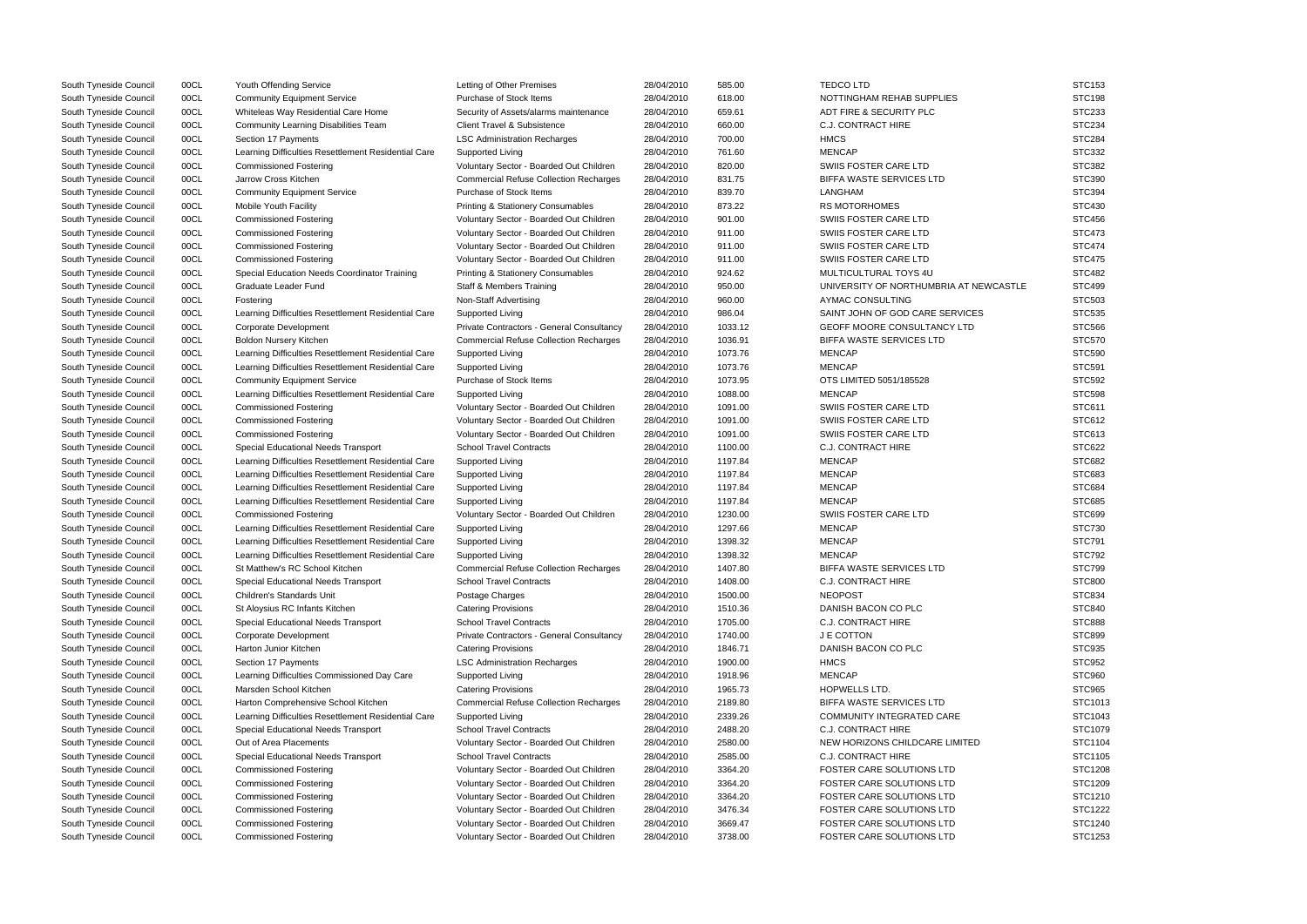| | | | | | | | |
|---|---|---|---|---|---|---|---|
| South Tyneside Council | 00CL | Youth Offending Service | Letting of Other Premises | 28/04/2010 | 585.00 | TEDCO LTD | STC153 |
| South Tyneside Council | 00CL | Community Equipment Service | Purchase of Stock Items | 28/04/2010 | 618.00 | NOTTINGHAM REHAB SUPPLIES | STC198 |
| South Tyneside Council | 00CL | Whiteleas Way Residential Care Home | Security of Assets/alarms maintenance | 28/04/2010 | 659.61 | ADT FIRE & SECURITY PLC | STC233 |
| South Tyneside Council | 00CL | Community Learning Disabilities Team | Client Travel & Subsistence | 28/04/2010 | 660.00 | C.J. CONTRACT HIRE | STC234 |
| South Tyneside Council | 00CL | Section 17 Payments | LSC Administration Recharges | 28/04/2010 | 700.00 | HMCS | STC284 |
| South Tyneside Council | 00CL | Learning Difficulties Resettlement Residential Care | Supported Living | 28/04/2010 | 761.60 | MENCAP | STC332 |
| South Tyneside Council | 00CL | Commissioned Fostering | Voluntary Sector - Boarded Out Children | 28/04/2010 | 820.00 | SWIIS FOSTER CARE LTD | STC382 |
| South Tyneside Council | 00CL | Jarrow Cross Kitchen | Commercial Refuse Collection Recharges | 28/04/2010 | 831.75 | BIFFA WASTE SERVICES LTD | STC390 |
| South Tyneside Council | 00CL | Community Equipment Service | Purchase of Stock Items | 28/04/2010 | 839.70 | LANGHAM | STC394 |
| South Tyneside Council | 00CL | Mobile Youth Facility | Printing & Stationery Consumables | 28/04/2010 | 873.22 | RS MOTORHOMES | STC430 |
| South Tyneside Council | 00CL | Commissioned Fostering | Voluntary Sector - Boarded Out Children | 28/04/2010 | 901.00 | SWIIS FOSTER CARE LTD | STC456 |
| South Tyneside Council | 00CL | Commissioned Fostering | Voluntary Sector - Boarded Out Children | 28/04/2010 | 911.00 | SWIIS FOSTER CARE LTD | STC473 |
| South Tyneside Council | 00CL | Commissioned Fostering | Voluntary Sector - Boarded Out Children | 28/04/2010 | 911.00 | SWIIS FOSTER CARE LTD | STC474 |
| South Tyneside Council | 00CL | Commissioned Fostering | Voluntary Sector - Boarded Out Children | 28/04/2010 | 911.00 | SWIIS FOSTER CARE LTD | STC475 |
| South Tyneside Council | 00CL | Special Education Needs Coordinator Training | Printing & Stationery Consumables | 28/04/2010 | 924.62 | MULTICULTURAL TOYS 4U | STC482 |
| South Tyneside Council | 00CL | Graduate Leader Fund | Staff & Members Training | 28/04/2010 | 950.00 | UNIVERSITY OF NORTHUMBRIA AT NEWCASTLE | STC499 |
| South Tyneside Council | 00CL | Fostering | Non-Staff Advertising | 28/04/2010 | 960.00 | AYMAC CONSULTING | STC503 |
| South Tyneside Council | 00CL | Learning Difficulties Resettlement Residential Care | Supported Living | 28/04/2010 | 986.04 | SAINT JOHN OF GOD CARE SERVICES | STC535 |
| South Tyneside Council | 00CL | Corporate Development | Private Contractors - General Consultancy | 28/04/2010 | 1033.12 | GEOFF MOORE CONSULTANCY LTD | STC566 |
| South Tyneside Council | 00CL | Boldon Nursery Kitchen | Commercial Refuse Collection Recharges | 28/04/2010 | 1036.91 | BIFFA WASTE SERVICES LTD | STC570 |
| South Tyneside Council | 00CL | Learning Difficulties Resettlement Residential Care | Supported Living | 28/04/2010 | 1073.76 | MENCAP | STC590 |
| South Tyneside Council | 00CL | Learning Difficulties Resettlement Residential Care | Supported Living | 28/04/2010 | 1073.76 | MENCAP | STC591 |
| South Tyneside Council | 00CL | Community Equipment Service | Purchase of Stock Items | 28/04/2010 | 1073.95 | OTS LIMITED 5051/185528 | STC592 |
| South Tyneside Council | 00CL | Learning Difficulties Resettlement Residential Care | Supported Living | 28/04/2010 | 1088.00 | MENCAP | STC598 |
| South Tyneside Council | 00CL | Commissioned Fostering | Voluntary Sector - Boarded Out Children | 28/04/2010 | 1091.00 | SWIIS FOSTER CARE LTD | STC611 |
| South Tyneside Council | 00CL | Commissioned Fostering | Voluntary Sector - Boarded Out Children | 28/04/2010 | 1091.00 | SWIIS FOSTER CARE LTD | STC612 |
| South Tyneside Council | 00CL | Commissioned Fostering | Voluntary Sector - Boarded Out Children | 28/04/2010 | 1091.00 | SWIIS FOSTER CARE LTD | STC613 |
| South Tyneside Council | 00CL | Special Educational Needs Transport | School Travel Contracts | 28/04/2010 | 1100.00 | C.J. CONTRACT HIRE | STC622 |
| South Tyneside Council | 00CL | Learning Difficulties Resettlement Residential Care | Supported Living | 28/04/2010 | 1197.84 | MENCAP | STC682 |
| South Tyneside Council | 00CL | Learning Difficulties Resettlement Residential Care | Supported Living | 28/04/2010 | 1197.84 | MENCAP | STC683 |
| South Tyneside Council | 00CL | Learning Difficulties Resettlement Residential Care | Supported Living | 28/04/2010 | 1197.84 | MENCAP | STC684 |
| South Tyneside Council | 00CL | Learning Difficulties Resettlement Residential Care | Supported Living | 28/04/2010 | 1197.84 | MENCAP | STC685 |
| South Tyneside Council | 00CL | Commissioned Fostering | Voluntary Sector - Boarded Out Children | 28/04/2010 | 1230.00 | SWIIS FOSTER CARE LTD | STC699 |
| South Tyneside Council | 00CL | Learning Difficulties Resettlement Residential Care | Supported Living | 28/04/2010 | 1297.66 | MENCAP | STC730 |
| South Tyneside Council | 00CL | Learning Difficulties Resettlement Residential Care | Supported Living | 28/04/2010 | 1398.32 | MENCAP | STC791 |
| South Tyneside Council | 00CL | Learning Difficulties Resettlement Residential Care | Supported Living | 28/04/2010 | 1398.32 | MENCAP | STC792 |
| South Tyneside Council | 00CL | St Matthew's RC School Kitchen | Commercial Refuse Collection Recharges | 28/04/2010 | 1407.80 | BIFFA WASTE SERVICES LTD | STC799 |
| South Tyneside Council | 00CL | Special Educational Needs Transport | School Travel Contracts | 28/04/2010 | 1408.00 | C.J. CONTRACT HIRE | STC800 |
| South Tyneside Council | 00CL | Children's Standards Unit | Postage Charges | 28/04/2010 | 1500.00 | NEOPOST | STC834 |
| South Tyneside Council | 00CL | St Aloysius RC Infants Kitchen | Catering Provisions | 28/04/2010 | 1510.36 | DANISH BACON CO PLC | STC840 |
| South Tyneside Council | 00CL | Special Educational Needs Transport | School Travel Contracts | 28/04/2010 | 1705.00 | C.J. CONTRACT HIRE | STC888 |
| South Tyneside Council | 00CL | Corporate Development | Private Contractors - General Consultancy | 28/04/2010 | 1740.00 | J E COTTON | STC899 |
| South Tyneside Council | 00CL | Harton Junior Kitchen | Catering Provisions | 28/04/2010 | 1846.71 | DANISH BACON CO PLC | STC935 |
| South Tyneside Council | 00CL | Section 17 Payments | LSC Administration Recharges | 28/04/2010 | 1900.00 | HMCS | STC952 |
| South Tyneside Council | 00CL | Learning Difficulties Commissioned Day Care | Supported Living | 28/04/2010 | 1918.96 | MENCAP | STC960 |
| South Tyneside Council | 00CL | Marsden School Kitchen | Catering Provisions | 28/04/2010 | 1965.73 | HOPWELLS LTD. | STC965 |
| South Tyneside Council | 00CL | Harton Comprehensive School Kitchen | Commercial Refuse Collection Recharges | 28/04/2010 | 2189.80 | BIFFA WASTE SERVICES LTD | STC1013 |
| South Tyneside Council | 00CL | Learning Difficulties Resettlement Residential Care | Supported Living | 28/04/2010 | 2339.26 | COMMUNITY INTEGRATED CARE | STC1043 |
| South Tyneside Council | 00CL | Special Educational Needs Transport | School Travel Contracts | 28/04/2010 | 2488.20 | C.J. CONTRACT HIRE | STC1079 |
| South Tyneside Council | 00CL | Out of Area Placements | Voluntary Sector - Boarded Out Children | 28/04/2010 | 2580.00 | NEW HORIZONS CHILDCARE LIMITED | STC1104 |
| South Tyneside Council | 00CL | Special Educational Needs Transport | School Travel Contracts | 28/04/2010 | 2585.00 | C.J. CONTRACT HIRE | STC1105 |
| South Tyneside Council | 00CL | Commissioned Fostering | Voluntary Sector - Boarded Out Children | 28/04/2010 | 3364.20 | FOSTER CARE SOLUTIONS LTD | STC1208 |
| South Tyneside Council | 00CL | Commissioned Fostering | Voluntary Sector - Boarded Out Children | 28/04/2010 | 3364.20 | FOSTER CARE SOLUTIONS LTD | STC1209 |
| South Tyneside Council | 00CL | Commissioned Fostering | Voluntary Sector - Boarded Out Children | 28/04/2010 | 3364.20 | FOSTER CARE SOLUTIONS LTD | STC1210 |
| South Tyneside Council | 00CL | Commissioned Fostering | Voluntary Sector - Boarded Out Children | 28/04/2010 | 3476.34 | FOSTER CARE SOLUTIONS LTD | STC1222 |
| South Tyneside Council | 00CL | Commissioned Fostering | Voluntary Sector - Boarded Out Children | 28/04/2010 | 3669.47 | FOSTER CARE SOLUTIONS LTD | STC1240 |
| South Tyneside Council | 00CL | Commissioned Fostering | Voluntary Sector - Boarded Out Children | 28/04/2010 | 3738.00 | FOSTER CARE SOLUTIONS LTD | STC1253 |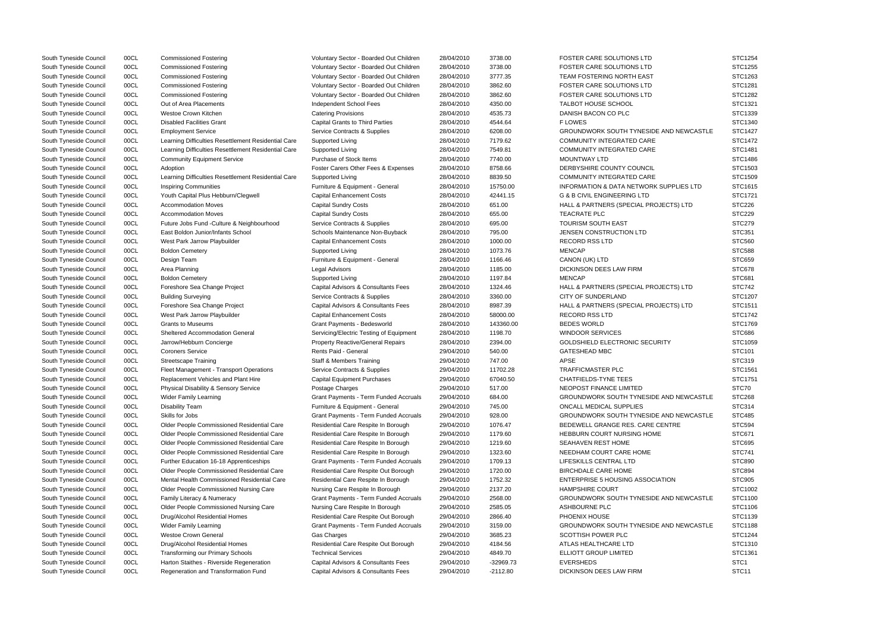| | | | | | | | |
|---|---|---|---|---|---|---|---|
| South Tyneside Council | 00CL | Commissioned Fostering | Voluntary Sector - Boarded Out Children | 28/04/2010 | 3738.00 | FOSTER CARE SOLUTIONS LTD | STC1254 |
| South Tyneside Council | 00CL | Commissioned Fostering | Voluntary Sector - Boarded Out Children | 28/04/2010 | 3738.00 | FOSTER CARE SOLUTIONS LTD | STC1255 |
| South Tyneside Council | 00CL | Commissioned Fostering | Voluntary Sector - Boarded Out Children | 28/04/2010 | 3777.35 | TEAM FOSTERING NORTH EAST | STC1263 |
| South Tyneside Council | 00CL | Commissioned Fostering | Voluntary Sector - Boarded Out Children | 28/04/2010 | 3862.60 | FOSTER CARE SOLUTIONS LTD | STC1281 |
| South Tyneside Council | 00CL | Commissioned Fostering | Voluntary Sector - Boarded Out Children | 28/04/2010 | 3862.60 | FOSTER CARE SOLUTIONS LTD | STC1282 |
| South Tyneside Council | 00CL | Out of Area Placements | Independent School Fees | 28/04/2010 | 4350.00 | TALBOT HOUSE SCHOOL | STC1321 |
| South Tyneside Council | 00CL | Westoe Crown Kitchen | Catering Provisions | 28/04/2010 | 4535.73 | DANISH BACON CO PLC | STC1339 |
| South Tyneside Council | 00CL | Disabled Facilities Grant | Capital Grants to Third Parties | 28/04/2010 | 4544.64 | F LOWES | STC1340 |
| South Tyneside Council | 00CL | Employment Service | Service Contracts & Supplies | 28/04/2010 | 6208.00 | GROUNDWORK SOUTH TYNESIDE AND NEWCASTLE | STC1427 |
| South Tyneside Council | 00CL | Learning Difficulties Resettlement Residential Care | Supported Living | 28/04/2010 | 7179.62 | COMMUNITY INTEGRATED CARE | STC1472 |
| South Tyneside Council | 00CL | Learning Difficulties Resettlement Residential Care | Supported Living | 28/04/2010 | 7549.81 | COMMUNITY INTEGRATED CARE | STC1481 |
| South Tyneside Council | 00CL | Community Equipment Service | Purchase of Stock Items | 28/04/2010 | 7740.00 | MOUNTWAY LTD | STC1486 |
| South Tyneside Council | 00CL | Adoption | Foster Carers Other Fees & Expenses | 28/04/2010 | 8758.66 | DERBYSHIRE COUNTY COUNCIL | STC1503 |
| South Tyneside Council | 00CL | Learning Difficulties Resettlement Residential Care | Supported Living | 28/04/2010 | 8839.50 | COMMUNITY INTEGRATED CARE | STC1509 |
| South Tyneside Council | 00CL | Inspiring Communities | Furniture & Equipment - General | 28/04/2010 | 15750.00 | INFORMATION & DATA NETWORK SUPPLIES LTD | STC1615 |
| South Tyneside Council | 00CL | Youth Capital Plus Hebburn/Clegwell | Capital Enhancement Costs | 28/04/2010 | 42441.15 | G & B CIVIL ENGINEERING LTD | STC1721 |
| South Tyneside Council | 00CL | Accommodation Moves | Capital Sundry Costs | 28/04/2010 | 651.00 | HALL & PARTNERS (SPECIAL PROJECTS) LTD | STC226 |
| South Tyneside Council | 00CL | Accommodation Moves | Capital Sundry Costs | 28/04/2010 | 655.00 | TEACRATE PLC | STC229 |
| South Tyneside Council | 00CL | Future Jobs Fund -Culture & Neighbourhood | Service Contracts & Supplies | 28/04/2010 | 695.00 | TOURISM SOUTH EAST | STC279 |
| South Tyneside Council | 00CL | East Boldon Junior/Infants School | Schools Maintenance Non-Buyback | 28/04/2010 | 795.00 | JENSEN CONSTRUCTION LTD | STC351 |
| South Tyneside Council | 00CL | West Park Jarrow Playbuilder | Capital Enhancement Costs | 28/04/2010 | 1000.00 | RECORD RSS LTD | STC560 |
| South Tyneside Council | 00CL | Boldon Cemetery | Supported Living | 28/04/2010 | 1073.76 | MENCAP | STC588 |
| South Tyneside Council | 00CL | Design Team | Furniture & Equipment - General | 28/04/2010 | 1166.46 | CANON (UK) LTD | STC659 |
| South Tyneside Council | 00CL | Area Planning | Legal Advisors | 28/04/2010 | 1185.00 | DICKINSON DEES LAW FIRM | STC678 |
| South Tyneside Council | 00CL | Boldon Cemetery | Supported Living | 28/04/2010 | 1197.84 | MENCAP | STC681 |
| South Tyneside Council | 00CL | Foreshore Sea Change Project | Capital Advisors & Consultants Fees | 28/04/2010 | 1324.46 | HALL & PARTNERS (SPECIAL PROJECTS) LTD | STC742 |
| South Tyneside Council | 00CL | Building Surveying | Service Contracts & Supplies | 28/04/2010 | 3360.00 | CITY OF SUNDERLAND | STC1207 |
| South Tyneside Council | 00CL | Foreshore Sea Change Project | Capital Advisors & Consultants Fees | 28/04/2010 | 8987.39 | HALL & PARTNERS (SPECIAL PROJECTS) LTD | STC1511 |
| South Tyneside Council | 00CL | West Park Jarrow Playbuilder | Capital Enhancement Costs | 28/04/2010 | 58000.00 | RECORD RSS LTD | STC1742 |
| South Tyneside Council | 00CL | Grants to Museums | Grant Payments - Bedesworld | 28/04/2010 | 143360.00 | BEDES WORLD | STC1769 |
| South Tyneside Council | 00CL | Sheltered Accommodation General | Servicing/Electric Testing of Equipment | 28/04/2010 | 1198.70 | WINDOOR SERVICES | STC686 |
| South Tyneside Council | 00CL | Jarrow/Hebburn Concierge | Property Reactive/General Repairs | 28/04/2010 | 2394.00 | GOLDSHIELD ELECTRONIC SECURITY | STC1059 |
| South Tyneside Council | 00CL | Coroners Service | Rents Paid - General | 29/04/2010 | 540.00 | GATESHEAD MBC | STC101 |
| South Tyneside Council | 00CL | Streetscape Training | Staff & Members Training | 29/04/2010 | 747.00 | APSE | STC319 |
| South Tyneside Council | 00CL | Fleet Management - Transport Operations | Service Contracts & Supplies | 29/04/2010 | 11702.28 | TRAFFICMASTER PLC | STC1561 |
| South Tyneside Council | 00CL | Replacement Vehicles and Plant Hire | Capital Equipment Purchases | 29/04/2010 | 67040.50 | CHATFIELDS-TYNE TEES | STC1751 |
| South Tyneside Council | 00CL | Physical Disability & Sensory Service | Postage Charges | 29/04/2010 | 517.00 | NEOPOST FINANCE LIMITED | STC70 |
| South Tyneside Council | 00CL | Wider Family Learning | Grant Payments - Term Funded Accruals | 29/04/2010 | 684.00 | GROUNDWORK SOUTH TYNESIDE AND NEWCASTLE | STC268 |
| South Tyneside Council | 00CL | Disability Team | Furniture & Equipment - General | 29/04/2010 | 745.00 | ONCALL MEDICAL SUPPLIES | STC314 |
| South Tyneside Council | 00CL | Skills for Jobs | Grant Payments - Term Funded Accruals | 29/04/2010 | 928.00 | GROUNDWORK SOUTH TYNESIDE AND NEWCASTLE | STC485 |
| South Tyneside Council | 00CL | Older People Commissioned Residential Care | Residential Care Respite In Borough | 29/04/2010 | 1076.47 | BEDEWELL GRANGE RES. CARE CENTRE | STC594 |
| South Tyneside Council | 00CL | Older People Commissioned Residential Care | Residential Care Respite In Borough | 29/04/2010 | 1179.60 | HEBBURN COURT NURSING HOME | STC671 |
| South Tyneside Council | 00CL | Older People Commissioned Residential Care | Residential Care Respite In Borough | 29/04/2010 | 1219.60 | SEAHAVEN REST HOME | STC695 |
| South Tyneside Council | 00CL | Older People Commissioned Residential Care | Residential Care Respite In Borough | 29/04/2010 | 1323.60 | NEEDHAM COURT CARE HOME | STC741 |
| South Tyneside Council | 00CL | Further Education 16-18 Apprenticeships | Grant Payments - Term Funded Accruals | 29/04/2010 | 1709.13 | LIFESKILLS CENTRAL LTD | STC890 |
| South Tyneside Council | 00CL | Older People Commissioned Residential Care | Residential Care Respite Out Borough | 29/04/2010 | 1720.00 | BIRCHDALE CARE HOME | STC894 |
| South Tyneside Council | 00CL | Mental Health Commissioned Residential Care | Residential Care Respite In Borough | 29/04/2010 | 1752.32 | ENTERPRISE 5 HOUSING ASSOCIATION | STC905 |
| South Tyneside Council | 00CL | Older People Commissioned Nursing Care | Nursing Care Respite In Borough | 29/04/2010 | 2137.20 | HAMPSHIRE COURT | STC1002 |
| South Tyneside Council | 00CL | Family Literacy & Numeracy | Grant Payments - Term Funded Accruals | 29/04/2010 | 2568.00 | GROUNDWORK SOUTH TYNESIDE AND NEWCASTLE | STC1100 |
| South Tyneside Council | 00CL | Older People Commissioned Nursing Care | Nursing Care Respite In Borough | 29/04/2010 | 2585.05 | ASHBOURNE PLC | STC1106 |
| South Tyneside Council | 00CL | Drug/Alcohol Residential Homes | Residential Care Respite Out Borough | 29/04/2010 | 2866.40 | PHOENIX HOUSE | STC1139 |
| South Tyneside Council | 00CL | Wider Family Learning | Grant Payments - Term Funded Accruals | 29/04/2010 | 3159.00 | GROUNDWORK SOUTH TYNESIDE AND NEWCASTLE | STC1188 |
| South Tyneside Council | 00CL | Westoe Crown General | Gas Charges | 29/04/2010 | 3685.23 | SCOTTISH POWER PLC | STC1244 |
| South Tyneside Council | 00CL | Drug/Alcohol Residential Homes | Residential Care Respite Out Borough | 29/04/2010 | 4184.56 | ATLAS HEALTHCARE LTD | STC1310 |
| South Tyneside Council | 00CL | Transforming our Primary Schools | Technical Services | 29/04/2010 | 4849.70 | ELLIOTT GROUP LIMITED | STC1361 |
| South Tyneside Council | 00CL | Harton Staithes - Riverside Regeneration | Capital Advisors & Consultants Fees | 29/04/2010 | -32969.73 | EVERSHEDS | STC1 |
| South Tyneside Council | 00CL | Regeneration and Transformation Fund | Capital Advisors & Consultants Fees | 29/04/2010 | -2112.80 | DICKINSON DEES LAW FIRM | STC11 |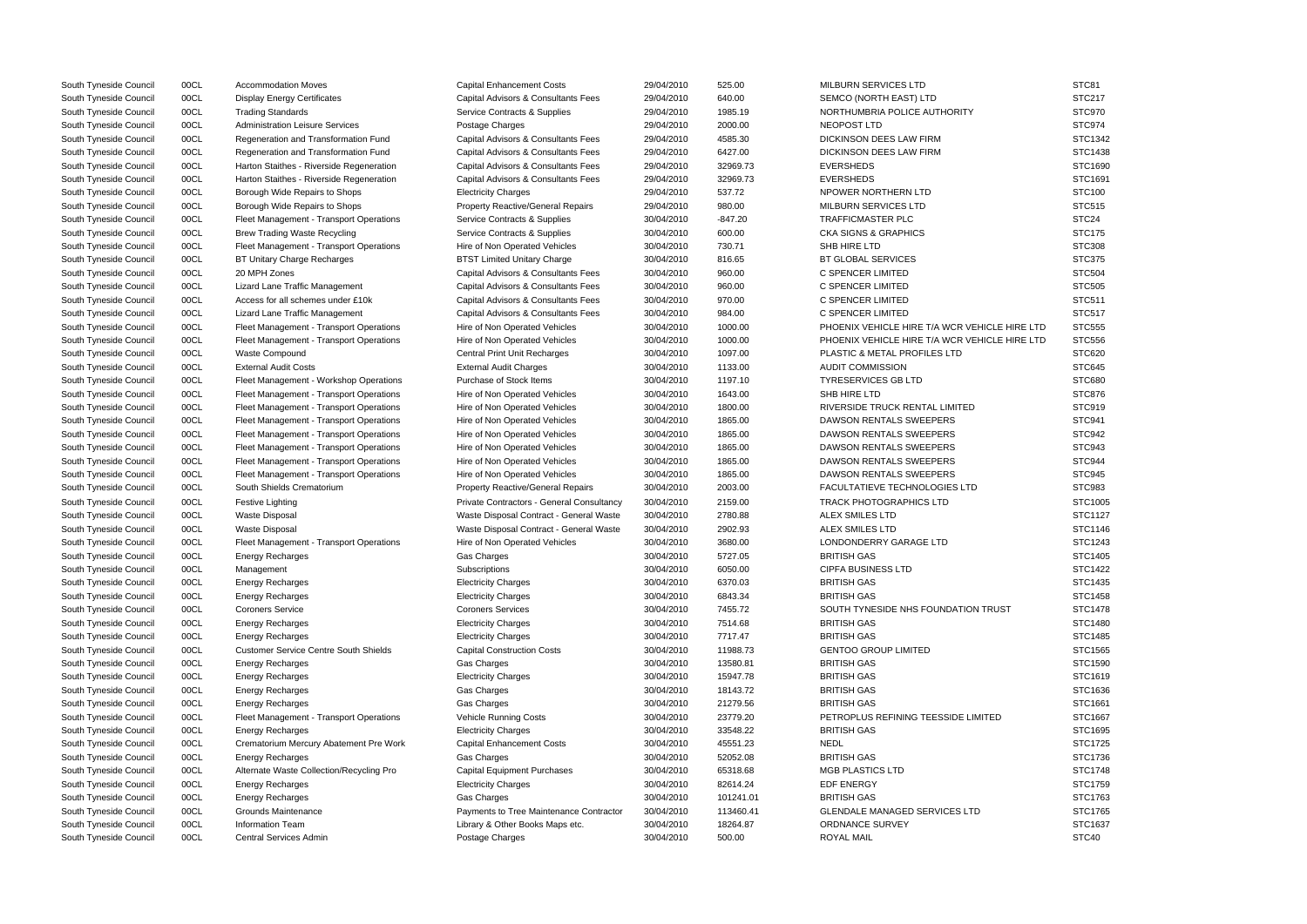| | | | | | | | |
|---|---|---|---|---|---|---|---|
| South Tyneside Council | 00CL | Accommodation Moves | Capital Enhancement Costs | 29/04/2010 | 525.00 | MILBURN SERVICES LTD | STC81 |
| South Tyneside Council | 00CL | Display Energy Certificates | Capital Advisors & Consultants Fees | 29/04/2010 | 640.00 | SEMCO (NORTH EAST) LTD | STC217 |
| South Tyneside Council | 00CL | Trading Standards | Service Contracts & Supplies | 29/04/2010 | 1985.19 | NORTHUMBRIA POLICE AUTHORITY | STC970 |
| South Tyneside Council | 00CL | Administration Leisure Services | Postage Charges | 29/04/2010 | 2000.00 | NEOPOST LTD | STC974 |
| South Tyneside Council | 00CL | Regeneration and Transformation Fund | Capital Advisors & Consultants Fees | 29/04/2010 | 4585.30 | DICKINSON DEES LAW FIRM | STC1342 |
| South Tyneside Council | 00CL | Regeneration and Transformation Fund | Capital Advisors & Consultants Fees | 29/04/2010 | 6427.00 | DICKINSON DEES LAW FIRM | STC1438 |
| South Tyneside Council | 00CL | Harton Staithes - Riverside Regeneration | Capital Advisors & Consultants Fees | 29/04/2010 | 32969.73 | EVERSHEDS | STC1690 |
| South Tyneside Council | 00CL | Harton Staithes - Riverside Regeneration | Capital Advisors & Consultants Fees | 29/04/2010 | 32969.73 | EVERSHEDS | STC1691 |
| South Tyneside Council | 00CL | Borough Wide Repairs to Shops | Electricity Charges | 29/04/2010 | 537.72 | NPOWER NORTHERN LTD | STC100 |
| South Tyneside Council | 00CL | Borough Wide Repairs to Shops | Property Reactive/General Repairs | 29/04/2010 | 980.00 | MILBURN SERVICES LTD | STC515 |
| South Tyneside Council | 00CL | Fleet Management - Transport Operations | Service Contracts & Supplies | 30/04/2010 | -847.20 | TRAFFICMASTER PLC | STC24 |
| South Tyneside Council | 00CL | Brew Trading Waste Recycling | Service Contracts & Supplies | 30/04/2010 | 600.00 | CKA SIGNS & GRAPHICS | STC175 |
| South Tyneside Council | 00CL | Fleet Management - Transport Operations | Hire of Non Operated Vehicles | 30/04/2010 | 730.71 | SHB HIRE LTD | STC308 |
| South Tyneside Council | 00CL | BT Unitary Charge Recharges | BTST Limited Unitary Charge | 30/04/2010 | 816.65 | BT GLOBAL SERVICES | STC375 |
| South Tyneside Council | 00CL | 20 MPH Zones | Capital Advisors & Consultants Fees | 30/04/2010 | 960.00 | C SPENCER LIMITED | STC504 |
| South Tyneside Council | 00CL | Lizard Lane Traffic Management | Capital Advisors & Consultants Fees | 30/04/2010 | 960.00 | C SPENCER LIMITED | STC505 |
| South Tyneside Council | 00CL | Access for all schemes under £10k | Capital Advisors & Consultants Fees | 30/04/2010 | 970.00 | C SPENCER LIMITED | STC511 |
| South Tyneside Council | 00CL | Lizard Lane Traffic Management | Capital Advisors & Consultants Fees | 30/04/2010 | 984.00 | C SPENCER LIMITED | STC517 |
| South Tyneside Council | 00CL | Fleet Management - Transport Operations | Hire of Non Operated Vehicles | 30/04/2010 | 1000.00 | PHOENIX VEHICLE HIRE T/A WCR VEHICLE HIRE LTD | STC555 |
| South Tyneside Council | 00CL | Fleet Management - Transport Operations | Hire of Non Operated Vehicles | 30/04/2010 | 1000.00 | PHOENIX VEHICLE HIRE T/A WCR VEHICLE HIRE LTD | STC556 |
| South Tyneside Council | 00CL | Waste Compound | Central Print Unit Recharges | 30/04/2010 | 1097.00 | PLASTIC & METAL PROFILES LTD | STC620 |
| South Tyneside Council | 00CL | External Audit Costs | External Audit Charges | 30/04/2010 | 1133.00 | AUDIT COMMISSION | STC645 |
| South Tyneside Council | 00CL | Fleet Management - Workshop Operations | Purchase of Stock Items | 30/04/2010 | 1197.10 | TYRESERVICES GB LTD | STC680 |
| South Tyneside Council | 00CL | Fleet Management - Transport Operations | Hire of Non Operated Vehicles | 30/04/2010 | 1643.00 | SHB HIRE LTD | STC876 |
| South Tyneside Council | 00CL | Fleet Management - Transport Operations | Hire of Non Operated Vehicles | 30/04/2010 | 1800.00 | RIVERSIDE TRUCK RENTAL LIMITED | STC919 |
| South Tyneside Council | 00CL | Fleet Management - Transport Operations | Hire of Non Operated Vehicles | 30/04/2010 | 1865.00 | DAWSON RENTALS SWEEPERS | STC941 |
| South Tyneside Council | 00CL | Fleet Management - Transport Operations | Hire of Non Operated Vehicles | 30/04/2010 | 1865.00 | DAWSON RENTALS SWEEPERS | STC942 |
| South Tyneside Council | 00CL | Fleet Management - Transport Operations | Hire of Non Operated Vehicles | 30/04/2010 | 1865.00 | DAWSON RENTALS SWEEPERS | STC943 |
| South Tyneside Council | 00CL | Fleet Management - Transport Operations | Hire of Non Operated Vehicles | 30/04/2010 | 1865.00 | DAWSON RENTALS SWEEPERS | STC944 |
| South Tyneside Council | 00CL | Fleet Management - Transport Operations | Hire of Non Operated Vehicles | 30/04/2010 | 1865.00 | DAWSON RENTALS SWEEPERS | STC945 |
| South Tyneside Council | 00CL | South Shields Crematorium | Property Reactive/General Repairs | 30/04/2010 | 2003.00 | FACULTATIEVE TECHNOLOGIES LTD | STC983 |
| South Tyneside Council | 00CL | Festive Lighting | Private Contractors - General Consultancy | 30/04/2010 | 2159.00 | TRACK PHOTOGRAPHICS LTD | STC1005 |
| South Tyneside Council | 00CL | Waste Disposal | Waste Disposal Contract - General Waste | 30/04/2010 | 2780.88 | ALEX SMILES LTD | STC1127 |
| South Tyneside Council | 00CL | Waste Disposal | Waste Disposal Contract - General Waste | 30/04/2010 | 2902.93 | ALEX SMILES LTD | STC1146 |
| South Tyneside Council | 00CL | Fleet Management - Transport Operations | Hire of Non Operated Vehicles | 30/04/2010 | 3680.00 | LONDONDERRY GARAGE LTD | STC1243 |
| South Tyneside Council | 00CL | Energy Recharges | Gas Charges | 30/04/2010 | 5727.05 | BRITISH GAS | STC1405 |
| South Tyneside Council | 00CL | Management | Subscriptions | 30/04/2010 | 6050.00 | CIPFA BUSINESS LTD | STC1422 |
| South Tyneside Council | 00CL | Energy Recharges | Electricity Charges | 30/04/2010 | 6370.03 | BRITISH GAS | STC1435 |
| South Tyneside Council | 00CL | Energy Recharges | Electricity Charges | 30/04/2010 | 6843.34 | BRITISH GAS | STC1458 |
| South Tyneside Council | 00CL | Coroners Service | Coroners Services | 30/04/2010 | 7455.72 | SOUTH TYNESIDE NHS FOUNDATION TRUST | STC1478 |
| South Tyneside Council | 00CL | Energy Recharges | Electricity Charges | 30/04/2010 | 7514.68 | BRITISH GAS | STC1480 |
| South Tyneside Council | 00CL | Energy Recharges | Electricity Charges | 30/04/2010 | 7717.47 | BRITISH GAS | STC1485 |
| South Tyneside Council | 00CL | Customer Service Centre South Shields | Capital Construction Costs | 30/04/2010 | 11988.73 | GENTOO GROUP LIMITED | STC1565 |
| South Tyneside Council | 00CL | Energy Recharges | Gas Charges | 30/04/2010 | 13580.81 | BRITISH GAS | STC1590 |
| South Tyneside Council | 00CL | Energy Recharges | Electricity Charges | 30/04/2010 | 15947.78 | BRITISH GAS | STC1619 |
| South Tyneside Council | 00CL | Energy Recharges | Gas Charges | 30/04/2010 | 18143.72 | BRITISH GAS | STC1636 |
| South Tyneside Council | 00CL | Energy Recharges | Gas Charges | 30/04/2010 | 21279.56 | BRITISH GAS | STC1661 |
| South Tyneside Council | 00CL | Fleet Management - Transport Operations | Vehicle Running Costs | 30/04/2010 | 23779.20 | PETROPLUS REFINING TEESSIDE LIMITED | STC1667 |
| South Tyneside Council | 00CL | Energy Recharges | Electricity Charges | 30/04/2010 | 33548.22 | BRITISH GAS | STC1695 |
| South Tyneside Council | 00CL | Crematorium Mercury Abatement Pre Work | Capital Enhancement Costs | 30/04/2010 | 45551.23 | NEDL | STC1725 |
| South Tyneside Council | 00CL | Energy Recharges | Gas Charges | 30/04/2010 | 52052.08 | BRITISH GAS | STC1736 |
| South Tyneside Council | 00CL | Alternate Waste Collection/Recycling Pro | Capital Equipment Purchases | 30/04/2010 | 65318.68 | MGB PLASTICS LTD | STC1748 |
| South Tyneside Council | 00CL | Energy Recharges | Electricity Charges | 30/04/2010 | 82614.24 | EDF ENERGY | STC1759 |
| South Tyneside Council | 00CL | Energy Recharges | Gas Charges | 30/04/2010 | 101241.01 | BRITISH GAS | STC1763 |
| South Tyneside Council | 00CL | Grounds Maintenance | Payments to Tree Maintenance Contractor | 30/04/2010 | 113460.41 | GLENDALE MANAGED SERVICES LTD | STC1765 |
| South Tyneside Council | 00CL | Information Team | Library & Other Books Maps etc. | 30/04/2010 | 18264.87 | ORDNANCE SURVEY | STC1637 |
| South Tyneside Council | 00CL | Central Services Admin | Postage Charges | 30/04/2010 | 500.00 | ROYAL MAIL | STC40 |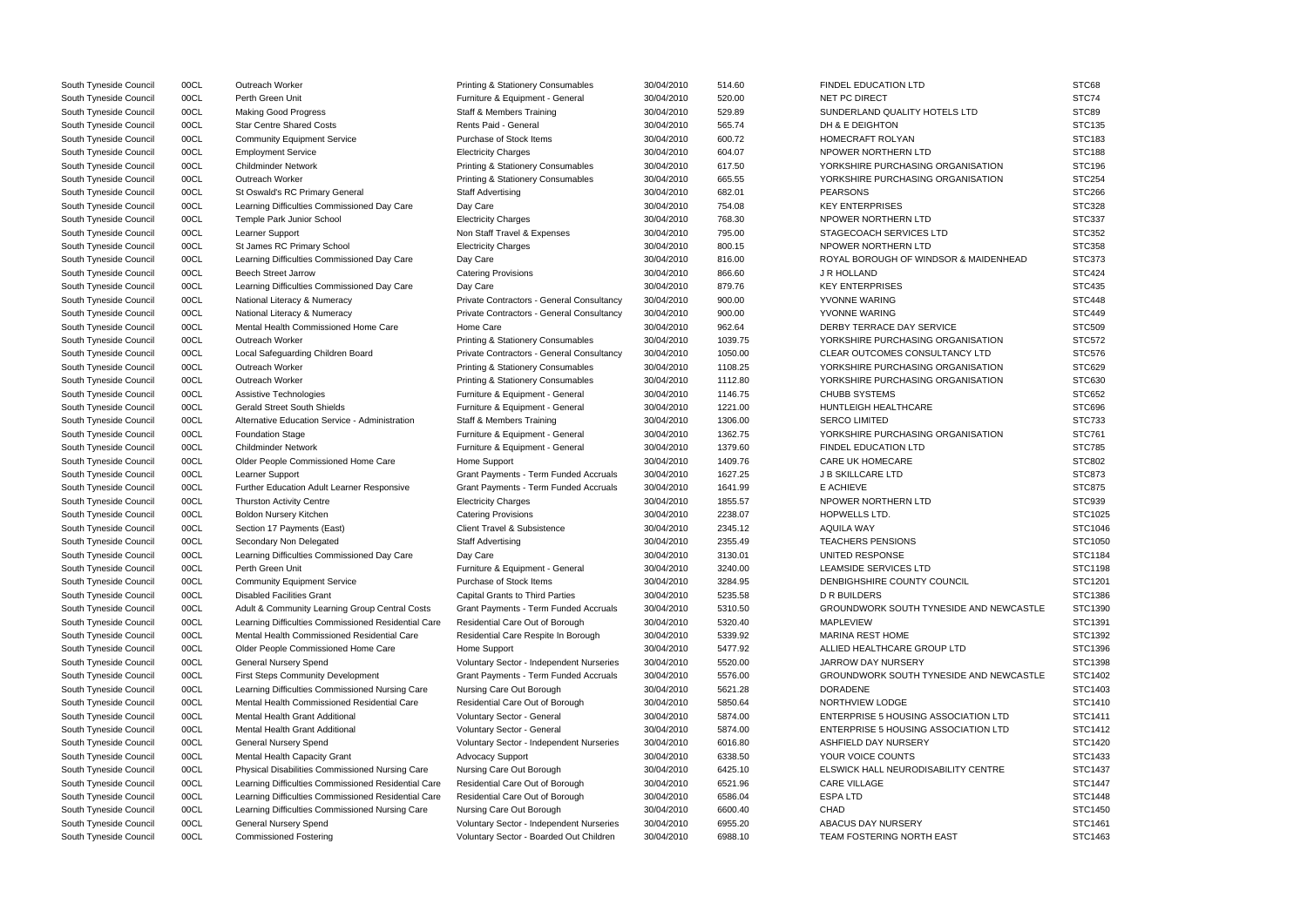| | | | | | | | |
|---|---|---|---|---|---|---|---|
| South Tyneside Council | 00CL | Outreach Worker | Printing & Stationery Consumables | 30/04/2010 | 514.60 | FINDEL EDUCATION LTD | STC68 |
| South Tyneside Council | 00CL | Perth Green Unit | Furniture & Equipment - General | 30/04/2010 | 520.00 | NET PC DIRECT | STC74 |
| South Tyneside Council | 00CL | Making Good Progress | Staff & Members Training | 30/04/2010 | 529.89 | SUNDERLAND QUALITY HOTELS LTD | STC89 |
| South Tyneside Council | 00CL | Star Centre Shared Costs | Rents Paid - General | 30/04/2010 | 565.74 | DH & E DEIGHTON | STC135 |
| South Tyneside Council | 00CL | Community Equipment Service | Purchase of Stock Items | 30/04/2010 | 600.72 | HOMECRAFT ROLYAN | STC183 |
| South Tyneside Council | 00CL | Employment Service | Electricity Charges | 30/04/2010 | 604.07 | NPOWER NORTHERN LTD | STC188 |
| South Tyneside Council | 00CL | Childminder Network | Printing & Stationery Consumables | 30/04/2010 | 617.50 | YORKSHIRE PURCHASING ORGANISATION | STC196 |
| South Tyneside Council | 00CL | Outreach Worker | Printing & Stationery Consumables | 30/04/2010 | 665.55 | YORKSHIRE PURCHASING ORGANISATION | STC254 |
| South Tyneside Council | 00CL | St Oswald's RC Primary General | Staff Advertising | 30/04/2010 | 682.01 | PEARSONS | STC266 |
| South Tyneside Council | 00CL | Learning Difficulties Commissioned Day Care | Day Care | 30/04/2010 | 754.08 | KEY ENTERPRISES | STC328 |
| South Tyneside Council | 00CL | Temple Park Junior School | Electricity Charges | 30/04/2010 | 768.30 | NPOWER NORTHERN LTD | STC337 |
| South Tyneside Council | 00CL | Learner Support | Non Staff Travel & Expenses | 30/04/2010 | 795.00 | STAGECOACH SERVICES LTD | STC352 |
| South Tyneside Council | 00CL | St James RC Primary School | Electricity Charges | 30/04/2010 | 800.15 | NPOWER NORTHERN LTD | STC358 |
| South Tyneside Council | 00CL | Learning Difficulties Commissioned Day Care | Day Care | 30/04/2010 | 816.00 | ROYAL BOROUGH OF WINDSOR & MAIDENHEAD | STC373 |
| South Tyneside Council | 00CL | Beech Street Jarrow | Catering Provisions | 30/04/2010 | 866.60 | J R HOLLAND | STC424 |
| South Tyneside Council | 00CL | Learning Difficulties Commissioned Day Care | Day Care | 30/04/2010 | 879.76 | KEY ENTERPRISES | STC435 |
| South Tyneside Council | 00CL | National Literacy & Numeracy | Private Contractors - General Consultancy | 30/04/2010 | 900.00 | YVONNE WARING | STC448 |
| South Tyneside Council | 00CL | National Literacy & Numeracy | Private Contractors - General Consultancy | 30/04/2010 | 900.00 | YVONNE WARING | STC449 |
| South Tyneside Council | 00CL | Mental Health Commissioned Home Care | Home Care | 30/04/2010 | 962.64 | DERBY TERRACE DAY SERVICE | STC509 |
| South Tyneside Council | 00CL | Outreach Worker | Printing & Stationery Consumables | 30/04/2010 | 1039.75 | YORKSHIRE PURCHASING ORGANISATION | STC572 |
| South Tyneside Council | 00CL | Local Safeguarding Children Board | Private Contractors - General Consultancy | 30/04/2010 | 1050.00 | CLEAR OUTCOMES CONSULTANCY LTD | STC576 |
| South Tyneside Council | 00CL | Outreach Worker | Printing & Stationery Consumables | 30/04/2010 | 1108.25 | YORKSHIRE PURCHASING ORGANISATION | STC629 |
| South Tyneside Council | 00CL | Outreach Worker | Printing & Stationery Consumables | 30/04/2010 | 1112.80 | YORKSHIRE PURCHASING ORGANISATION | STC630 |
| South Tyneside Council | 00CL | Assistive Technologies | Furniture & Equipment - General | 30/04/2010 | 1146.75 | CHUBB SYSTEMS | STC652 |
| South Tyneside Council | 00CL | Gerald Street South Shields | Furniture & Equipment - General | 30/04/2010 | 1221.00 | HUNTLEIGH HEALTHCARE | STC696 |
| South Tyneside Council | 00CL | Alternative Education Service - Administration | Staff & Members Training | 30/04/2010 | 1306.00 | SERCO LIMITED | STC733 |
| South Tyneside Council | 00CL | Foundation Stage | Furniture & Equipment - General | 30/04/2010 | 1362.75 | YORKSHIRE PURCHASING ORGANISATION | STC761 |
| South Tyneside Council | 00CL | Childminder Network | Furniture & Equipment - General | 30/04/2010 | 1379.60 | FINDEL EDUCATION LTD | STC785 |
| South Tyneside Council | 00CL | Older People Commissioned Home Care | Home Support | 30/04/2010 | 1409.76 | CARE UK HOMECARE | STC802 |
| South Tyneside Council | 00CL | Learner Support | Grant Payments - Term Funded Accruals | 30/04/2010 | 1627.25 | J B SKILLCARE LTD | STC873 |
| South Tyneside Council | 00CL | Further Education Adult Learner Responsive | Grant Payments - Term Funded Accruals | 30/04/2010 | 1641.99 | E ACHIEVE | STC875 |
| South Tyneside Council | 00CL | Thurston Activity Centre | Electricity Charges | 30/04/2010 | 1855.57 | NPOWER NORTHERN LTD | STC939 |
| South Tyneside Council | 00CL | Boldon Nursery Kitchen | Catering Provisions | 30/04/2010 | 2238.07 | HOPWELLS LTD. | STC1025 |
| South Tyneside Council | 00CL | Section 17 Payments (East) | Client Travel & Subsistence | 30/04/2010 | 2345.12 | AQUILA WAY | STC1046 |
| South Tyneside Council | 00CL | Secondary Non Delegated | Staff Advertising | 30/04/2010 | 2355.49 | TEACHERS PENSIONS | STC1050 |
| South Tyneside Council | 00CL | Learning Difficulties Commissioned Day Care | Day Care | 30/04/2010 | 3130.01 | UNITED RESPONSE | STC1184 |
| South Tyneside Council | 00CL | Perth Green Unit | Furniture & Equipment - General | 30/04/2010 | 3240.00 | LEAMSIDE SERVICES LTD | STC1198 |
| South Tyneside Council | 00CL | Community Equipment Service | Purchase of Stock Items | 30/04/2010 | 3284.95 | DENBIGHSHIRE COUNTY COUNCIL | STC1201 |
| South Tyneside Council | 00CL | Disabled Facilities Grant | Capital Grants to Third Parties | 30/04/2010 | 5235.58 | D R BUILDERS | STC1386 |
| South Tyneside Council | 00CL | Adult & Community Learning Group Central Costs | Grant Payments - Term Funded Accruals | 30/04/2010 | 5310.50 | GROUNDWORK SOUTH TYNESIDE AND NEWCASTLE | STC1390 |
| South Tyneside Council | 00CL | Learning Difficulties Commissioned Residential Care | Residential Care Out of Borough | 30/04/2010 | 5320.40 | MAPLEVIEW | STC1391 |
| South Tyneside Council | 00CL | Mental Health Commissioned Residential Care | Residential Care Respite In Borough | 30/04/2010 | 5339.92 | MARINA REST HOME | STC1392 |
| South Tyneside Council | 00CL | Older People Commissioned Home Care | Home Support | 30/04/2010 | 5477.92 | ALLIED HEALTHCARE GROUP LTD | STC1396 |
| South Tyneside Council | 00CL | General Nursery Spend | Voluntary Sector - Independent Nurseries | 30/04/2010 | 5520.00 | JARROW DAY NURSERY | STC1398 |
| South Tyneside Council | 00CL | First Steps Community Development | Grant Payments - Term Funded Accruals | 30/04/2010 | 5576.00 | GROUNDWORK SOUTH TYNESIDE AND NEWCASTLE | STC1402 |
| South Tyneside Council | 00CL | Learning Difficulties Commissioned Nursing Care | Nursing Care Out Borough | 30/04/2010 | 5621.28 | DORADENE | STC1403 |
| South Tyneside Council | 00CL | Mental Health Commissioned Residential Care | Residential Care Out of Borough | 30/04/2010 | 5850.64 | NORTHVIEW LODGE | STC1410 |
| South Tyneside Council | 00CL | Mental Health Grant Additional | Voluntary Sector - General | 30/04/2010 | 5874.00 | ENTERPRISE 5 HOUSING ASSOCIATION LTD | STC1411 |
| South Tyneside Council | 00CL | Mental Health Grant Additional | Voluntary Sector - General | 30/04/2010 | 5874.00 | ENTERPRISE 5 HOUSING ASSOCIATION LTD | STC1412 |
| South Tyneside Council | 00CL | General Nursery Spend | Voluntary Sector - Independent Nurseries | 30/04/2010 | 6016.80 | ASHFIELD DAY NURSERY | STC1420 |
| South Tyneside Council | 00CL | Mental Health Capacity Grant | Advocacy Support | 30/04/2010 | 6338.50 | YOUR VOICE COUNTS | STC1433 |
| South Tyneside Council | 00CL | Physical Disabilities Commissioned Nursing Care | Nursing Care Out Borough | 30/04/2010 | 6425.10 | ELSWICK HALL NEURODISABILITY CENTRE | STC1437 |
| South Tyneside Council | 00CL | Learning Difficulties Commissioned Residential Care | Residential Care Out of Borough | 30/04/2010 | 6521.96 | CARE VILLAGE | STC1447 |
| South Tyneside Council | 00CL | Learning Difficulties Commissioned Residential Care | Residential Care Out of Borough | 30/04/2010 | 6586.04 | ESPA LTD | STC1448 |
| South Tyneside Council | 00CL | Learning Difficulties Commissioned Nursing Care | Nursing Care Out Borough | 30/04/2010 | 6600.40 | CHAD | STC1450 |
| South Tyneside Council | 00CL | General Nursery Spend | Voluntary Sector - Independent Nurseries | 30/04/2010 | 6955.20 | ABACUS DAY NURSERY | STC1461 |
| South Tyneside Council | 00CL | Commissioned Fostering | Voluntary Sector - Boarded Out Children | 30/04/2010 | 6988.10 | TEAM FOSTERING NORTH EAST | STC1463 |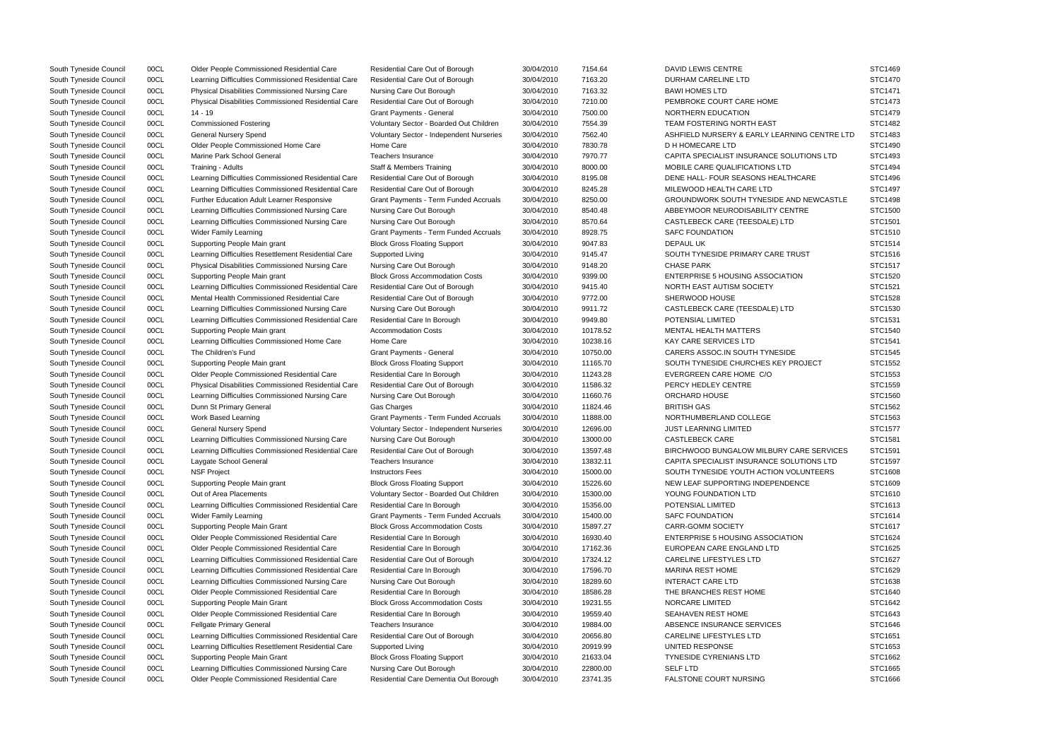| | | | | | | | |
|---|---|---|---|---|---|---|---|
| South Tyneside Council | 00CL | Older People Commissioned Residential Care | Residential Care Out of Borough | 30/04/2010 | 7154.64 | DAVID LEWIS CENTRE | STC1469 |
| South Tyneside Council | 00CL | Learning Difficulties Commissioned Residential Care | Residential Care Out of Borough | 30/04/2010 | 7163.20 | DURHAM CARELINE LTD | STC1470 |
| South Tyneside Council | 00CL | Physical Disabilities Commissioned Nursing Care | Nursing Care Out Borough | 30/04/2010 | 7163.32 | BAWI HOMES LTD | STC1471 |
| South Tyneside Council | 00CL | Physical Disabilities Commissioned Residential Care | Residential Care Out of Borough | 30/04/2010 | 7210.00 | PEMBROKE COURT CARE HOME | STC1473 |
| South Tyneside Council | 00CL | 14 - 19 | Grant Payments - General | 30/04/2010 | 7500.00 | NORTHERN EDUCATION | STC1479 |
| South Tyneside Council | 00CL | Commissioned Fostering | Voluntary Sector - Boarded Out Children | 30/04/2010 | 7554.39 | TEAM FOSTERING NORTH EAST | STC1482 |
| South Tyneside Council | 00CL | General Nursery Spend | Voluntary Sector - Independent Nurseries | 30/04/2010 | 7562.40 | ASHFIELD NURSERY & EARLY LEARNING CENTRE LTD | STC1483 |
| South Tyneside Council | 00CL | Older People Commissioned Home Care | Home Care | 30/04/2010 | 7830.78 | D H HOMECARE LTD | STC1490 |
| South Tyneside Council | 00CL | Marine Park School General | Teachers Insurance | 30/04/2010 | 7970.77 | CAPITA SPECIALIST INSURANCE SOLUTIONS LTD | STC1493 |
| South Tyneside Council | 00CL | Training - Adults | Staff & Members Training | 30/04/2010 | 8000.00 | MOBILE CARE QUALIFICATIONS LTD | STC1494 |
| South Tyneside Council | 00CL | Learning Difficulties Commissioned Residential Care | Residential Care Out of Borough | 30/04/2010 | 8195.08 | DENE HALL- FOUR SEASONS HEALTHCARE | STC1496 |
| South Tyneside Council | 00CL | Learning Difficulties Commissioned Residential Care | Residential Care Out of Borough | 30/04/2010 | 8245.28 | MILEWOOD HEALTH CARE LTD | STC1497 |
| South Tyneside Council | 00CL | Further Education Adult Learner Responsive | Grant Payments - Term Funded Accruals | 30/04/2010 | 8250.00 | GROUNDWORK SOUTH TYNESIDE AND NEWCASTLE | STC1498 |
| South Tyneside Council | 00CL | Learning Difficulties Commissioned Nursing Care | Nursing Care Out Borough | 30/04/2010 | 8540.48 | ABBEYMOOR NEURODISABILITY CENTRE | STC1500 |
| South Tyneside Council | 00CL | Learning Difficulties Commissioned Nursing Care | Nursing Care Out Borough | 30/04/2010 | 8570.64 | CASTLEBECK CARE (TEESDALE) LTD | STC1501 |
| South Tyneside Council | 00CL | Wider Family Learning | Grant Payments - Term Funded Accruals | 30/04/2010 | 8928.75 | SAFC FOUNDATION | STC1510 |
| South Tyneside Council | 00CL | Supporting People Main grant | Block Gross Floating Support | 30/04/2010 | 9047.83 | DEPAUL UK | STC1514 |
| South Tyneside Council | 00CL | Learning Difficulties Resettlement Residential Care | Supported Living | 30/04/2010 | 9145.47 | SOUTH TYNESIDE PRIMARY CARE TRUST | STC1516 |
| South Tyneside Council | 00CL | Physical Disabilities Commissioned Nursing Care | Nursing Care Out Borough | 30/04/2010 | 9148.20 | CHASE PARK | STC1517 |
| South Tyneside Council | 00CL | Supporting People Main grant | Block Gross Accommodation Costs | 30/04/2010 | 9399.00 | ENTERPRISE 5 HOUSING ASSOCIATION | STC1520 |
| South Tyneside Council | 00CL | Learning Difficulties Commissioned Residential Care | Residential Care Out of Borough | 30/04/2010 | 9415.40 | NORTH EAST AUTISM SOCIETY | STC1521 |
| South Tyneside Council | 00CL | Mental Health Commissioned Residential Care | Residential Care Out of Borough | 30/04/2010 | 9772.00 | SHERWOOD HOUSE | STC1528 |
| South Tyneside Council | 00CL | Learning Difficulties Commissioned Nursing Care | Nursing Care Out Borough | 30/04/2010 | 9911.72 | CASTLEBECK CARE (TEESDALE) LTD | STC1530 |
| South Tyneside Council | 00CL | Learning Difficulties Commissioned Residential Care | Residential Care In Borough | 30/04/2010 | 9949.80 | POTENSIAL LIMITED | STC1531 |
| South Tyneside Council | 00CL | Supporting People Main grant | Accommodation Costs | 30/04/2010 | 10178.52 | MENTAL HEALTH MATTERS | STC1540 |
| South Tyneside Council | 00CL | Learning Difficulties Commissioned Home Care | Home Care | 30/04/2010 | 10238.16 | KAY CARE SERVICES LTD | STC1541 |
| South Tyneside Council | 00CL | The Children's Fund | Grant Payments - General | 30/04/2010 | 10750.00 | CARERS ASSOC.IN SOUTH TYNESIDE | STC1545 |
| South Tyneside Council | 00CL | Supporting People Main grant | Block Gross Floating Support | 30/04/2010 | 11165.70 | SOUTH TYNESIDE CHURCHES KEY PROJECT | STC1552 |
| South Tyneside Council | 00CL | Older People Commissioned Residential Care | Residential Care In Borough | 30/04/2010 | 11243.28 | EVERGREEN CARE HOME C/O | STC1553 |
| South Tyneside Council | 00CL | Physical Disabilities Commissioned Residential Care | Residential Care Out of Borough | 30/04/2010 | 11586.32 | PERCY HEDLEY CENTRE | STC1559 |
| South Tyneside Council | 00CL | Learning Difficulties Commissioned Nursing Care | Nursing Care Out Borough | 30/04/2010 | 11660.76 | ORCHARD HOUSE | STC1560 |
| South Tyneside Council | 00CL | Dunn St Primary General | Gas Charges | 30/04/2010 | 11824.46 | BRITISH GAS | STC1562 |
| South Tyneside Council | 00CL | Work Based Learning | Grant Payments - Term Funded Accruals | 30/04/2010 | 11888.00 | NORTHUMBERLAND COLLEGE | STC1563 |
| South Tyneside Council | 00CL | General Nursery Spend | Voluntary Sector - Independent Nurseries | 30/04/2010 | 12696.00 | JUST LEARNING LIMITED | STC1577 |
| South Tyneside Council | 00CL | Learning Difficulties Commissioned Nursing Care | Nursing Care Out Borough | 30/04/2010 | 13000.00 | CASTLEBECK CARE | STC1581 |
| South Tyneside Council | 00CL | Learning Difficulties Commissioned Residential Care | Residential Care Out of Borough | 30/04/2010 | 13597.48 | BIRCHWOOD BUNGALOW MILBURY CARE SERVICES | STC1591 |
| South Tyneside Council | 00CL | Laygate School General | Teachers Insurance | 30/04/2010 | 13832.11 | CAPITA SPECIALIST INSURANCE SOLUTIONS LTD | STC1597 |
| South Tyneside Council | 00CL | NSF Project | Instructors Fees | 30/04/2010 | 15000.00 | SOUTH TYNESIDE YOUTH ACTION VOLUNTEERS | STC1608 |
| South Tyneside Council | 00CL | Supporting People Main grant | Block Gross Floating Support | 30/04/2010 | 15226.60 | NEW LEAF SUPPORTING INDEPENDENCE | STC1609 |
| South Tyneside Council | 00CL | Out of Area Placements | Voluntary Sector - Boarded Out Children | 30/04/2010 | 15300.00 | YOUNG FOUNDATION LTD | STC1610 |
| South Tyneside Council | 00CL | Learning Difficulties Commissioned Residential Care | Residential Care In Borough | 30/04/2010 | 15356.00 | POTENSIAL LIMITED | STC1613 |
| South Tyneside Council | 00CL | Wider Family Learning | Grant Payments - Term Funded Accruals | 30/04/2010 | 15400.00 | SAFC FOUNDATION | STC1614 |
| South Tyneside Council | 00CL | Supporting People Main Grant | Block Gross Accommodation Costs | 30/04/2010 | 15897.27 | CARR-GOMM SOCIETY | STC1617 |
| South Tyneside Council | 00CL | Older People Commissioned Residential Care | Residential Care In Borough | 30/04/2010 | 16930.40 | ENTERPRISE 5 HOUSING ASSOCIATION | STC1624 |
| South Tyneside Council | 00CL | Older People Commissioned Residential Care | Residential Care In Borough | 30/04/2010 | 17162.36 | EUROPEAN CARE ENGLAND LTD | STC1625 |
| South Tyneside Council | 00CL | Learning Difficulties Commissioned Residential Care | Residential Care Out of Borough | 30/04/2010 | 17324.12 | CARELINE LIFESTYLES LTD | STC1627 |
| South Tyneside Council | 00CL | Learning Difficulties Commissioned Residential Care | Residential Care In Borough | 30/04/2010 | 17596.70 | MARINA REST HOME | STC1629 |
| South Tyneside Council | 00CL | Learning Difficulties Commissioned Nursing Care | Nursing Care Out Borough | 30/04/2010 | 18289.60 | INTERACT CARE LTD | STC1638 |
| South Tyneside Council | 00CL | Older People Commissioned Residential Care | Residential Care In Borough | 30/04/2010 | 18586.28 | THE BRANCHES REST HOME | STC1640 |
| South Tyneside Council | 00CL | Supporting People Main Grant | Block Gross Accommodation Costs | 30/04/2010 | 19231.55 | NORCARE LIMITED | STC1642 |
| South Tyneside Council | 00CL | Older People Commissioned Residential Care | Residential Care In Borough | 30/04/2010 | 19559.40 | SEAHAVEN REST HOME | STC1643 |
| South Tyneside Council | 00CL | Fellgate Primary General | Teachers Insurance | 30/04/2010 | 19884.00 | ABSENCE INSURANCE SERVICES | STC1646 |
| South Tyneside Council | 00CL | Learning Difficulties Commissioned Residential Care | Residential Care Out of Borough | 30/04/2010 | 20656.80 | CARELINE LIFESTYLES LTD | STC1651 |
| South Tyneside Council | 00CL | Learning Difficulties Resettlement Residential Care | Supported Living | 30/04/2010 | 20919.99 | UNITED RESPONSE | STC1653 |
| South Tyneside Council | 00CL | Supporting People Main Grant | Block Gross Floating Support | 30/04/2010 | 21633.04 | TYNESIDE CYRENIANS LTD | STC1662 |
| South Tyneside Council | 00CL | Learning Difficulties Commissioned Nursing Care | Nursing Care Out Borough | 30/04/2010 | 22800.00 | SELF LTD | STC1665 |
| South Tyneside Council | 00CL | Older People Commissioned Residential Care | Residential Care Dementia Out Borough | 30/04/2010 | 23741.35 | FALSTONE COURT NURSING | STC1666 |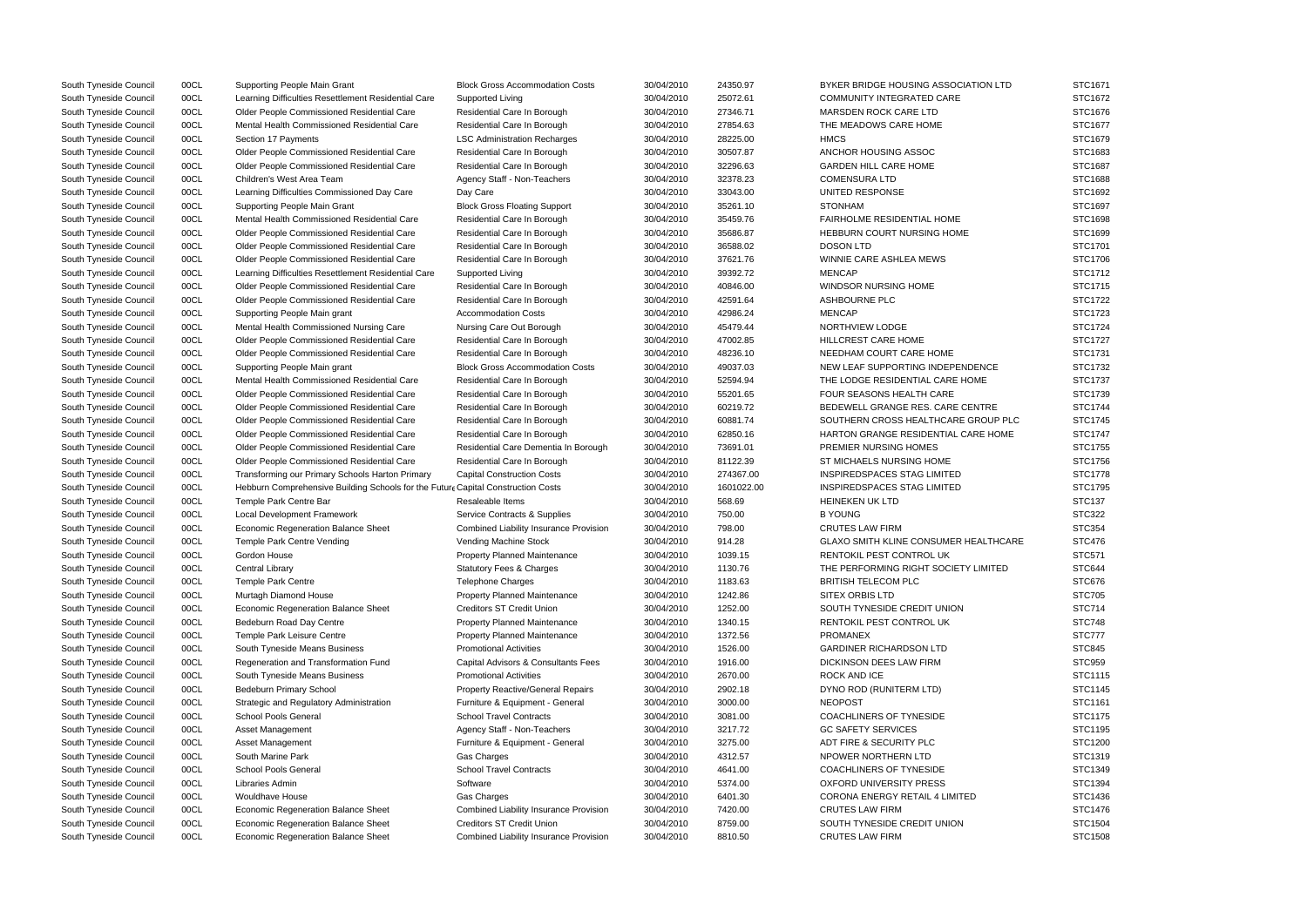| | | | | | | | |
|---|---|---|---|---|---|---|---|
| South Tyneside Council | 00CL | Supporting People Main Grant | Block Gross Accommodation Costs | 30/04/2010 | 24350.97 | BYKER BRIDGE HOUSING ASSOCIATION LTD | STC1671 |
| South Tyneside Council | 00CL | Learning Difficulties Resettlement Residential Care | Supported Living | 30/04/2010 | 25072.61 | COMMUNITY INTEGRATED CARE | STC1672 |
| South Tyneside Council | 00CL | Older People Commissioned Residential Care | Residential Care In Borough | 30/04/2010 | 27346.71 | MARSDEN ROCK CARE LTD | STC1676 |
| South Tyneside Council | 00CL | Mental Health Commissioned Residential Care | Residential Care In Borough | 30/04/2010 | 27854.63 | THE MEADOWS CARE HOME | STC1677 |
| South Tyneside Council | 00CL | Section 17 Payments | LSC Administration Recharges | 30/04/2010 | 28225.00 | HMCS | STC1679 |
| South Tyneside Council | 00CL | Older People Commissioned Residential Care | Residential Care In Borough | 30/04/2010 | 30507.87 | ANCHOR HOUSING ASSOC | STC1683 |
| South Tyneside Council | 00CL | Older People Commissioned Residential Care | Residential Care In Borough | 30/04/2010 | 32296.63 | GARDEN HILL CARE HOME | STC1687 |
| South Tyneside Council | 00CL | Children's West Area Team | Agency Staff - Non-Teachers | 30/04/2010 | 32378.23 | COMENSURA LTD | STC1688 |
| South Tyneside Council | 00CL | Learning Difficulties Commissioned Day Care | Day Care | 30/04/2010 | 33043.00 | UNITED RESPONSE | STC1692 |
| South Tyneside Council | 00CL | Supporting People Main Grant | Block Gross Floating Support | 30/04/2010 | 35261.10 | STONHAM | STC1697 |
| South Tyneside Council | 00CL | Mental Health Commissioned Residential Care | Residential Care In Borough | 30/04/2010 | 35459.76 | FAIRHOLME RESIDENTIAL HOME | STC1698 |
| South Tyneside Council | 00CL | Older People Commissioned Residential Care | Residential Care In Borough | 30/04/2010 | 35686.87 | HEBBURN COURT NURSING HOME | STC1699 |
| South Tyneside Council | 00CL | Older People Commissioned Residential Care | Residential Care In Borough | 30/04/2010 | 36588.02 | DOSON LTD | STC1701 |
| South Tyneside Council | 00CL | Older People Commissioned Residential Care | Residential Care In Borough | 30/04/2010 | 37621.76 | WINNIE CARE ASHLEA MEWS | STC1706 |
| South Tyneside Council | 00CL | Learning Difficulties Resettlement Residential Care | Supported Living | 30/04/2010 | 39392.72 | MENCAP | STC1712 |
| South Tyneside Council | 00CL | Older People Commissioned Residential Care | Residential Care In Borough | 30/04/2010 | 40846.00 | WINDSOR NURSING HOME | STC1715 |
| South Tyneside Council | 00CL | Older People Commissioned Residential Care | Residential Care In Borough | 30/04/2010 | 42591.64 | ASHBOURNE PLC | STC1722 |
| South Tyneside Council | 00CL | Supporting People Main grant | Accommodation Costs | 30/04/2010 | 42986.24 | MENCAP | STC1723 |
| South Tyneside Council | 00CL | Mental Health Commissioned Nursing Care | Nursing Care Out Borough | 30/04/2010 | 45479.44 | NORTHVIEW LODGE | STC1724 |
| South Tyneside Council | 00CL | Older People Commissioned Residential Care | Residential Care In Borough | 30/04/2010 | 47002.85 | HILLCREST CARE HOME | STC1727 |
| South Tyneside Council | 00CL | Older People Commissioned Residential Care | Residential Care In Borough | 30/04/2010 | 48236.10 | NEEDHAM COURT CARE HOME | STC1731 |
| South Tyneside Council | 00CL | Supporting People Main grant | Block Gross Accommodation Costs | 30/04/2010 | 49037.03 | NEW LEAF SUPPORTING INDEPENDENCE | STC1732 |
| South Tyneside Council | 00CL | Mental Health Commissioned Residential Care | Residential Care In Borough | 30/04/2010 | 52594.94 | THE LODGE RESIDENTIAL CARE HOME | STC1737 |
| South Tyneside Council | 00CL | Older People Commissioned Residential Care | Residential Care In Borough | 30/04/2010 | 55201.65 | FOUR SEASONS HEALTH CARE | STC1739 |
| South Tyneside Council | 00CL | Older People Commissioned Residential Care | Residential Care In Borough | 30/04/2010 | 60219.72 | BEDEWELL GRANGE RES. CARE CENTRE | STC1744 |
| South Tyneside Council | 00CL | Older People Commissioned Residential Care | Residential Care In Borough | 30/04/2010 | 60881.74 | SOUTHERN CROSS HEALTHCARE GROUP PLC | STC1745 |
| South Tyneside Council | 00CL | Older People Commissioned Residential Care | Residential Care In Borough | 30/04/2010 | 62850.16 | HARTON GRANGE RESIDENTIAL CARE HOME | STC1747 |
| South Tyneside Council | 00CL | Older People Commissioned Residential Care | Residential Care Dementia In Borough | 30/04/2010 | 73691.01 | PREMIER NURSING HOMES | STC1755 |
| South Tyneside Council | 00CL | Older People Commissioned Residential Care | Residential Care In Borough | 30/04/2010 | 81122.39 | ST MICHAELS NURSING HOME | STC1756 |
| South Tyneside Council | 00CL | Transforming our Primary Schools Harton Primary | Capital Construction Costs | 30/04/2010 | 274367.00 | INSPIREDSPACES STAG LIMITED | STC1778 |
| South Tyneside Council | 00CL | Hebburn Comprehensive Building Schools for the Future Capital Construction Costs | | 30/04/2010 | 1601022.00 | INSPIREDSPACES STAG LIMITED | STC1795 |
| South Tyneside Council | 00CL | Temple Park Centre Bar | Resaleable Items | 30/04/2010 | 568.69 | HEINEKEN UK LTD | STC137 |
| South Tyneside Council | 00CL | Local Development Framework | Service Contracts & Supplies | 30/04/2010 | 750.00 | B YOUNG | STC322 |
| South Tyneside Council | 00CL | Economic Regeneration Balance Sheet | Combined Liability Insurance Provision | 30/04/2010 | 798.00 | CRUTES LAW FIRM | STC354 |
| South Tyneside Council | 00CL | Temple Park Centre Vending | Vending Machine Stock | 30/04/2010 | 914.28 | GLAXO SMITH KLINE CONSUMER HEALTHCARE | STC476 |
| South Tyneside Council | 00CL | Gordon House | Property Planned Maintenance | 30/04/2010 | 1039.15 | RENTOKIL PEST CONTROL UK | STC571 |
| South Tyneside Council | 00CL | Central Library | Statutory Fees & Charges | 30/04/2010 | 1130.76 | THE PERFORMING RIGHT SOCIETY LIMITED | STC644 |
| South Tyneside Council | 00CL | Temple Park Centre | Telephone Charges | 30/04/2010 | 1183.63 | BRITISH TELECOM PLC | STC676 |
| South Tyneside Council | 00CL | Murtagh Diamond House | Property Planned Maintenance | 30/04/2010 | 1242.86 | SITEX ORBIS LTD | STC705 |
| South Tyneside Council | 00CL | Economic Regeneration Balance Sheet | Creditors ST Credit Union | 30/04/2010 | 1252.00 | SOUTH TYNESIDE CREDIT UNION | STC714 |
| South Tyneside Council | 00CL | Bedeburn Road Day Centre | Property Planned Maintenance | 30/04/2010 | 1340.15 | RENTOKIL PEST CONTROL UK | STC748 |
| South Tyneside Council | 00CL | Temple Park Leisure Centre | Property Planned Maintenance | 30/04/2010 | 1372.56 | PROMANEX | STC777 |
| South Tyneside Council | 00CL | South Tyneside Means Business | Promotional Activities | 30/04/2010 | 1526.00 | GARDINER RICHARDSON LTD | STC845 |
| South Tyneside Council | 00CL | Regeneration and Transformation Fund | Capital Advisors & Consultants Fees | 30/04/2010 | 1916.00 | DICKINSON DEES LAW FIRM | STC959 |
| South Tyneside Council | 00CL | South Tyneside Means Business | Promotional Activities | 30/04/2010 | 2670.00 | ROCK AND ICE | STC1115 |
| South Tyneside Council | 00CL | Bedeburn Primary School | Property Reactive/General Repairs | 30/04/2010 | 2902.18 | DYNO ROD (RUNITERM LTD) | STC1145 |
| South Tyneside Council | 00CL | Strategic and Regulatory Administration | Furniture & Equipment - General | 30/04/2010 | 3000.00 | NEOPOST | STC1161 |
| South Tyneside Council | 00CL | School Pools General | School Travel Contracts | 30/04/2010 | 3081.00 | COACHLINERS OF TYNESIDE | STC1175 |
| South Tyneside Council | 00CL | Asset Management | Agency Staff - Non-Teachers | 30/04/2010 | 3217.72 | GC SAFETY SERVICES | STC1195 |
| South Tyneside Council | 00CL | Asset Management | Furniture & Equipment - General | 30/04/2010 | 3275.00 | ADT FIRE & SECURITY PLC | STC1200 |
| South Tyneside Council | 00CL | South Marine Park | Gas Charges | 30/04/2010 | 4312.57 | NPOWER NORTHERN LTD | STC1319 |
| South Tyneside Council | 00CL | School Pools General | School Travel Contracts | 30/04/2010 | 4641.00 | COACHLINERS OF TYNESIDE | STC1349 |
| South Tyneside Council | 00CL | Libraries Admin | Software | 30/04/2010 | 5374.00 | OXFORD UNIVERSITY PRESS | STC1394 |
| South Tyneside Council | 00CL | Wouldhave House | Gas Charges | 30/04/2010 | 6401.30 | CORONA ENERGY RETAIL 4 LIMITED | STC1436 |
| South Tyneside Council | 00CL | Economic Regeneration Balance Sheet | Combined Liability Insurance Provision | 30/04/2010 | 7420.00 | CRUTES LAW FIRM | STC1476 |
| South Tyneside Council | 00CL | Economic Regeneration Balance Sheet | Creditors ST Credit Union | 30/04/2010 | 8759.00 | SOUTH TYNESIDE CREDIT UNION | STC1504 |
| South Tyneside Council | 00CL | Economic Regeneration Balance Sheet | Combined Liability Insurance Provision | 30/04/2010 | 8810.50 | CRUTES LAW FIRM | STC1508 |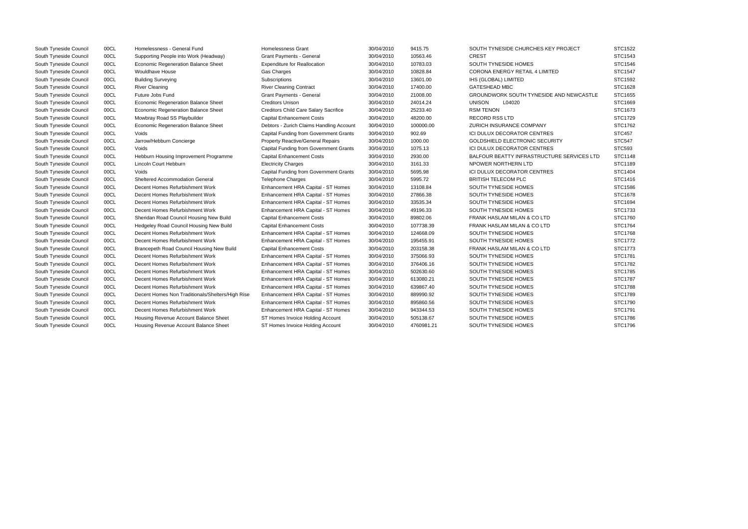| | | | | | | | |
|---|---|---|---|---|---|---|---|
| South Tyneside Council | 00CL | Homelessness - General Fund | Homelessness Grant | 30/04/2010 | 9415.75 | SOUTH TYNESIDE CHURCHES KEY PROJECT | STC1522 |
| South Tyneside Council | 00CL | Supporting People into Work (Headway) | Grant Payments - General | 30/04/2010 | 10563.46 | CREST | STC1543 |
| South Tyneside Council | 00CL | Economic Regeneration Balance Sheet | Expenditure for Reallocation | 30/04/2010 | 10783.03 | SOUTH TYNESIDE HOMES | STC1546 |
| South Tyneside Council | 00CL | Wouldhave House | Gas Charges | 30/04/2010 | 10828.84 | CORONA ENERGY RETAIL 4 LIMITED | STC1547 |
| South Tyneside Council | 00CL | Building Surveying | Subscriptions | 30/04/2010 | 13601.00 | IHS (GLOBAL) LIMITED | STC1592 |
| South Tyneside Council | 00CL | River Cleaning | River Cleaning Contract | 30/04/2010 | 17400.00 | GATESHEAD MBC | STC1628 |
| South Tyneside Council | 00CL | Future Jobs Fund | Grant Payments - General | 30/04/2010 | 21008.00 | GROUNDWORK SOUTH TYNESIDE AND NEWCASTLE | STC1655 |
| South Tyneside Council | 00CL | Economic Regeneration Balance Sheet | Creditors Unison | 30/04/2010 | 24014.24 | UNISON L04020 | STC1669 |
| South Tyneside Council | 00CL | Economic Regeneration Balance Sheet | Creditors Child Care Salary Sacrifice | 30/04/2010 | 25233.40 | RSM TENON | STC1673 |
| South Tyneside Council | 00CL | Mowbray Road SS Playbuilder | Capital Enhancement Costs | 30/04/2010 | 48200.00 | RECORD RSS LTD | STC1729 |
| South Tyneside Council | 00CL | Economic Regeneration Balance Sheet | Debtors - Zurich Claims Handling Account | 30/04/2010 | 100000.00 | ZURICH INSURANCE COMPANY | STC1762 |
| South Tyneside Council | 00CL | Voids | Capital Funding from Government Grants | 30/04/2010 | 902.69 | ICI DULUX DECORATOR CENTRES | STC457 |
| South Tyneside Council | 00CL | Jarrow/Hebburn Concierge | Property Reactive/General Repairs | 30/04/2010 | 1000.00 | GOLDSHIELD ELECTRONIC SECURITY | STC547 |
| South Tyneside Council | 00CL | Voids | Capital Funding from Government Grants | 30/04/2010 | 1075.13 | ICI DULUX DECORATOR CENTRES | STC593 |
| South Tyneside Council | 00CL | Hebburn Housing Improvement Programme | Capital Enhancement Costs | 30/04/2010 | 2930.00 | BALFOUR BEATTY INFRASTRUCTURE SERVICES LTD | STC1148 |
| South Tyneside Council | 00CL | Lincoln Court Hebburn | Electricity Charges | 30/04/2010 | 3161.33 | NPOWER NORTHERN LTD | STC1189 |
| South Tyneside Council | 00CL | Voids | Capital Funding from Government Grants | 30/04/2010 | 5695.98 | ICI DULUX DECORATOR CENTRES | STC1404 |
| South Tyneside Council | 00CL | Sheltered Accommodation General | Telephone Charges | 30/04/2010 | 5995.72 | BRITISH TELECOM PLC | STC1416 |
| South Tyneside Council | 00CL | Decent Homes Refurbishment Work | Enhancement HRA Capital - ST Homes | 30/04/2010 | 13108.84 | SOUTH TYNESIDE HOMES | STC1586 |
| South Tyneside Council | 00CL | Decent Homes Refurbishment Work | Enhancement HRA Capital - ST Homes | 30/04/2010 | 27866.38 | SOUTH TYNESIDE HOMES | STC1678 |
| South Tyneside Council | 00CL | Decent Homes Refurbishment Work | Enhancement HRA Capital - ST Homes | 30/04/2010 | 33535.34 | SOUTH TYNESIDE HOMES | STC1694 |
| South Tyneside Council | 00CL | Decent Homes Refurbishment Work | Enhancement HRA Capital - ST Homes | 30/04/2010 | 49196.33 | SOUTH TYNESIDE HOMES | STC1733 |
| South Tyneside Council | 00CL | Sheridan Road Council Housing New Build | Capital Enhancement Costs | 30/04/2010 | 89802.06 | FRANK HASLAM MILAN & CO LTD | STC1760 |
| South Tyneside Council | 00CL | Hedgeley Road Council Housing New Build | Capital Enhancement Costs | 30/04/2010 | 107738.39 | FRANK HASLAM MILAN & CO LTD | STC1764 |
| South Tyneside Council | 00CL | Decent Homes Refurbishment Work | Enhancement HRA Capital - ST Homes | 30/04/2010 | 124668.09 | SOUTH TYNESIDE HOMES | STC1768 |
| South Tyneside Council | 00CL | Decent Homes Refurbishment Work | Enhancement HRA Capital - ST Homes | 30/04/2010 | 195455.91 | SOUTH TYNESIDE HOMES | STC1772 |
| South Tyneside Council | 00CL | Brancepeth Road Council Housing New Build | Capital Enhancement Costs | 30/04/2010 | 203158.38 | FRANK HASLAM MILAN & CO LTD | STC1773 |
| South Tyneside Council | 00CL | Decent Homes Refurbishment Work | Enhancement HRA Capital - ST Homes | 30/04/2010 | 375066.93 | SOUTH TYNESIDE HOMES | STC1781 |
| South Tyneside Council | 00CL | Decent Homes Refurbishment Work | Enhancement HRA Capital - ST Homes | 30/04/2010 | 376406.16 | SOUTH TYNESIDE HOMES | STC1782 |
| South Tyneside Council | 00CL | Decent Homes Refurbishment Work | Enhancement HRA Capital - ST Homes | 30/04/2010 | 502630.60 | SOUTH TYNESIDE HOMES | STC1785 |
| South Tyneside Council | 00CL | Decent Homes Refurbishment Work | Enhancement HRA Capital - ST Homes | 30/04/2010 | 613080.21 | SOUTH TYNESIDE HOMES | STC1787 |
| South Tyneside Council | 00CL | Decent Homes Refurbishment Work | Enhancement HRA Capital - ST Homes | 30/04/2010 | 639867.40 | SOUTH TYNESIDE HOMES | STC1788 |
| South Tyneside Council | 00CL | Decent Homes Non Traditionals/Shelters/High Rise | Enhancement HRA Capital - ST Homes | 30/04/2010 | 889990.92 | SOUTH TYNESIDE HOMES | STC1789 |
| South Tyneside Council | 00CL | Decent Homes Refurbishment Work | Enhancement HRA Capital - ST Homes | 30/04/2010 | 895860.56 | SOUTH TYNESIDE HOMES | STC1790 |
| South Tyneside Council | 00CL | Decent Homes Refurbishment Work | Enhancement HRA Capital - ST Homes | 30/04/2010 | 943344.53 | SOUTH TYNESIDE HOMES | STC1791 |
| South Tyneside Council | 00CL | Housing Revenue Account Balance Sheet | ST Homes Invoice Holding Account | 30/04/2010 | 505138.67 | SOUTH TYNESIDE HOMES | STC1786 |
| South Tyneside Council | 00CL | Housing Revenue Account Balance Sheet | ST Homes Invoice Holding Account | 30/04/2010 | 4760981.21 | SOUTH TYNESIDE HOMES | STC1796 |